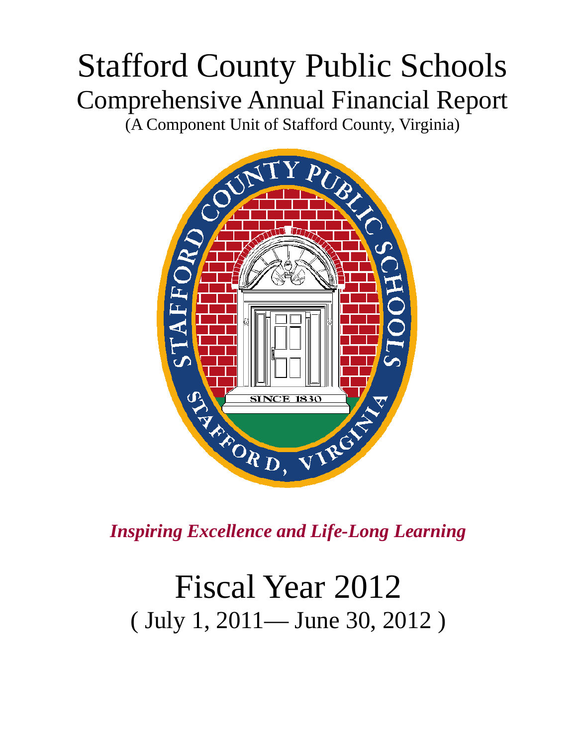# Stafford County Public Schools

## Comprehensive Annual Financial Report

(A Component Unit of Stafford County, Virginia)

***Inspiring Excellence and Life-Long Learning***

# Fiscal Year 2012

( July 1, 2011— June 30, 2012 )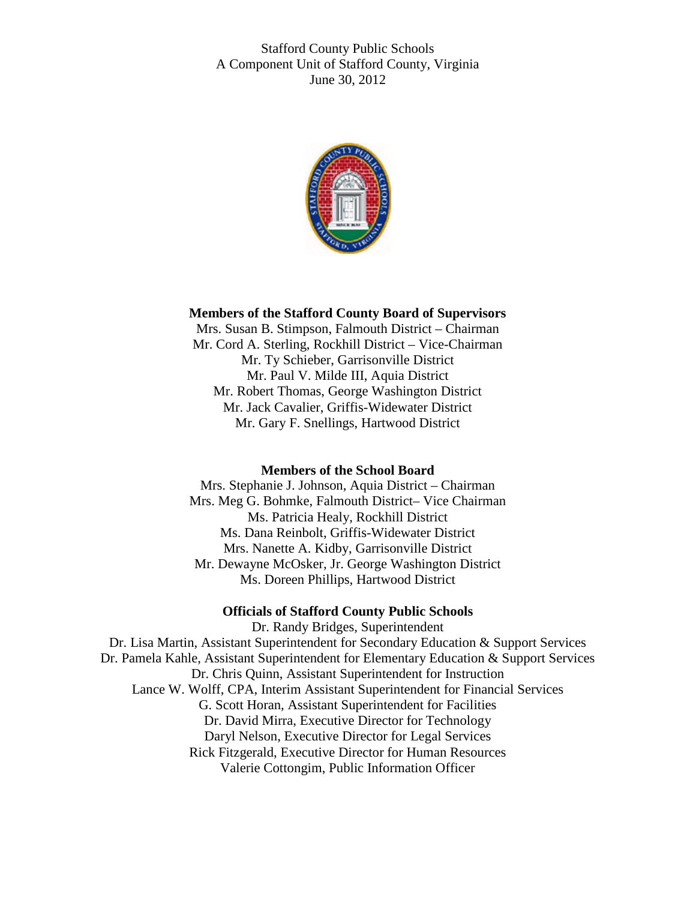Stafford County Public Schools
A Component Unit of Stafford County, Virginia
June 30, 2012

**Members of the Stafford County Board of Supervisors**

Mrs. Susan B. Stimpson, Falmouth District – Chairman
Mr. Cord A. Sterling, Rockhill District – Vice-Chairman
Mr. Ty Schieber, Garrisonville District
Mr. Paul V. Milde III, Aquia District
Mr. Robert Thomas, George Washington District
Mr. Jack Cavalier, Griffis-Widewater District
Mr. Gary F. Snellings, Hartwood District

**Members of the School Board**

Mrs. Stephanie J. Johnson, Aquia District – Chairman
Mrs. Meg G. Bohmke, Falmouth District– Vice Chairman
Ms. Patricia Healy, Rockhill District
Ms. Dana Reinbolt, Griffis-Widewater District
Mrs. Nanette A. Kidby, Garrisonville District
Mr. Dewayne McOsker, Jr. George Washington District
Ms. Doreen Phillips, Hartwood District

**Officials of Stafford County Public Schools**

Dr. Randy Bridges, Superintendent
Dr. Lisa Martin, Assistant Superintendent for Secondary Education & Support Services
Dr. Pamela Kahle, Assistant Superintendent for Elementary Education & Support Services
Dr. Chris Quinn, Assistant Superintendent for Instruction
Lance W. Wolff, CPA, Interim Assistant Superintendent for Financial Services
G. Scott Horan, Assistant Superintendent for Facilities
Dr. David Mirra, Executive Director for Technology
Daryl Nelson, Executive Director for Legal Services
Rick Fitzgerald, Executive Director for Human Resources
Valerie Cottongim, Public Information Officer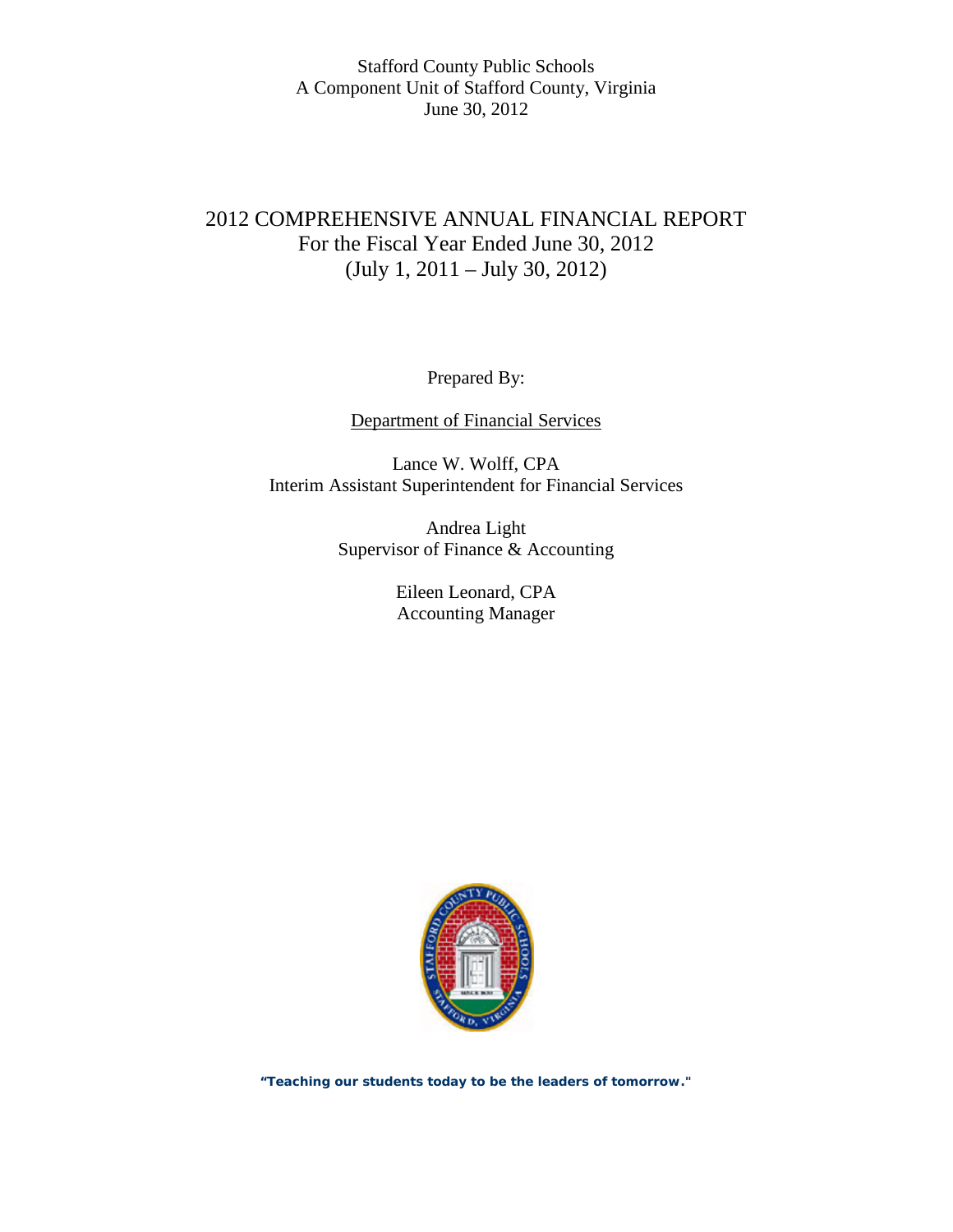Stafford County Public Schools
A Component Unit of Stafford County, Virginia
June 30, 2012

# 2012 COMPREHENSIVE ANNUAL FINANCIAL REPORT

For the Fiscal Year Ended June 30, 2012
(July 1, 2011 – July 30, 2012)

Prepared By:

Department of Financial Services

Lance W. Wolff, CPA
Interim Assistant Superintendent for Financial Services

Andrea Light
Supervisor of Finance & Accounting

Eileen Leonard, CPA
Accounting Manager

**"Teaching our students today to be the leaders of tomorrow."**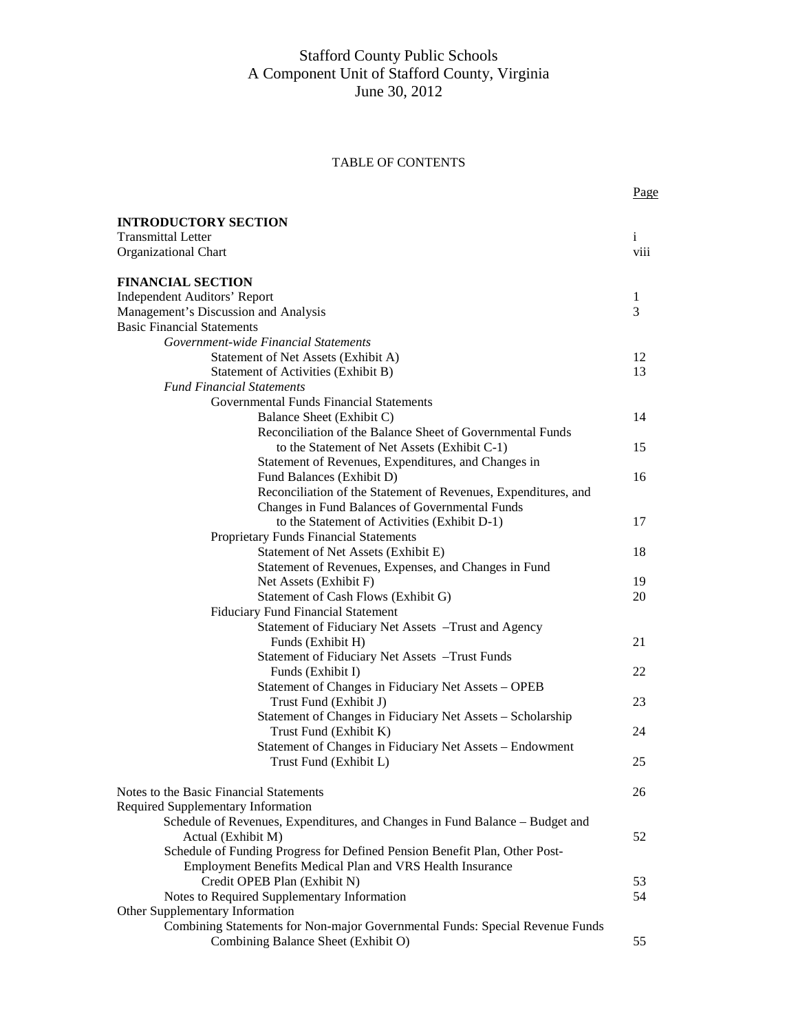# Stafford County Public Schools
## A Component Unit of Stafford County, Virginia
## June 30, 2012

### TABLE OF CONTENTS

| | Page |
|---|---|
| **INTRODUCTORY SECTION** | |
| Transmittal Letter | i |
| Organizational Chart | viii |
| | |
| **FINANCIAL SECTION** | |
| Independent Auditors' Report | 1 |
| Management's Discussion and Analysis | 3 |
| Basic Financial Statements | |
| *Government-wide Financial Statements* | |
| Statement of Net Assets (Exhibit A) | 12 |
| Statement of Activities (Exhibit B) | 13 |
| *Fund Financial Statements* | |
| Governmental Funds Financial Statements | |
| Balance Sheet (Exhibit C) | 14 |
| Reconciliation of the Balance Sheet of Governmental Funds to the Statement of Net Assets (Exhibit C-1) | 15 |
| Statement of Revenues, Expenditures, and Changes in Fund Balances (Exhibit D) | 16 |
| Reconciliation of the Statement of Revenues, Expenditures, and Changes in Fund Balances of Governmental Funds to the Statement of Activities (Exhibit D-1) | 17 |
| Proprietary Funds Financial Statements | |
| Statement of Net Assets (Exhibit E) | 18 |
| Statement of Revenues, Expenses, and Changes in Fund Net Assets (Exhibit F) | 19 |
| Statement of Cash Flows (Exhibit G) | 20 |
| Fiduciary Fund Financial Statement | |
| Statement of Fiduciary Net Assets –Trust and Agency Funds (Exhibit H) | 21 |
| Statement of Fiduciary Net Assets –Trust Funds (Exhibit I) | 22 |
| Statement of Changes in Fiduciary Net Assets – OPEB Trust Fund (Exhibit J) | 23 |
| Statement of Changes in Fiduciary Net Assets – Scholarship Trust Fund (Exhibit K) | 24 |
| Statement of Changes in Fiduciary Net Assets – Endowment Trust Fund (Exhibit L) | 25 |
| | |
| Notes to the Basic Financial Statements | 26 |
| Required Supplementary Information | |
| Schedule of Revenues, Expenditures, and Changes in Fund Balance – Budget and Actual (Exhibit M) | 52 |
| Schedule of Funding Progress for Defined Pension Benefit Plan, Other Post-Employment Benefits Medical Plan and VRS Health Insurance Credit OPEB Plan (Exhibit N) | 53 |
| Notes to Required Supplementary Information | 54 |
| Other Supplementary Information | |
| Combining Statements for Non-major Governmental Funds: Special Revenue Funds | |
| Combining Balance Sheet (Exhibit O) | 55 |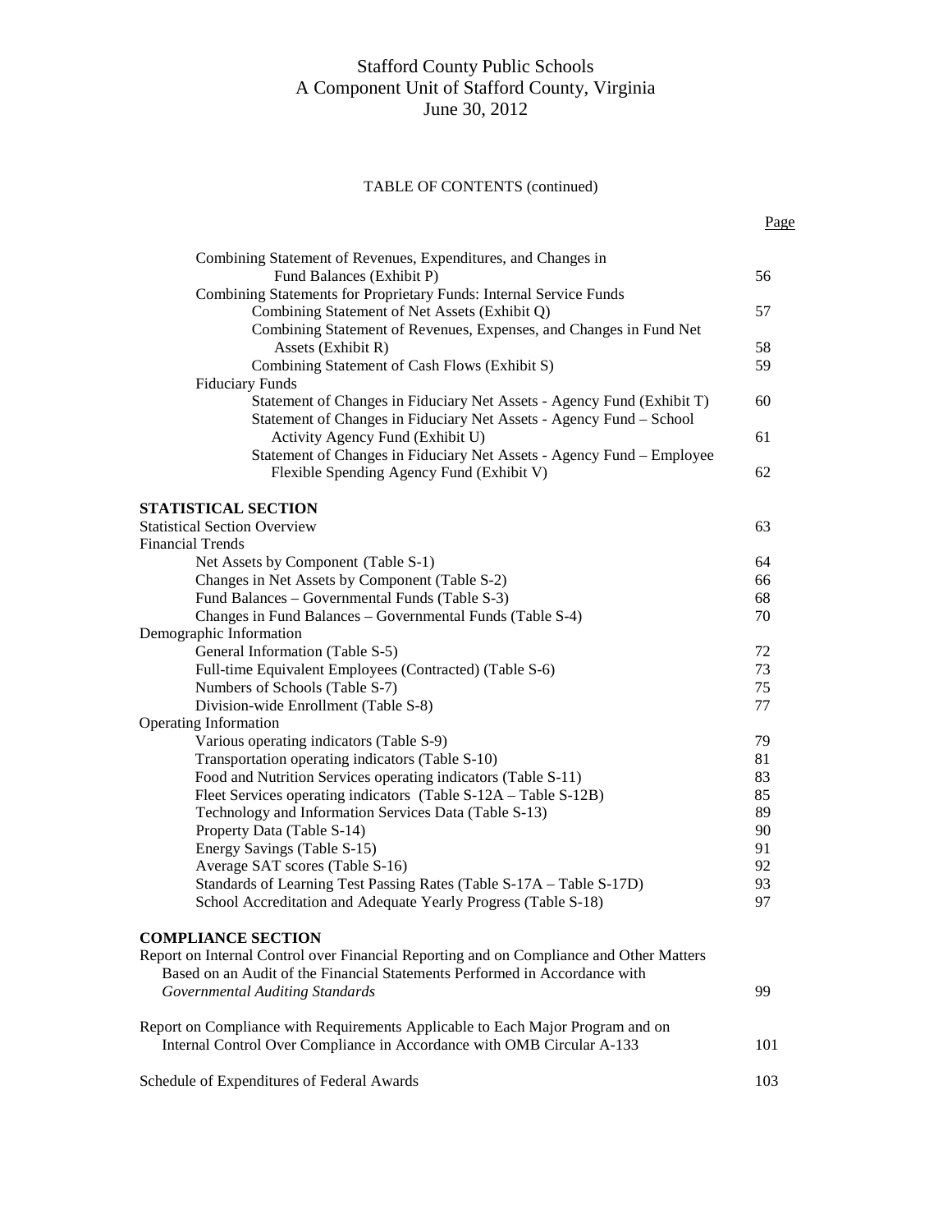# Stafford County Public Schools
## A Component Unit of Stafford County, Virginia
## June 30, 2012

TABLE OF CONTENTS (continued)

| | Page |
|---|---|
| Combining Statement of Revenues, Expenditures, and Changes in Fund Balances (Exhibit P) | 56 |
| Combining Statements for Proprietary Funds: Internal Service Funds | |
| Combining Statement of Net Assets (Exhibit Q) | 57 |
| Combining Statement of Revenues, Expenses, and Changes in Fund Net Assets (Exhibit R) | 58 |
| Combining Statement of Cash Flows (Exhibit S) | 59 |
| Fiduciary Funds | |
| Statement of Changes in Fiduciary Net Assets - Agency Fund (Exhibit T) | 60 |
| Statement of Changes in Fiduciary Net Assets - Agency Fund – School Activity Agency Fund (Exhibit U) | 61 |
| Statement of Changes in Fiduciary Net Assets - Agency Fund – Employee Flexible Spending Agency Fund (Exhibit V) | 62 |
| **STATISTICAL SECTION** | |
| Statistical Section Overview | 63 |
| Financial Trends | |
| Net Assets by Component (Table S-1) | 64 |
| Changes in Net Assets by Component (Table S-2) | 66 |
| Fund Balances – Governmental Funds (Table S-3) | 68 |
| Changes in Fund Balances – Governmental Funds (Table S-4) | 70 |
| Demographic Information | |
| General Information (Table S-5) | 72 |
| Full-time Equivalent Employees (Contracted) (Table S-6) | 73 |
| Numbers of Schools (Table S-7) | 75 |
| Division-wide Enrollment (Table S-8) | 77 |
| Operating Information | |
| Various operating indicators (Table S-9) | 79 |
| Transportation operating indicators (Table S-10) | 81 |
| Food and Nutrition Services operating indicators (Table S-11) | 83 |
| Fleet Services operating indicators (Table S-12A – Table S-12B) | 85 |
| Technology and Information Services Data (Table S-13) | 89 |
| Property Data (Table S-14) | 90 |
| Energy Savings (Table S-15) | 91 |
| Average SAT scores (Table S-16) | 92 |
| Standards of Learning Test Passing Rates (Table S-17A – Table S-17D) | 93 |
| School Accreditation and Adequate Yearly Progress (Table S-18) | 97 |
| **COMPLIANCE SECTION** | |
| Report on Internal Control over Financial Reporting and on Compliance and Other Matters Based on an Audit of the Financial Statements Performed in Accordance with *Governmental Auditing Standards* | 99 |
| Report on Compliance with Requirements Applicable to Each Major Program and on Internal Control Over Compliance in Accordance with OMB Circular A-133 | 101 |
| Schedule of Expenditures of Federal Awards | 103 |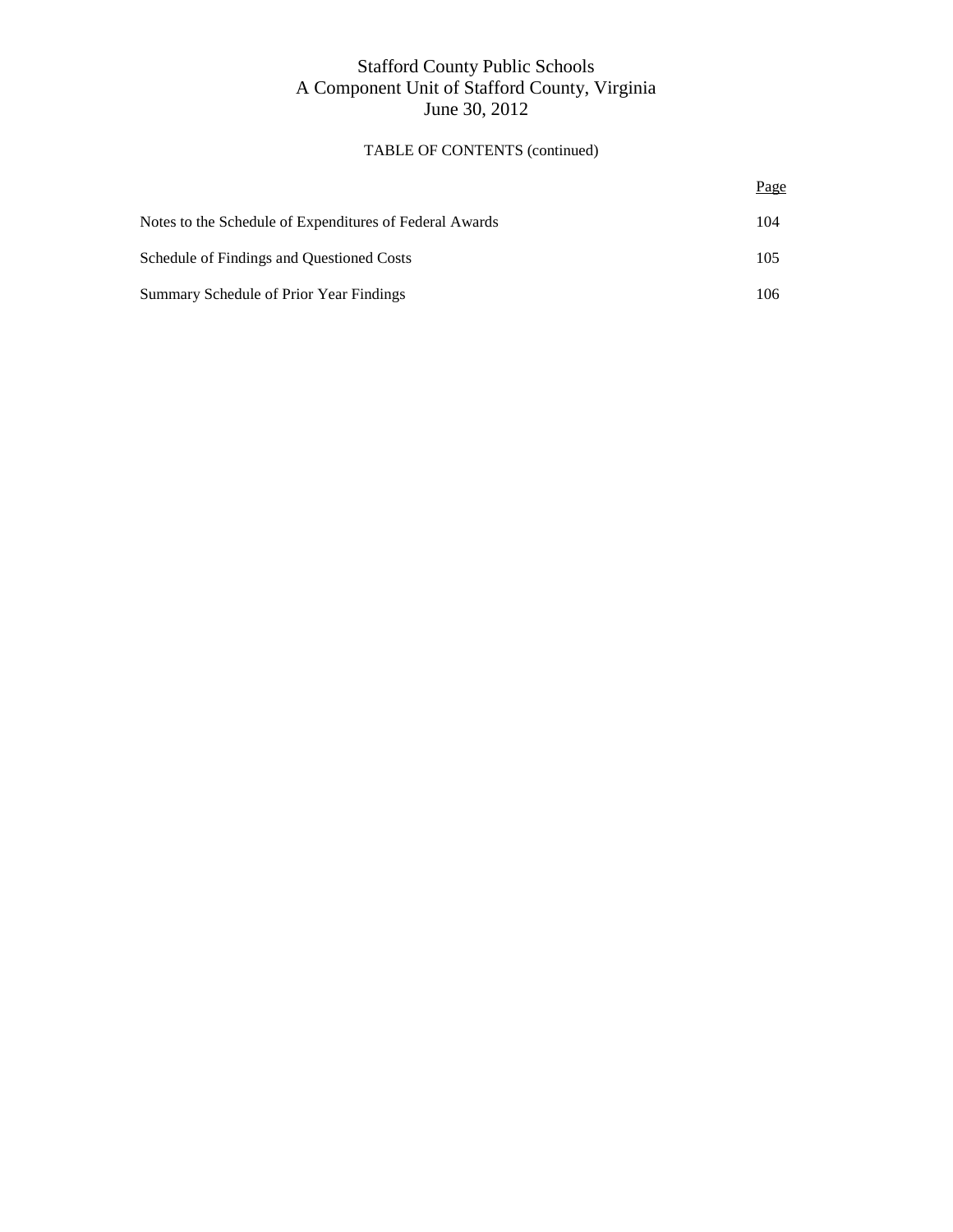# Stafford County Public Schools
## A Component Unit of Stafford County, Virginia
## June 30, 2012

### TABLE OF CONTENTS (continued)

| | Page |
|---|---|
| Notes to the Schedule of Expenditures of Federal Awards | 104 |
| Schedule of Findings and Questioned Costs | 105 |
| Summary Schedule of Prior Year Findings | 106 |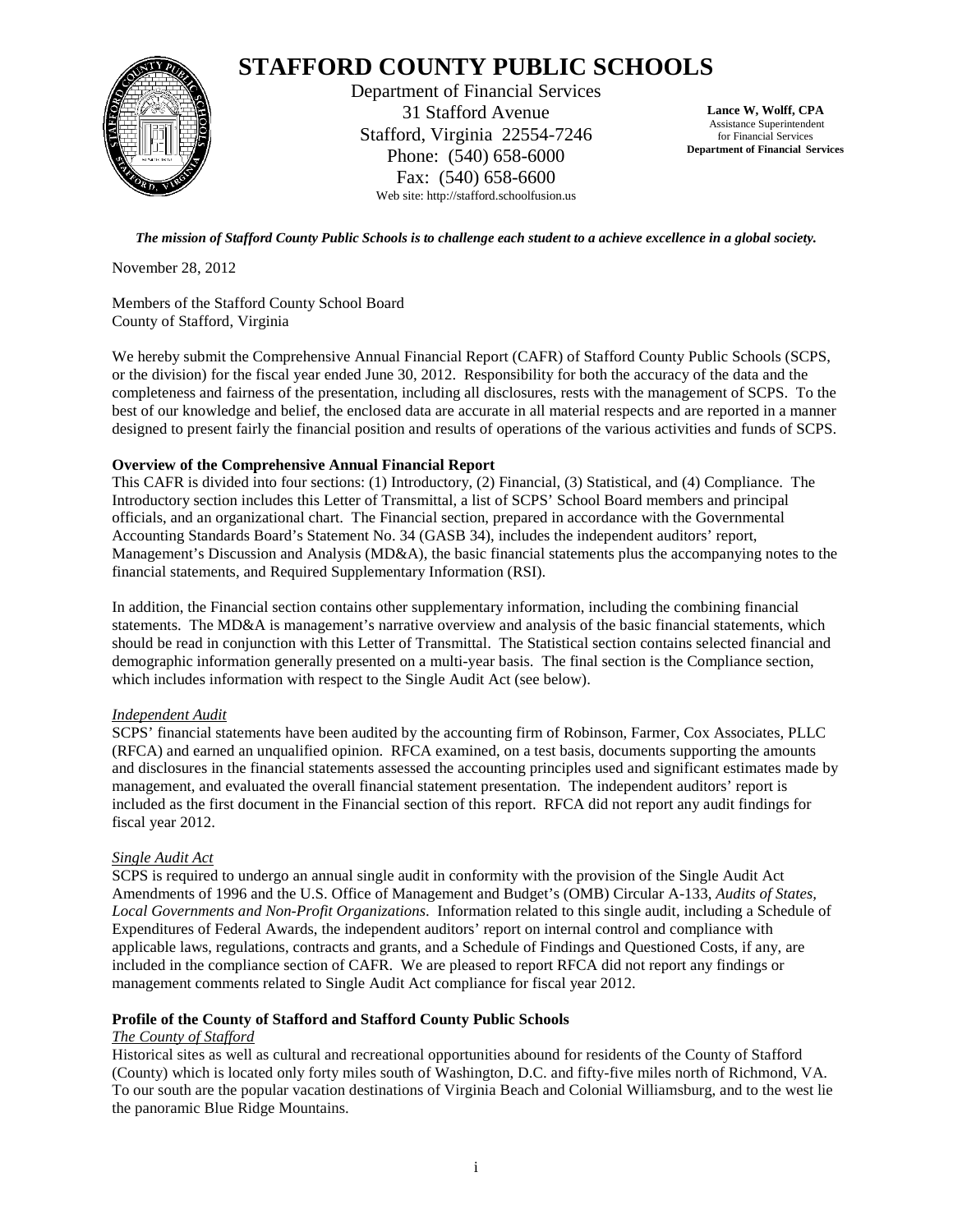# STAFFORD COUNTY PUBLIC SCHOOLS

Department of Financial Services
31 Stafford Avenue
Stafford, Virginia 22554-7246
Phone: (540) 658-6000
Fax: (540) 658-6600
Web site: http://stafford.schoolfusion.us

**Lance W, Wolff, CPA**
Assistance Superintendent
for Financial Services
**Department of Financial Services**

***The mission of Stafford County Public Schools is to challenge each student to a achieve excellence in a global society.***

November 28, 2012

Members of the Stafford County School Board
County of Stafford, Virginia

We hereby submit the Comprehensive Annual Financial Report (CAFR) of Stafford County Public Schools (SCPS, or the division) for the fiscal year ended June 30, 2012. Responsibility for both the accuracy of the data and the completeness and fairness of the presentation, including all disclosures, rests with the management of SCPS. To the best of our knowledge and belief, the enclosed data are accurate in all material respects and are reported in a manner designed to present fairly the financial position and results of operations of the various activities and funds of SCPS.

**Overview of the Comprehensive Annual Financial Report**

This CAFR is divided into four sections: (1) Introductory, (2) Financial, (3) Statistical, and (4) Compliance. The Introductory section includes this Letter of Transmittal, a list of SCPS' School Board members and principal officials, and an organizational chart. The Financial section, prepared in accordance with the Governmental Accounting Standards Board's Statement No. 34 (GASB 34), includes the independent auditors' report, Management's Discussion and Analysis (MD&A), the basic financial statements plus the accompanying notes to the financial statements, and Required Supplementary Information (RSI).

In addition, the Financial section contains other supplementary information, including the combining financial statements. The MD&A is management's narrative overview and analysis of the basic financial statements, which should be read in conjunction with this Letter of Transmittal. The Statistical section contains selected financial and demographic information generally presented on a multi-year basis. The final section is the Compliance section, which includes information with respect to the Single Audit Act (see below).

*Independent Audit*

SCPS' financial statements have been audited by the accounting firm of Robinson, Farmer, Cox Associates, PLLC (RFCA) and earned an unqualified opinion. RFCA examined, on a test basis, documents supporting the amounts and disclosures in the financial statements assessed the accounting principles used and significant estimates made by management, and evaluated the overall financial statement presentation. The independent auditors' report is included as the first document in the Financial section of this report. RFCA did not report any audit findings for fiscal year 2012.

*Single Audit Act*

SCPS is required to undergo an annual single audit in conformity with the provision of the Single Audit Act Amendments of 1996 and the U.S. Office of Management and Budget's (OMB) Circular A-133, *Audits of States, Local Governments and Non-Profit Organizations*. Information related to this single audit, including a Schedule of Expenditures of Federal Awards, the independent auditors' report on internal control and compliance with applicable laws, regulations, contracts and grants, and a Schedule of Findings and Questioned Costs, if any, are included in the compliance section of CAFR. We are pleased to report RFCA did not report any findings or management comments related to Single Audit Act compliance for fiscal year 2012.

**Profile of the County of Stafford and Stafford County Public Schools**

*The County of Stafford*

Historical sites as well as cultural and recreational opportunities abound for residents of the County of Stafford (County) which is located only forty miles south of Washington, D.C. and fifty-five miles north of Richmond, VA. To our south are the popular vacation destinations of Virginia Beach and Colonial Williamsburg, and to the west lie the panoramic Blue Ridge Mountains.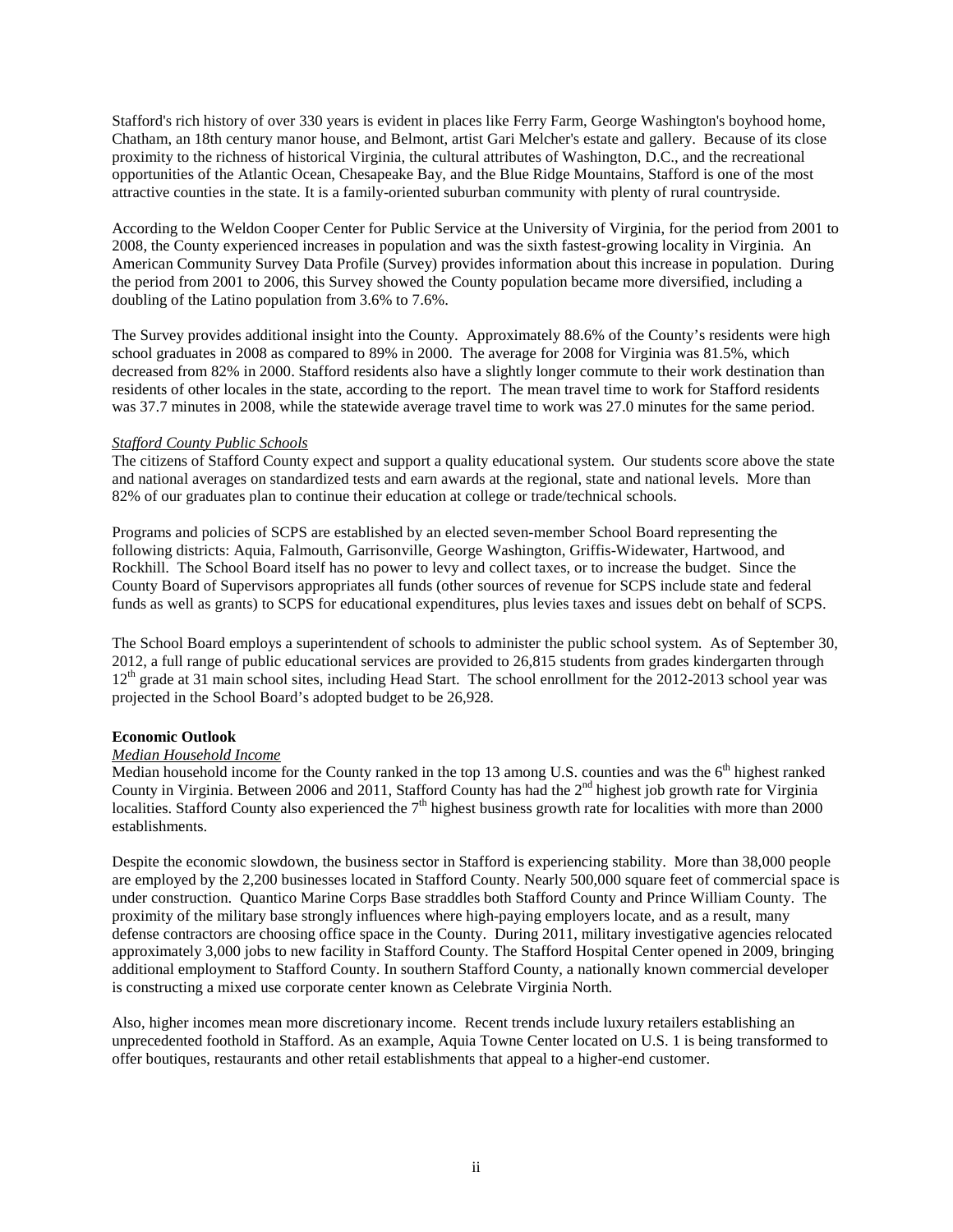Stafford's rich history of over 330 years is evident in places like Ferry Farm, George Washington's boyhood home, Chatham, an 18th century manor house, and Belmont, artist Gari Melcher's estate and gallery. Because of its close proximity to the richness of historical Virginia, the cultural attributes of Washington, D.C., and the recreational opportunities of the Atlantic Ocean, Chesapeake Bay, and the Blue Ridge Mountains, Stafford is one of the most attractive counties in the state. It is a family-oriented suburban community with plenty of rural countryside.

According to the Weldon Cooper Center for Public Service at the University of Virginia, for the period from 2001 to 2008, the County experienced increases in population and was the sixth fastest-growing locality in Virginia. An American Community Survey Data Profile (Survey) provides information about this increase in population. During the period from 2001 to 2006, this Survey showed the County population became more diversified, including a doubling of the Latino population from 3.6% to 7.6%.

The Survey provides additional insight into the County. Approximately 88.6% of the County's residents were high school graduates in 2008 as compared to 89% in 2000. The average for 2008 for Virginia was 81.5%, which decreased from 82% in 2000. Stafford residents also have a slightly longer commute to their work destination than residents of other locales in the state, according to the report. The mean travel time to work for Stafford residents was 37.7 minutes in 2008, while the statewide average travel time to work was 27.0 minutes for the same period.

*Stafford County Public Schools*

The citizens of Stafford County expect and support a quality educational system. Our students score above the state and national averages on standardized tests and earn awards at the regional, state and national levels. More than 82% of our graduates plan to continue their education at college or trade/technical schools.

Programs and policies of SCPS are established by an elected seven-member School Board representing the following districts: Aquia, Falmouth, Garrisonville, George Washington, Griffis-Widewater, Hartwood, and Rockhill. The School Board itself has no power to levy and collect taxes, or to increase the budget. Since the County Board of Supervisors appropriates all funds (other sources of revenue for SCPS include state and federal funds as well as grants) to SCPS for educational expenditures, plus levies taxes and issues debt on behalf of SCPS.

The School Board employs a superintendent of schools to administer the public school system. As of September 30, 2012, a full range of public educational services are provided to 26,815 students from grades kindergarten through 12th grade at 31 main school sites, including Head Start. The school enrollment for the 2012-2013 school year was projected in the School Board's adopted budget to be 26,928.

**Economic Outlook**

*Median Household Income*

Median household income for the County ranked in the top 13 among U.S. counties and was the 6th highest ranked County in Virginia. Between 2006 and 2011, Stafford County has had the 2nd highest job growth rate for Virginia localities. Stafford County also experienced the 7th highest business growth rate for localities with more than 2000 establishments.

Despite the economic slowdown, the business sector in Stafford is experiencing stability. More than 38,000 people are employed by the 2,200 businesses located in Stafford County. Nearly 500,000 square feet of commercial space is under construction. Quantico Marine Corps Base straddles both Stafford County and Prince William County. The proximity of the military base strongly influences where high-paying employers locate, and as a result, many defense contractors are choosing office space in the County. During 2011, military investigative agencies relocated approximately 3,000 jobs to new facility in Stafford County. The Stafford Hospital Center opened in 2009, bringing additional employment to Stafford County. In southern Stafford County, a nationally known commercial developer is constructing a mixed use corporate center known as Celebrate Virginia North.

Also, higher incomes mean more discretionary income. Recent trends include luxury retailers establishing an unprecedented foothold in Stafford. As an example, Aquia Towne Center located on U.S. 1 is being transformed to offer boutiques, restaurants and other retail establishments that appeal to a higher-end customer.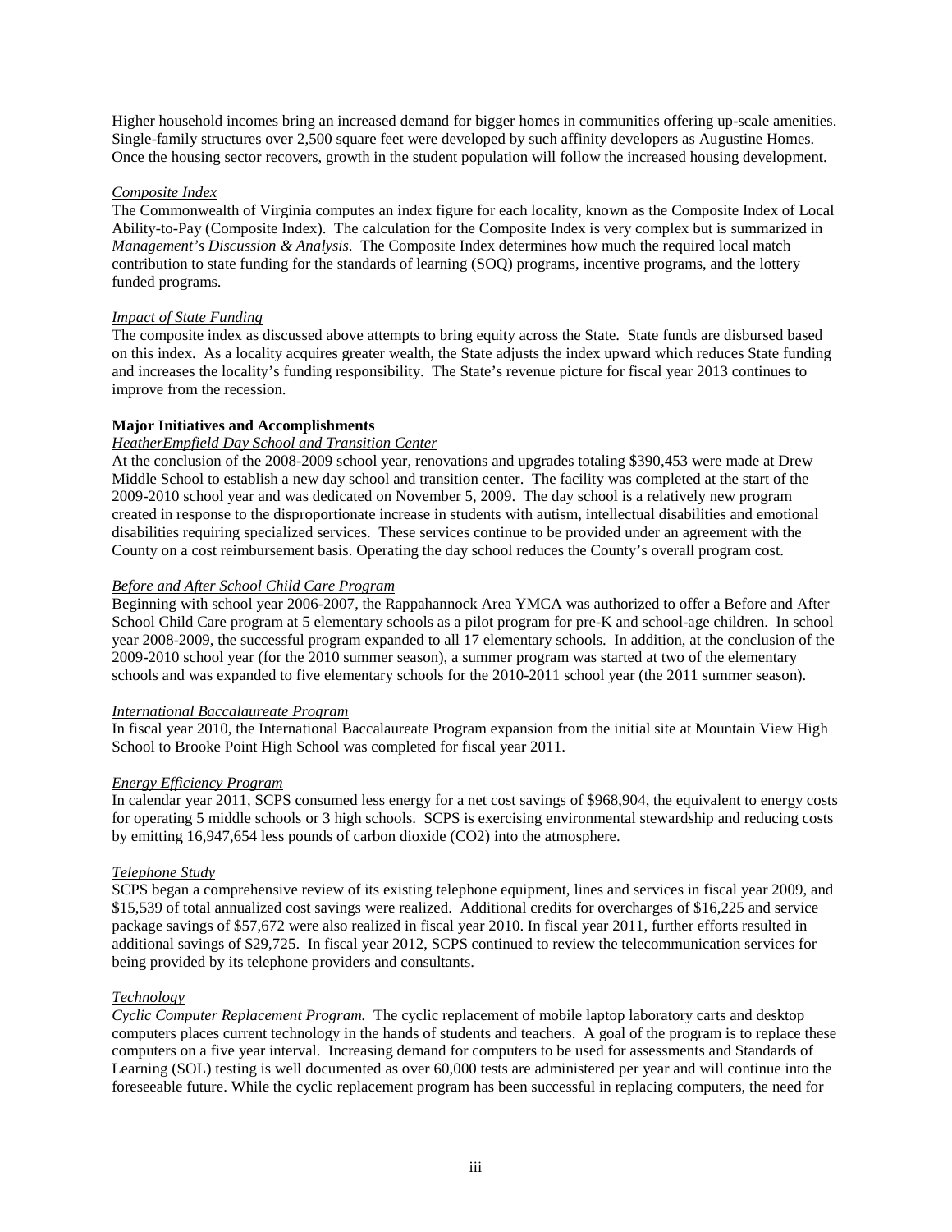Higher household incomes bring an increased demand for bigger homes in communities offering up-scale amenities. Single-family structures over 2,500 square feet were developed by such affinity developers as Augustine Homes. Once the housing sector recovers, growth in the student population will follow the increased housing development.

*Composite Index*

The Commonwealth of Virginia computes an index figure for each locality, known as the Composite Index of Local Ability-to-Pay (Composite Index). The calculation for the Composite Index is very complex but is summarized in *Management's Discussion & Analysis*. The Composite Index determines how much the required local match contribution to state funding for the standards of learning (SOQ) programs, incentive programs, and the lottery funded programs.

*Impact of State Funding*

The composite index as discussed above attempts to bring equity across the State. State funds are disbursed based on this index. As a locality acquires greater wealth, the State adjusts the index upward which reduces State funding and increases the locality's funding responsibility. The State's revenue picture for fiscal year 2013 continues to improve from the recession.

**Major Initiatives and Accomplishments**

*HeatherEmpfield Day School and Transition Center*

At the conclusion of the 2008-2009 school year, renovations and upgrades totaling $390,453 were made at Drew Middle School to establish a new day school and transition center. The facility was completed at the start of the 2009-2010 school year and was dedicated on November 5, 2009. The day school is a relatively new program created in response to the disproportionate increase in students with autism, intellectual disabilities and emotional disabilities requiring specialized services. These services continue to be provided under an agreement with the County on a cost reimbursement basis. Operating the day school reduces the County's overall program cost.

*Before and After School Child Care Program*

Beginning with school year 2006-2007, the Rappahannock Area YMCA was authorized to offer a Before and After School Child Care program at 5 elementary schools as a pilot program for pre-K and school-age children. In school year 2008-2009, the successful program expanded to all 17 elementary schools. In addition, at the conclusion of the 2009-2010 school year (for the 2010 summer season), a summer program was started at two of the elementary schools and was expanded to five elementary schools for the 2010-2011 school year (the 2011 summer season).

*International Baccalaureate Program*

In fiscal year 2010, the International Baccalaureate Program expansion from the initial site at Mountain View High School to Brooke Point High School was completed for fiscal year 2011.

*Energy Efficiency Program*

In calendar year 2011, SCPS consumed less energy for a net cost savings of $968,904, the equivalent to energy costs for operating 5 middle schools or 3 high schools. SCPS is exercising environmental stewardship and reducing costs by emitting 16,947,654 less pounds of carbon dioxide ($CO_2$) into the atmosphere.

*Telephone Study*

SCPS began a comprehensive review of its existing telephone equipment, lines and services in fiscal year 2009, and $15,539 of total annualized cost savings were realized. Additional credits for overcharges of $16,225 and service package savings of $57,672 were also realized in fiscal year 2010. In fiscal year 2011, further efforts resulted in additional savings of $29,725. In fiscal year 2012, SCPS continued to review the telecommunication services for being provided by its telephone providers and consultants.

*Technology*

*Cyclic Computer Replacement Program.* The cyclic replacement of mobile laptop laboratory carts and desktop computers places current technology in the hands of students and teachers. A goal of the program is to replace these computers on a five year interval. Increasing demand for computers to be used for assessments and Standards of Learning (SOL) testing is well documented as over 60,000 tests are administered per year and will continue into the foreseeable future. While the cyclic replacement program has been successful in replacing computers, the need for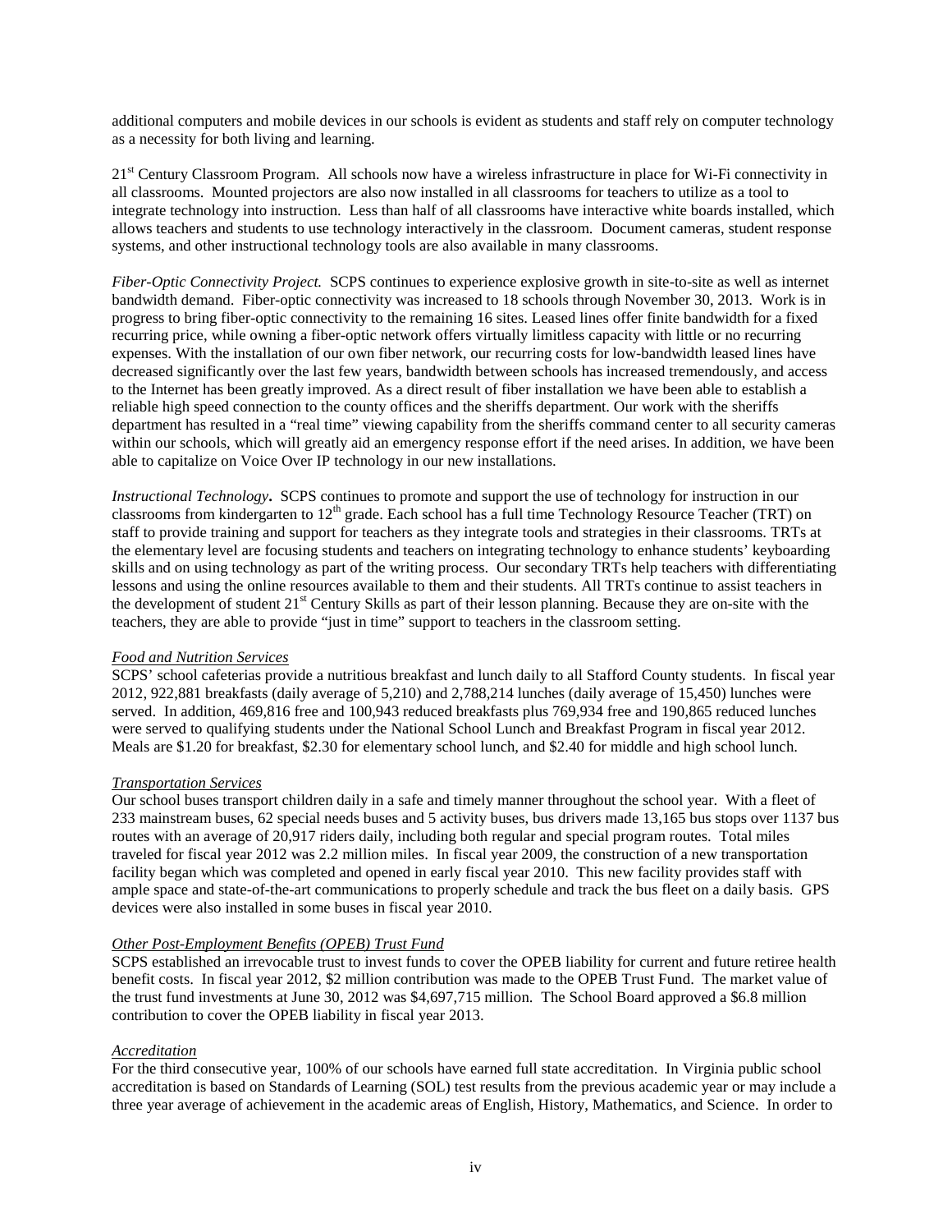additional computers and mobile devices in our schools is evident as students and staff rely on computer technology as a necessity for both living and learning.

21st Century Classroom Program. All schools now have a wireless infrastructure in place for Wi-Fi connectivity in all classrooms. Mounted projectors are also now installed in all classrooms for teachers to utilize as a tool to integrate technology into instruction. Less than half of all classrooms have interactive white boards installed, which allows teachers and students to use technology interactively in the classroom. Document cameras, student response systems, and other instructional technology tools are also available in many classrooms.

*Fiber-Optic Connectivity Project.* SCPS continues to experience explosive growth in site-to-site as well as internet bandwidth demand. Fiber-optic connectivity was increased to 18 schools through November 30, 2013. Work is in progress to bring fiber-optic connectivity to the remaining 16 sites. Leased lines offer finite bandwidth for a fixed recurring price, while owning a fiber-optic network offers virtually limitless capacity with little or no recurring expenses. With the installation of our own fiber network, our recurring costs for low-bandwidth leased lines have decreased significantly over the last few years, bandwidth between schools has increased tremendously, and access to the Internet has been greatly improved. As a direct result of fiber installation we have been able to establish a reliable high speed connection to the county offices and the sheriffs department. Our work with the sheriffs department has resulted in a "real time" viewing capability from the sheriffs command center to all security cameras within our schools, which will greatly aid an emergency response effort if the need arises. In addition, we have been able to capitalize on Voice Over IP technology in our new installations.

*Instructional Technology***.** SCPS continues to promote and support the use of technology for instruction in our classrooms from kindergarten to 12th grade. Each school has a full time Technology Resource Teacher (TRT) on staff to provide training and support for teachers as they integrate tools and strategies in their classrooms. TRTs at the elementary level are focusing students and teachers on integrating technology to enhance students' keyboarding skills and on using technology as part of the writing process. Our secondary TRTs help teachers with differentiating lessons and using the online resources available to them and their students. All TRTs continue to assist teachers in the development of student 21st Century Skills as part of their lesson planning. Because they are on-site with the teachers, they are able to provide "just in time" support to teachers in the classroom setting.

*Food and Nutrition Services*

SCPS' school cafeterias provide a nutritious breakfast and lunch daily to all Stafford County students. In fiscal year 2012, 922,881 breakfasts (daily average of 5,210) and 2,788,214 lunches (daily average of 15,450) lunches were served. In addition, 469,816 free and 100,943 reduced breakfasts plus 769,934 free and 190,865 reduced lunches were served to qualifying students under the National School Lunch and Breakfast Program in fiscal year 2012. Meals are $1.20 for breakfast, $2.30 for elementary school lunch, and $2.40 for middle and high school lunch.

*Transportation Services*

Our school buses transport children daily in a safe and timely manner throughout the school year. With a fleet of 233 mainstream buses, 62 special needs buses and 5 activity buses, bus drivers made 13,165 bus stops over 1137 bus routes with an average of 20,917 riders daily, including both regular and special program routes. Total miles traveled for fiscal year 2012 was 2.2 million miles. In fiscal year 2009, the construction of a new transportation facility began which was completed and opened in early fiscal year 2010. This new facility provides staff with ample space and state-of-the-art communications to properly schedule and track the bus fleet on a daily basis. GPS devices were also installed in some buses in fiscal year 2010.

*Other Post-Employment Benefits (OPEB) Trust Fund*

SCPS established an irrevocable trust to invest funds to cover the OPEB liability for current and future retiree health benefit costs. In fiscal year 2012, $2 million contribution was made to the OPEB Trust Fund. The market value of the trust fund investments at June 30, 2012 was $4,697,715 million. The School Board approved a $6.8 million contribution to cover the OPEB liability in fiscal year 2013.

*Accreditation*

For the third consecutive year, 100% of our schools have earned full state accreditation. In Virginia public school accreditation is based on Standards of Learning (SOL) test results from the previous academic year or may include a three year average of achievement in the academic areas of English, History, Mathematics, and Science. In order to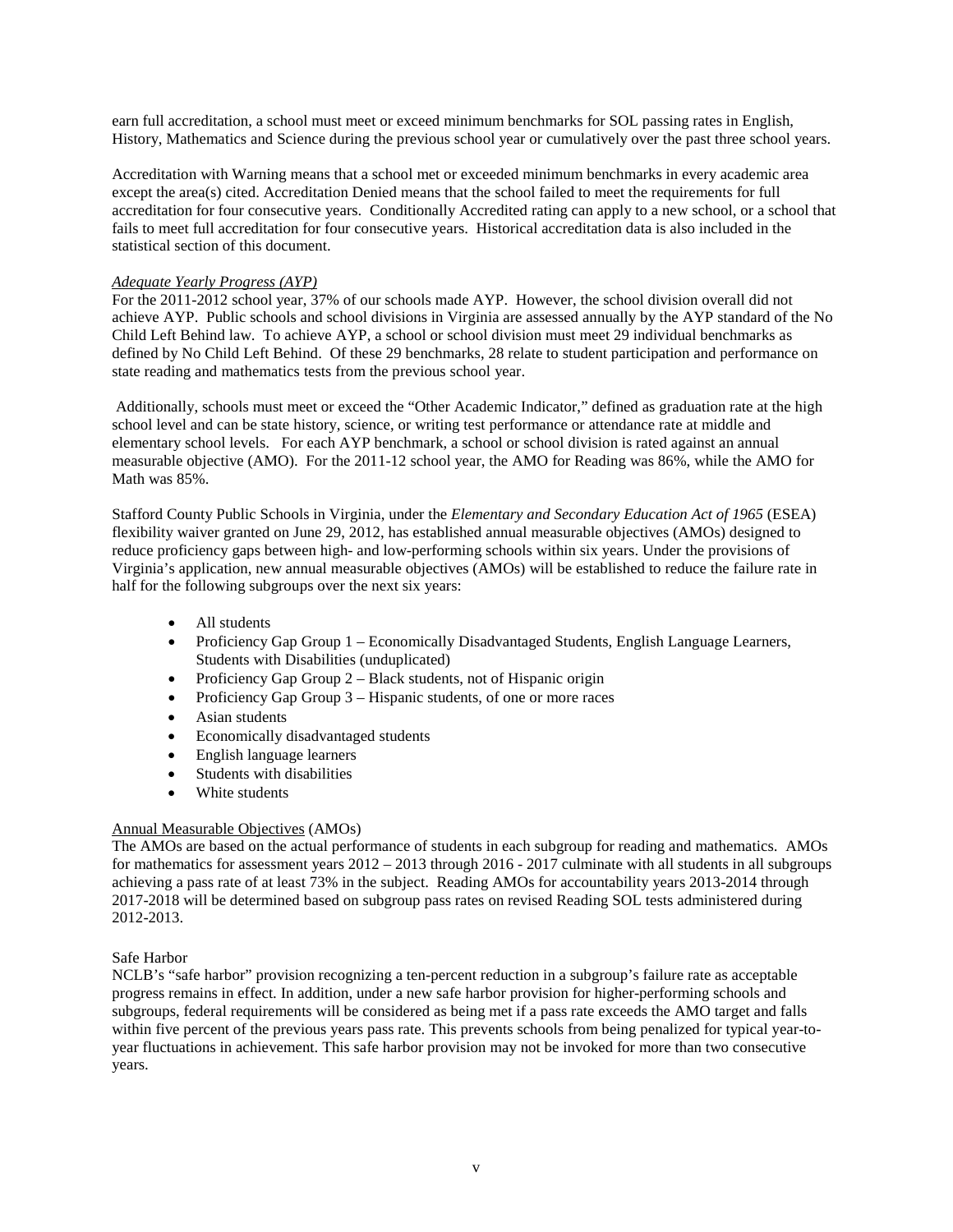earn full accreditation, a school must meet or exceed minimum benchmarks for SOL passing rates in English, History, Mathematics and Science during the previous school year or cumulatively over the past three school years.

Accreditation with Warning means that a school met or exceeded minimum benchmarks in every academic area except the area(s) cited. Accreditation Denied means that the school failed to meet the requirements for full accreditation for four consecutive years. Conditionally Accredited rating can apply to a new school, or a school that fails to meet full accreditation for four consecutive years. Historical accreditation data is also included in the statistical section of this document.

*Adequate Yearly Progress (AYP)*

For the 2011-2012 school year, 37% of our schools made AYP. However, the school division overall did not achieve AYP. Public schools and school divisions in Virginia are assessed annually by the AYP standard of the No Child Left Behind law. To achieve AYP, a school or school division must meet 29 individual benchmarks as defined by No Child Left Behind. Of these 29 benchmarks, 28 relate to student participation and performance on state reading and mathematics tests from the previous school year.

Additionally, schools must meet or exceed the "Other Academic Indicator," defined as graduation rate at the high school level and can be state history, science, or writing test performance or attendance rate at middle and elementary school levels. For each AYP benchmark, a school or school division is rated against an annual measurable objective (AMO). For the 2011-12 school year, the AMO for Reading was 86%, while the AMO for Math was 85%.

Stafford County Public Schools in Virginia, under the *Elementary and Secondary Education Act of 1965* (ESEA) flexibility waiver granted on June 29, 2012, has established annual measurable objectives (AMOs) designed to reduce proficiency gaps between high- and low-performing schools within six years. Under the provisions of Virginia's application, new annual measurable objectives (AMOs) will be established to reduce the failure rate in half for the following subgroups over the next six years:

- All students
- Proficiency Gap Group 1 – Economically Disadvantaged Students, English Language Learners, Students with Disabilities (unduplicated)
- Proficiency Gap Group 2 – Black students, not of Hispanic origin
- Proficiency Gap Group 3 – Hispanic students, of one or more races
- Asian students
- Economically disadvantaged students
- English language learners
- Students with disabilities
- White students

Annual Measurable Objectives (AMOs)

The AMOs are based on the actual performance of students in each subgroup for reading and mathematics. AMOs for mathematics for assessment years 2012 – 2013 through 2016 - 2017 culminate with all students in all subgroups achieving a pass rate of at least 73% in the subject. Reading AMOs for accountability years 2013-2014 through 2017-2018 will be determined based on subgroup pass rates on revised Reading SOL tests administered during 2012-2013.

Safe Harbor

NCLB's "safe harbor" provision recognizing a ten-percent reduction in a subgroup's failure rate as acceptable progress remains in effect. In addition, under a new safe harbor provision for higher-performing schools and subgroups, federal requirements will be considered as being met if a pass rate exceeds the AMO target and falls within five percent of the previous years pass rate. This prevents schools from being penalized for typical year-to-year fluctuations in achievement. This safe harbor provision may not be invoked for more than two consecutive years.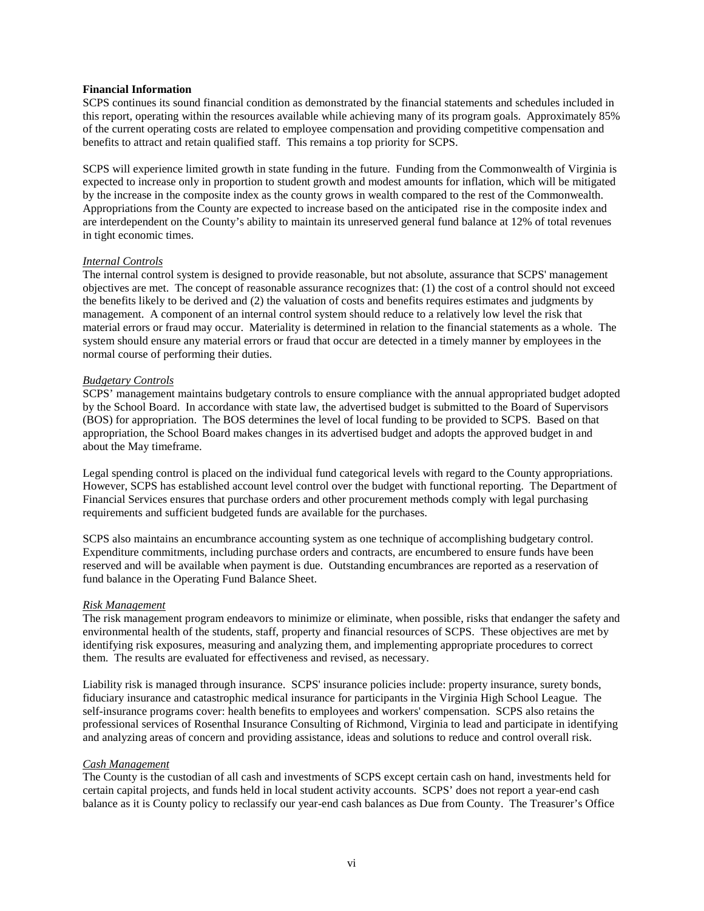**Financial Information**

SCPS continues its sound financial condition as demonstrated by the financial statements and schedules included in this report, operating within the resources available while achieving many of its program goals. Approximately 85% of the current operating costs are related to employee compensation and providing competitive compensation and benefits to attract and retain qualified staff. This remains a top priority for SCPS.

SCPS will experience limited growth in state funding in the future. Funding from the Commonwealth of Virginia is expected to increase only in proportion to student growth and modest amounts for inflation, which will be mitigated by the increase in the composite index as the county grows in wealth compared to the rest of the Commonwealth. Appropriations from the County are expected to increase based on the anticipated rise in the composite index and are interdependent on the County's ability to maintain its unreserved general fund balance at 12% of total revenues in tight economic times.

*Internal Controls*

The internal control system is designed to provide reasonable, but not absolute, assurance that SCPS' management objectives are met. The concept of reasonable assurance recognizes that: (1) the cost of a control should not exceed the benefits likely to be derived and (2) the valuation of costs and benefits requires estimates and judgments by management. A component of an internal control system should reduce to a relatively low level the risk that material errors or fraud may occur. Materiality is determined in relation to the financial statements as a whole. The system should ensure any material errors or fraud that occur are detected in a timely manner by employees in the normal course of performing their duties.

*Budgetary Controls*

SCPS' management maintains budgetary controls to ensure compliance with the annual appropriated budget adopted by the School Board. In accordance with state law, the advertised budget is submitted to the Board of Supervisors (BOS) for appropriation. The BOS determines the level of local funding to be provided to SCPS. Based on that appropriation, the School Board makes changes in its advertised budget and adopts the approved budget in and about the May timeframe.

Legal spending control is placed on the individual fund categorical levels with regard to the County appropriations. However, SCPS has established account level control over the budget with functional reporting. The Department of Financial Services ensures that purchase orders and other procurement methods comply with legal purchasing requirements and sufficient budgeted funds are available for the purchases.

SCPS also maintains an encumbrance accounting system as one technique of accomplishing budgetary control. Expenditure commitments, including purchase orders and contracts, are encumbered to ensure funds have been reserved and will be available when payment is due. Outstanding encumbrances are reported as a reservation of fund balance in the Operating Fund Balance Sheet.

*Risk Management*

The risk management program endeavors to minimize or eliminate, when possible, risks that endanger the safety and environmental health of the students, staff, property and financial resources of SCPS. These objectives are met by identifying risk exposures, measuring and analyzing them, and implementing appropriate procedures to correct them. The results are evaluated for effectiveness and revised, as necessary.

Liability risk is managed through insurance. SCPS' insurance policies include: property insurance, surety bonds, fiduciary insurance and catastrophic medical insurance for participants in the Virginia High School League. The self-insurance programs cover: health benefits to employees and workers' compensation. SCPS also retains the professional services of Rosenthal Insurance Consulting of Richmond, Virginia to lead and participate in identifying and analyzing areas of concern and providing assistance, ideas and solutions to reduce and control overall risk.

*Cash Management*

The County is the custodian of all cash and investments of SCPS except certain cash on hand, investments held for certain capital projects, and funds held in local student activity accounts. SCPS' does not report a year-end cash balance as it is County policy to reclassify our year-end cash balances as Due from County. The Treasurer's Office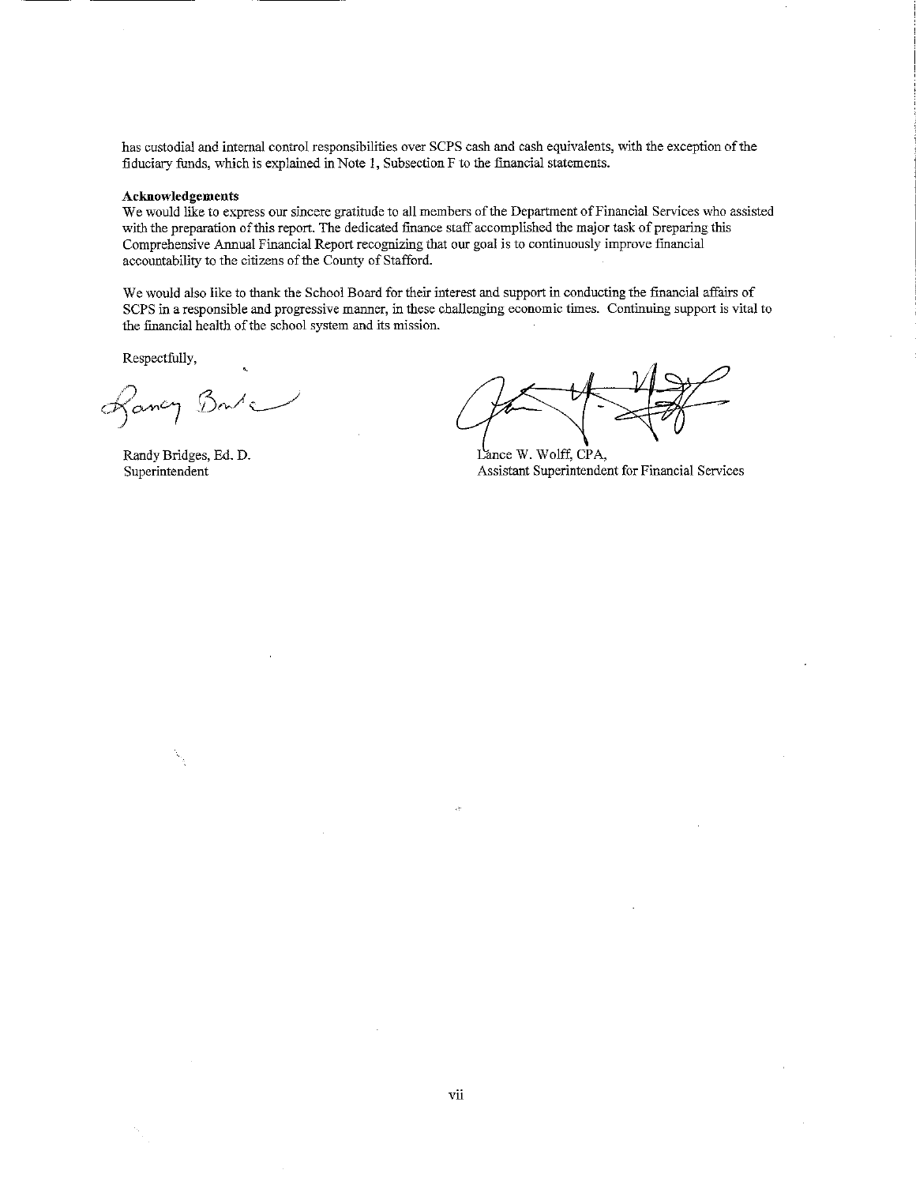has custodial and internal control responsibilities over SCPS cash and cash equivalents, with the exception of the fiduciary funds, which is explained in Note 1, Subsection F to the financial statements.

**Acknowledgements**

We would like to express our sincere gratitude to all members of the Department of Financial Services who assisted with the preparation of this report. The dedicated finance staff accomplished the major task of preparing this Comprehensive Annual Financial Report recognizing that our goal is to continuously improve financial accountability to the citizens of the County of Stafford.

We would also like to thank the School Board for their interest and support in conducting the financial affairs of SCPS in a responsible and progressive manner, in these challenging economic times. Continuing support is vital to the financial health of the school system and its mission.

Respectfully,

Randy Bridges, Ed. D.
Superintendent

Lance W. Wolff, CPA,
Assistant Superintendent for Financial Services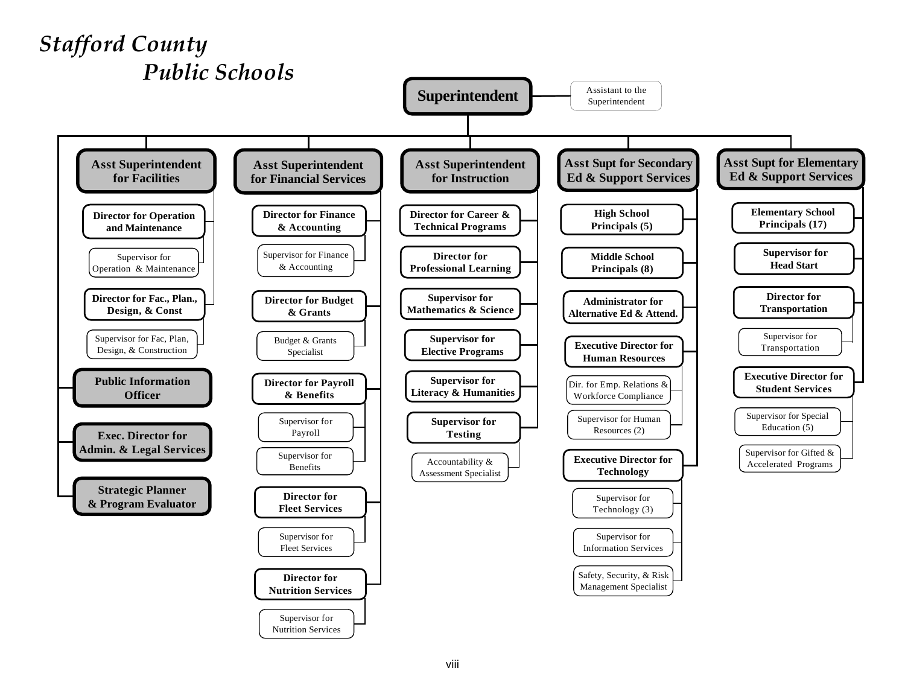# Stafford County Public Schools

- **Superintendent**
  - Assistant to the Superintendent
  - **Asst Superintendent for Facilities**
    - **Director for Operation and Maintenance**
      - Supervisor for Operation & Maintenance
    - **Director for Fac., Plan., Design, & Const**
      - Supervisor for Fac, Plan, Design, & Construction
  - **Public Information Officer**
  - **Exec. Director for Admin. & Legal Services**
  - **Strategic Planner & Program Evaluator**
  - **Asst Superintendent for Financial Services**
    - **Director for Finance & Accounting**
      - Supervisor for Finance & Accounting
    - **Director for Budget & Grants**
      - Budget & Grants Specialist
    - **Director for Payroll & Benefits**
      - Supervisor for Payroll
      - Supervisor for Benefits
    - **Director for Fleet Services**
      - Supervisor for Fleet Services
    - **Director for Nutrition Services**
      - Supervisor for Nutrition Services
  - **Asst Superintendent for Instruction**
    - **Director for Career & Technical Programs**
    - **Director for Professional Learning**
    - **Supervisor for Mathematics & Science**
    - **Supervisor for Elective Programs**
    - **Supervisor for Literacy & Humanities**
    - **Supervisor for Testing**
      - Accountability & Assessment Specialist
  - **Asst Supt for Secondary Ed & Support Services**
    - **High School Principals (5)**
    - **Middle School Principals (8)**
    - **Administrator for Alternative Ed & Attend.**
    - **Executive Director for Human Resources**
      - Dir. for Emp. Relations & Workforce Compliance
      - Supervisor for Human Resources (2)
    - **Executive Director for Technology**
      - Supervisor for Technology (3)
      - Supervisor for Information Services
      - Safety, Security, & Risk Management Specialist
  - **Asst Supt for Elementary Ed & Support Services**
    - **Elementary School Principals (17)**
    - **Supervisor for Head Start**
    - **Director for Transportation**
      - Supervisor for Transportation
    - **Executive Director for Student Services**
      - Supervisor for Special Education (5)
      - Supervisor for Gifted & Accelerated Programs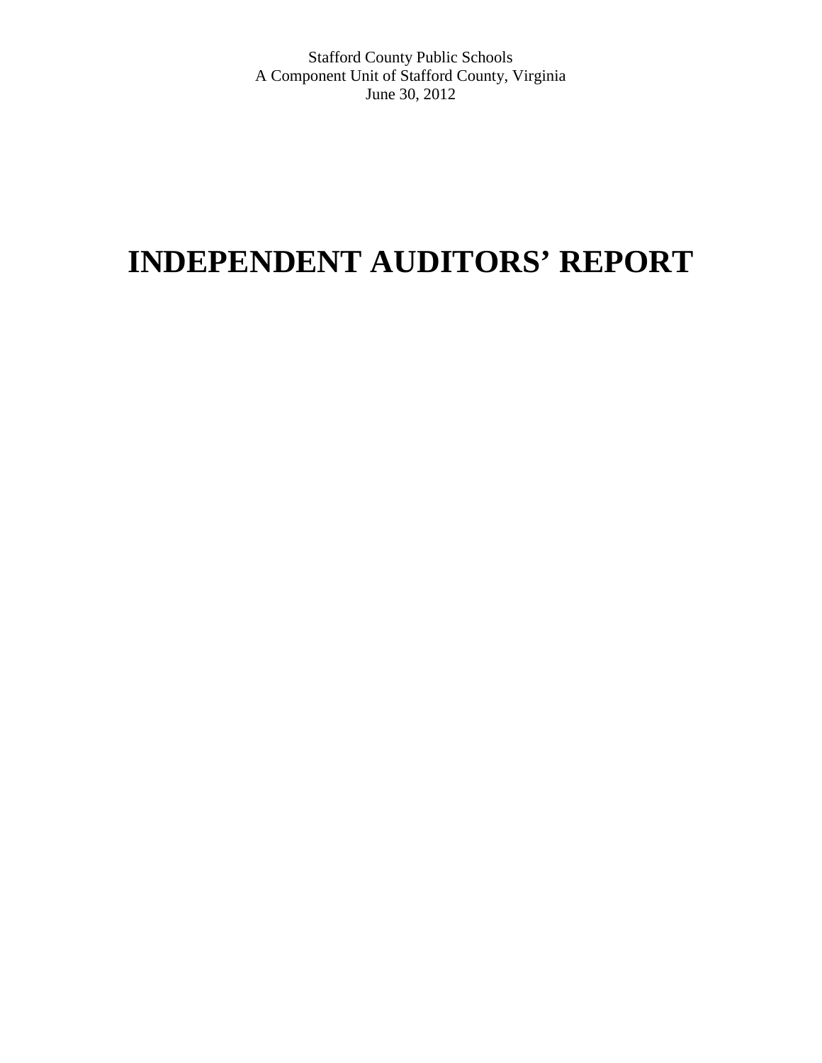Stafford County Public Schools
A Component Unit of Stafford County, Virginia
June 30, 2012

# INDEPENDENT AUDITORS’ REPORT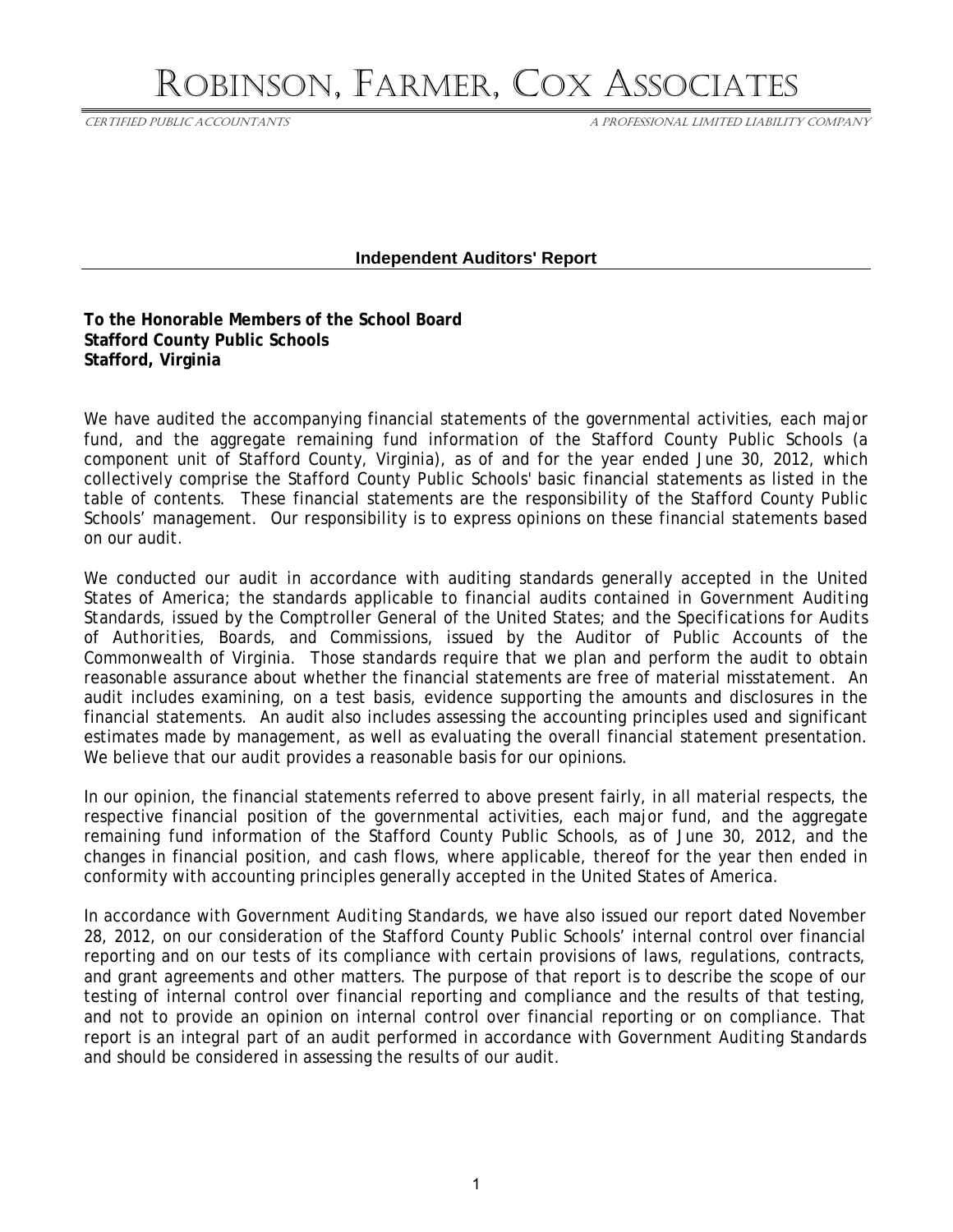# Robinson, Farmer, Cox Associates

CERTIFIED PUBLIC ACCOUNTANTS — A PROFESSIONAL LIMITED LIABILITY COMPANY

## Independent Auditors' Report

**To the Honorable Members of the School Board**
**Stafford County Public Schools**
**Stafford, Virginia**

We have audited the accompanying financial statements of the governmental activities, each major fund, and the aggregate remaining fund information of the Stafford County Public Schools (a component unit of Stafford County, Virginia), as of and for the year ended June 30, 2012, which collectively comprise the Stafford County Public Schools' basic financial statements as listed in the table of contents. These financial statements are the responsibility of the Stafford County Public Schools' management. Our responsibility is to express opinions on these financial statements based on our audit.

We conducted our audit in accordance with auditing standards generally accepted in the United States of America; the standards applicable to financial audits contained in *Government Auditing Standards*, issued by the Comptroller General of the United States; and the *Specifications for Audits of Authorities, Boards, and Commissions*, issued by the Auditor of Public Accounts of the Commonwealth of Virginia. Those standards require that we plan and perform the audit to obtain reasonable assurance about whether the financial statements are free of material misstatement. An audit includes examining, on a test basis, evidence supporting the amounts and disclosures in the financial statements. An audit also includes assessing the accounting principles used and significant estimates made by management, as well as evaluating the overall financial statement presentation. We believe that our audit provides a reasonable basis for our opinions.

In our opinion, the financial statements referred to above present fairly, in all material respects, the respective financial position of the governmental activities, each major fund, and the aggregate remaining fund information of the Stafford County Public Schools, as of June 30, 2012, and the changes in financial position, and cash flows, where applicable, thereof for the year then ended in conformity with accounting principles generally accepted in the United States of America.

In accordance with *Government Auditing Standards*, we have also issued our report dated November 28, 2012, on our consideration of the Stafford County Public Schools' internal control over financial reporting and on our tests of its compliance with certain provisions of laws, regulations, contracts, and grant agreements and other matters. The purpose of that report is to describe the scope of our testing of internal control over financial reporting and compliance and the results of that testing, and not to provide an opinion on internal control over financial reporting or on compliance. That report is an integral part of an audit performed in accordance with *Government Auditing Standards* and should be considered in assessing the results of our audit.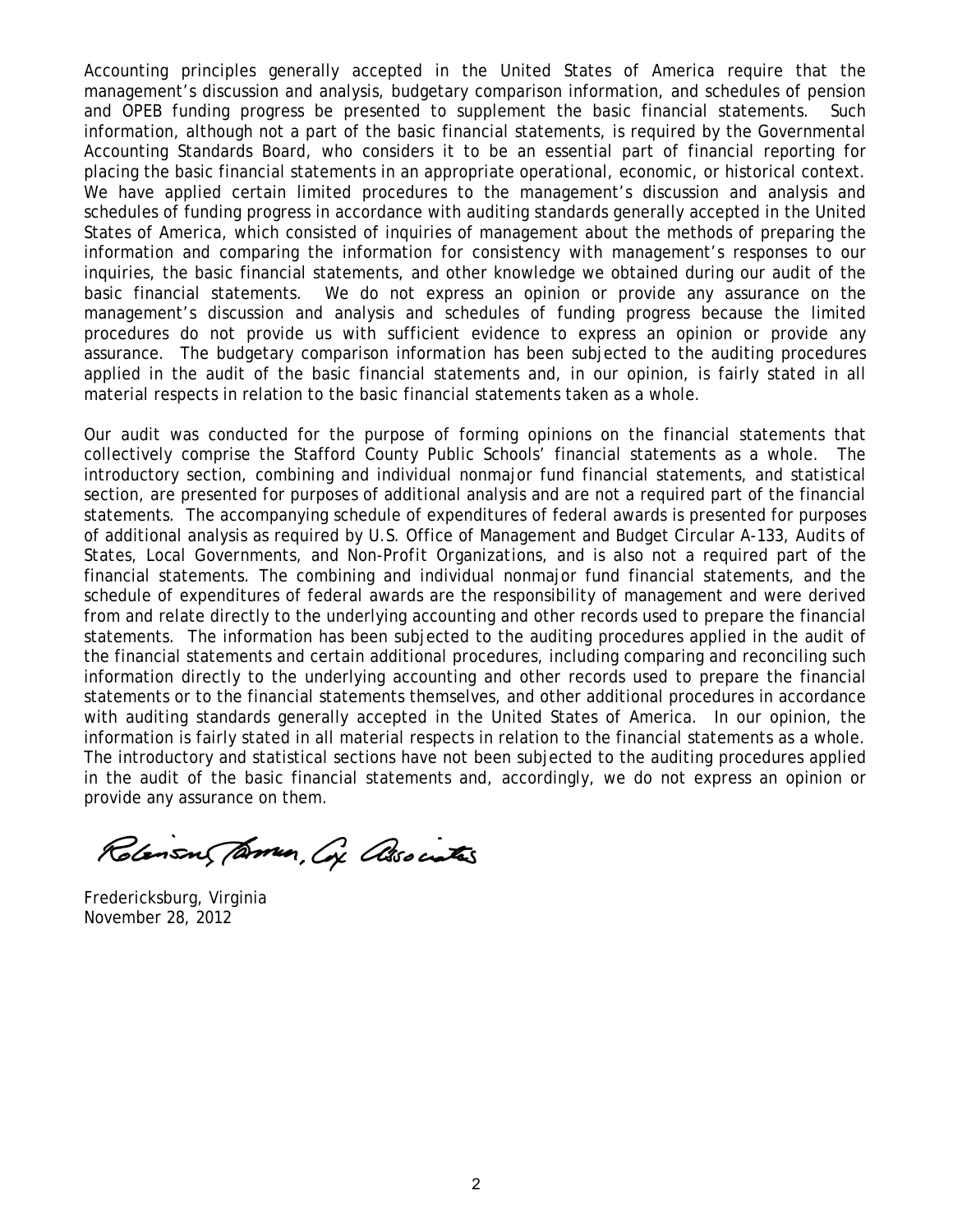Accounting principles generally accepted in the United States of America require that the management's discussion and analysis, budgetary comparison information, and schedules of pension and OPEB funding progress be presented to supplement the basic financial statements. Such information, although not a part of the basic financial statements, is required by the Governmental Accounting Standards Board, who considers it to be an essential part of financial reporting for placing the basic financial statements in an appropriate operational, economic, or historical context. We have applied certain limited procedures to the management's discussion and analysis and schedules of funding progress in accordance with auditing standards generally accepted in the United States of America, which consisted of inquiries of management about the methods of preparing the information and comparing the information for consistency with management's responses to our inquiries, the basic financial statements, and other knowledge we obtained during our audit of the basic financial statements. We do not express an opinion or provide any assurance on the management's discussion and analysis and schedules of funding progress because the limited procedures do not provide us with sufficient evidence to express an opinion or provide any assurance. The budgetary comparison information has been subjected to the auditing procedures applied in the audit of the basic financial statements and, in our opinion, is fairly stated in all material respects in relation to the basic financial statements taken as a whole.

Our audit was conducted for the purpose of forming opinions on the financial statements that collectively comprise the Stafford County Public Schools' financial statements as a whole. The introductory section, combining and individual nonmajor fund financial statements, and statistical section, are presented for purposes of additional analysis and are not a required part of the financial statements. The accompanying schedule of expenditures of federal awards is presented for purposes of additional analysis as required by U.S. Office of Management and Budget Circular A-133, *Audits of States, Local Governments, and Non-Profit Organizations*, and is also not a required part of the financial statements. The combining and individual nonmajor fund financial statements, and the schedule of expenditures of federal awards are the responsibility of management and were derived from and relate directly to the underlying accounting and other records used to prepare the financial statements. The information has been subjected to the auditing procedures applied in the audit of the financial statements and certain additional procedures, including comparing and reconciling such information directly to the underlying accounting and other records used to prepare the financial statements or to the financial statements themselves, and other additional procedures in accordance with auditing standards generally accepted in the United States of America. In our opinion, the information is fairly stated in all material respects in relation to the financial statements as a whole. The introductory and statistical sections have not been subjected to the auditing procedures applied in the audit of the basic financial statements and, accordingly, we do not express an opinion or provide any assurance on them.

Robinson, Farmer, Cox Associates

Fredericksburg, Virginia
November 28, 2012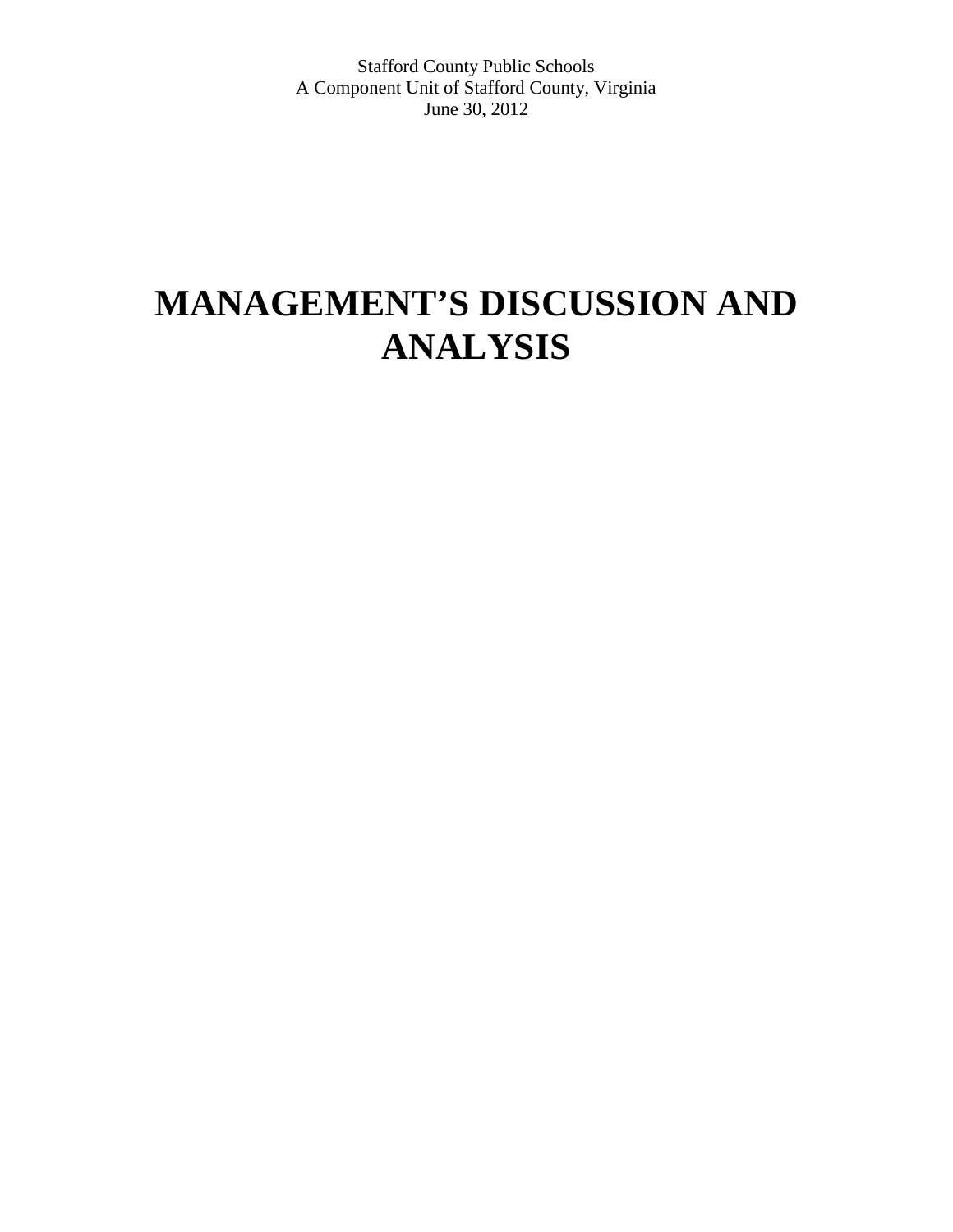Stafford County Public Schools
A Component Unit of Stafford County, Virginia
June 30, 2012

# MANAGEMENT'S DISCUSSION AND ANALYSIS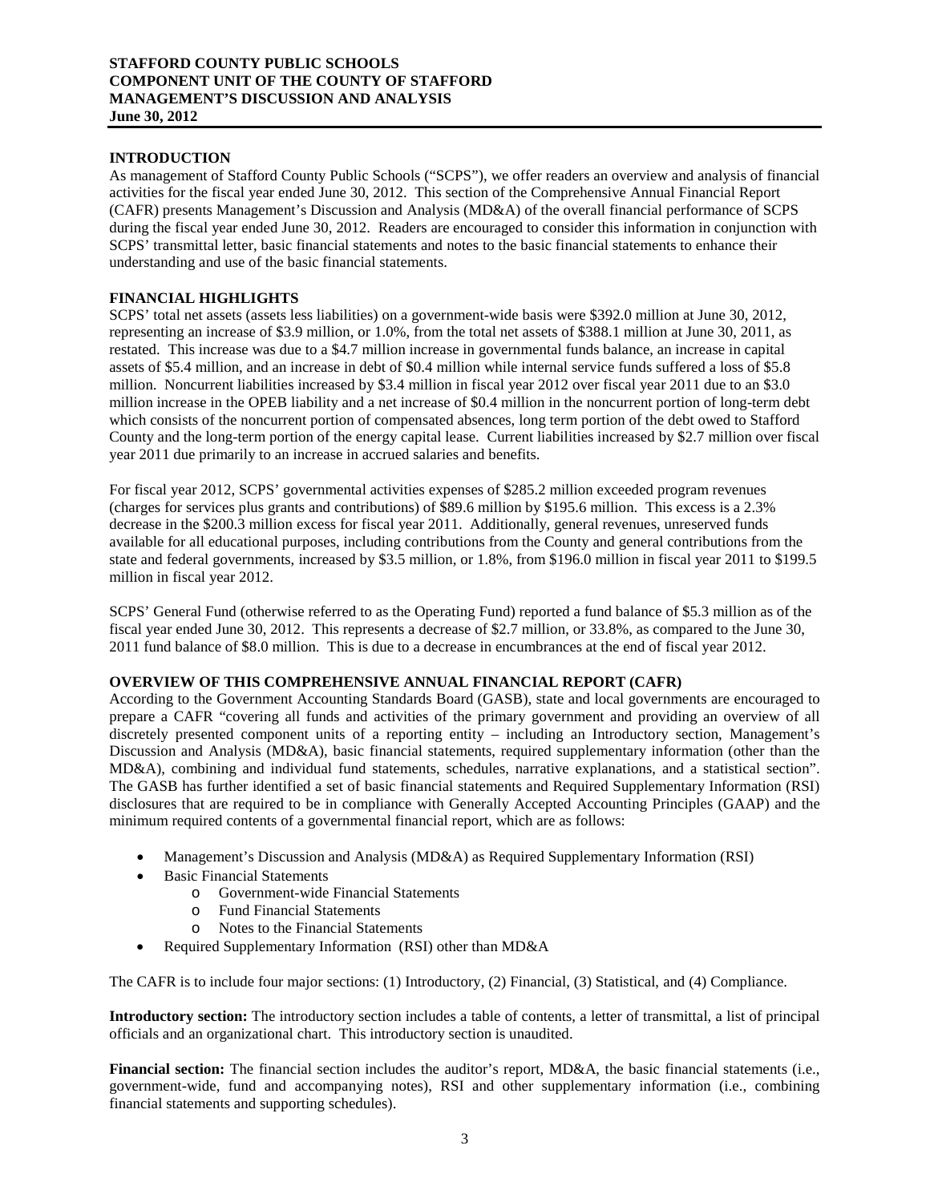**STAFFORD COUNTY PUBLIC SCHOOLS**
**COMPONENT UNIT OF THE COUNTY OF STAFFORD**
**MANAGEMENT'S DISCUSSION AND ANALYSIS**
**June 30, 2012**

## INTRODUCTION

As management of Stafford County Public Schools ("SCPS"), we offer readers an overview and analysis of financial activities for the fiscal year ended June 30, 2012. This section of the Comprehensive Annual Financial Report (CAFR) presents Management's Discussion and Analysis (MD&A) of the overall financial performance of SCPS during the fiscal year ended June 30, 2012. Readers are encouraged to consider this information in conjunction with SCPS' transmittal letter, basic financial statements and notes to the basic financial statements to enhance their understanding and use of the basic financial statements.

## FINANCIAL HIGHLIGHTS

SCPS' total net assets (assets less liabilities) on a government-wide basis were \$392.0 million at June 30, 2012, representing an increase of \$3.9 million, or 1.0%, from the total net assets of \$388.1 million at June 30, 2011, as restated. This increase was due to a \$4.7 million increase in governmental funds balance, an increase in capital assets of \$5.4 million, and an increase in debt of \$0.4 million while internal service funds suffered a loss of \$5.8 million. Noncurrent liabilities increased by \$3.4 million in fiscal year 2012 over fiscal year 2011 due to an \$3.0 million increase in the OPEB liability and a net increase of \$0.4 million in the noncurrent portion of long-term debt which consists of the noncurrent portion of compensated absences, long term portion of the debt owed to Stafford County and the long-term portion of the energy capital lease. Current liabilities increased by \$2.7 million over fiscal year 2011 due primarily to an increase in accrued salaries and benefits.

For fiscal year 2012, SCPS' governmental activities expenses of \$285.2 million exceeded program revenues (charges for services plus grants and contributions) of \$89.6 million by \$195.6 million. This excess is a 2.3% decrease in the \$200.3 million excess for fiscal year 2011. Additionally, general revenues, unreserved funds available for all educational purposes, including contributions from the County and general contributions from the state and federal governments, increased by \$3.5 million, or 1.8%, from \$196.0 million in fiscal year 2011 to \$199.5 million in fiscal year 2012.

SCPS' General Fund (otherwise referred to as the Operating Fund) reported a fund balance of \$5.3 million as of the fiscal year ended June 30, 2012. This represents a decrease of \$2.7 million, or 33.8%, as compared to the June 30, 2011 fund balance of \$8.0 million. This is due to a decrease in encumbrances at the end of fiscal year 2012.

## OVERVIEW OF THIS COMPREHENSIVE ANNUAL FINANCIAL REPORT (CAFR)

According to the Government Accounting Standards Board (GASB), state and local governments are encouraged to prepare a CAFR "covering all funds and activities of the primary government and providing an overview of all discretely presented component units of a reporting entity – including an Introductory section, Management's Discussion and Analysis (MD&A), basic financial statements, required supplementary information (other than the MD&A), combining and individual fund statements, schedules, narrative explanations, and a statistical section". The GASB has further identified a set of basic financial statements and Required Supplementary Information (RSI) disclosures that are required to be in compliance with Generally Accepted Accounting Principles (GAAP) and the minimum required contents of a governmental financial report, which are as follows:

- Management's Discussion and Analysis (MD&A) as Required Supplementary Information (RSI)
- Basic Financial Statements
  - Government-wide Financial Statements
  - Fund Financial Statements
  - Notes to the Financial Statements
- Required Supplementary Information (RSI) other than MD&A

The CAFR is to include four major sections: (1) Introductory, (2) Financial, (3) Statistical, and (4) Compliance.

**Introductory section:** The introductory section includes a table of contents, a letter of transmittal, a list of principal officials and an organizational chart. This introductory section is unaudited.

**Financial section:** The financial section includes the auditor's report, MD&A, the basic financial statements (i.e., government-wide, fund and accompanying notes), RSI and other supplementary information (i.e., combining financial statements and supporting schedules).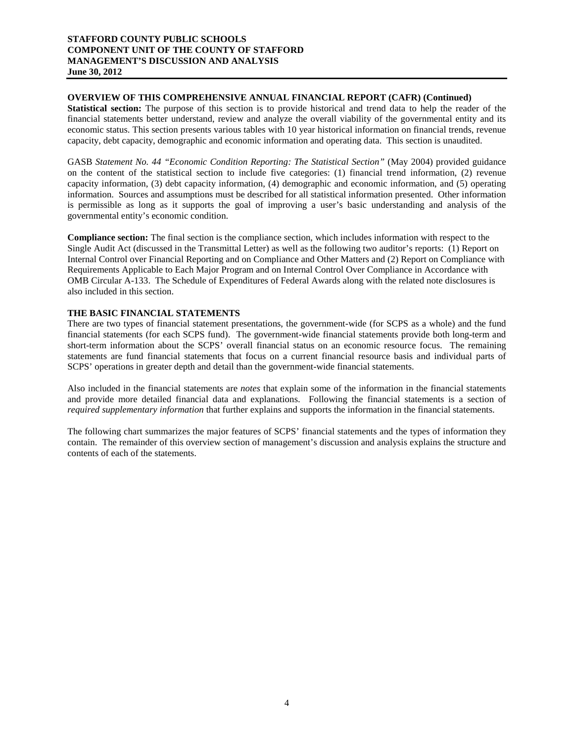## OVERVIEW OF THIS COMPREHENSIVE ANNUAL FINANCIAL REPORT (CAFR) (Continued)

**Statistical section:** The purpose of this section is to provide historical and trend data to help the reader of the financial statements better understand, review and analyze the overall viability of the governmental entity and its economic status. This section presents various tables with 10 year historical information on financial trends, revenue capacity, debt capacity, demographic and economic information and operating data. This section is unaudited.

GASB *Statement No. 44 "Economic Condition Reporting: The Statistical Section"* (May 2004) provided guidance on the content of the statistical section to include five categories: (1) financial trend information, (2) revenue capacity information, (3) debt capacity information, (4) demographic and economic information, and (5) operating information. Sources and assumptions must be described for all statistical information presented. Other information is permissible as long as it supports the goal of improving a user's basic understanding and analysis of the governmental entity's economic condition.

**Compliance section:** The final section is the compliance section, which includes information with respect to the Single Audit Act (discussed in the Transmittal Letter) as well as the following two auditor's reports: (1) Report on Internal Control over Financial Reporting and on Compliance and Other Matters and (2) Report on Compliance with Requirements Applicable to Each Major Program and on Internal Control Over Compliance in Accordance with OMB Circular A-133. The Schedule of Expenditures of Federal Awards along with the related note disclosures is also included in this section.

## THE BASIC FINANCIAL STATEMENTS

There are two types of financial statement presentations, the government-wide (for SCPS as a whole) and the fund financial statements (for each SCPS fund). The government-wide financial statements provide both long-term and short-term information about the SCPS' overall financial status on an economic resource focus. The remaining statements are fund financial statements that focus on a current financial resource basis and individual parts of SCPS' operations in greater depth and detail than the government-wide financial statements.

Also included in the financial statements are *notes* that explain some of the information in the financial statements and provide more detailed financial data and explanations. Following the financial statements is a section of *required supplementary information* that further explains and supports the information in the financial statements.

The following chart summarizes the major features of SCPS' financial statements and the types of information they contain. The remainder of this overview section of management's discussion and analysis explains the structure and contents of each of the statements.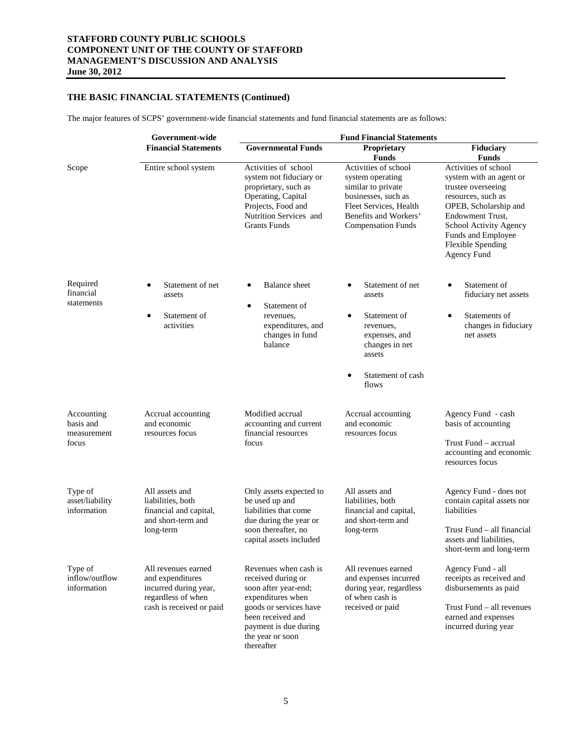## THE BASIC FINANCIAL STATEMENTS (Continued)

The major features of SCPS' government-wide financial statements and fund financial statements are as follows:

| | Government-wide Financial Statements | Fund Financial Statements | | |
|---|---|---|---|---|
| | | **Governmental Funds** | **Proprietary Funds** | **Fiduciary Funds** |
| Scope | Entire school system | Activities of school system not fiduciary or proprietary, such as Operating, Capital Projects, Food and Nutrition Services and Grants Funds | Activities of school system operating similar to private businesses, such as Fleet Services, Health Benefits and Workers' Compensation Funds | Activities of school system with an agent or trustee overseeing resources, such as OPEB, Scholarship and Endowment Trust, School Activity Agency Funds and Employee Flexible Spending Agency Fund |
| Required financial statements | • Statement of net assets<br>• Statement of activities | • Balance sheet<br>• Statement of revenues, expenditures, and changes in fund balance | • Statement of net assets<br>• Statement of revenues, expenses, and changes in net assets<br>• Statement of cash flows | • Statement of fiduciary net assets<br>• Statements of changes in fiduciary net assets |
| Accounting basis and measurement focus | Accrual accounting and economic resources focus | Modified accrual accounting and current financial resources focus | Accrual accounting and economic resources focus | Agency Fund - cash basis of accounting<br>Trust Fund – accrual accounting and economic resources focus |
| Type of asset/liability information | All assets and liabilities, both financial and capital, and short-term and long-term | Only assets expected to be used up and liabilities that come due during the year or soon thereafter, no capital assets included | All assets and liabilities, both financial and capital, and short-term and long-term | Agency Fund - does not contain capital assets nor liabilities<br>Trust Fund – all financial assets and liabilities, short-term and long-term |
| Type of inflow/outflow information | All revenues earned and expenditures incurred during year, regardless of when cash is received or paid | Revenues when cash is received during or soon after year-end; expenditures when goods or services have been received and payment is due during the year or soon thereafter | All revenues earned and expenses incurred during year, regardless of when cash is received or paid | Agency Fund - all receipts as received and disbursements as paid<br>Trust Fund – all revenues earned and expenses incurred during year |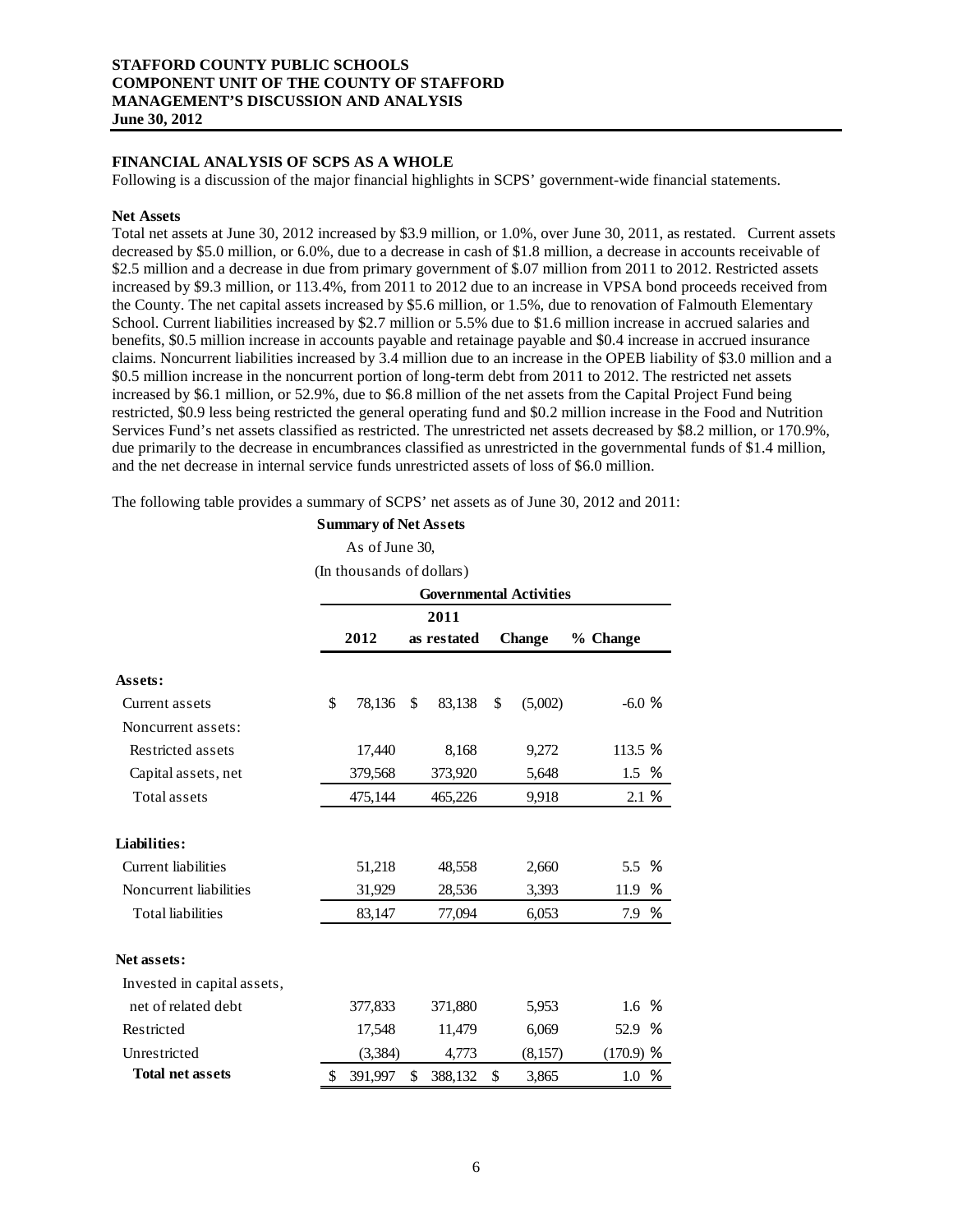**STAFFORD COUNTY PUBLIC SCHOOLS**
**COMPONENT UNIT OF THE COUNTY OF STAFFORD**
**MANAGEMENT'S DISCUSSION AND ANALYSIS**
**June 30, 2012**

## FINANCIAL ANALYSIS OF SCPS AS A WHOLE

Following is a discussion of the major financial highlights in SCPS' government-wide financial statements.

### Net Assets

Total net assets at June 30, 2012 increased by $3.9 million, or 1.0%, over June 30, 2011, as restated. Current assets decreased by $5.0 million, or 6.0%, due to a decrease in cash of $1.8 million, a decrease in accounts receivable of $2.5 million and a decrease in due from primary government of $.07 million from 2011 to 2012. Restricted assets increased by $9.3 million, or 113.4%, from 2011 to 2012 due to an increase in VPSA bond proceeds received from the County. The net capital assets increased by $5.6 million, or 1.5%, due to renovation of Falmouth Elementary School. Current liabilities increased by $2.7 million or 5.5% due to $1.6 million increase in accrued salaries and benefits, $0.5 million increase in accounts payable and retainage payable and $0.4 increase in accrued insurance claims. Noncurrent liabilities increased by 3.4 million due to an increase in the OPEB liability of $3.0 million and a $0.5 million increase in the noncurrent portion of long-term debt from 2011 to 2012. The restricted net assets increased by $6.1 million, or 52.9%, due to $6.8 million of the net assets from the Capital Project Fund being restricted, $0.9 less being restricted the general operating fund and $0.2 million increase in the Food and Nutrition Services Fund's net assets classified as restricted. The unrestricted net assets decreased by $8.2 million, or 170.9%, due primarily to the decrease in encumbrances classified as unrestricted in the governmental funds of $1.4 million, and the net decrease in internal service funds unrestricted assets of loss of $6.0 million.

The following table provides a summary of SCPS' net assets as of June 30, 2012 and 2011:

**Summary of Net Assets**
As of June 30,
(In thousands of dollars)

| | Governmental Activities | | | |
|---|---|---|---|---|
| | 2012 | 2011 as restated | Change | % Change |
| **Assets:** | | | | |
| Current assets | $ 78,136 | $ 83,138 | $ (5,002) | -6.0 % |
| Noncurrent assets: | | | | |
| Restricted assets | 17,440 | 8,168 | 9,272 | 113.5 % |
| Capital assets, net | 379,568 | 373,920 | 5,648 | 1.5 % |
| Total assets | 475,144 | 465,226 | 9,918 | 2.1 % |
| **Liabilities:** | | | | |
| Current liabilities | 51,218 | 48,558 | 2,660 | 5.5 % |
| Noncurrent liabilities | 31,929 | 28,536 | 3,393 | 11.9 % |
| Total liabilities | 83,147 | 77,094 | 6,053 | 7.9 % |
| **Net assets:** | | | | |
| Invested in capital assets, net of related debt | 377,833 | 371,880 | 5,953 | 1.6 % |
| Restricted | 17,548 | 11,479 | 6,069 | 52.9 % |
| Unrestricted | (3,384) | 4,773 | (8,157) | (170.9) % |
| **Total net assets** | $ 391,997 | $ 388,132 | $ 3,865 | 1.0 % |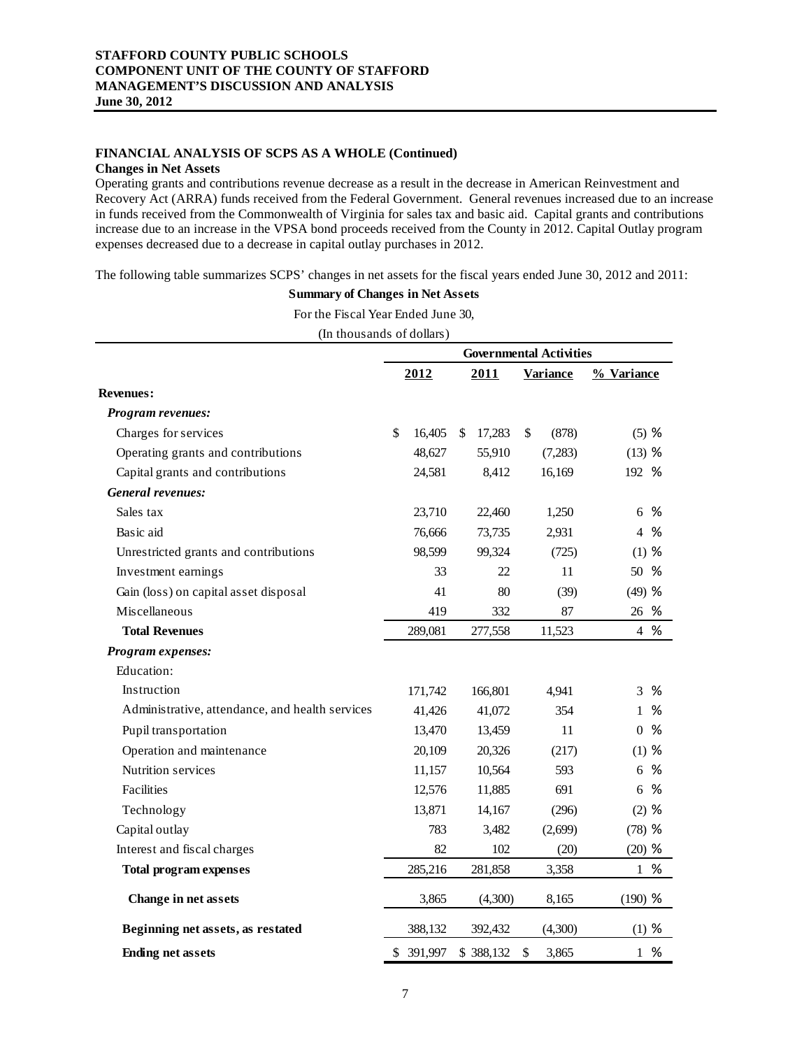## FINANCIAL ANALYSIS OF SCPS AS A WHOLE (Continued)

### Changes in Net Assets

Operating grants and contributions revenue decrease as a result in the decrease in American Reinvestment and Recovery Act (ARRA) funds received from the Federal Government. General revenues increased due to an increase in funds received from the Commonwealth of Virginia for sales tax and basic aid. Capital grants and contributions increase due to an increase in the VPSA bond proceeds received from the County in 2012. Capital Outlay program expenses decreased due to a decrease in capital outlay purchases in 2012.

The following table summarizes SCPS' changes in net assets for the fiscal years ended June 30, 2012 and 2011:

**Summary of Changes in Net Assets**

For the Fiscal Year Ended June 30,

(In thousands of dollars)

| | Governmental Activities | | | |
|---|---|---|---|---|
| | **2012** | **2011** | **Variance** | **% Variance** |
| **Revenues:** | | | | |
| ***Program revenues:*** | | | | |
| Charges for services | $ 16,405 | $ 17,283 | $ (878) | (5) % |
| Operating grants and contributions | 48,627 | 55,910 | (7,283) | (13) % |
| Capital grants and contributions | 24,581 | 8,412 | 16,169 | 192 % |
| ***General revenues:*** | | | | |
| Sales tax | 23,710 | 22,460 | 1,250 | 6 % |
| Basic aid | 76,666 | 73,735 | 2,931 | 4 % |
| Unrestricted grants and contributions | 98,599 | 99,324 | (725) | (1) % |
| Investment earnings | 33 | 22 | 11 | 50 % |
| Gain (loss) on capital asset disposal | 41 | 80 | (39) | (49) % |
| Miscellaneous | 419 | 332 | 87 | 26 % |
| **Total Revenues** | 289,081 | 277,558 | 11,523 | 4 % |
| ***Program expenses:*** | | | | |
| Education: | | | | |
| Instruction | 171,742 | 166,801 | 4,941 | 3 % |
| Administrative, attendance, and health services | 41,426 | 41,072 | 354 | 1 % |
| Pupil transportation | 13,470 | 13,459 | 11 | 0 % |
| Operation and maintenance | 20,109 | 20,326 | (217) | (1) % |
| Nutrition services | 11,157 | 10,564 | 593 | 6 % |
| Facilities | 12,576 | 11,885 | 691 | 6 % |
| Technology | 13,871 | 14,167 | (296) | (2) % |
| Capital outlay | 783 | 3,482 | (2,699) | (78) % |
| Interest and fiscal charges | 82 | 102 | (20) | (20) % |
| **Total program expenses** | 285,216 | 281,858 | 3,358 | 1 % |
| **Change in net assets** | 3,865 | (4,300) | 8,165 | (190) % |
| **Beginning net assets, as restated** | 388,132 | 392,432 | (4,300) | (1) % |
| **Ending net assets** | $ 391,997 | $ 388,132 | $ 3,865 | 1 % |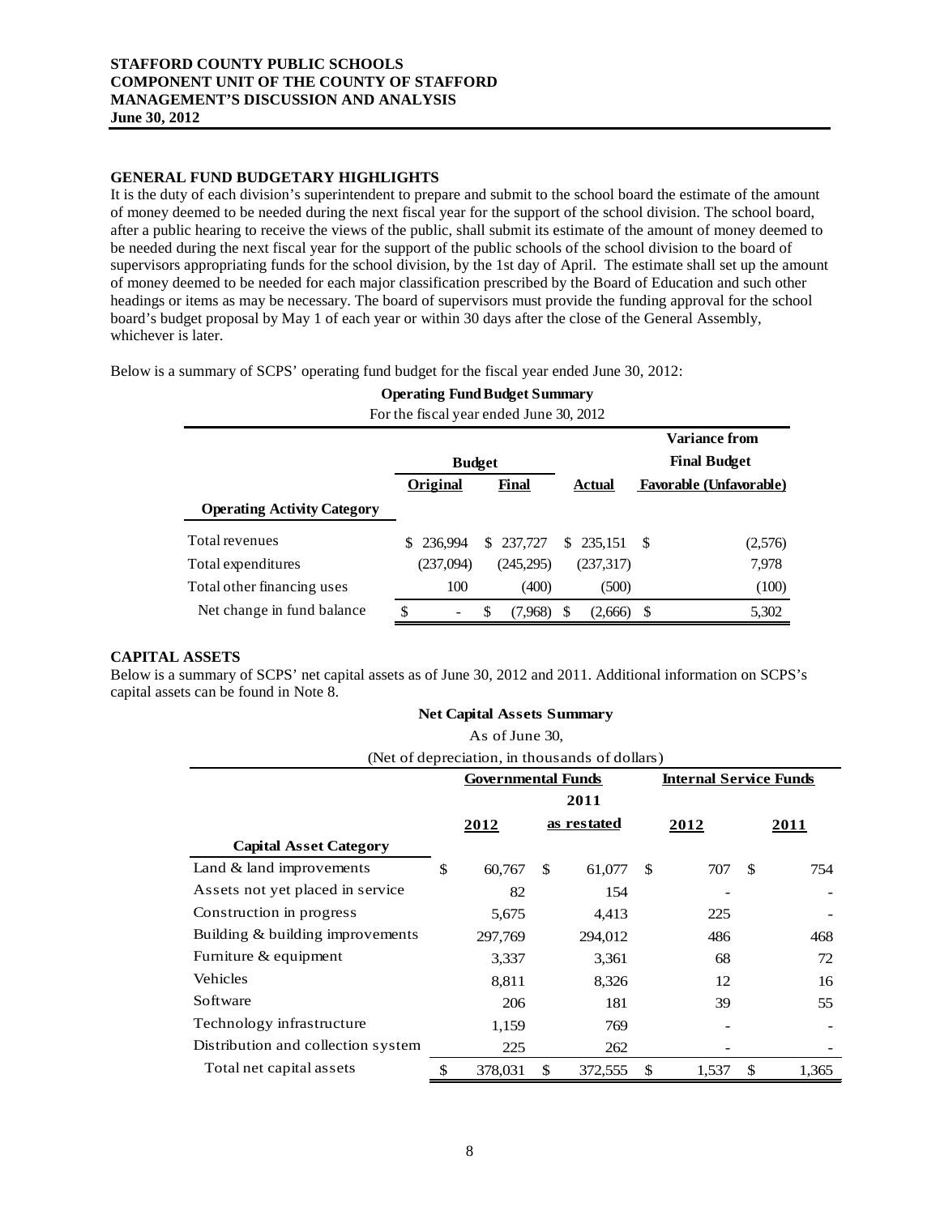**STAFFORD COUNTY PUBLIC SCHOOLS**
**COMPONENT UNIT OF THE COUNTY OF STAFFORD**
**MANAGEMENT'S DISCUSSION AND ANALYSIS**
**June 30, 2012**

## GENERAL FUND BUDGETARY HIGHLIGHTS

It is the duty of each division's superintendent to prepare and submit to the school board the estimate of the amount of money deemed to be needed during the next fiscal year for the support of the school division. The school board, after a public hearing to receive the views of the public, shall submit its estimate of the amount of money deemed to be needed during the next fiscal year for the support of the public schools of the school division to the board of supervisors appropriating funds for the school division, by the 1st day of April. The estimate shall set up the amount of money deemed to be needed for each major classification prescribed by the Board of Education and such other headings or items as may be necessary. The board of supervisors must provide the funding approval for the school board's budget proposal by May 1 of each year or within 30 days after the close of the General Assembly, whichever is later.

Below is a summary of SCPS' operating fund budget for the fiscal year ended June 30, 2012:

**Operating Fund Budget Summary**

For the fiscal year ended June 30, 2012

| | Budget | | | Variance from Final Budget |
|---|---|---|---|---|
| **Operating Activity Category** | **Original** | **Final** | **Actual** | **Favorable (Unfavorable)** |
| Total revenues | $ 236,994 | $ 237,727 | $ 235,151 | $ (2,576) |
| Total expenditures | (237,094) | (245,295) | (237,317) | 7,978 |
| Total other financing uses | 100 | (400) | (500) | (100) |
| Net change in fund balance | $ - | $ (7,968) | $ (2,666) | $ 5,302 |

## CAPITAL ASSETS

Below is a summary of SCPS' net capital assets as of June 30, 2012 and 2011. Additional information on SCPS's capital assets can be found in Note 8.

**Net Capital Assets Summary**

As of June 30,

(Net of depreciation, in thousands of dollars)

| | Governmental Funds | | Internal Service Funds | |
|---|---|---|---|---|
| **Capital Asset Category** | **2012** | **2011 as restated** | **2012** | **2011** |
| Land & land improvements | $ 60,767 | $ 61,077 | $ 707 | $ 754 |
| Assets not yet placed in service | 82 | 154 | - | - |
| Construction in progress | 5,675 | 4,413 | 225 | - |
| Building & building improvements | 297,769 | 294,012 | 486 | 468 |
| Furniture & equipment | 3,337 | 3,361 | 68 | 72 |
| Vehicles | 8,811 | 8,326 | 12 | 16 |
| Software | 206 | 181 | 39 | 55 |
| Technology infrastructure | 1,159 | 769 | - | - |
| Distribution and collection system | 225 | 262 | - | - |
| Total net capital assets | $ 378,031 | $ 372,555 | $ 1,537 | $ 1,365 |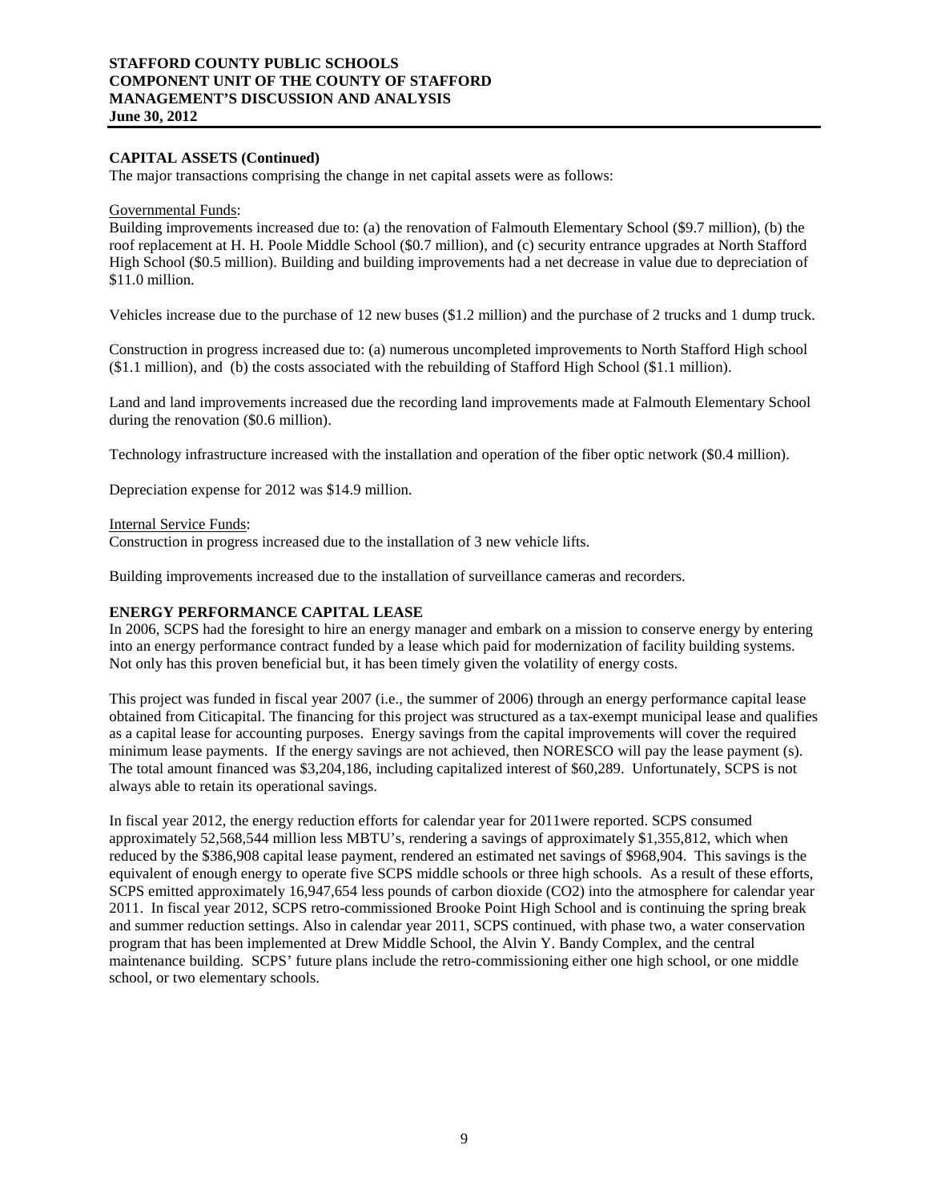## CAPITAL ASSETS (Continued)

The major transactions comprising the change in net capital assets were as follows:

Governmental Funds:

Building improvements increased due to: (a) the renovation of Falmouth Elementary School ($9.7 million), (b) the roof replacement at H. H. Poole Middle School ($0.7 million), and (c) security entrance upgrades at North Stafford High School ($0.5 million). Building and building improvements had a net decrease in value due to depreciation of $11.0 million.

Vehicles increase due to the purchase of 12 new buses ($1.2 million) and the purchase of 2 trucks and 1 dump truck.

Construction in progress increased due to: (a) numerous uncompleted improvements to North Stafford High school ($1.1 million), and (b) the costs associated with the rebuilding of Stafford High School ($1.1 million).

Land and land improvements increased due the recording land improvements made at Falmouth Elementary School during the renovation ($0.6 million).

Technology infrastructure increased with the installation and operation of the fiber optic network ($0.4 million).

Depreciation expense for 2012 was $14.9 million.

Internal Service Funds:

Construction in progress increased due to the installation of 3 new vehicle lifts.

Building improvements increased due to the installation of surveillance cameras and recorders.

## ENERGY PERFORMANCE CAPITAL LEASE

In 2006, SCPS had the foresight to hire an energy manager and embark on a mission to conserve energy by entering into an energy performance contract funded by a lease which paid for modernization of facility building systems. Not only has this proven beneficial but, it has been timely given the volatility of energy costs.

This project was funded in fiscal year 2007 (i.e., the summer of 2006) through an energy performance capital lease obtained from Citicapital. The financing for this project was structured as a tax-exempt municipal lease and qualifies as a capital lease for accounting purposes. Energy savings from the capital improvements will cover the required minimum lease payments. If the energy savings are not achieved, then NORESCO will pay the lease payment (s). The total amount financed was $3,204,186, including capitalized interest of $60,289. Unfortunately, SCPS is not always able to retain its operational savings.

In fiscal year 2012, the energy reduction efforts for calendar year for 2011were reported. SCPS consumed approximately 52,568,544 million less MBTU's, rendering a savings of approximately $1,355,812, which when reduced by the $386,908 capital lease payment, rendered an estimated net savings of $968,904. This savings is the equivalent of enough energy to operate five SCPS middle schools or three high schools. As a result of these efforts, SCPS emitted approximately 16,947,654 less pounds of carbon dioxide ($CO_2$) into the atmosphere for calendar year 2011. In fiscal year 2012, SCPS retro-commissioned Brooke Point High School and is continuing the spring break and summer reduction settings. Also in calendar year 2011, SCPS continued, with phase two, a water conservation program that has been implemented at Drew Middle School, the Alvin Y. Bandy Complex, and the central maintenance building. SCPS' future plans include the retro-commissioning either one high school, or one middle school, or two elementary schools.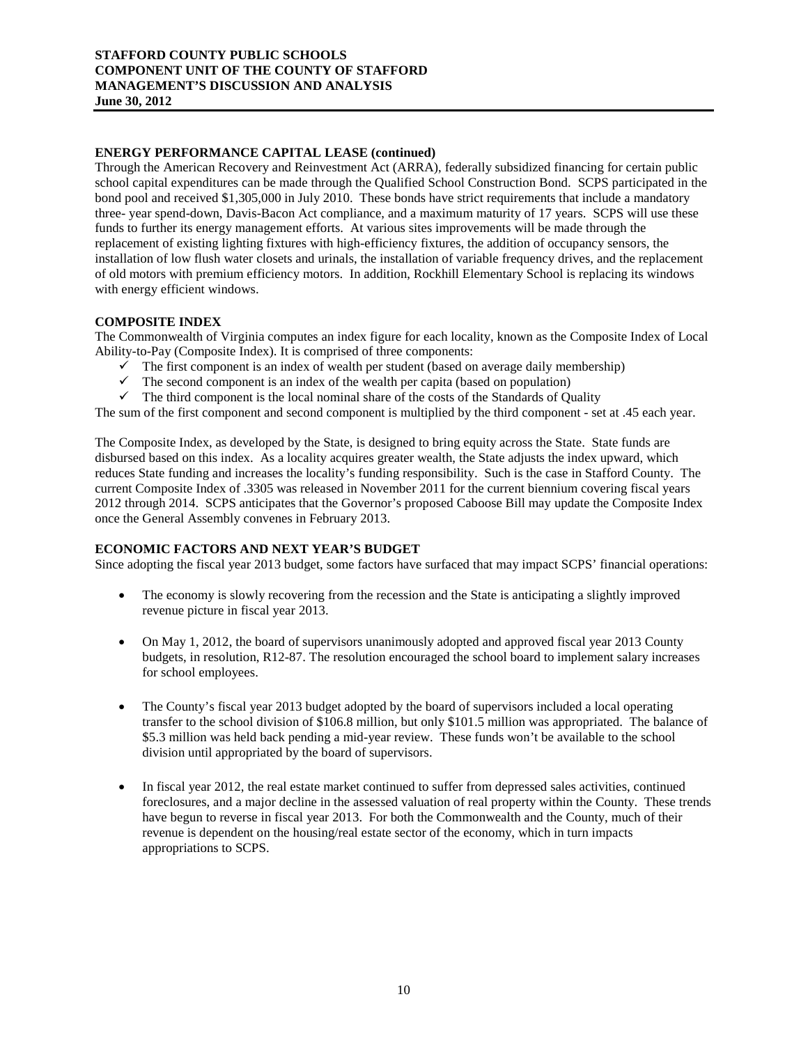## ENERGY PERFORMANCE CAPITAL LEASE (continued)

Through the American Recovery and Reinvestment Act (ARRA), federally subsidized financing for certain public school capital expenditures can be made through the Qualified School Construction Bond. SCPS participated in the bond pool and received $1,305,000 in July 2010. These bonds have strict requirements that include a mandatory three- year spend-down, Davis-Bacon Act compliance, and a maximum maturity of 17 years. SCPS will use these funds to further its energy management efforts. At various sites improvements will be made through the replacement of existing lighting fixtures with high-efficiency fixtures, the addition of occupancy sensors, the installation of low flush water closets and urinals, the installation of variable frequency drives, and the replacement of old motors with premium efficiency motors. In addition, Rockhill Elementary School is replacing its windows with energy efficient windows.

## COMPOSITE INDEX

The Commonwealth of Virginia computes an index figure for each locality, known as the Composite Index of Local Ability-to-Pay (Composite Index). It is comprised of three components:

- ✓ The first component is an index of wealth per student (based on average daily membership)
- ✓ The second component is an index of the wealth per capita (based on population)
- ✓ The third component is the local nominal share of the costs of the Standards of Quality

The sum of the first component and second component is multiplied by the third component - set at .45 each year.

The Composite Index, as developed by the State, is designed to bring equity across the State. State funds are disbursed based on this index. As a locality acquires greater wealth, the State adjusts the index upward, which reduces State funding and increases the locality's funding responsibility. Such is the case in Stafford County. The current Composite Index of .3305 was released in November 2011 for the current biennium covering fiscal years 2012 through 2014. SCPS anticipates that the Governor's proposed Caboose Bill may update the Composite Index once the General Assembly convenes in February 2013.

## ECONOMIC FACTORS AND NEXT YEAR'S BUDGET

Since adopting the fiscal year 2013 budget, some factors have surfaced that may impact SCPS' financial operations:

- The economy is slowly recovering from the recession and the State is anticipating a slightly improved revenue picture in fiscal year 2013.
- On May 1, 2012, the board of supervisors unanimously adopted and approved fiscal year 2013 County budgets, in resolution, R12-87. The resolution encouraged the school board to implement salary increases for school employees.
- The County's fiscal year 2013 budget adopted by the board of supervisors included a local operating transfer to the school division of $106.8 million, but only $101.5 million was appropriated. The balance of $5.3 million was held back pending a mid-year review. These funds won't be available to the school division until appropriated by the board of supervisors.
- In fiscal year 2012, the real estate market continued to suffer from depressed sales activities, continued foreclosures, and a major decline in the assessed valuation of real property within the County. These trends have begun to reverse in fiscal year 2013. For both the Commonwealth and the County, much of their revenue is dependent on the housing/real estate sector of the economy, which in turn impacts appropriations to SCPS.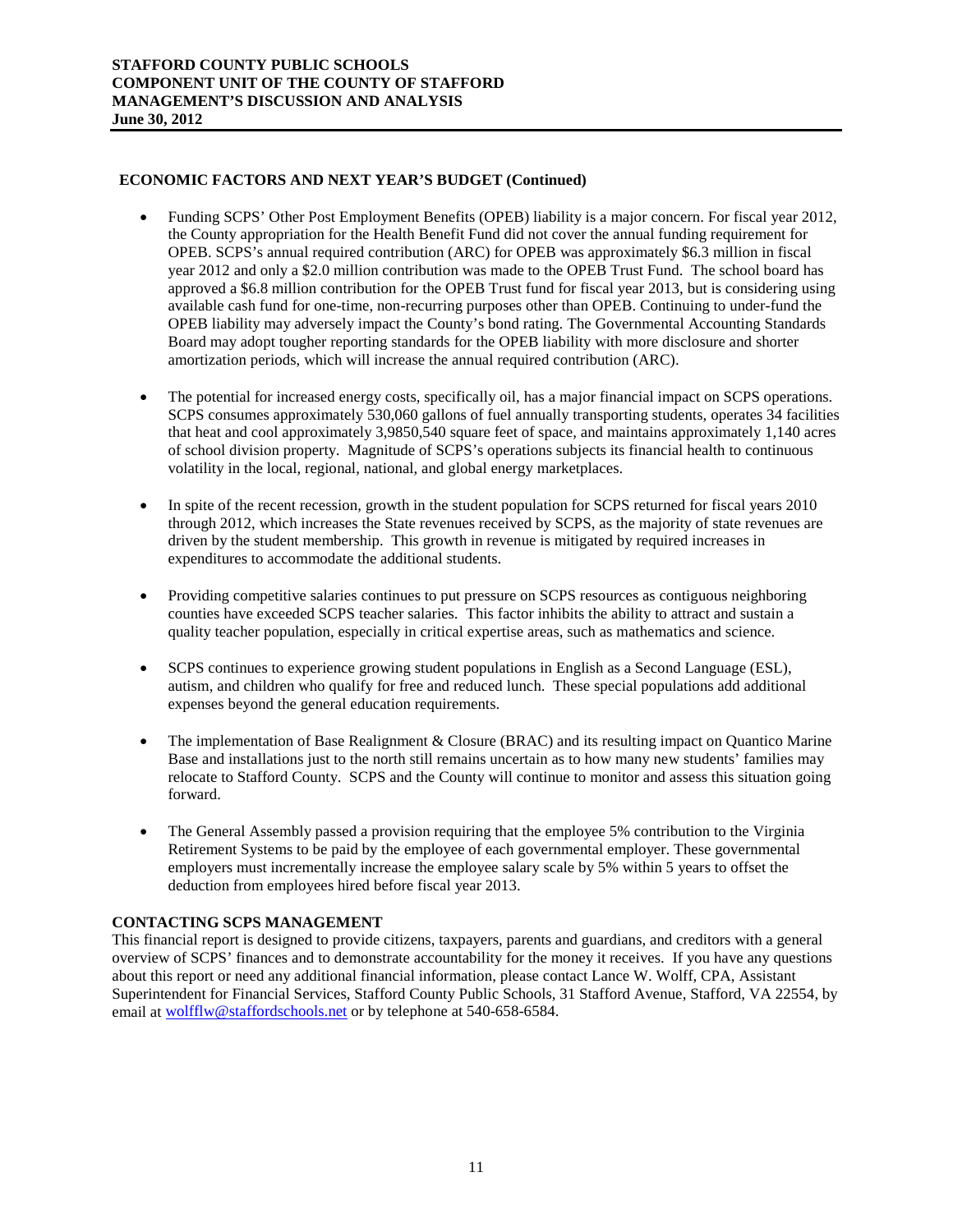## ECONOMIC FACTORS AND NEXT YEAR'S BUDGET (Continued)

- Funding SCPS' Other Post Employment Benefits (OPEB) liability is a major concern. For fiscal year 2012, the County appropriation for the Health Benefit Fund did not cover the annual funding requirement for OPEB. SCPS's annual required contribution (ARC) for OPEB was approximately $6.3 million in fiscal year 2012 and only a $2.0 million contribution was made to the OPEB Trust Fund. The school board has approved a $6.8 million contribution for the OPEB Trust fund for fiscal year 2013, but is considering using available cash fund for one-time, non-recurring purposes other than OPEB. Continuing to under-fund the OPEB liability may adversely impact the County's bond rating. The Governmental Accounting Standards Board may adopt tougher reporting standards for the OPEB liability with more disclosure and shorter amortization periods, which will increase the annual required contribution (ARC).

- The potential for increased energy costs, specifically oil, has a major financial impact on SCPS operations. SCPS consumes approximately 530,060 gallons of fuel annually transporting students, operates 34 facilities that heat and cool approximately 3,9850,540 square feet of space, and maintains approximately 1,140 acres of school division property. Magnitude of SCPS's operations subjects its financial health to continuous volatility in the local, regional, national, and global energy marketplaces.

- In spite of the recent recession, growth in the student population for SCPS returned for fiscal years 2010 through 2012, which increases the State revenues received by SCPS, as the majority of state revenues are driven by the student membership. This growth in revenue is mitigated by required increases in expenditures to accommodate the additional students.

- Providing competitive salaries continues to put pressure on SCPS resources as contiguous neighboring counties have exceeded SCPS teacher salaries. This factor inhibits the ability to attract and sustain a quality teacher population, especially in critical expertise areas, such as mathematics and science.

- SCPS continues to experience growing student populations in English as a Second Language (ESL), autism, and children who qualify for free and reduced lunch. These special populations add additional expenses beyond the general education requirements.

- The implementation of Base Realignment & Closure (BRAC) and its resulting impact on Quantico Marine Base and installations just to the north still remains uncertain as to how many new students' families may relocate to Stafford County. SCPS and the County will continue to monitor and assess this situation going forward.

- The General Assembly passed a provision requiring that the employee 5% contribution to the Virginia Retirement Systems to be paid by the employee of each governmental employer. These governmental employers must incrementally increase the employee salary scale by 5% within 5 years to offset the deduction from employees hired before fiscal year 2013.

## CONTACTING SCPS MANAGEMENT

This financial report is designed to provide citizens, taxpayers, parents and guardians, and creditors with a general overview of SCPS' finances and to demonstrate accountability for the money it receives. If you have any questions about this report or need any additional financial information, please contact Lance W. Wolff, CPA, Assistant Superintendent for Financial Services, Stafford County Public Schools, 31 Stafford Avenue, Stafford, VA 22554, by email at wolfflw@staffordschools.net or by telephone at 540-658-6584.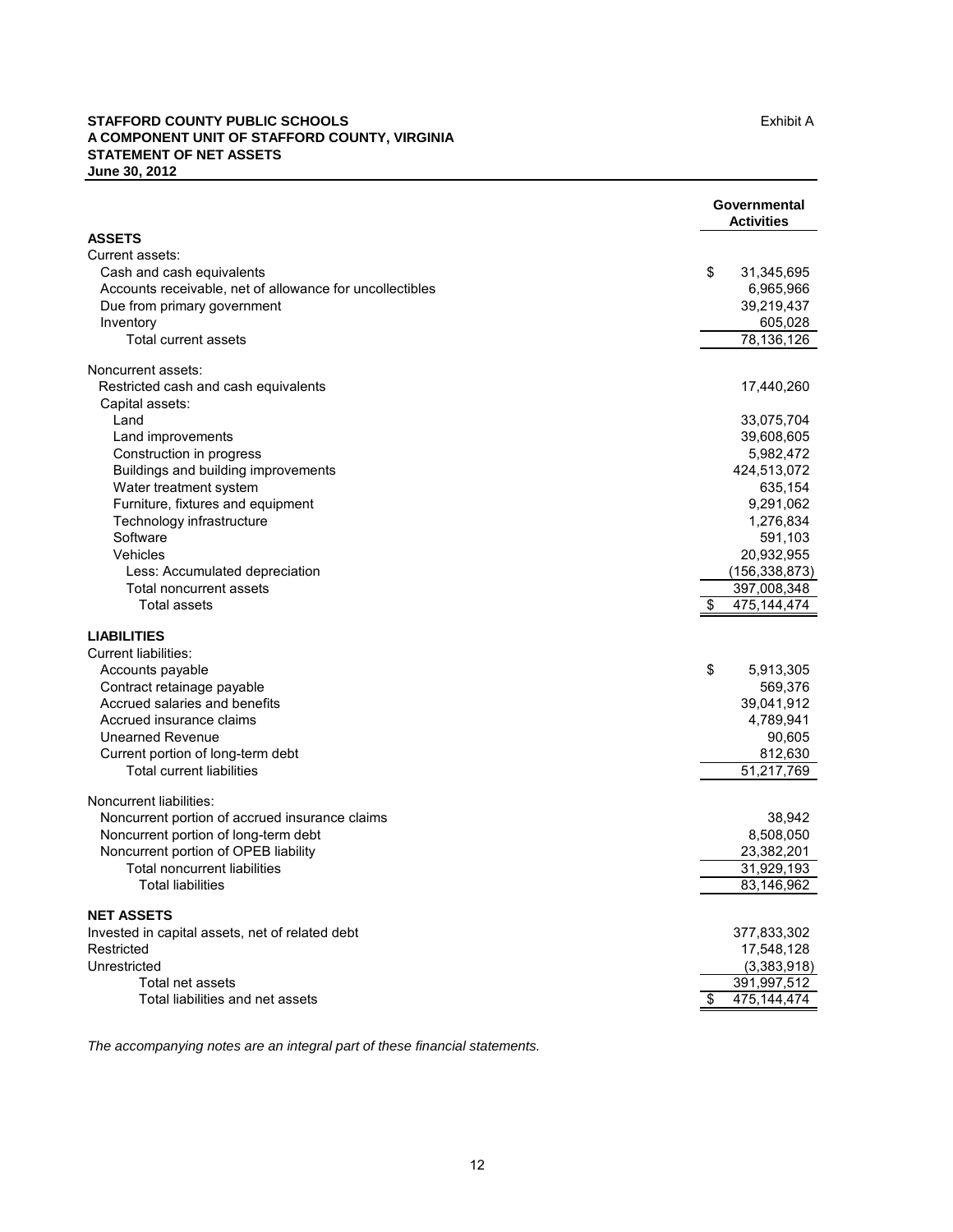**STAFFORD COUNTY PUBLIC SCHOOLS**
**A COMPONENT UNIT OF STAFFORD COUNTY, VIRGINIA**
**STATEMENT OF NET ASSETS**
**June 30, 2012**

Exhibit A

| | Governmental Activities |
|---|---|
| **ASSETS** | |
| Current assets: | |
| Cash and cash equivalents | $ 31,345,695 |
| Accounts receivable, net of allowance for uncollectibles | 6,965,966 |
| Due from primary government | 39,219,437 |
| Inventory | 605,028 |
| Total current assets | 78,136,126 |
| Noncurrent assets: | |
| Restricted cash and cash equivalents | 17,440,260 |
| Capital assets: | |
| Land | 33,075,704 |
| Land improvements | 39,608,605 |
| Construction in progress | 5,982,472 |
| Buildings and building improvements | 424,513,072 |
| Water treatment system | 635,154 |
| Furniture, fixtures and equipment | 9,291,062 |
| Technology infrastructure | 1,276,834 |
| Software | 591,103 |
| Vehicles | 20,932,955 |
| Less: Accumulated depreciation | (156,338,873) |
| Total noncurrent assets | 397,008,348 |
| Total assets | $ 475,144,474 |
| **LIABILITIES** | |
| Current liabilities: | |
| Accounts payable | $ 5,913,305 |
| Contract retainage payable | 569,376 |
| Accrued salaries and benefits | 39,041,912 |
| Accrued insurance claims | 4,789,941 |
| Unearned Revenue | 90,605 |
| Current portion of long-term debt | 812,630 |
| Total current liabilities | 51,217,769 |
| Noncurrent liabilities: | |
| Noncurrent portion of accrued insurance claims | 38,942 |
| Noncurrent portion of long-term debt | 8,508,050 |
| Noncurrent portion of OPEB liability | 23,382,201 |
| Total noncurrent liabilities | 31,929,193 |
| Total liabilities | 83,146,962 |
| **NET ASSETS** | |
| Invested in capital assets, net of related debt | 377,833,302 |
| Restricted | 17,548,128 |
| Unrestricted | (3,383,918) |
| Total net assets | 391,997,512 |
| Total liabilities and net assets | $ 475,144,474 |

*The accompanying notes are an integral part of these financial statements.*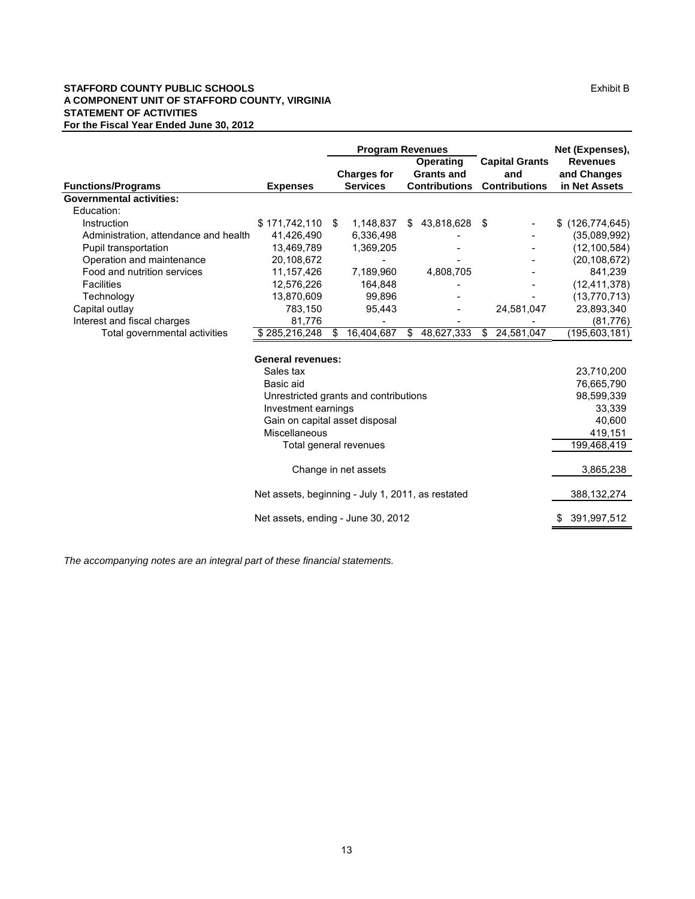**STAFFORD COUNTY PUBLIC SCHOOLS**
**A COMPONENT UNIT OF STAFFORD COUNTY, VIRGINIA**
**STATEMENT OF ACTIVITIES**
**For the Fiscal Year Ended June 30, 2012**

Exhibit B

| Functions/Programs | Expenses | Program Revenues: Charges for Services | Program Revenues: Operating Grants and Contributions | Program Revenues: Capital Grants and Contributions | Net (Expenses), Revenues and Changes in Net Assets |
|---|---|---|---|---|---|
| **Governmental activities:** | | | | | |
| Education: | | | | | |
| Instruction | $ 171,742,110 | $ 1,148,837 | $ 43,818,628 | $ - | $ (126,774,645) |
| Administration, attendance and health | 41,426,490 | 6,336,498 | - | - | (35,089,992) |
| Pupil transportation | 13,469,789 | 1,369,205 | - | - | (12,100,584) |
| Operation and maintenance | 20,108,672 | - | - | - | (20,108,672) |
| Food and nutrition services | 11,157,426 | 7,189,960 | 4,808,705 | - | 841,239 |
| Facilities | 12,576,226 | 164,848 | - | - | (12,411,378) |
| Technology | 13,870,609 | 99,896 | - | - | (13,770,713) |
| Capital outlay | 783,150 | 95,443 | - | 24,581,047 | 23,893,340 |
| Interest and fiscal charges | 81,776 | - | - | - | (81,776) |
| Total governmental activities | $ 285,216,248 | $ 16,404,687 | $ 48,627,333 | $ 24,581,047 | (195,603,181) |
| | **General revenues:** | | | | |
| | Sales tax | | | | 23,710,200 |
| | Basic aid | | | | 76,665,790 |
| | Unrestricted grants and contributions | | | | 98,599,339 |
| | Investment earnings | | | | 33,339 |
| | Gain on capital asset disposal | | | | 40,600 |
| | Miscellaneous | | | | 419,151 |
| | Total general revenues | | | | 199,468,419 |
| | Change in net assets | | | | 3,865,238 |
| | Net assets, beginning - July 1, 2011, as restated | | | | 388,132,274 |
| | Net assets, ending - June 30, 2012 | | | | $ 391,997,512 |

*The accompanying notes are an integral part of these financial statements.*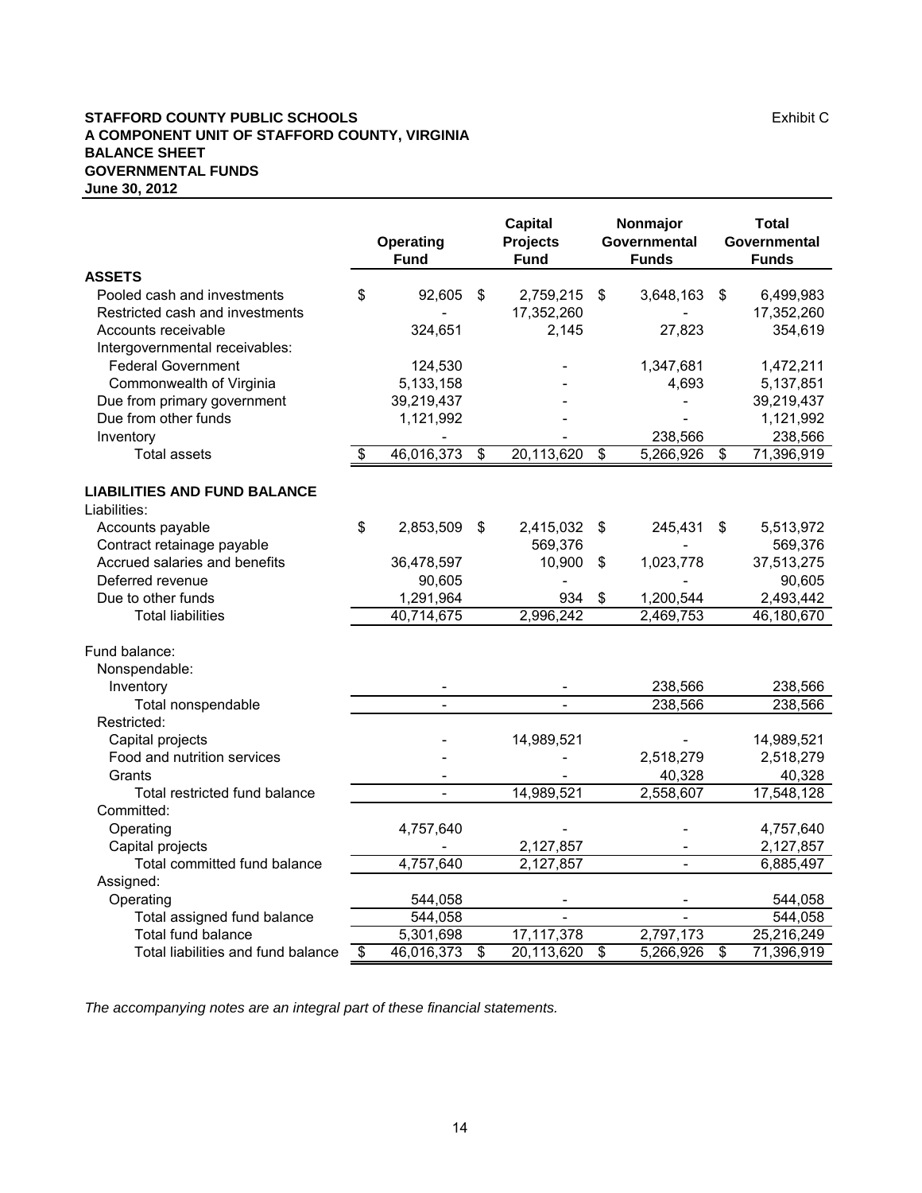**STAFFORD COUNTY PUBLIC SCHOOLS**
**A COMPONENT UNIT OF STAFFORD COUNTY, VIRGINIA**
**BALANCE SHEET**
**GOVERNMENTAL FUNDS**
**June 30, 2012**

Exhibit C

| | Operating Fund | Capital Projects Fund | Nonmajor Governmental Funds | Total Governmental Funds |
|---|---|---|---|---|
| **ASSETS** | | | | |
| Pooled cash and investments | $ 92,605 | $ 2,759,215 | $ 3,648,163 | $ 6,499,983 |
| Restricted cash and investments | - | 17,352,260 | - | 17,352,260 |
| Accounts receivable | 324,651 | 2,145 | 27,823 | 354,619 |
| Intergovernmental receivables: | | | | |
| Federal Government | 124,530 | - | 1,347,681 | 1,472,211 |
| Commonwealth of Virginia | 5,133,158 | - | 4,693 | 5,137,851 |
| Due from primary government | 39,219,437 | - | - | 39,219,437 |
| Due from other funds | 1,121,992 | - | - | 1,121,992 |
| Inventory | - | - | 238,566 | 238,566 |
| Total assets | $ 46,016,373 | $ 20,113,620 | $ 5,266,926 | $ 71,396,919 |
| **LIABILITIES AND FUND BALANCE** | | | | |
| Liabilities: | | | | |
| Accounts payable | $ 2,853,509 | $ 2,415,032 | $ 245,431 | $ 5,513,972 |
| Contract retainage payable | | 569,376 | - | 569,376 |
| Accrued salaries and benefits | 36,478,597 | 10,900 | $ 1,023,778 | 37,513,275 |
| Deferred revenue | 90,605 | - | - | 90,605 |
| Due to other funds | 1,291,964 | 934 | $ 1,200,544 | 2,493,442 |
| Total liabilities | 40,714,675 | 2,996,242 | 2,469,753 | 46,180,670 |
| Fund balance: | | | | |
| Nonspendable: | | | | |
| Inventory | - | - | 238,566 | 238,566 |
| Total nonspendable | - | - | 238,566 | 238,566 |
| Restricted: | | | | |
| Capital projects | - | 14,989,521 | - | 14,989,521 |
| Food and nutrition services | - | - | 2,518,279 | 2,518,279 |
| Grants | - | - | 40,328 | 40,328 |
| Total restricted fund balance | - | 14,989,521 | 2,558,607 | 17,548,128 |
| Committed: | | | | |
| Operating | 4,757,640 | - | - | 4,757,640 |
| Capital projects | - | 2,127,857 | - | 2,127,857 |
| Total committed fund balance | 4,757,640 | 2,127,857 | - | 6,885,497 |
| Assigned: | | | | |
| Operating | 544,058 | - | - | 544,058 |
| Total assigned fund balance | 544,058 | - | - | 544,058 |
| Total fund balance | 5,301,698 | 17,117,378 | 2,797,173 | 25,216,249 |
| Total liabilities and fund balance | $ 46,016,373 | $ 20,113,620 | $ 5,266,926 | $ 71,396,919 |

*The accompanying notes are an integral part of these financial statements.*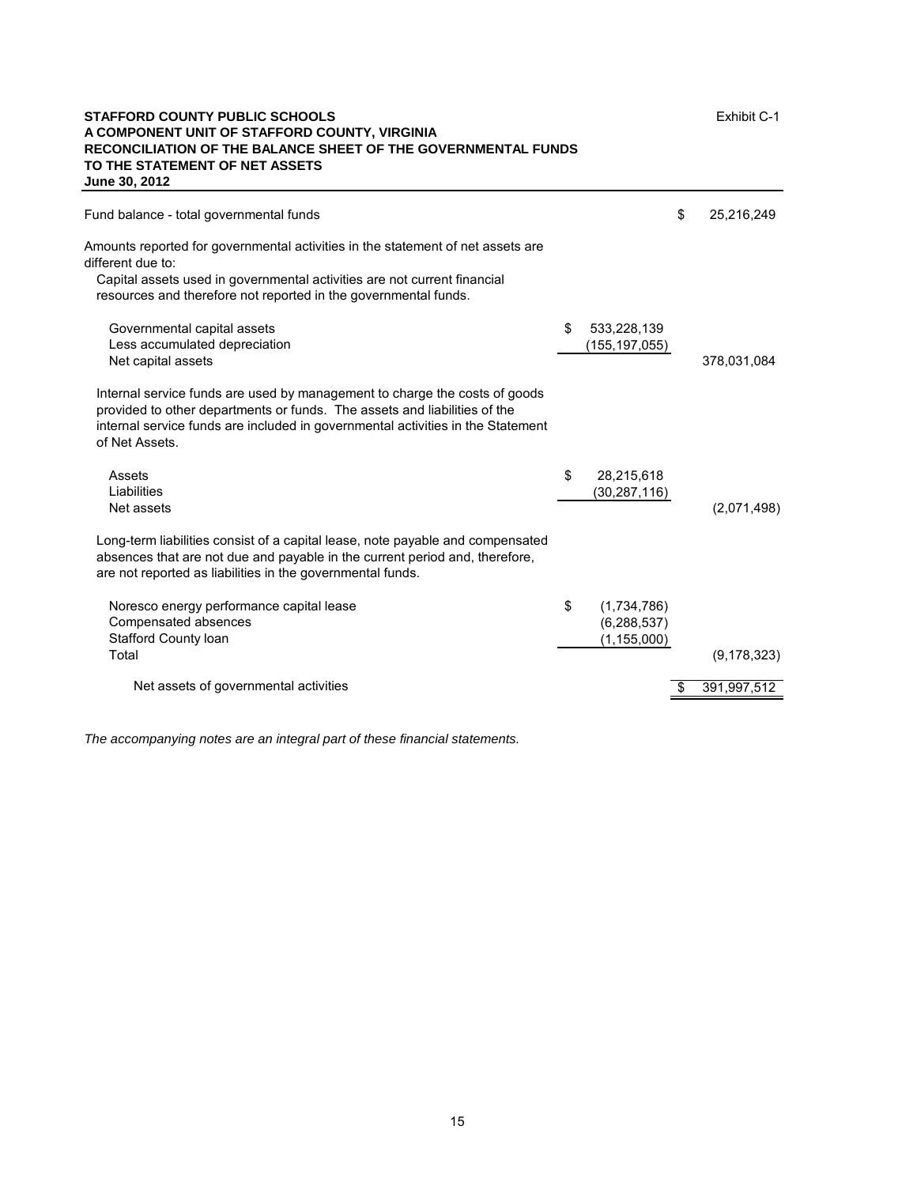**STAFFORD COUNTY PUBLIC SCHOOLS**
**A COMPONENT UNIT OF STAFFORD COUNTY, VIRGINIA**
**RECONCILIATION OF THE BALANCE SHEET OF THE GOVERNMENTAL FUNDS**
**TO THE STATEMENT OF NET ASSETS**
**June 30, 2012**

Exhibit C-1

| | | |
|---|---|---|
| Fund balance - total governmental funds | | $ 25,216,249 |
| Amounts reported for governmental activities in the statement of net assets are different due to: | | |
| Capital assets used in governmental activities are not current financial resources and therefore not reported in the governmental funds. | | |
| Governmental capital assets | $ 533,228,139 | |
| Less accumulated depreciation | (155,197,055) | |
| Net capital assets | | 378,031,084 |
| Internal service funds are used by management to charge the costs of goods provided to other departments or funds. The assets and liabilities of the internal service funds are included in governmental activities in the Statement of Net Assets. | | |
| Assets | $ 28,215,618 | |
| Liabilities | (30,287,116) | |
| Net assets | | (2,071,498) |
| Long-term liabilities consist of a capital lease, note payable and compensated absences that are not due and payable in the current period and, therefore, are not reported as liabilities in the governmental funds. | | |
| Noresco energy performance capital lease | $ (1,734,786) | |
| Compensated absences | (6,288,537) | |
| Stafford County loan | (1,155,000) | |
| Total | | (9,178,323) |
| Net assets of governmental activities | | $ 391,997,512 |

*The accompanying notes are an integral part of these financial statements.*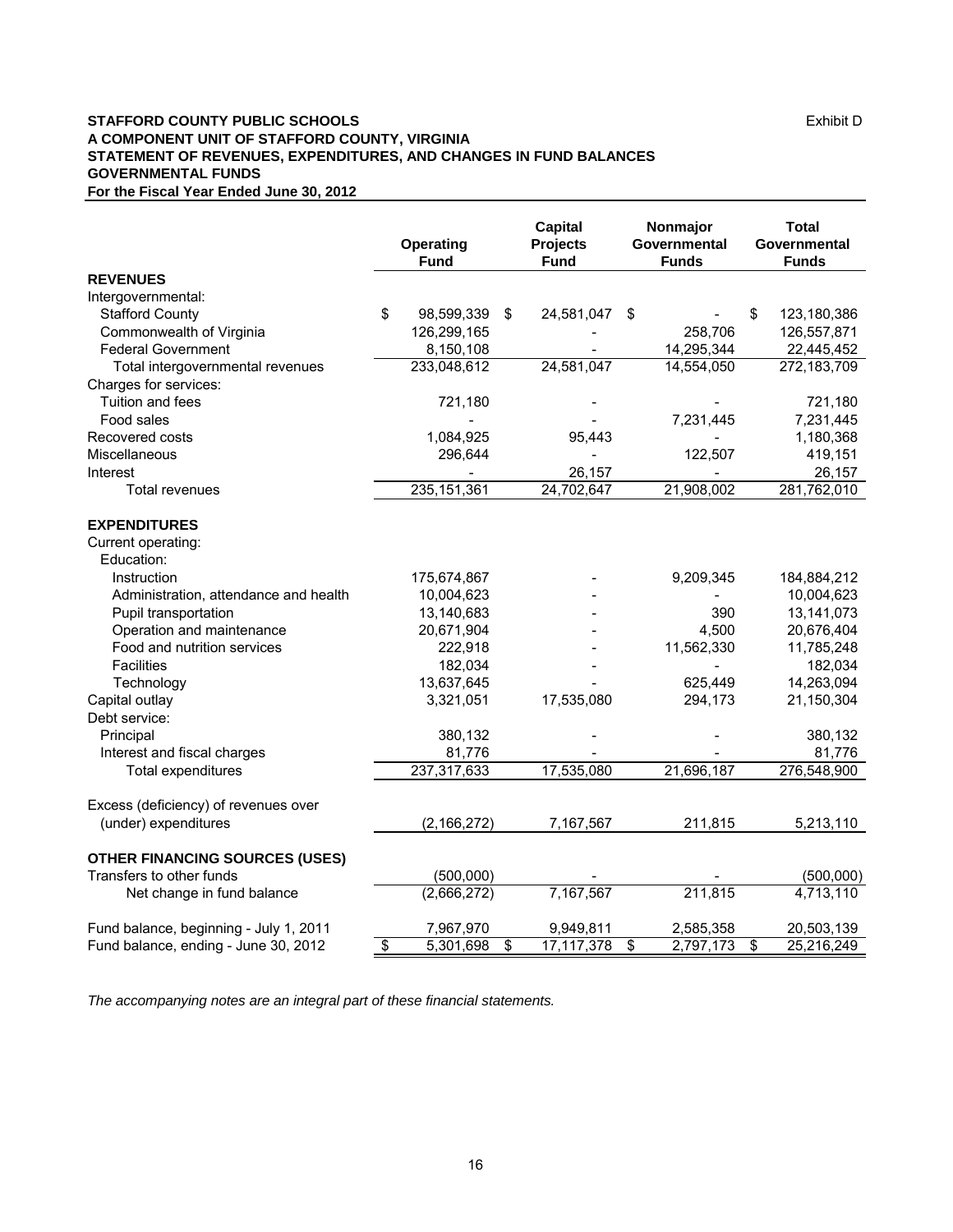**STAFFORD COUNTY PUBLIC SCHOOLS** Exhibit D

**A COMPONENT UNIT OF STAFFORD COUNTY, VIRGINIA**

**STATEMENT OF REVENUES, EXPENDITURES, AND CHANGES IN FUND BALANCES**

**GOVERNMENTAL FUNDS**

**For the Fiscal Year Ended June 30, 2012**

| | Operating Fund | Capital Projects Fund | Nonmajor Governmental Funds | Total Governmental Funds |
|---|---|---|---|---|
| **REVENUES** | | | | |
| Intergovernmental: | | | | |
| Stafford County | $ 98,599,339 | $ 24,581,047 | $ - | $ 123,180,386 |
| Commonwealth of Virginia | 126,299,165 | - | 258,706 | 126,557,871 |
| Federal Government | 8,150,108 | - | 14,295,344 | 22,445,452 |
| Total intergovernmental revenues | 233,048,612 | 24,581,047 | 14,554,050 | 272,183,709 |
| Charges for services: | | | | |
| Tuition and fees | 721,180 | - | - | 721,180 |
| Food sales | - | - | 7,231,445 | 7,231,445 |
| Recovered costs | 1,084,925 | 95,443 | - | 1,180,368 |
| Miscellaneous | 296,644 | - | 122,507 | 419,151 |
| Interest | - | 26,157 | - | 26,157 |
| Total revenues | 235,151,361 | 24,702,647 | 21,908,002 | 281,762,010 |
| **EXPENDITURES** | | | | |
| Current operating: | | | | |
| Education: | | | | |
| Instruction | 175,674,867 | - | 9,209,345 | 184,884,212 |
| Administration, attendance and health | 10,004,623 | - | - | 10,004,623 |
| Pupil transportation | 13,140,683 | - | 390 | 13,141,073 |
| Operation and maintenance | 20,671,904 | - | 4,500 | 20,676,404 |
| Food and nutrition services | 222,918 | - | 11,562,330 | 11,785,248 |
| Facilities | 182,034 | - | - | 182,034 |
| Technology | 13,637,645 | - | 625,449 | 14,263,094 |
| Capital outlay | 3,321,051 | 17,535,080 | 294,173 | 21,150,304 |
| Debt service: | | | | |
| Principal | 380,132 | - | - | 380,132 |
| Interest and fiscal charges | 81,776 | - | - | 81,776 |
| Total expenditures | 237,317,633 | 17,535,080 | 21,696,187 | 276,548,900 |
| Excess (deficiency) of revenues over (under) expenditures | (2,166,272) | 7,167,567 | 211,815 | 5,213,110 |
| **OTHER FINANCING SOURCES (USES)** | | | | |
| Transfers to other funds | (500,000) | - | - | (500,000) |
| Net change in fund balance | (2,666,272) | 7,167,567 | 211,815 | 4,713,110 |
| Fund balance, beginning - July 1, 2011 | 7,967,970 | 9,949,811 | 2,585,358 | 20,503,139 |
| Fund balance, ending - June 30, 2012 | $ 5,301,698 | $ 17,117,378 | $ 2,797,173 | $ 25,216,249 |

*The accompanying notes are an integral part of these financial statements.*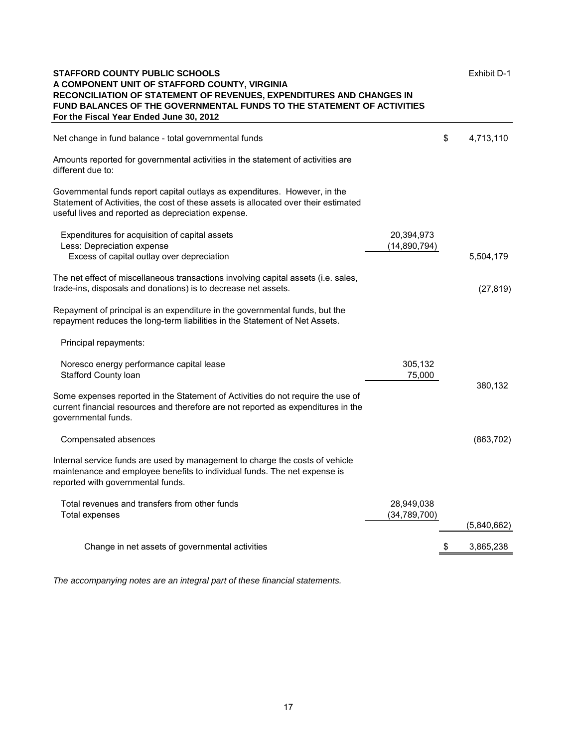**STAFFORD COUNTY PUBLIC SCHOOLS**
**A COMPONENT UNIT OF STAFFORD COUNTY, VIRGINIA**
**RECONCILIATION OF STATEMENT OF REVENUES, EXPENDITURES AND CHANGES IN FUND BALANCES OF THE GOVERNMENTAL FUNDS TO THE STATEMENT OF ACTIVITIES**
**For the Fiscal Year Ended June 30, 2012**

Exhibit D-1

| | | |
|---|---|---|
| Net change in fund balance - total governmental funds | | $ 4,713,110 |
| Amounts reported for governmental activities in the statement of activities are different due to: | | |
| Governmental funds report capital outlays as expenditures. However, in the Statement of Activities, the cost of these assets is allocated over their estimated useful lives and reported as depreciation expense. | | |
| Expenditures for acquisition of capital assets | 20,394,973 | |
| Less: Depreciation expense | (14,890,794) | |
| Excess of capital outlay over depreciation | | 5,504,179 |
| The net effect of miscellaneous transactions involving capital assets (i.e. sales, trade-ins, disposals and donations) is to decrease net assets. | | (27,819) |
| Repayment of principal is an expenditure in the governmental funds, but the repayment reduces the long-term liabilities in the Statement of Net Assets. | | |
| Principal repayments: | | |
| Noresco energy performance capital lease | 305,132 | |
| Stafford County loan | 75,000 | 380,132 |
| Some expenses reported in the Statement of Activities do not require the use of current financial resources and therefore are not reported as expenditures in the governmental funds. | | |
| Compensated absences | | (863,702) |
| Internal service funds are used by management to charge the costs of vehicle maintenance and employee benefits to individual funds. The net expense is reported with governmental funds. | | |
| Total revenues and transfers from other funds | 28,949,038 | |
| Total expenses | (34,789,700) | (5,840,662) |
| Change in net assets of governmental activities | | $ 3,865,238 |

*The accompanying notes are an integral part of these financial statements.*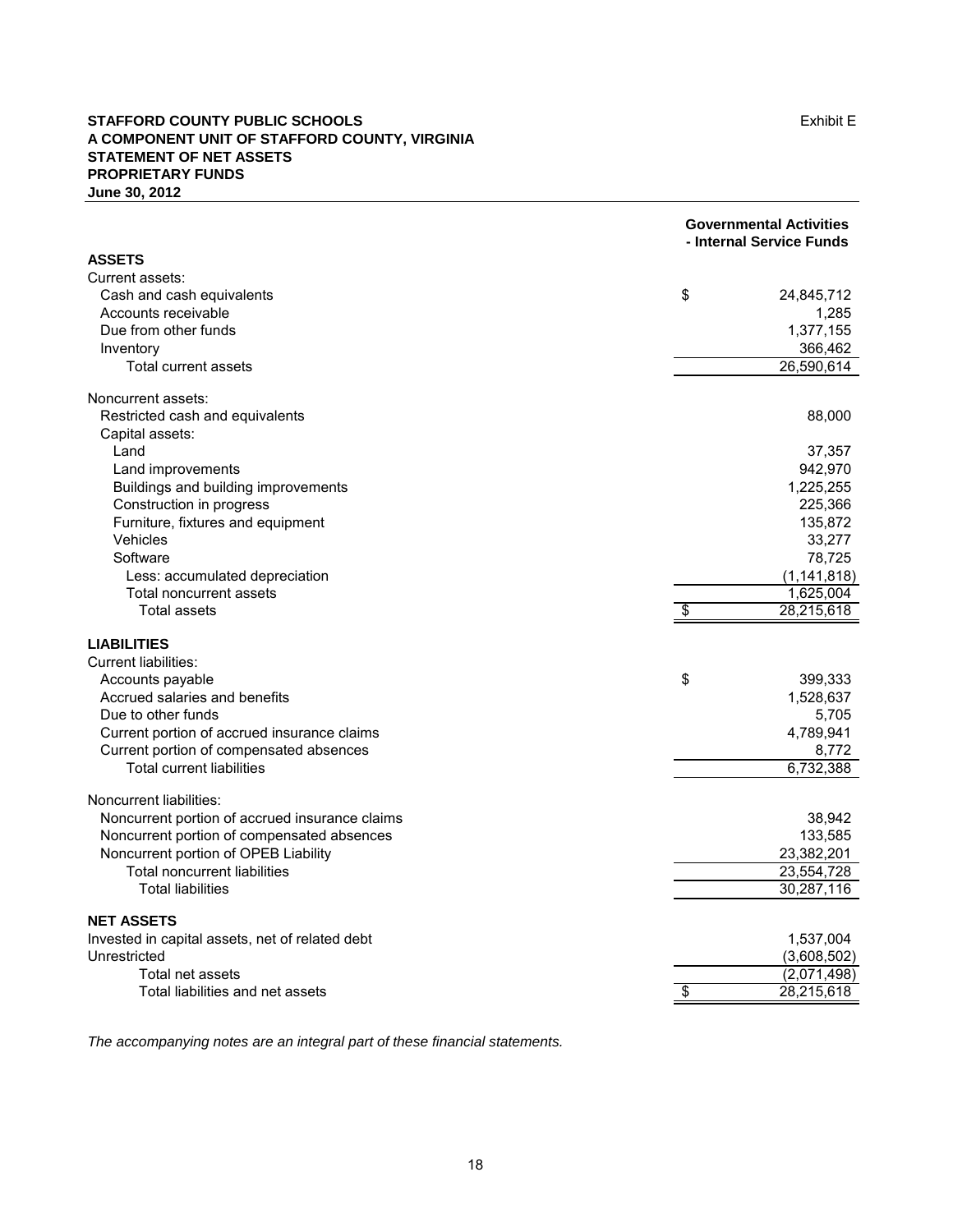**STAFFORD COUNTY PUBLIC SCHOOLS**
**A COMPONENT UNIT OF STAFFORD COUNTY, VIRGINIA**
**STATEMENT OF NET ASSETS**
**PROPRIETARY FUNDS**
**June 30, 2012**

Exhibit E

| | Governmental Activities - Internal Service Funds |
|---|---|
| **ASSETS** | |
| Current assets: | |
| Cash and cash equivalents | $ 24,845,712 |
| Accounts receivable | 1,285 |
| Due from other funds | 1,377,155 |
| Inventory | 366,462 |
| Total current assets | 26,590,614 |
| Noncurrent assets: | |
| Restricted cash and equivalents | 88,000 |
| Capital assets: | |
| Land | 37,357 |
| Land improvements | 942,970 |
| Buildings and building improvements | 1,225,255 |
| Construction in progress | 225,366 |
| Furniture, fixtures and equipment | 135,872 |
| Vehicles | 33,277 |
| Software | 78,725 |
| Less: accumulated depreciation | (1,141,818) |
| Total noncurrent assets | 1,625,004 |
| Total assets | $ 28,215,618 |
| **LIABILITIES** | |
| Current liabilities: | |
| Accounts payable | $ 399,333 |
| Accrued salaries and benefits | 1,528,637 |
| Due to other funds | 5,705 |
| Current portion of accrued insurance claims | 4,789,941 |
| Current portion of compensated absences | 8,772 |
| Total current liabilities | 6,732,388 |
| Noncurrent liabilities: | |
| Noncurrent portion of accrued insurance claims | 38,942 |
| Noncurrent portion of compensated absences | 133,585 |
| Noncurrent portion of OPEB Liability | 23,382,201 |
| Total noncurrent liabilities | 23,554,728 |
| Total liabilities | 30,287,116 |
| **NET ASSETS** | |
| Invested in capital assets, net of related debt | 1,537,004 |
| Unrestricted | (3,608,502) |
| Total net assets | (2,071,498) |
| Total liabilities and net assets | $ 28,215,618 |

*The accompanying notes are an integral part of these financial statements.*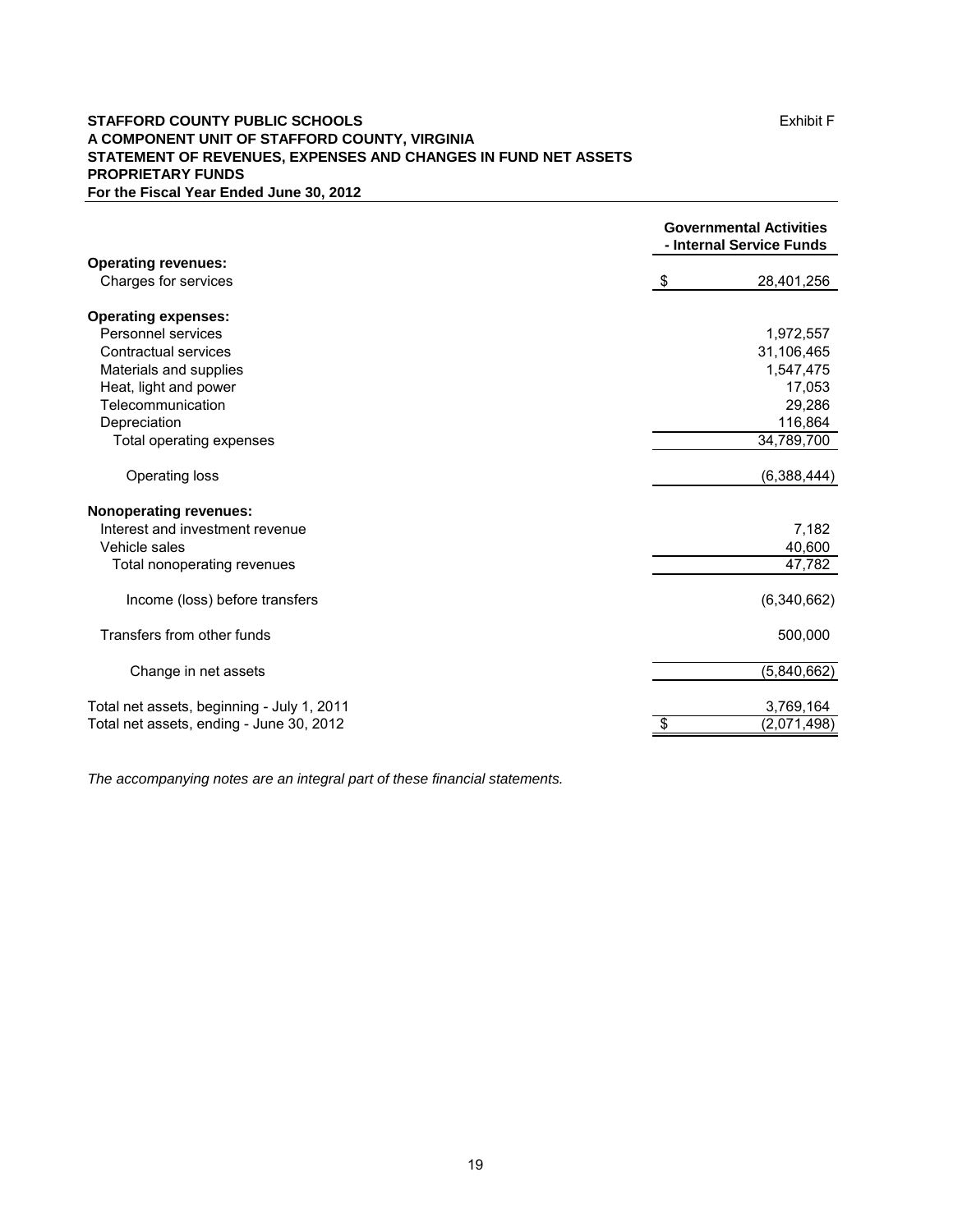**STAFFORD COUNTY PUBLIC SCHOOLS**
**A COMPONENT UNIT OF STAFFORD COUNTY, VIRGINIA**
**STATEMENT OF REVENUES, EXPENSES AND CHANGES IN FUND NET ASSETS**
**PROPRIETARY FUNDS**
**For the Fiscal Year Ended June 30, 2012**

Exhibit F

| | Governmental Activities - Internal Service Funds |
|---|---|
| **Operating revenues:** | |
| Charges for services | $ 28,401,256 |
| **Operating expenses:** | |
| Personnel services | 1,972,557 |
| Contractual services | 31,106,465 |
| Materials and supplies | 1,547,475 |
| Heat, light and power | 17,053 |
| Telecommunication | 29,286 |
| Depreciation | 116,864 |
| Total operating expenses | 34,789,700 |
| Operating loss | (6,388,444) |
| **Nonoperating revenues:** | |
| Interest and investment revenue | 7,182 |
| Vehicle sales | 40,600 |
| Total nonoperating revenues | 47,782 |
| Income (loss) before transfers | (6,340,662) |
| Transfers from other funds | 500,000 |
| Change in net assets | (5,840,662) |
| Total net assets, beginning - July 1, 2011 | 3,769,164 |
| Total net assets, ending - June 30, 2012 | $ (2,071,498) |

*The accompanying notes are an integral part of these financial statements.*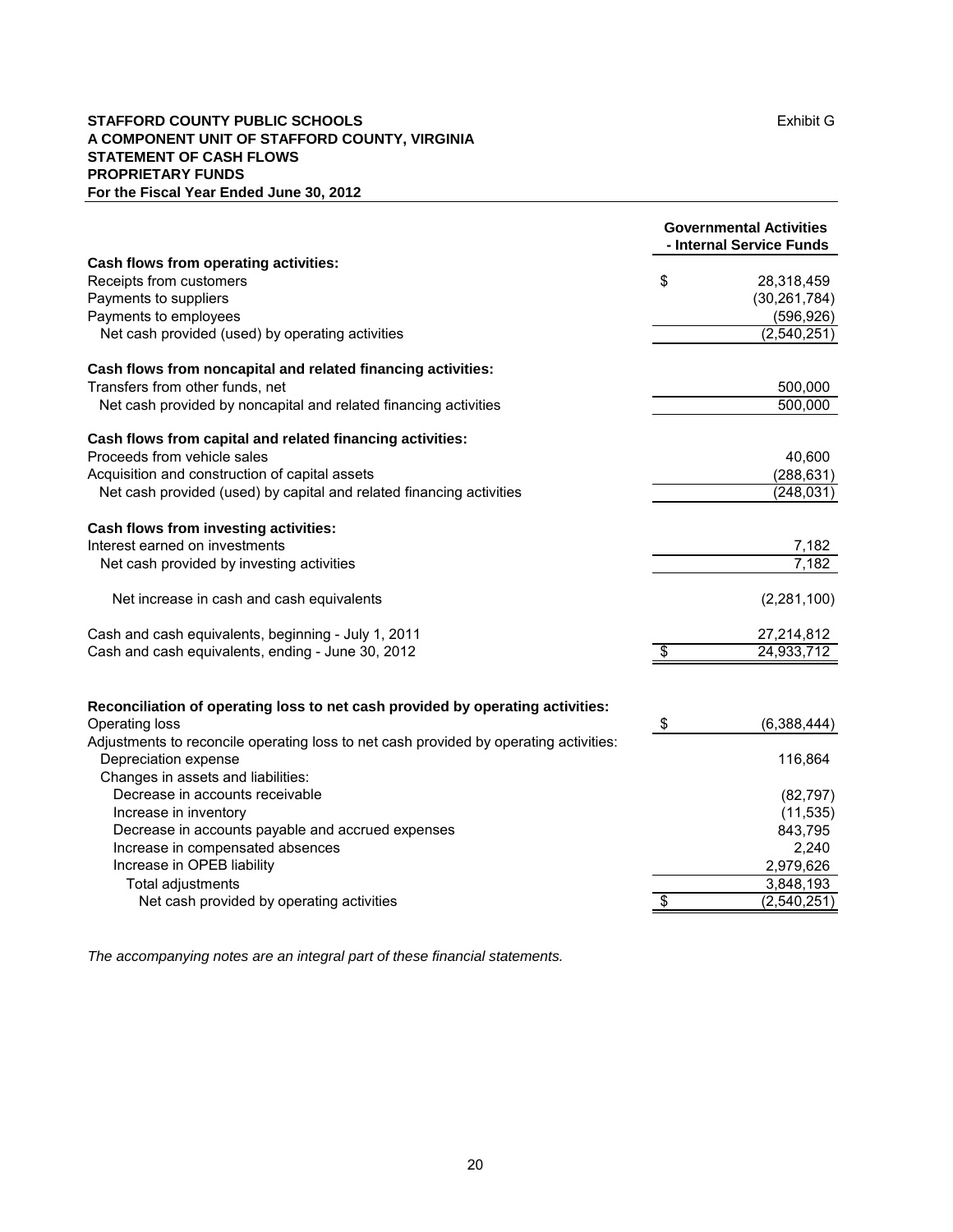**STAFFORD COUNTY PUBLIC SCHOOLS**
**A COMPONENT UNIT OF STAFFORD COUNTY, VIRGINIA**
**STATEMENT OF CASH FLOWS**
**PROPRIETARY FUNDS**
**For the Fiscal Year Ended June 30, 2012**

Exhibit G

| | Governmental Activities - Internal Service Funds |
|---|---|
| **Cash flows from operating activities:** | |
| Receipts from customers | $ 28,318,459 |
| Payments to suppliers | (30,261,784) |
| Payments to employees | (596,926) |
| Net cash provided (used) by operating activities | (2,540,251) |
| **Cash flows from noncapital and related financing activities:** | |
| Transfers from other funds, net | 500,000 |
| Net cash provided by noncapital and related financing activities | 500,000 |
| **Cash flows from capital and related financing activities:** | |
| Proceeds from vehicle sales | 40,600 |
| Acquisition and construction of capital assets | (288,631) |
| Net cash provided (used) by capital and related financing activities | (248,031) |
| **Cash flows from investing activities:** | |
| Interest earned on investments | 7,182 |
| Net cash provided by investing activities | 7,182 |
| Net increase in cash and cash equivalents | (2,281,100) |
| Cash and cash equivalents, beginning - July 1, 2011 | 27,214,812 |
| Cash and cash equivalents, ending - June 30, 2012 | $ 24,933,712 |
| **Reconciliation of operating loss to net cash provided by operating activities:** | |
| Operating loss | $ (6,388,444) |
| Adjustments to reconcile operating loss to net cash provided by operating activities: | |
| Depreciation expense | 116,864 |
| Changes in assets and liabilities: | |
| Decrease in accounts receivable | (82,797) |
| Increase in inventory | (11,535) |
| Decrease in accounts payable and accrued expenses | 843,795 |
| Increase in compensated absences | 2,240 |
| Increase in OPEB liability | 2,979,626 |
| Total adjustments | 3,848,193 |
| Net cash provided by operating activities | $ (2,540,251) |

*The accompanying notes are an integral part of these financial statements.*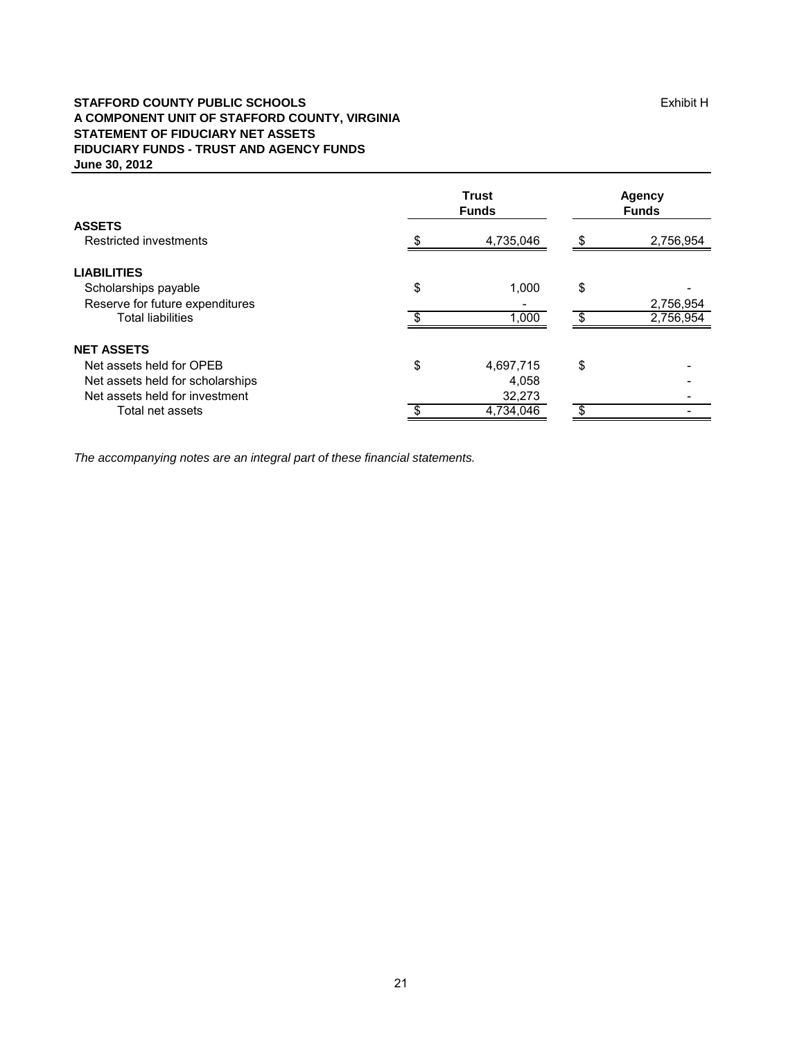**STAFFORD COUNTY PUBLIC SCHOOLS** Exhibit H

**A COMPONENT UNIT OF STAFFORD COUNTY, VIRGINIA**

**STATEMENT OF FIDUCIARY NET ASSETS**

**FIDUCIARY FUNDS - TRUST AND AGENCY FUNDS**

**June 30, 2012**

| | Trust Funds | Agency Funds |
|---|---|---|
| **ASSETS** | | |
| Restricted investments | $ 4,735,046 | $ 2,756,954 |
| **LIABILITIES** | | |
| Scholarships payable | $ 1,000 | $ - |
| Reserve for future expenditures | - | 2,756,954 |
| Total liabilities | $ 1,000 | $ 2,756,954 |
| **NET ASSETS** | | |
| Net assets held for OPEB | $ 4,697,715 | $ - |
| Net assets held for scholarships | 4,058 | - |
| Net assets held for investment | 32,273 | - |
| Total net assets | $ 4,734,046 | $ - |

*The accompanying notes are an integral part of these financial statements.*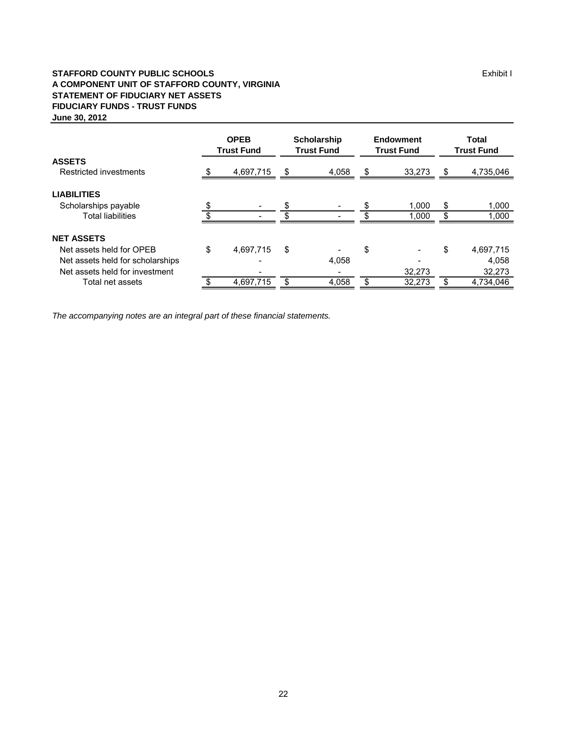**STAFFORD COUNTY PUBLIC SCHOOLS**
**A COMPONENT UNIT OF STAFFORD COUNTY, VIRGINIA**
**STATEMENT OF FIDUCIARY NET ASSETS**
**FIDUCIARY FUNDS - TRUST FUNDS**
**June 30, 2012**

Exhibit I

| | OPEB Trust Fund | Scholarship Trust Fund | Endowment Trust Fund | Total Trust Fund |
|---|---|---|---|---|
| **ASSETS** | | | | |
| Restricted investments | $ 4,697,715 | $ 4,058 | $ 33,273 | $ 4,735,046 |
| **LIABILITIES** | | | | |
| Scholarships payable | $ - | $ - | $ 1,000 | $ 1,000 |
| Total liabilities | $ - | $ - | $ 1,000 | $ 1,000 |
| **NET ASSETS** | | | | |
| Net assets held for OPEB | $ 4,697,715 | $ - | $ - | $ 4,697,715 |
| Net assets held for scholarships | - | 4,058 | - | 4,058 |
| Net assets held for investment | - | - | 32,273 | 32,273 |
| Total net assets | $ 4,697,715 | $ 4,058 | $ 32,273 | $ 4,734,046 |

*The accompanying notes are an integral part of these financial statements.*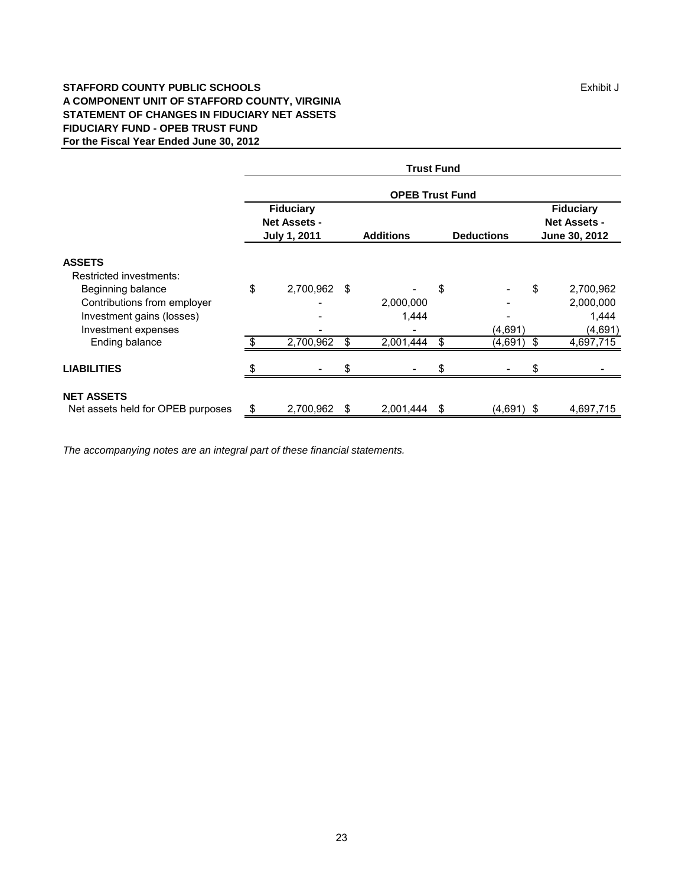**STAFFORD COUNTY PUBLIC SCHOOLS**
**A COMPONENT UNIT OF STAFFORD COUNTY, VIRGINIA**
**STATEMENT OF CHANGES IN FIDUCIARY NET ASSETS**
**FIDUCIARY FUND - OPEB TRUST FUND**
**For the Fiscal Year Ended June 30, 2012**

Exhibit J

| | Trust Fund | | | |
|---|---|---|---|---|
| | OPEB Trust Fund | | | |
| | Fiduciary Net Assets - July 1, 2011 | Additions | Deductions | Fiduciary Net Assets - June 30, 2012 |
| **ASSETS** | | | | |
| Restricted investments: | | | | |
| Beginning balance | $ 2,700,962 | $ - | $ - | $ 2,700,962 |
| Contributions from employer | - | 2,000,000 | - | 2,000,000 |
| Investment gains (losses) | - | 1,444 | - | 1,444 |
| Investment expenses | - | - | (4,691) | (4,691) |
| Ending balance | $ 2,700,962 | $ 2,001,444 | $ (4,691) | $ 4,697,715 |
| **LIABILITIES** | $ - | $ - | $ - | $ - |
| **NET ASSETS** | | | | |
| Net assets held for OPEB purposes | $ 2,700,962 | $ 2,001,444 | $ (4,691) | $ 4,697,715 |

*The accompanying notes are an integral part of these financial statements.*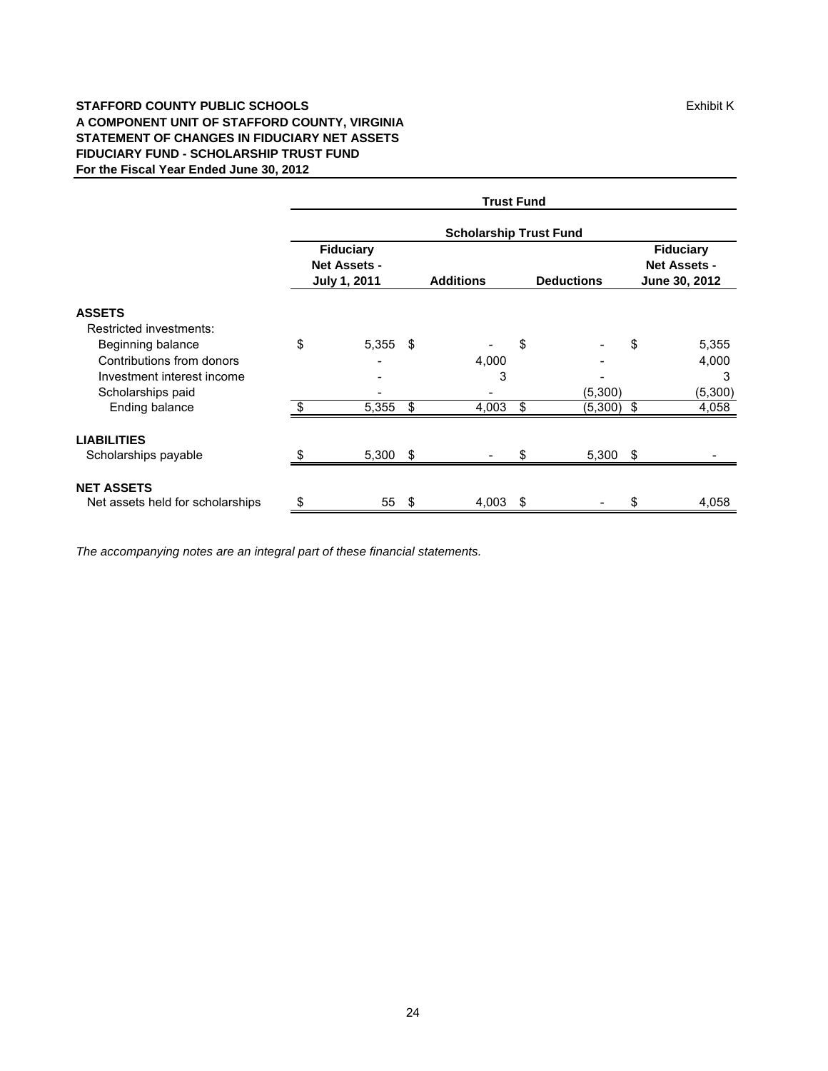**STAFFORD COUNTY PUBLIC SCHOOLS** Exhibit K
**A COMPONENT UNIT OF STAFFORD COUNTY, VIRGINIA**
**STATEMENT OF CHANGES IN FIDUCIARY NET ASSETS**
**FIDUCIARY FUND - SCHOLARSHIP TRUST FUND**
**For the Fiscal Year Ended June 30, 2012**

| | Trust Fund | | | |
|---|---|---|---|---|
| | Scholarship Trust Fund | | | |
| | Fiduciary Net Assets - July 1, 2011 | Additions | Deductions | Fiduciary Net Assets - June 30, 2012 |
| **ASSETS** | | | | |
| Restricted investments: | | | | |
| Beginning balance | $ 5,355 | $ - | $ - | $ 5,355 |
| Contributions from donors | - | 4,000 | - | 4,000 |
| Investment interest income | - | 3 | - | 3 |
| Scholarships paid | - | - | (5,300) | (5,300) |
| Ending balance | $ 5,355 | $ 4,003 | $ (5,300) | $ 4,058 |
| **LIABILITIES** | | | | |
| Scholarships payable | $ 5,300 | $ - | $ 5,300 | $ - |
| **NET ASSETS** | | | | |
| Net assets held for scholarships | $ 55 | $ 4,003 | $ - | $ 4,058 |

*The accompanying notes are an integral part of these financial statements.*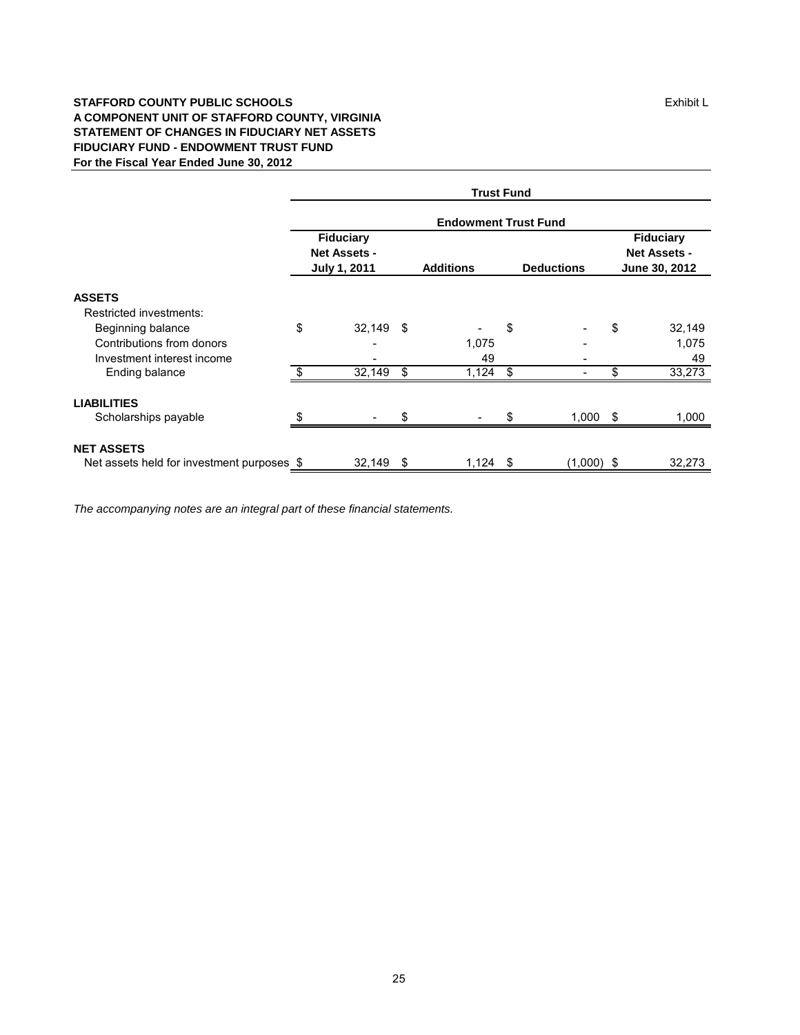**STAFFORD COUNTY PUBLIC SCHOOLS**

Exhibit L

**A COMPONENT UNIT OF STAFFORD COUNTY, VIRGINIA**
**STATEMENT OF CHANGES IN FIDUCIARY NET ASSETS**
**FIDUCIARY FUND - ENDOWMENT TRUST FUND**
**For the Fiscal Year Ended June 30, 2012**

| | Trust Fund | | | |
|---|---|---|---|---|
| | Endowment Trust Fund | | | |
| | Fiduciary Net Assets - July 1, 2011 | Additions | Deductions | Fiduciary Net Assets - June 30, 2012 |
| **ASSETS** | | | | |
| Restricted investments: | | | | |
| Beginning balance | $ 32,149 | $ - | $ - | $ 32,149 |
| Contributions from donors | - | 1,075 | - | 1,075 |
| Investment interest income | - | 49 | - | 49 |
| Ending balance | $ 32,149 | $ 1,124 | $ - | $ 33,273 |
| **LIABILITIES** | | | | |
| Scholarships payable | $ - | $ - | $ 1,000 | $ 1,000 |
| **NET ASSETS** | | | | |
| Net assets held for investment purposes | $ 32,149 | $ 1,124 | $ (1,000) | $ 32,273 |

*The accompanying notes are an integral part of these financial statements.*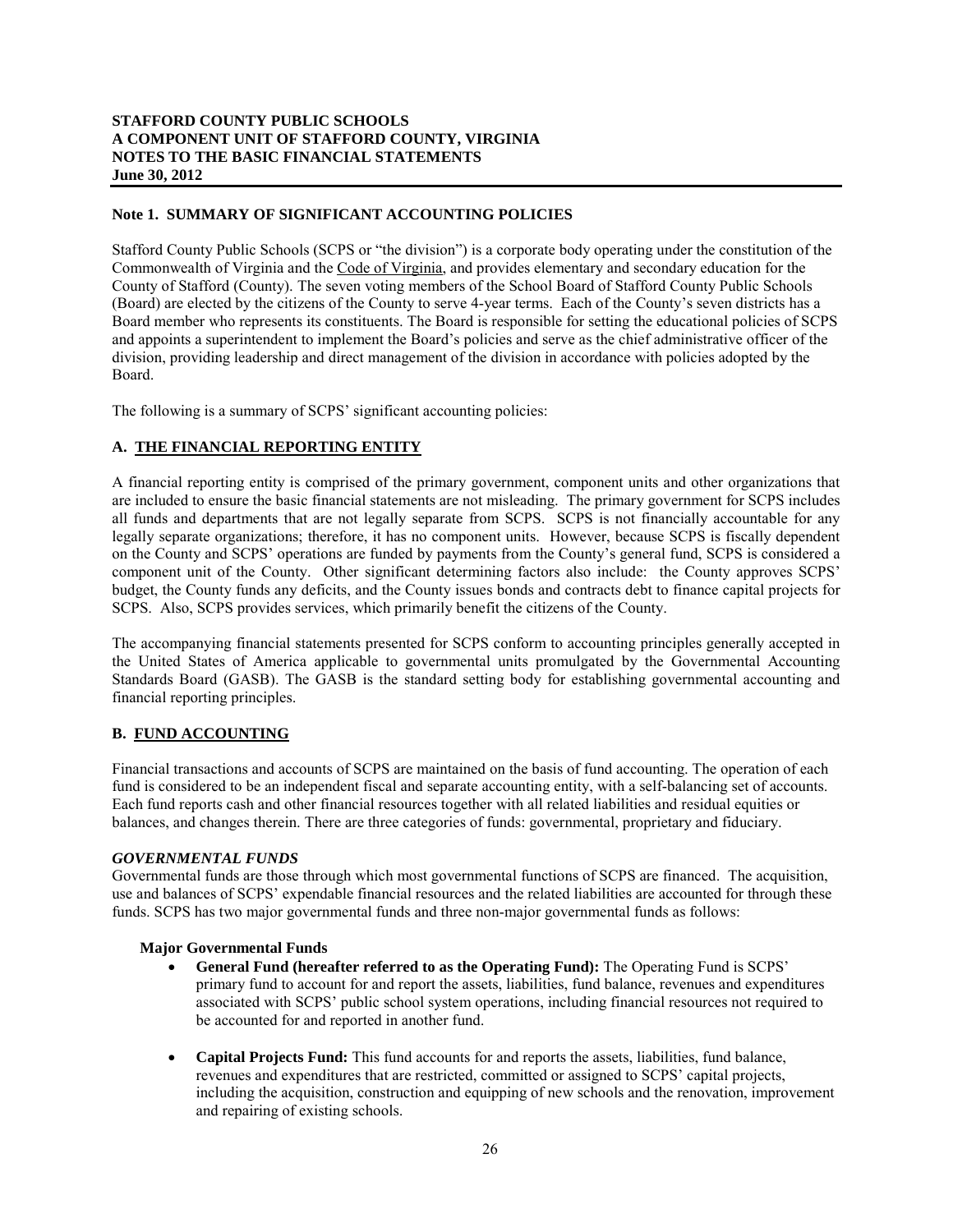**STAFFORD COUNTY PUBLIC SCHOOLS**
**A COMPONENT UNIT OF STAFFORD COUNTY, VIRGINIA**
**NOTES TO THE BASIC FINANCIAL STATEMENTS**
**June 30, 2012**

## Note 1. SUMMARY OF SIGNIFICANT ACCOUNTING POLICIES

Stafford County Public Schools (SCPS or "the division") is a corporate body operating under the constitution of the Commonwealth of Virginia and the Code of Virginia, and provides elementary and secondary education for the County of Stafford (County). The seven voting members of the School Board of Stafford County Public Schools (Board) are elected by the citizens of the County to serve 4-year terms. Each of the County's seven districts has a Board member who represents its constituents. The Board is responsible for setting the educational policies of SCPS and appoints a superintendent to implement the Board's policies and serve as the chief administrative officer of the division, providing leadership and direct management of the division in accordance with policies adopted by the Board.

The following is a summary of SCPS' significant accounting policies:

### A. THE FINANCIAL REPORTING ENTITY

A financial reporting entity is comprised of the primary government, component units and other organizations that are included to ensure the basic financial statements are not misleading. The primary government for SCPS includes all funds and departments that are not legally separate from SCPS. SCPS is not financially accountable for any legally separate organizations; therefore, it has no component units. However, because SCPS is fiscally dependent on the County and SCPS' operations are funded by payments from the County's general fund, SCPS is considered a component unit of the County. Other significant determining factors also include: the County approves SCPS' budget, the County funds any deficits, and the County issues bonds and contracts debt to finance capital projects for SCPS. Also, SCPS provides services, which primarily benefit the citizens of the County.

The accompanying financial statements presented for SCPS conform to accounting principles generally accepted in the United States of America applicable to governmental units promulgated by the Governmental Accounting Standards Board (GASB). The GASB is the standard setting body for establishing governmental accounting and financial reporting principles.

### B. FUND ACCOUNTING

Financial transactions and accounts of SCPS are maintained on the basis of fund accounting. The operation of each fund is considered to be an independent fiscal and separate accounting entity, with a self-balancing set of accounts. Each fund reports cash and other financial resources together with all related liabilities and residual equities or balances, and changes therein. There are three categories of funds: governmental, proprietary and fiduciary.

#### *GOVERNMENTAL FUNDS*

Governmental funds are those through which most governmental functions of SCPS are financed. The acquisition, use and balances of SCPS' expendable financial resources and the related liabilities are accounted for through these funds. SCPS has two major governmental funds and three non-major governmental funds as follows:

**Major Governmental Funds**

- **General Fund (hereafter referred to as the Operating Fund):** The Operating Fund is SCPS' primary fund to account for and report the assets, liabilities, fund balance, revenues and expenditures associated with SCPS' public school system operations, including financial resources not required to be accounted for and reported in another fund.

- **Capital Projects Fund:** This fund accounts for and reports the assets, liabilities, fund balance, revenues and expenditures that are restricted, committed or assigned to SCPS' capital projects, including the acquisition, construction and equipping of new schools and the renovation, improvement and repairing of existing schools.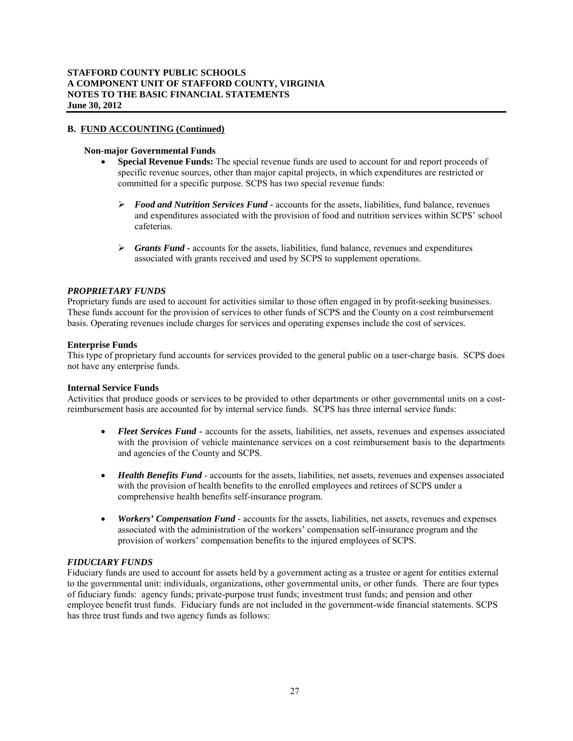**B. FUND ACCOUNTING (Continued)**

**Non-major Governmental Funds**

- **Special Revenue Funds:** The special revenue funds are used to account for and report proceeds of specific revenue sources, other than major capital projects, in which expenditures are restricted or committed for a specific purpose. SCPS has two special revenue funds:

    - ***Food and Nutrition Services Fund*** - accounts for the assets, liabilities, fund balance, revenues and expenditures associated with the provision of food and nutrition services within SCPS' school cafeterias.

    - ***Grants Fund*** - accounts for the assets, liabilities, fund balance, revenues and expenditures associated with grants received and used by SCPS to supplement operations.

***PROPRIETARY FUNDS***

Proprietary funds are used to account for activities similar to those often engaged in by profit-seeking businesses. These funds account for the provision of services to other funds of SCPS and the County on a cost reimbursement basis. Operating revenues include charges for services and operating expenses include the cost of services.

**Enterprise Funds**

This type of proprietary fund accounts for services provided to the general public on a user-charge basis. SCPS does not have any enterprise funds.

**Internal Service Funds**

Activities that produce goods or services to be provided to other departments or other governmental units on a cost-reimbursement basis are accounted for by internal service funds. SCPS has three internal service funds:

- ***Fleet Services Fund*** - accounts for the assets, liabilities, net assets, revenues and expenses associated with the provision of vehicle maintenance services on a cost reimbursement basis to the departments and agencies of the County and SCPS.

- ***Health Benefits Fund*** - accounts for the assets, liabilities, net assets, revenues and expenses associated with the provision of health benefits to the enrolled employees and retirees of SCPS under a comprehensive health benefits self-insurance program.

- ***Workers' Compensation Fund*** - accounts for the assets, liabilities, net assets, revenues and expenses associated with the administration of the workers' compensation self-insurance program and the provision of workers' compensation benefits to the injured employees of SCPS.

***FIDUCIARY FUNDS***

Fiduciary funds are used to account for assets held by a government acting as a trustee or agent for entities external to the governmental unit: individuals, organizations, other governmental units, or other funds. There are four types of fiduciary funds: agency funds; private-purpose trust funds; investment trust funds; and pension and other employee benefit trust funds. Fiduciary funds are not included in the government-wide financial statements. SCPS has three trust funds and two agency funds as follows: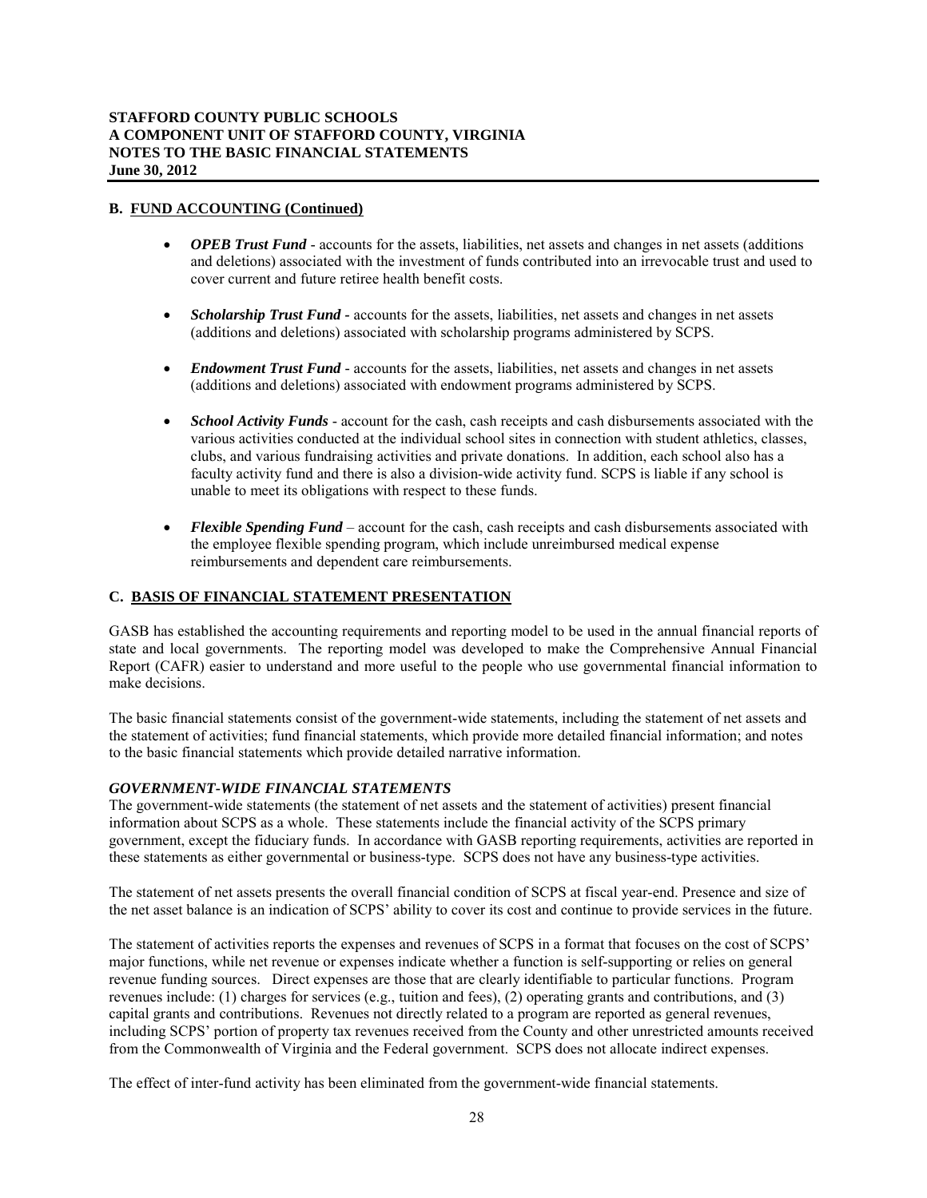### B. FUND ACCOUNTING (Continued)

- ***OPEB Trust Fund*** - accounts for the assets, liabilities, net assets and changes in net assets (additions and deletions) associated with the investment of funds contributed into an irrevocable trust and used to cover current and future retiree health benefit costs.

- ***Scholarship Trust Fund*** - accounts for the assets, liabilities, net assets and changes in net assets (additions and deletions) associated with scholarship programs administered by SCPS.

- ***Endowment Trust Fund*** - accounts for the assets, liabilities, net assets and changes in net assets (additions and deletions) associated with endowment programs administered by SCPS.

- ***School Activity Funds*** - account for the cash, cash receipts and cash disbursements associated with the various activities conducted at the individual school sites in connection with student athletics, classes, clubs, and various fundraising activities and private donations. In addition, each school also has a faculty activity fund and there is also a division-wide activity fund. SCPS is liable if any school is unable to meet its obligations with respect to these funds.

- ***Flexible Spending Fund*** – account for the cash, cash receipts and cash disbursements associated with the employee flexible spending program, which include unreimbursed medical expense reimbursements and dependent care reimbursements.

### C. BASIS OF FINANCIAL STATEMENT PRESENTATION

GASB has established the accounting requirements and reporting model to be used in the annual financial reports of state and local governments. The reporting model was developed to make the Comprehensive Annual Financial Report (CAFR) easier to understand and more useful to the people who use governmental financial information to make decisions.

The basic financial statements consist of the government-wide statements, including the statement of net assets and the statement of activities; fund financial statements, which provide more detailed financial information; and notes to the basic financial statements which provide detailed narrative information.

#### *GOVERNMENT-WIDE FINANCIAL STATEMENTS*

The government-wide statements (the statement of net assets and the statement of activities) present financial information about SCPS as a whole. These statements include the financial activity of the SCPS primary government, except the fiduciary funds. In accordance with GASB reporting requirements, activities are reported in these statements as either governmental or business-type. SCPS does not have any business-type activities.

The statement of net assets presents the overall financial condition of SCPS at fiscal year-end. Presence and size of the net asset balance is an indication of SCPS' ability to cover its cost and continue to provide services in the future.

The statement of activities reports the expenses and revenues of SCPS in a format that focuses on the cost of SCPS' major functions, while net revenue or expenses indicate whether a function is self-supporting or relies on general revenue funding sources. Direct expenses are those that are clearly identifiable to particular functions. Program revenues include: (1) charges for services (e.g., tuition and fees), (2) operating grants and contributions, and (3) capital grants and contributions. Revenues not directly related to a program are reported as general revenues, including SCPS' portion of property tax revenues received from the County and other unrestricted amounts received from the Commonwealth of Virginia and the Federal government. SCPS does not allocate indirect expenses.

The effect of inter-fund activity has been eliminated from the government-wide financial statements.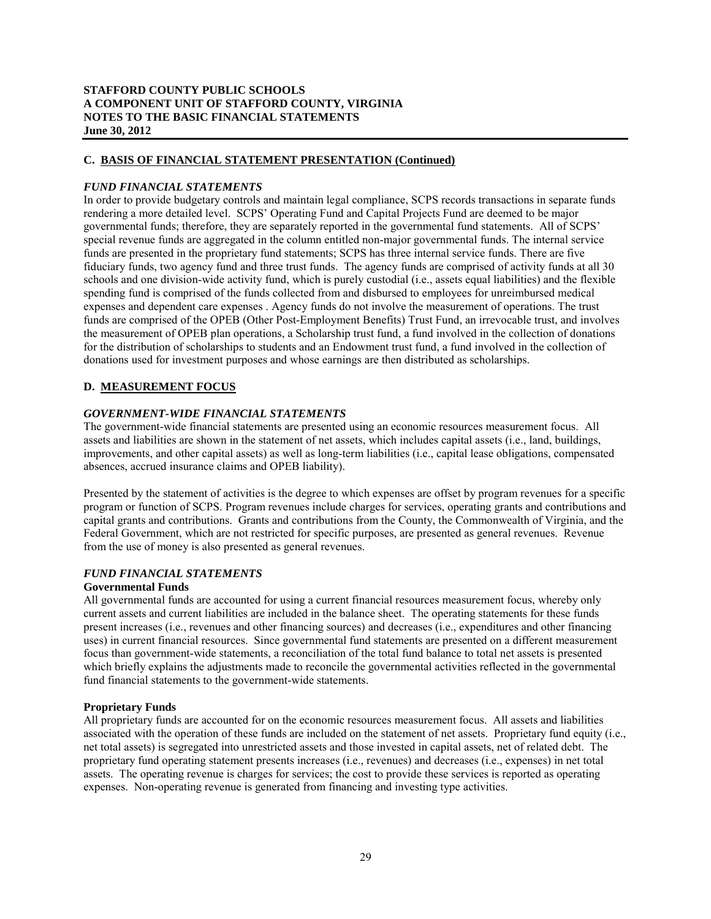## C. BASIS OF FINANCIAL STATEMENT PRESENTATION (Continued)

### *FUND FINANCIAL STATEMENTS*

In order to provide budgetary controls and maintain legal compliance, SCPS records transactions in separate funds rendering a more detailed level. SCPS' Operating Fund and Capital Projects Fund are deemed to be major governmental funds; therefore, they are separately reported in the governmental fund statements. All of SCPS' special revenue funds are aggregated in the column entitled non-major governmental funds. The internal service funds are presented in the proprietary fund statements; SCPS has three internal service funds. There are five fiduciary funds, two agency fund and three trust funds. The agency funds are comprised of activity funds at all 30 schools and one division-wide activity fund, which is purely custodial (i.e., assets equal liabilities) and the flexible spending fund is comprised of the funds collected from and disbursed to employees for unreimbursed medical expenses and dependent care expenses . Agency funds do not involve the measurement of operations. The trust funds are comprised of the OPEB (Other Post-Employment Benefits) Trust Fund, an irrevocable trust, and involves the measurement of OPEB plan operations, a Scholarship trust fund, a fund involved in the collection of donations for the distribution of scholarships to students and an Endowment trust fund, a fund involved in the collection of donations used for investment purposes and whose earnings are then distributed as scholarships.

## D. MEASUREMENT FOCUS

### *GOVERNMENT-WIDE FINANCIAL STATEMENTS*

The government-wide financial statements are presented using an economic resources measurement focus. All assets and liabilities are shown in the statement of net assets, which includes capital assets (i.e., land, buildings, improvements, and other capital assets) as well as long-term liabilities (i.e., capital lease obligations, compensated absences, accrued insurance claims and OPEB liability).

Presented by the statement of activities is the degree to which expenses are offset by program revenues for a specific program or function of SCPS. Program revenues include charges for services, operating grants and contributions and capital grants and contributions. Grants and contributions from the County, the Commonwealth of Virginia, and the Federal Government, which are not restricted for specific purposes, are presented as general revenues. Revenue from the use of money is also presented as general revenues.

### *FUND FINANCIAL STATEMENTS*

**Governmental Funds**

All governmental funds are accounted for using a current financial resources measurement focus, whereby only current assets and current liabilities are included in the balance sheet. The operating statements for these funds present increases (i.e., revenues and other financing sources) and decreases (i.e., expenditures and other financing uses) in current financial resources. Since governmental fund statements are presented on a different measurement focus than government-wide statements, a reconciliation of the total fund balance to total net assets is presented which briefly explains the adjustments made to reconcile the governmental activities reflected in the governmental fund financial statements to the government-wide statements.

**Proprietary Funds**

All proprietary funds are accounted for on the economic resources measurement focus. All assets and liabilities associated with the operation of these funds are included on the statement of net assets. Proprietary fund equity (i.e., net total assets) is segregated into unrestricted assets and those invested in capital assets, net of related debt. The proprietary fund operating statement presents increases (i.e., revenues) and decreases (i.e., expenses) in net total assets. The operating revenue is charges for services; the cost to provide these services is reported as operating expenses. Non-operating revenue is generated from financing and investing type activities.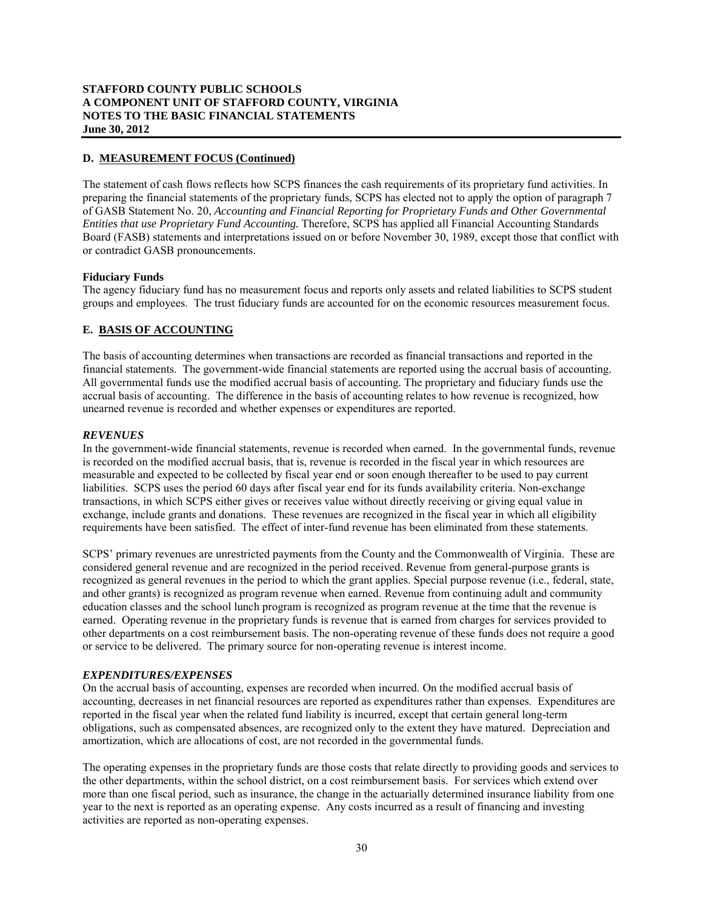## D. MEASUREMENT FOCUS (Continued)

The statement of cash flows reflects how SCPS finances the cash requirements of its proprietary fund activities. In preparing the financial statements of the proprietary funds, SCPS has elected not to apply the option of paragraph 7 of GASB Statement No. 20, *Accounting and Financial Reporting for Proprietary Funds and Other Governmental Entities that use Proprietary Fund Accounting.* Therefore, SCPS has applied all Financial Accounting Standards Board (FASB) statements and interpretations issued on or before November 30, 1989, except those that conflict with or contradict GASB pronouncements.

**Fiduciary Funds**

The agency fiduciary fund has no measurement focus and reports only assets and related liabilities to SCPS student groups and employees. The trust fiduciary funds are accounted for on the economic resources measurement focus.

## E. BASIS OF ACCOUNTING

The basis of accounting determines when transactions are recorded as financial transactions and reported in the financial statements. The government-wide financial statements are reported using the accrual basis of accounting. All governmental funds use the modified accrual basis of accounting. The proprietary and fiduciary funds use the accrual basis of accounting. The difference in the basis of accounting relates to how revenue is recognized, how unearned revenue is recorded and whether expenses or expenditures are reported.

### *REVENUES*

In the government-wide financial statements, revenue is recorded when earned. In the governmental funds, revenue is recorded on the modified accrual basis, that is, revenue is recorded in the fiscal year in which resources are measurable and expected to be collected by fiscal year end or soon enough thereafter to be used to pay current liabilities. SCPS uses the period 60 days after fiscal year end for its funds availability criteria. Non-exchange transactions, in which SCPS either gives or receives value without directly receiving or giving equal value in exchange, include grants and donations. These revenues are recognized in the fiscal year in which all eligibility requirements have been satisfied. The effect of inter-fund revenue has been eliminated from these statements.

SCPS' primary revenues are unrestricted payments from the County and the Commonwealth of Virginia. These are considered general revenue and are recognized in the period received. Revenue from general-purpose grants is recognized as general revenues in the period to which the grant applies. Special purpose revenue (i.e., federal, state, and other grants) is recognized as program revenue when earned. Revenue from continuing adult and community education classes and the school lunch program is recognized as program revenue at the time that the revenue is earned. Operating revenue in the proprietary funds is revenue that is earned from charges for services provided to other departments on a cost reimbursement basis. The non-operating revenue of these funds does not require a good or service to be delivered. The primary source for non-operating revenue is interest income.

### *EXPENDITURES/EXPENSES*

On the accrual basis of accounting, expenses are recorded when incurred. On the modified accrual basis of accounting, decreases in net financial resources are reported as expenditures rather than expenses. Expenditures are reported in the fiscal year when the related fund liability is incurred, except that certain general long-term obligations, such as compensated absences, are recognized only to the extent they have matured. Depreciation and amortization, which are allocations of cost, are not recorded in the governmental funds.

The operating expenses in the proprietary funds are those costs that relate directly to providing goods and services to the other departments, within the school district, on a cost reimbursement basis. For services which extend over more than one fiscal period, such as insurance, the change in the actuarially determined insurance liability from one year to the next is reported as an operating expense. Any costs incurred as a result of financing and investing activities are reported as non-operating expenses.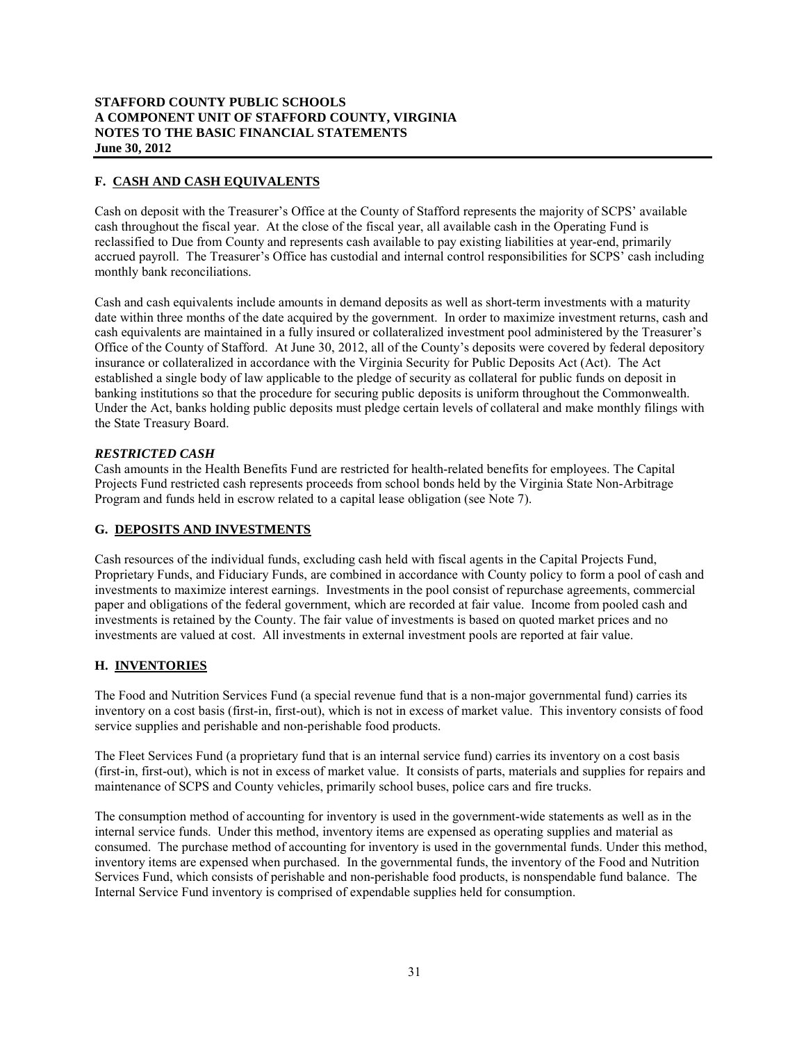### F. CASH AND CASH EQUIVALENTS

Cash on deposit with the Treasurer's Office at the County of Stafford represents the majority of SCPS' available cash throughout the fiscal year. At the close of the fiscal year, all available cash in the Operating Fund is reclassified to Due from County and represents cash available to pay existing liabilities at year-end, primarily accrued payroll. The Treasurer's Office has custodial and internal control responsibilities for SCPS' cash including monthly bank reconciliations.

Cash and cash equivalents include amounts in demand deposits as well as short-term investments with a maturity date within three months of the date acquired by the government. In order to maximize investment returns, cash and cash equivalents are maintained in a fully insured or collateralized investment pool administered by the Treasurer's Office of the County of Stafford. At June 30, 2012, all of the County's deposits were covered by federal depository insurance or collateralized in accordance with the Virginia Security for Public Deposits Act (Act). The Act established a single body of law applicable to the pledge of security as collateral for public funds on deposit in banking institutions so that the procedure for securing public deposits is uniform throughout the Commonwealth. Under the Act, banks holding public deposits must pledge certain levels of collateral and make monthly filings with the State Treasury Board.

***RESTRICTED CASH***

Cash amounts in the Health Benefits Fund are restricted for health-related benefits for employees. The Capital Projects Fund restricted cash represents proceeds from school bonds held by the Virginia State Non-Arbitrage Program and funds held in escrow related to a capital lease obligation (see Note 7).

### G. DEPOSITS AND INVESTMENTS

Cash resources of the individual funds, excluding cash held with fiscal agents in the Capital Projects Fund, Proprietary Funds, and Fiduciary Funds, are combined in accordance with County policy to form a pool of cash and investments to maximize interest earnings. Investments in the pool consist of repurchase agreements, commercial paper and obligations of the federal government, which are recorded at fair value. Income from pooled cash and investments is retained by the County. The fair value of investments is based on quoted market prices and no investments are valued at cost. All investments in external investment pools are reported at fair value.

### H. INVENTORIES

The Food and Nutrition Services Fund (a special revenue fund that is a non-major governmental fund) carries its inventory on a cost basis (first-in, first-out), which is not in excess of market value. This inventory consists of food service supplies and perishable and non-perishable food products.

The Fleet Services Fund (a proprietary fund that is an internal service fund) carries its inventory on a cost basis (first-in, first-out), which is not in excess of market value. It consists of parts, materials and supplies for repairs and maintenance of SCPS and County vehicles, primarily school buses, police cars and fire trucks.

The consumption method of accounting for inventory is used in the government-wide statements as well as in the internal service funds. Under this method, inventory items are expensed as operating supplies and material as consumed. The purchase method of accounting for inventory is used in the governmental funds. Under this method, inventory items are expensed when purchased. In the governmental funds, the inventory of the Food and Nutrition Services Fund, which consists of perishable and non-perishable food products, is nonspendable fund balance. The Internal Service Fund inventory is comprised of expendable supplies held for consumption.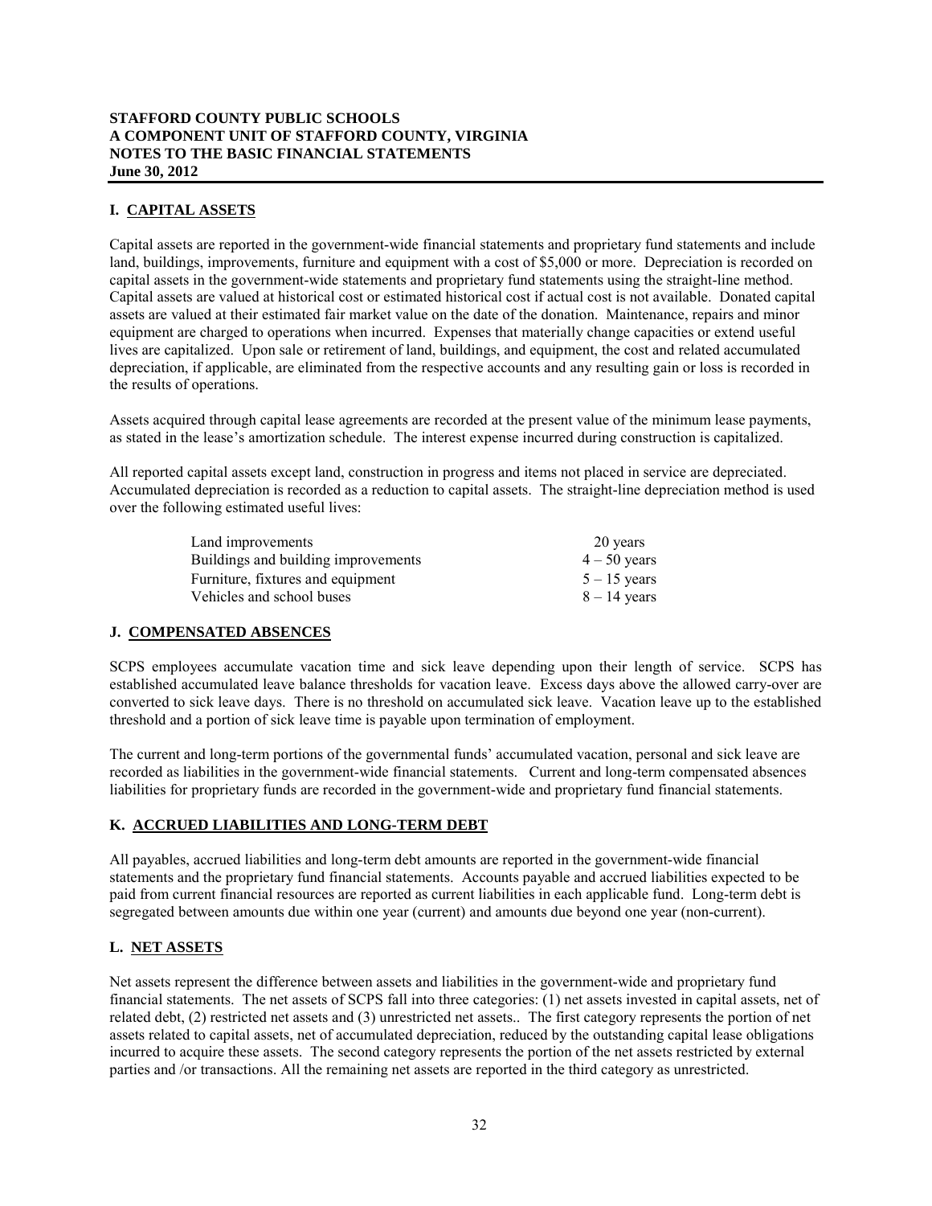**STAFFORD COUNTY PUBLIC SCHOOLS**
**A COMPONENT UNIT OF STAFFORD COUNTY, VIRGINIA**
**NOTES TO THE BASIC FINANCIAL STATEMENTS**
**June 30, 2012**

## I. CAPITAL ASSETS

Capital assets are reported in the government-wide financial statements and proprietary fund statements and include land, buildings, improvements, furniture and equipment with a cost of $5,000 or more. Depreciation is recorded on capital assets in the government-wide statements and proprietary fund statements using the straight-line method. Capital assets are valued at historical cost or estimated historical cost if actual cost is not available. Donated capital assets are valued at their estimated fair market value on the date of the donation. Maintenance, repairs and minor equipment are charged to operations when incurred. Expenses that materially change capacities or extend useful lives are capitalized. Upon sale or retirement of land, buildings, and equipment, the cost and related accumulated depreciation, if applicable, are eliminated from the respective accounts and any resulting gain or loss is recorded in the results of operations.

Assets acquired through capital lease agreements are recorded at the present value of the minimum lease payments, as stated in the lease's amortization schedule. The interest expense incurred during construction is capitalized.

All reported capital assets except land, construction in progress and items not placed in service are depreciated. Accumulated depreciation is recorded as a reduction to capital assets. The straight-line depreciation method is used over the following estimated useful lives:

| Asset | Useful life |
|---|---|
| Land improvements | 20 years |
| Buildings and building improvements | 4 – 50 years |
| Furniture, fixtures and equipment | 5 – 15 years |
| Vehicles and school buses | 8 – 14 years |

## J. COMPENSATED ABSENCES

SCPS employees accumulate vacation time and sick leave depending upon their length of service. SCPS has established accumulated leave balance thresholds for vacation leave. Excess days above the allowed carry-over are converted to sick leave days. There is no threshold on accumulated sick leave. Vacation leave up to the established threshold and a portion of sick leave time is payable upon termination of employment.

The current and long-term portions of the governmental funds' accumulated vacation, personal and sick leave are recorded as liabilities in the government-wide financial statements. Current and long-term compensated absences liabilities for proprietary funds are recorded in the government-wide and proprietary fund financial statements.

## K. ACCRUED LIABILITIES AND LONG-TERM DEBT

All payables, accrued liabilities and long-term debt amounts are reported in the government-wide financial statements and the proprietary fund financial statements. Accounts payable and accrued liabilities expected to be paid from current financial resources are reported as current liabilities in each applicable fund. Long-term debt is segregated between amounts due within one year (current) and amounts due beyond one year (non-current).

## L. NET ASSETS

Net assets represent the difference between assets and liabilities in the government-wide and proprietary fund financial statements. The net assets of SCPS fall into three categories: (1) net assets invested in capital assets, net of related debt, (2) restricted net assets and (3) unrestricted net assets.. The first category represents the portion of net assets related to capital assets, net of accumulated depreciation, reduced by the outstanding capital lease obligations incurred to acquire these assets. The second category represents the portion of the net assets restricted by external parties and /or transactions. All the remaining net assets are reported in the third category as unrestricted.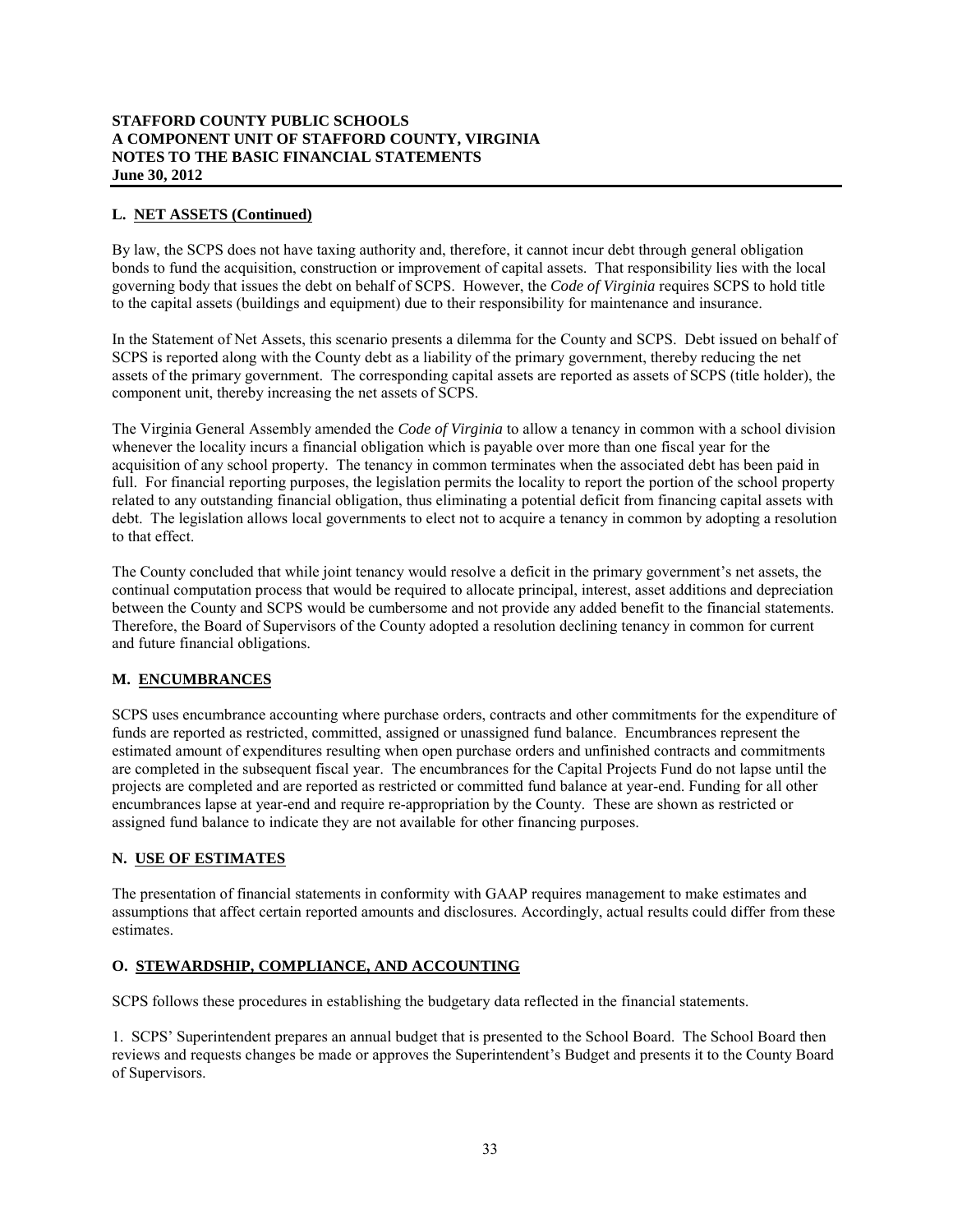### L. NET ASSETS (Continued)

By law, the SCPS does not have taxing authority and, therefore, it cannot incur debt through general obligation bonds to fund the acquisition, construction or improvement of capital assets. That responsibility lies with the local governing body that issues the debt on behalf of SCPS. However, the *Code of Virginia* requires SCPS to hold title to the capital assets (buildings and equipment) due to their responsibility for maintenance and insurance.

In the Statement of Net Assets, this scenario presents a dilemma for the County and SCPS. Debt issued on behalf of SCPS is reported along with the County debt as a liability of the primary government, thereby reducing the net assets of the primary government. The corresponding capital assets are reported as assets of SCPS (title holder), the component unit, thereby increasing the net assets of SCPS.

The Virginia General Assembly amended the *Code of Virginia* to allow a tenancy in common with a school division whenever the locality incurs a financial obligation which is payable over more than one fiscal year for the acquisition of any school property. The tenancy in common terminates when the associated debt has been paid in full. For financial reporting purposes, the legislation permits the locality to report the portion of the school property related to any outstanding financial obligation, thus eliminating a potential deficit from financing capital assets with debt. The legislation allows local governments to elect not to acquire a tenancy in common by adopting a resolution to that effect.

The County concluded that while joint tenancy would resolve a deficit in the primary government's net assets, the continual computation process that would be required to allocate principal, interest, asset additions and depreciation between the County and SCPS would be cumbersome and not provide any added benefit to the financial statements. Therefore, the Board of Supervisors of the County adopted a resolution declining tenancy in common for current and future financial obligations.

### M. ENCUMBRANCES

SCPS uses encumbrance accounting where purchase orders, contracts and other commitments for the expenditure of funds are reported as restricted, committed, assigned or unassigned fund balance. Encumbrances represent the estimated amount of expenditures resulting when open purchase orders and unfinished contracts and commitments are completed in the subsequent fiscal year. The encumbrances for the Capital Projects Fund do not lapse until the projects are completed and are reported as restricted or committed fund balance at year-end. Funding for all other encumbrances lapse at year-end and require re-appropriation by the County. These are shown as restricted or assigned fund balance to indicate they are not available for other financing purposes.

### N. USE OF ESTIMATES

The presentation of financial statements in conformity with GAAP requires management to make estimates and assumptions that affect certain reported amounts and disclosures. Accordingly, actual results could differ from these estimates.

### O. STEWARDSHIP, COMPLIANCE, AND ACCOUNTING

SCPS follows these procedures in establishing the budgetary data reflected in the financial statements.

1. SCPS' Superintendent prepares an annual budget that is presented to the School Board. The School Board then reviews and requests changes be made or approves the Superintendent's Budget and presents it to the County Board of Supervisors.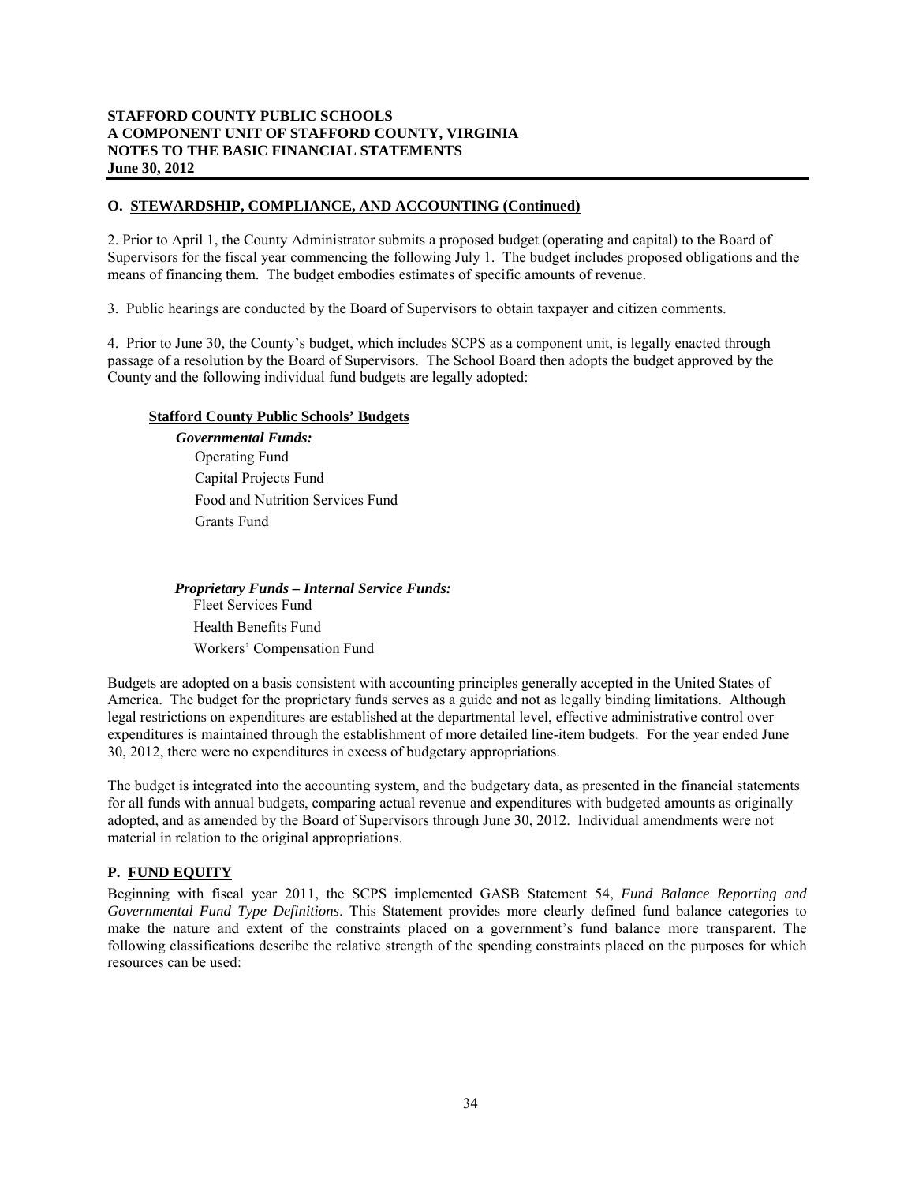## O. STEWARDSHIP, COMPLIANCE, AND ACCOUNTING (Continued)

2. Prior to April 1, the County Administrator submits a proposed budget (operating and capital) to the Board of Supervisors for the fiscal year commencing the following July 1. The budget includes proposed obligations and the means of financing them. The budget embodies estimates of specific amounts of revenue.

3. Public hearings are conducted by the Board of Supervisors to obtain taxpayer and citizen comments.

4. Prior to June 30, the County's budget, which includes SCPS as a component unit, is legally enacted through passage of a resolution by the Board of Supervisors. The School Board then adopts the budget approved by the County and the following individual fund budgets are legally adopted:

**Stafford County Public Schools' Budgets**

***Governmental Funds:***

- Operating Fund
- Capital Projects Fund
- Food and Nutrition Services Fund
- Grants Fund

***Proprietary Funds – Internal Service Funds:***

- Fleet Services Fund
- Health Benefits Fund
- Workers' Compensation Fund

Budgets are adopted on a basis consistent with accounting principles generally accepted in the United States of America. The budget for the proprietary funds serves as a guide and not as legally binding limitations. Although legal restrictions on expenditures are established at the departmental level, effective administrative control over expenditures is maintained through the establishment of more detailed line-item budgets. For the year ended June 30, 2012, there were no expenditures in excess of budgetary appropriations.

The budget is integrated into the accounting system, and the budgetary data, as presented in the financial statements for all funds with annual budgets, comparing actual revenue and expenditures with budgeted amounts as originally adopted, and as amended by the Board of Supervisors through June 30, 2012. Individual amendments were not material in relation to the original appropriations.

## P. FUND EQUITY

Beginning with fiscal year 2011, the SCPS implemented GASB Statement 54, *Fund Balance Reporting and Governmental Fund Type Definitions*. This Statement provides more clearly defined fund balance categories to make the nature and extent of the constraints placed on a government's fund balance more transparent. The following classifications describe the relative strength of the spending constraints placed on the purposes for which resources can be used: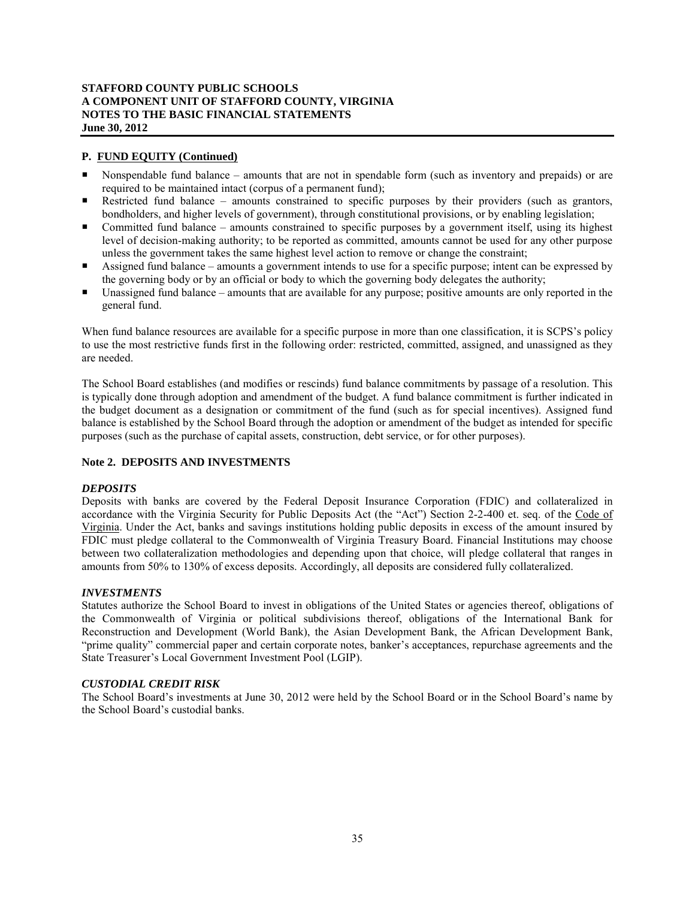### P. FUND EQUITY (Continued)

- Nonspendable fund balance – amounts that are not in spendable form (such as inventory and prepaids) or are required to be maintained intact (corpus of a permanent fund);
- Restricted fund balance – amounts constrained to specific purposes by their providers (such as grantors, bondholders, and higher levels of government), through constitutional provisions, or by enabling legislation;
- Committed fund balance – amounts constrained to specific purposes by a government itself, using its highest level of decision-making authority; to be reported as committed, amounts cannot be used for any other purpose unless the government takes the same highest level action to remove or change the constraint;
- Assigned fund balance – amounts a government intends to use for a specific purpose; intent can be expressed by the governing body or by an official or body to which the governing body delegates the authority;
- Unassigned fund balance – amounts that are available for any purpose; positive amounts are only reported in the general fund.

When fund balance resources are available for a specific purpose in more than one classification, it is SCPS's policy to use the most restrictive funds first in the following order: restricted, committed, assigned, and unassigned as they are needed.

The School Board establishes (and modifies or rescinds) fund balance commitments by passage of a resolution. This is typically done through adoption and amendment of the budget. A fund balance commitment is further indicated in the budget document as a designation or commitment of the fund (such as for special incentives). Assigned fund balance is established by the School Board through the adoption or amendment of the budget as intended for specific purposes (such as the purchase of capital assets, construction, debt service, or for other purposes).

## Note 2. DEPOSITS AND INVESTMENTS

### *DEPOSITS*

Deposits with banks are covered by the Federal Deposit Insurance Corporation (FDIC) and collateralized in accordance with the Virginia Security for Public Deposits Act (the "Act") Section 2-2-400 et. seq. of the Code of Virginia. Under the Act, banks and savings institutions holding public deposits in excess of the amount insured by FDIC must pledge collateral to the Commonwealth of Virginia Treasury Board. Financial Institutions may choose between two collateralization methodologies and depending upon that choice, will pledge collateral that ranges in amounts from 50% to 130% of excess deposits. Accordingly, all deposits are considered fully collateralized.

### *INVESTMENTS*

Statutes authorize the School Board to invest in obligations of the United States or agencies thereof, obligations of the Commonwealth of Virginia or political subdivisions thereof, obligations of the International Bank for Reconstruction and Development (World Bank), the Asian Development Bank, the African Development Bank, "prime quality" commercial paper and certain corporate notes, banker's acceptances, repurchase agreements and the State Treasurer's Local Government Investment Pool (LGIP).

### *CUSTODIAL CREDIT RISK*

The School Board's investments at June 30, 2012 were held by the School Board or in the School Board's name by the School Board's custodial banks.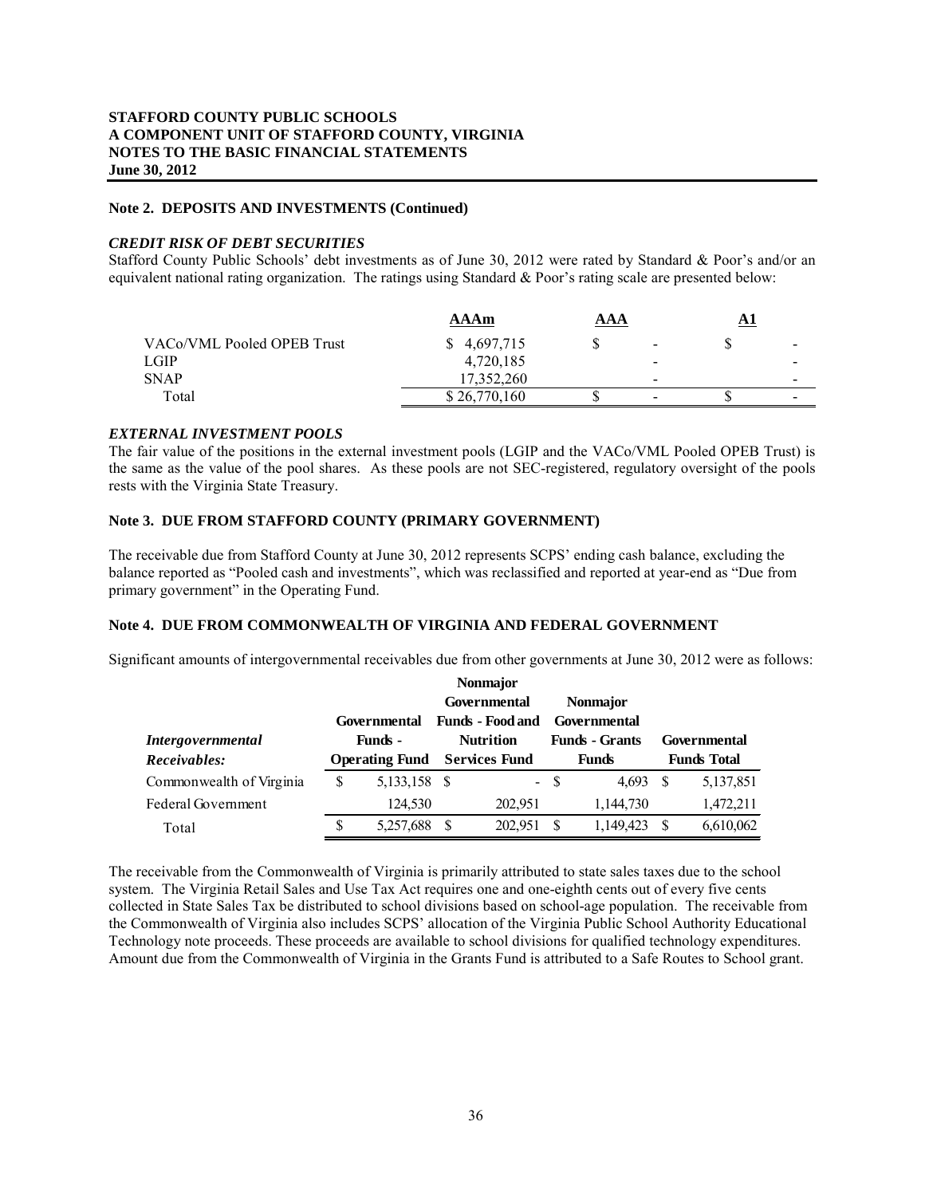**STAFFORD COUNTY PUBLIC SCHOOLS**
**A COMPONENT UNIT OF STAFFORD COUNTY, VIRGINIA**
**NOTES TO THE BASIC FINANCIAL STATEMENTS**
**June 30, 2012**

**Note 2. DEPOSITS AND INVESTMENTS (Continued)**

***CREDIT RISK OF DEBT SECURITIES***

Stafford County Public Schools' debt investments as of June 30, 2012 were rated by Standard & Poor's and/or an equivalent national rating organization. The ratings using Standard & Poor's rating scale are presented below:

| | AAAm | AAA | A1 |
|---|---|---|---|
| VACo/VML Pooled OPEB Trust | $ 4,697,715 | $ - | $ - |
| LGIP | 4,720,185 | - | - |
| SNAP | 17,352,260 | - | - |
| Total | $ 26,770,160 | $ - | $ - |

***EXTERNAL INVESTMENT POOLS***

The fair value of the positions in the external investment pools (LGIP and the VACo/VML Pooled OPEB Trust) is the same as the value of the pool shares. As these pools are not SEC-registered, regulatory oversight of the pools rests with the Virginia State Treasury.

**Note 3. DUE FROM STAFFORD COUNTY (PRIMARY GOVERNMENT)**

The receivable due from Stafford County at June 30, 2012 represents SCPS' ending cash balance, excluding the balance reported as "Pooled cash and investments", which was reclassified and reported at year-end as "Due from primary government" in the Operating Fund.

**Note 4. DUE FROM COMMONWEALTH OF VIRGINIA AND FEDERAL GOVERNMENT**

Significant amounts of intergovernmental receivables due from other governments at June 30, 2012 were as follows:

| *Intergovernmental Receivables:* | Governmental Funds - Operating Fund | Nonmajor Governmental Funds - Food and Nutrition Services Fund | Nonmajor Governmental Funds - Grants Funds | Governmental Funds Total |
|---|---|---|---|---|
| Commonwealth of Virginia | $ 5,133,158 | $ - | $ 4,693 | $ 5,137,851 |
| Federal Government | 124,530 | 202,951 | 1,144,730 | 1,472,211 |
| Total | $ 5,257,688 | $ 202,951 | $ 1,149,423 | $ 6,610,062 |

The receivable from the Commonwealth of Virginia is primarily attributed to state sales taxes due to the school system. The Virginia Retail Sales and Use Tax Act requires one and one-eighth cents out of every five cents collected in State Sales Tax be distributed to school divisions based on school-age population. The receivable from the Commonwealth of Virginia also includes SCPS' allocation of the Virginia Public School Authority Educational Technology note proceeds. These proceeds are available to school divisions for qualified technology expenditures. Amount due from the Commonwealth of Virginia in the Grants Fund is attributed to a Safe Routes to School grant.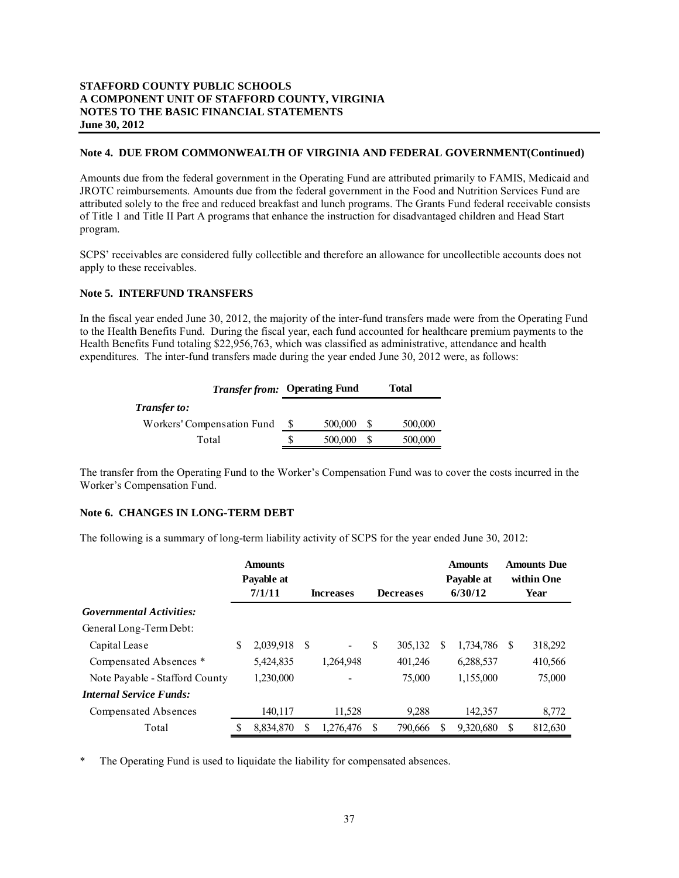## Note 4. DUE FROM COMMONWEALTH OF VIRGINIA AND FEDERAL GOVERNMENT(Continued)

Amounts due from the federal government in the Operating Fund are attributed primarily to FAMIS, Medicaid and JROTC reimbursements. Amounts due from the federal government in the Food and Nutrition Services Fund are attributed solely to the free and reduced breakfast and lunch programs. The Grants Fund federal receivable consists of Title 1 and Title II Part A programs that enhance the instruction for disadvantaged children and Head Start program.

SCPS' receivables are considered fully collectible and therefore an allowance for uncollectible accounts does not apply to these receivables.

## Note 5. INTERFUND TRANSFERS

In the fiscal year ended June 30, 2012, the majority of the inter-fund transfers made were from the Operating Fund to the Health Benefits Fund. During the fiscal year, each fund accounted for healthcare premium payments to the Health Benefits Fund totaling $22,956,763, which was classified as administrative, attendance and health expenditures. The inter-fund transfers made during the year ended June 30, 2012 were, as follows:

| ***Transfer from:*** | **Operating Fund** | **Total** |
|---|---|---|
| ***Transfer to:*** | | |
| Workers' Compensation Fund | $ 500,000 | $ 500,000 |
| Total | $ 500,000 | $ 500,000 |

The transfer from the Operating Fund to the Worker's Compensation Fund was to cover the costs incurred in the Worker's Compensation Fund.

## Note 6. CHANGES IN LONG-TERM DEBT

The following is a summary of long-term liability activity of SCPS for the year ended June 30, 2012:

| | **Amounts Payable at 7/1/11** | **Increases** | **Decreases** | **Amounts Payable at 6/30/12** | **Amounts Due within One Year** |
|---|---|---|---|---|---|
| ***Governmental Activities:*** | | | | | |
| General Long-Term Debt: | | | | | |
| Capital Lease | $ 2,039,918 | $ - | $ 305,132 | $ 1,734,786 | $ 318,292 |
| Compensated Absences * | 5,424,835 | 1,264,948 | 401,246 | 6,288,537 | 410,566 |
| Note Payable - Stafford County | 1,230,000 | - | 75,000 | 1,155,000 | 75,000 |
| ***Internal Service Funds:*** | | | | | |
| Compensated Absences | 140,117 | 11,528 | 9,288 | 142,357 | 8,772 |
| Total | $ 8,834,870 | $ 1,276,476 | $ 790,666 | $ 9,320,680 | $ 812,630 |

\* The Operating Fund is used to liquidate the liability for compensated absences.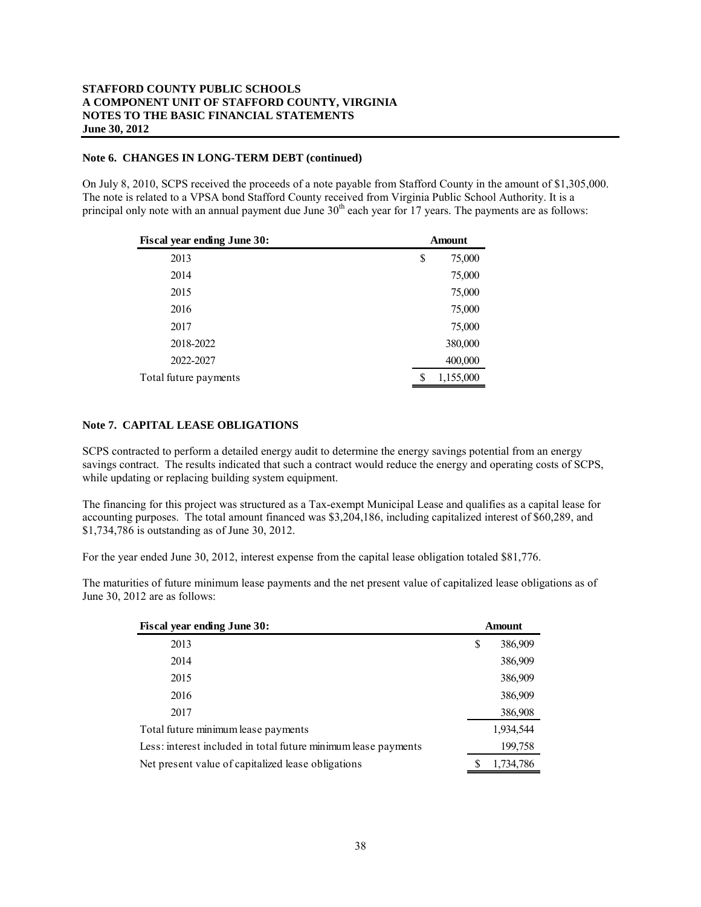**STAFFORD COUNTY PUBLIC SCHOOLS**
**A COMPONENT UNIT OF STAFFORD COUNTY, VIRGINIA**
**NOTES TO THE BASIC FINANCIAL STATEMENTS**
**June 30, 2012**

### Note 6. CHANGES IN LONG-TERM DEBT (continued)

On July 8, 2010, SCPS received the proceeds of a note payable from Stafford County in the amount of $1,305,000. The note is related to a VPSA bond Stafford County received from Virginia Public School Authority. It is a principal only note with an annual payment due June 30th each year for 17 years. The payments are as follows:

| Fiscal year ending June 30: | Amount |
|---|---|
| 2013 | $ 75,000 |
| 2014 | 75,000 |
| 2015 | 75,000 |
| 2016 | 75,000 |
| 2017 | 75,000 |
| 2018-2022 | 380,000 |
| 2022-2027 | 400,000 |
| Total future payments | $ 1,155,000 |

### Note 7. CAPITAL LEASE OBLIGATIONS

SCPS contracted to perform a detailed energy audit to determine the energy savings potential from an energy savings contract. The results indicated that such a contract would reduce the energy and operating costs of SCPS, while updating or replacing building system equipment.

The financing for this project was structured as a Tax-exempt Municipal Lease and qualifies as a capital lease for accounting purposes. The total amount financed was $3,204,186, including capitalized interest of $60,289, and $1,734,786 is outstanding as of June 30, 2012.

For the year ended June 30, 2012, interest expense from the capital lease obligation totaled $81,776.

The maturities of future minimum lease payments and the net present value of capitalized lease obligations as of June 30, 2012 are as follows:

| Fiscal year ending June 30: | Amount |
|---|---|
| 2013 | $ 386,909 |
| 2014 | 386,909 |
| 2015 | 386,909 |
| 2016 | 386,909 |
| 2017 | 386,908 |
| Total future minimum lease payments | 1,934,544 |
| Less: interest included in total future minimum lease payments | 199,758 |
| Net present value of capitalized lease obligations | $ 1,734,786 |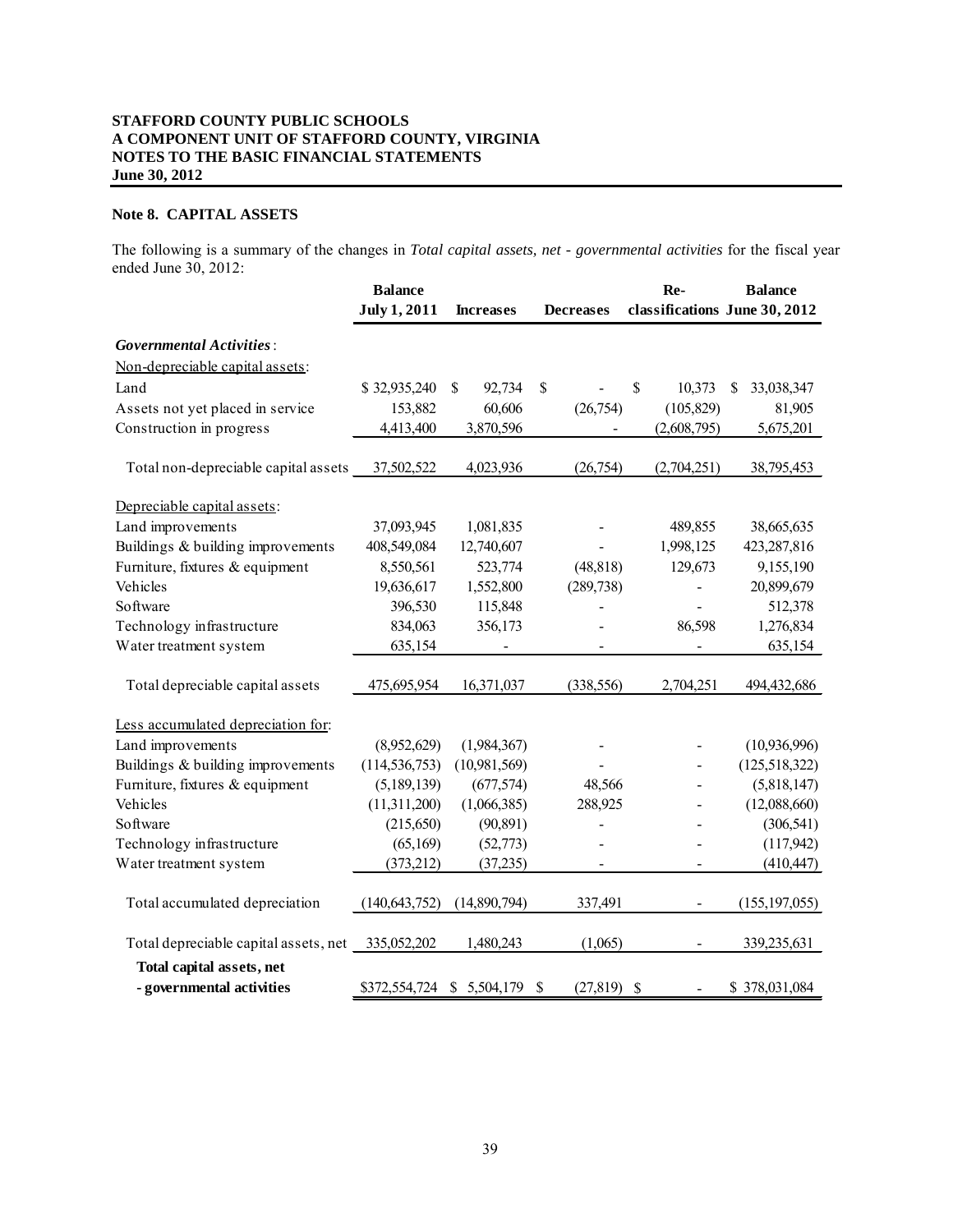**STAFFORD COUNTY PUBLIC SCHOOLS**
**A COMPONENT UNIT OF STAFFORD COUNTY, VIRGINIA**
**NOTES TO THE BASIC FINANCIAL STATEMENTS**
**June 30, 2012**

**Note 8. CAPITAL ASSETS**

The following is a summary of the changes in *Total capital assets, net - governmental activities* for the fiscal year ended June 30, 2012:

| | Balance July 1, 2011 | Increases | Decreases | Re-classifications | Balance June 30, 2012 |
|---|---|---|---|---|---|
| ***Governmental Activities*:** | | | | | |
| Non-depreciable capital assets: | | | | | |
| Land | $ 32,935,240 | $ 92,734 | $ - | $ 10,373 | $ 33,038,347 |
| Assets not yet placed in service | 153,882 | 60,606 | (26,754) | (105,829) | 81,905 |
| Construction in progress | 4,413,400 | 3,870,596 | - | (2,608,795) | 5,675,201 |
| Total non-depreciable capital assets | 37,502,522 | 4,023,936 | (26,754) | (2,704,251) | 38,795,453 |
| Depreciable capital assets: | | | | | |
| Land improvements | 37,093,945 | 1,081,835 | - | 489,855 | 38,665,635 |
| Buildings & building improvements | 408,549,084 | 12,740,607 | - | 1,998,125 | 423,287,816 |
| Furniture, fixtures & equipment | 8,550,561 | 523,774 | (48,818) | 129,673 | 9,155,190 |
| Vehicles | 19,636,617 | 1,552,800 | (289,738) | - | 20,899,679 |
| Software | 396,530 | 115,848 | - | - | 512,378 |
| Technology infrastructure | 834,063 | 356,173 | - | 86,598 | 1,276,834 |
| Water treatment system | 635,154 | - | - | - | 635,154 |
| Total depreciable capital assets | 475,695,954 | 16,371,037 | (338,556) | 2,704,251 | 494,432,686 |
| Less accumulated depreciation for: | | | | | |
| Land improvements | (8,952,629) | (1,984,367) | - | - | (10,936,996) |
| Buildings & building improvements | (114,536,753) | (10,981,569) | - | - | (125,518,322) |
| Furniture, fixtures & equipment | (5,189,139) | (677,574) | 48,566 | - | (5,818,147) |
| Vehicles | (11,311,200) | (1,066,385) | 288,925 | - | (12,088,660) |
| Software | (215,650) | (90,891) | - | - | (306,541) |
| Technology infrastructure | (65,169) | (52,773) | - | - | (117,942) |
| Water treatment system | (373,212) | (37,235) | - | - | (410,447) |
| Total accumulated depreciation | (140,643,752) | (14,890,794) | 337,491 | - | (155,197,055) |
| Total depreciable capital assets, net | 335,052,202 | 1,480,243 | (1,065) | - | 339,235,631 |
| **Total capital assets, net - governmental activities** | $372,554,724 | $ 5,504,179 | $ (27,819) | $ - | $ 378,031,084 |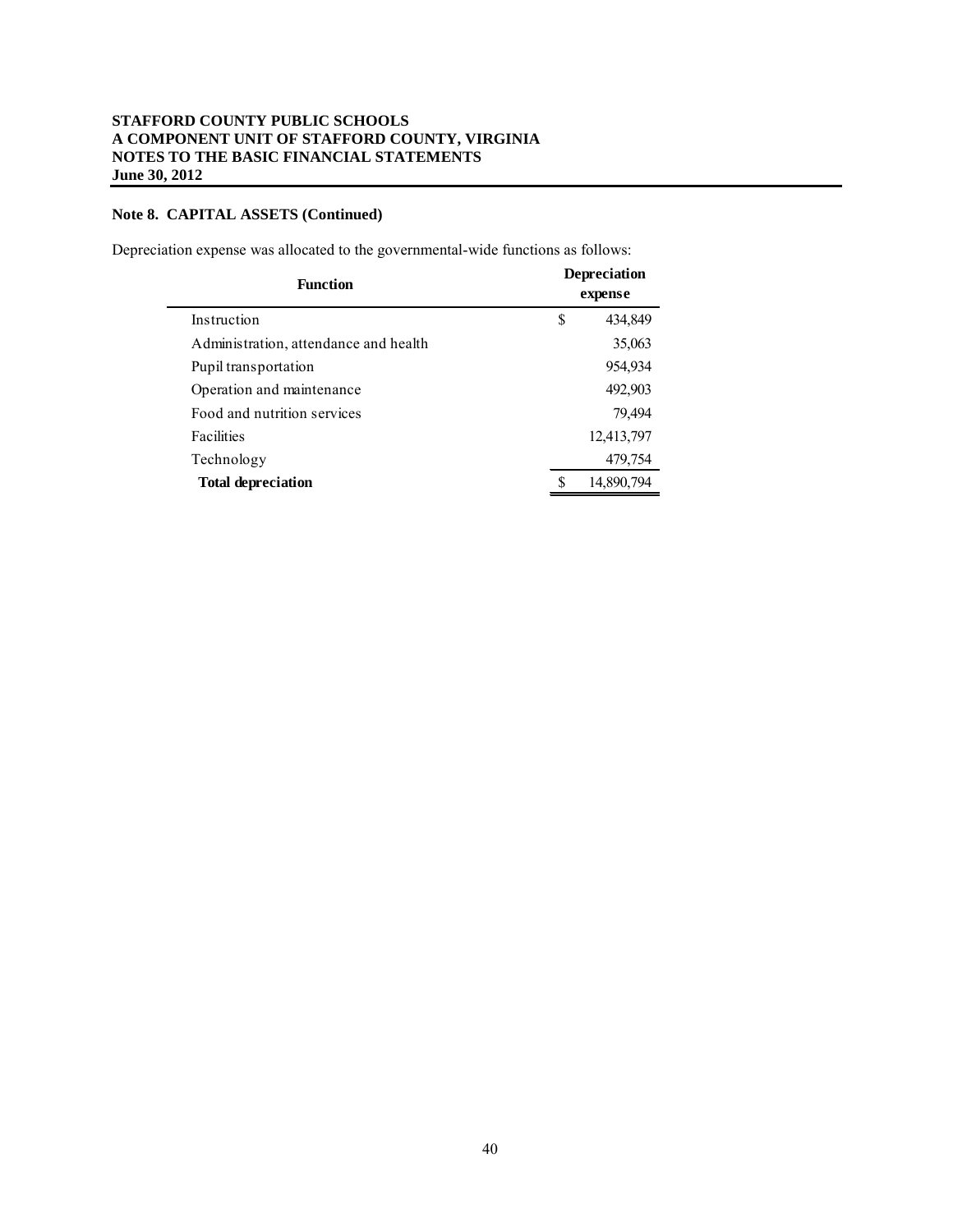**STAFFORD COUNTY PUBLIC SCHOOLS**
**A COMPONENT UNIT OF STAFFORD COUNTY, VIRGINIA**
**NOTES TO THE BASIC FINANCIAL STATEMENTS**
**June 30, 2012**

## Note 8. CAPITAL ASSETS (Continued)

Depreciation expense was allocated to the governmental-wide functions as follows:

| Function | Depreciation expense |
|---|---|
| Instruction | $ 434,849 |
| Administration, attendance and health | 35,063 |
| Pupil transportation | 954,934 |
| Operation and maintenance | 492,903 |
| Food and nutrition services | 79,494 |
| Facilities | 12,413,797 |
| Technology | 479,754 |
| **Total depreciation** | $ 14,890,794 |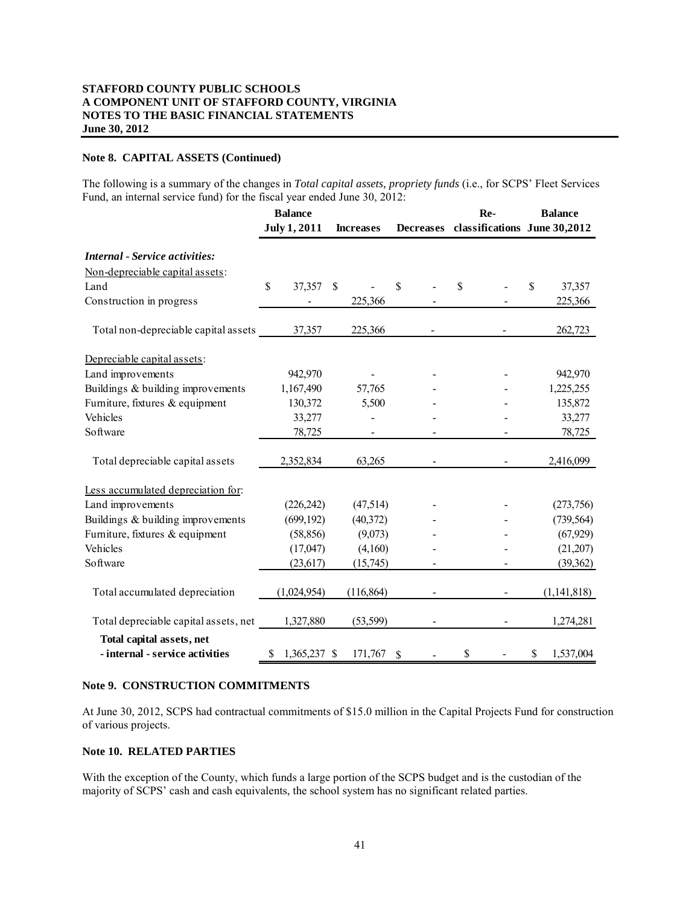**STAFFORD COUNTY PUBLIC SCHOOLS**
**A COMPONENT UNIT OF STAFFORD COUNTY, VIRGINIA**
**NOTES TO THE BASIC FINANCIAL STATEMENTS**
**June 30, 2012**

### Note 8. CAPITAL ASSETS (Continued)

The following is a summary of the changes in *Total capital assets, propriety funds* (i.e., for SCPS' Fleet Services Fund, an internal service fund) for the fiscal year ended June 30, 2012:

| | Balance July 1, 2011 | Increases | Decreases | Re-classifications | Balance June 30,2012 |
|---|---|---|---|---|---|
| ***Internal - Service activities:*** | | | | | |
| Non-depreciable capital assets: | | | | | |
| Land | $ 37,357 | $ - | $ - | $ - | $ 37,357 |
| Construction in progress | - | 225,366 | - | - | 225,366 |
| Total non-depreciable capital assets | 37,357 | 225,366 | - | - | 262,723 |
| Depreciable capital assets: | | | | | |
| Land improvements | 942,970 | - | - | - | 942,970 |
| Buildings & building improvements | 1,167,490 | 57,765 | - | - | 1,225,255 |
| Furniture, fixtures & equipment | 130,372 | 5,500 | - | - | 135,872 |
| Vehicles | 33,277 | - | - | - | 33,277 |
| Software | 78,725 | - | - | - | 78,725 |
| Total depreciable capital assets | 2,352,834 | 63,265 | - | - | 2,416,099 |
| Less accumulated depreciation for: | | | | | |
| Land improvements | (226,242) | (47,514) | - | - | (273,756) |
| Buildings & building improvements | (699,192) | (40,372) | - | - | (739,564) |
| Furniture, fixtures & equipment | (58,856) | (9,073) | - | - | (67,929) |
| Vehicles | (17,047) | (4,160) | - | - | (21,207) |
| Software | (23,617) | (15,745) | - | - | (39,362) |
| Total accumulated depreciation | (1,024,954) | (116,864) | - | - | (1,141,818) |
| Total depreciable capital assets, net | 1,327,880 | (53,599) | - | - | 1,274,281 |
| **Total capital assets, net - internal - service activities** | $ 1,365,237 | $ 171,767 | $ - | $ - | $ 1,537,004 |

### Note 9. CONSTRUCTION COMMITMENTS

At June 30, 2012, SCPS had contractual commitments of $15.0 million in the Capital Projects Fund for construction of various projects.

### Note 10. RELATED PARTIES

With the exception of the County, which funds a large portion of the SCPS budget and is the custodian of the majority of SCPS' cash and cash equivalents, the school system has no significant related parties.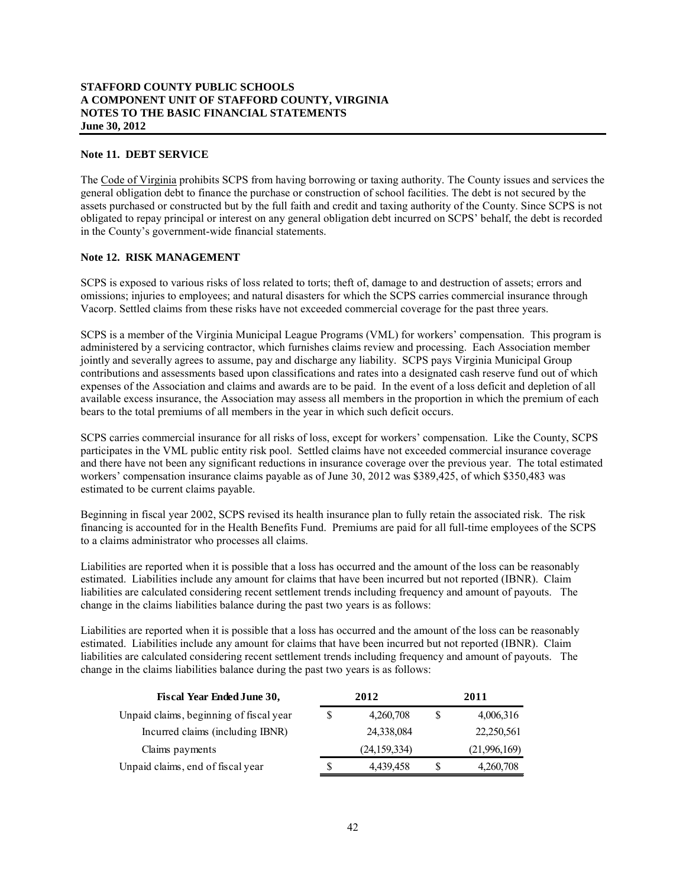# STAFFORD COUNTY PUBLIC SCHOOLS
# A COMPONENT UNIT OF STAFFORD COUNTY, VIRGINIA
# NOTES TO THE BASIC FINANCIAL STATEMENTS
# June 30, 2012

## Note 11. DEBT SERVICE

The Code of Virginia prohibits SCPS from having borrowing or taxing authority. The County issues and services the general obligation debt to finance the purchase or construction of school facilities. The debt is not secured by the assets purchased or constructed but by the full faith and credit and taxing authority of the County. Since SCPS is not obligated to repay principal or interest on any general obligation debt incurred on SCPS' behalf, the debt is recorded in the County's government-wide financial statements.

## Note 12. RISK MANAGEMENT

SCPS is exposed to various risks of loss related to torts; theft of, damage to and destruction of assets; errors and omissions; injuries to employees; and natural disasters for which the SCPS carries commercial insurance through Vacorp. Settled claims from these risks have not exceeded commercial coverage for the past three years.

SCPS is a member of the Virginia Municipal League Programs (VML) for workers' compensation. This program is administered by a servicing contractor, which furnishes claims review and processing. Each Association member jointly and severally agrees to assume, pay and discharge any liability. SCPS pays Virginia Municipal Group contributions and assessments based upon classifications and rates into a designated cash reserve fund out of which expenses of the Association and claims and awards are to be paid. In the event of a loss deficit and depletion of all available excess insurance, the Association may assess all members in the proportion in which the premium of each bears to the total premiums of all members in the year in which such deficit occurs.

SCPS carries commercial insurance for all risks of loss, except for workers' compensation. Like the County, SCPS participates in the VML public entity risk pool. Settled claims have not exceeded commercial insurance coverage and there have not been any significant reductions in insurance coverage over the previous year. The total estimated workers' compensation insurance claims payable as of June 30, 2012 was \$389,425, of which \$350,483 was estimated to be current claims payable.

Beginning in fiscal year 2002, SCPS revised its health insurance plan to fully retain the associated risk. The risk financing is accounted for in the Health Benefits Fund. Premiums are paid for all full-time employees of the SCPS to a claims administrator who processes all claims.

Liabilities are reported when it is possible that a loss has occurred and the amount of the loss can be reasonably estimated. Liabilities include any amount for claims that have been incurred but not reported (IBNR). Claim liabilities are calculated considering recent settlement trends including frequency and amount of payouts. The change in the claims liabilities balance during the past two years is as follows:

Liabilities are reported when it is possible that a loss has occurred and the amount of the loss can be reasonably estimated. Liabilities include any amount for claims that have been incurred but not reported (IBNR). Claim liabilities are calculated considering recent settlement trends including frequency and amount of payouts. The change in the claims liabilities balance during the past two years is as follows:

| Fiscal Year Ended June 30, | 2012 | 2011 |
|---|---|---|
| Unpaid claims, beginning of fiscal year | $ 4,260,708 | $ 4,006,316 |
| Incurred claims (including IBNR) | 24,338,084 | 22,250,561 |
| Claims payments | (24,159,334) | (21,996,169) |
| Unpaid claims, end of fiscal year | $ 4,439,458 | $ 4,260,708 |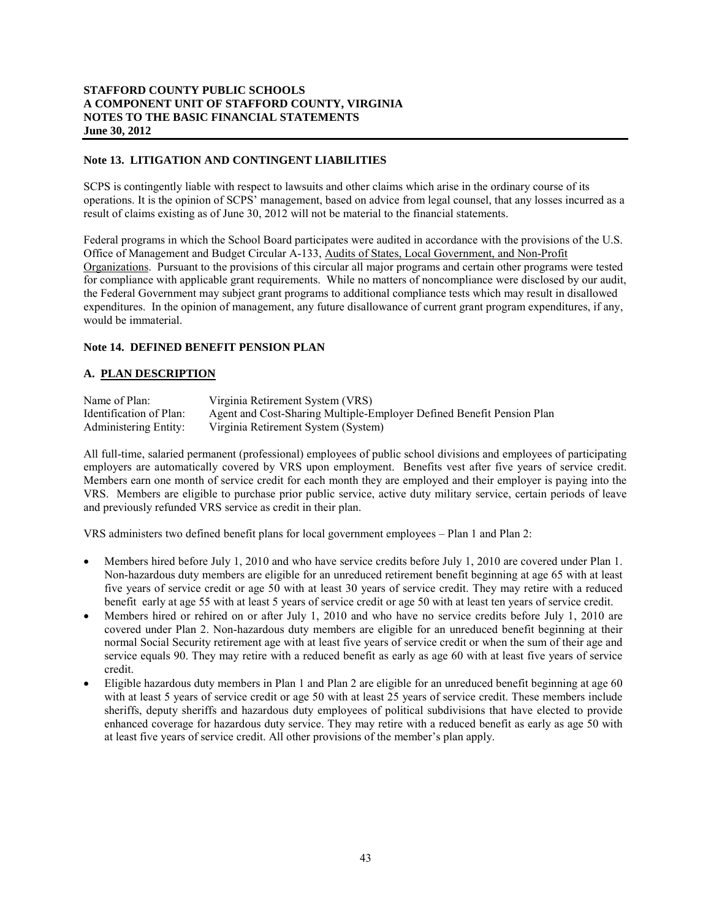## Note 13. LITIGATION AND CONTINGENT LIABILITIES

SCPS is contingently liable with respect to lawsuits and other claims which arise in the ordinary course of its operations. It is the opinion of SCPS' management, based on advice from legal counsel, that any losses incurred as a result of claims existing as of June 30, 2012 will not be material to the financial statements.

Federal programs in which the School Board participates were audited in accordance with the provisions of the U.S. Office of Management and Budget Circular A-133, Audits of States, Local Government, and Non-Profit Organizations. Pursuant to the provisions of this circular all major programs and certain other programs were tested for compliance with applicable grant requirements. While no matters of noncompliance were disclosed by our audit, the Federal Government may subject grant programs to additional compliance tests which may result in disallowed expenditures. In the opinion of management, any future disallowance of current grant program expenditures, if any, would be immaterial.

## Note 14. DEFINED BENEFIT PENSION PLAN

### A. PLAN DESCRIPTION

| | |
|---|---|
| Name of Plan: | Virginia Retirement System (VRS) |
| Identification of Plan: | Agent and Cost-Sharing Multiple-Employer Defined Benefit Pension Plan |
| Administering Entity: | Virginia Retirement System (System) |

All full-time, salaried permanent (professional) employees of public school divisions and employees of participating employers are automatically covered by VRS upon employment. Benefits vest after five years of service credit. Members earn one month of service credit for each month they are employed and their employer is paying into the VRS. Members are eligible to purchase prior public service, active duty military service, certain periods of leave and previously refunded VRS service as credit in their plan.

VRS administers two defined benefit plans for local government employees – Plan 1 and Plan 2:

- Members hired before July 1, 2010 and who have service credits before July 1, 2010 are covered under Plan 1. Non-hazardous duty members are eligible for an unreduced retirement benefit beginning at age 65 with at least five years of service credit or age 50 with at least 30 years of service credit. They may retire with a reduced benefit early at age 55 with at least 5 years of service credit or age 50 with at least ten years of service credit.
- Members hired or rehired on or after July 1, 2010 and who have no service credits before July 1, 2010 are covered under Plan 2. Non-hazardous duty members are eligible for an unreduced benefit beginning at their normal Social Security retirement age with at least five years of service credit or when the sum of their age and service equals 90. They may retire with a reduced benefit as early as age 60 with at least five years of service credit.
- Eligible hazardous duty members in Plan 1 and Plan 2 are eligible for an unreduced benefit beginning at age 60 with at least 5 years of service credit or age 50 with at least 25 years of service credit. These members include sheriffs, deputy sheriffs and hazardous duty employees of political subdivisions that have elected to provide enhanced coverage for hazardous duty service. They may retire with a reduced benefit as early as age 50 with at least five years of service credit. All other provisions of the member's plan apply.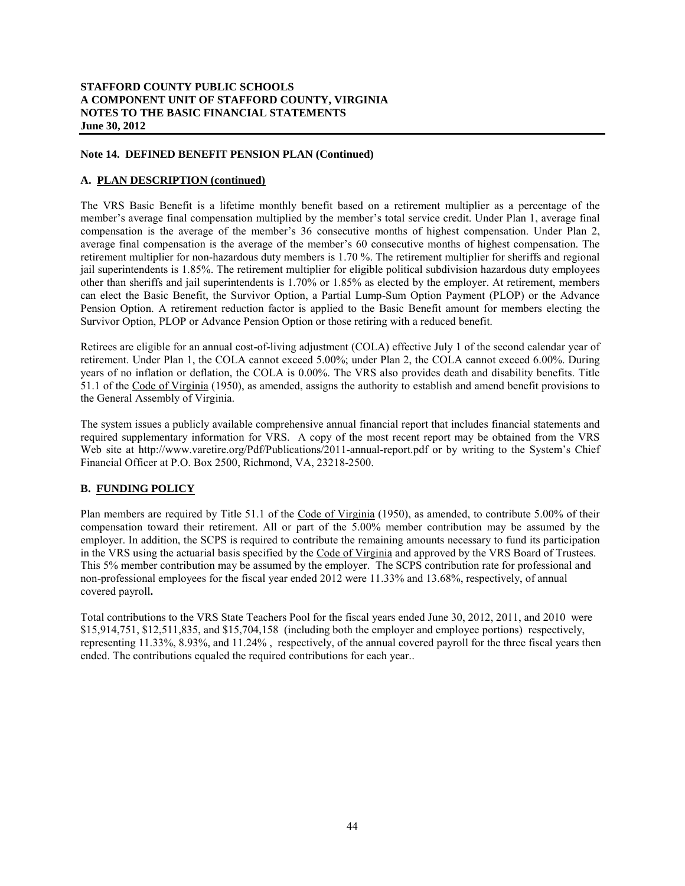**STAFFORD COUNTY PUBLIC SCHOOLS**
**A COMPONENT UNIT OF STAFFORD COUNTY, VIRGINIA**
**NOTES TO THE BASIC FINANCIAL STATEMENTS**
**June 30, 2012**

**Note 14. DEFINED BENEFIT PENSION PLAN (Continued)**

**A. PLAN DESCRIPTION (continued)**

The VRS Basic Benefit is a lifetime monthly benefit based on a retirement multiplier as a percentage of the member's average final compensation multiplied by the member's total service credit. Under Plan 1, average final compensation is the average of the member's 36 consecutive months of highest compensation. Under Plan 2, average final compensation is the average of the member's 60 consecutive months of highest compensation. The retirement multiplier for non-hazardous duty members is 1.70 %. The retirement multiplier for sheriffs and regional jail superintendents is 1.85%. The retirement multiplier for eligible political subdivision hazardous duty employees other than sheriffs and jail superintendents is 1.70% or 1.85% as elected by the employer. At retirement, members can elect the Basic Benefit, the Survivor Option, a Partial Lump-Sum Option Payment (PLOP) or the Advance Pension Option. A retirement reduction factor is applied to the Basic Benefit amount for members electing the Survivor Option, PLOP or Advance Pension Option or those retiring with a reduced benefit.

Retirees are eligible for an annual cost-of-living adjustment (COLA) effective July 1 of the second calendar year of retirement. Under Plan 1, the COLA cannot exceed 5.00%; under Plan 2, the COLA cannot exceed 6.00%. During years of no inflation or deflation, the COLA is 0.00%. The VRS also provides death and disability benefits. Title 51.1 of the Code of Virginia (1950), as amended, assigns the authority to establish and amend benefit provisions to the General Assembly of Virginia.

The system issues a publicly available comprehensive annual financial report that includes financial statements and required supplementary information for VRS. A copy of the most recent report may be obtained from the VRS Web site at http://www.varetire.org/Pdf/Publications/2011-annual-report.pdf or by writing to the System's Chief Financial Officer at P.O. Box 2500, Richmond, VA, 23218-2500.

**B. FUNDING POLICY**

Plan members are required by Title 51.1 of the Code of Virginia (1950), as amended, to contribute 5.00% of their compensation toward their retirement. All or part of the 5.00% member contribution may be assumed by the employer. In addition, the SCPS is required to contribute the remaining amounts necessary to fund its participation in the VRS using the actuarial basis specified by the Code of Virginia and approved by the VRS Board of Trustees. This 5% member contribution may be assumed by the employer. The SCPS contribution rate for professional and non-professional employees for the fiscal year ended 2012 were 11.33% and 13.68%, respectively, of annual covered payroll**.**

Total contributions to the VRS State Teachers Pool for the fiscal years ended June 30, 2012, 2011, and 2010 were $15,914,751, $12,511,835, and $15,704,158 (including both the employer and employee portions) respectively, representing 11.33%, 8.93%, and 11.24% , respectively, of the annual covered payroll for the three fiscal years then ended. The contributions equaled the required contributions for each year..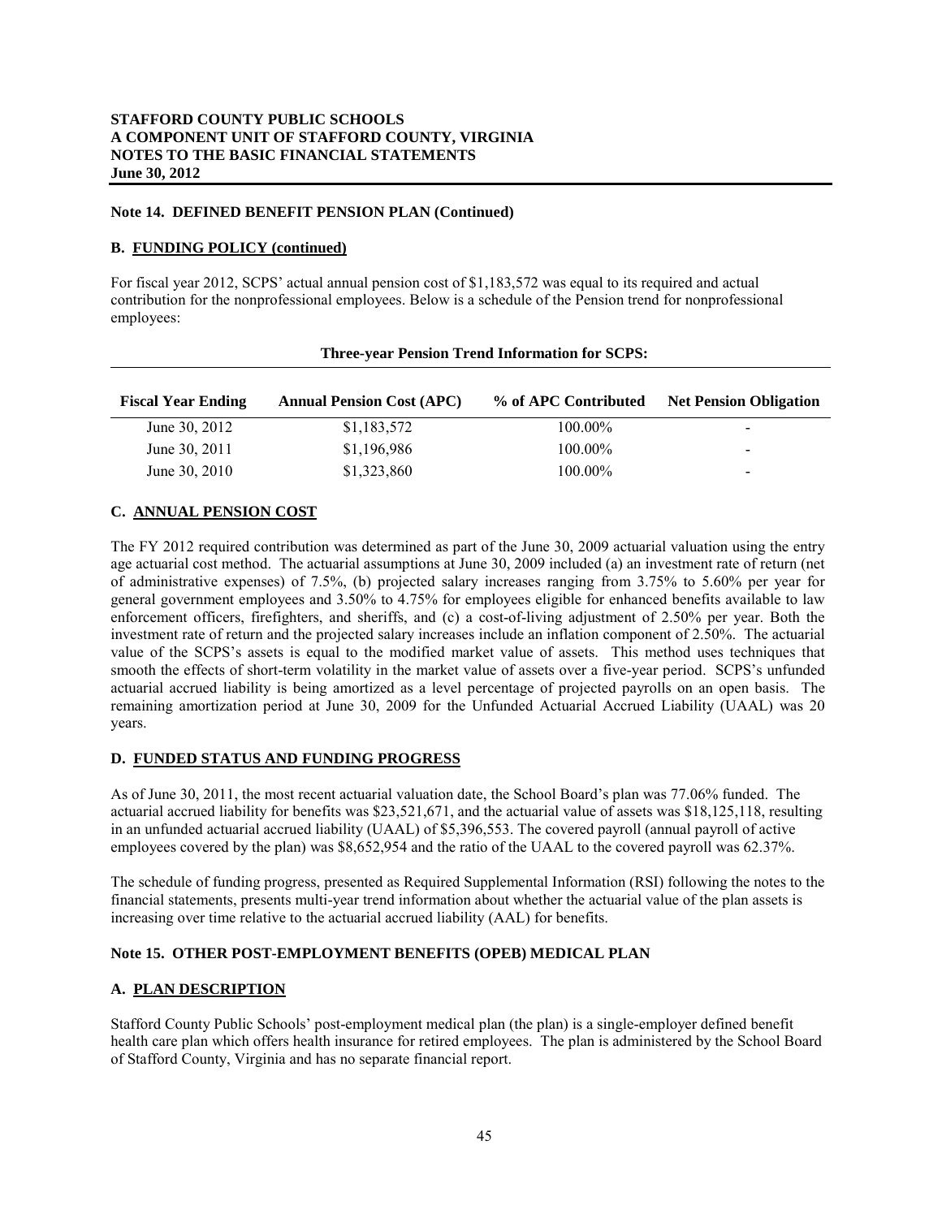**STAFFORD COUNTY PUBLIC SCHOOLS**
**A COMPONENT UNIT OF STAFFORD COUNTY, VIRGINIA**
**NOTES TO THE BASIC FINANCIAL STATEMENTS**
**June 30, 2012**

**Note 14. DEFINED BENEFIT PENSION PLAN (Continued)**

**B. FUNDING POLICY (continued)**

For fiscal year 2012, SCPS' actual annual pension cost of $1,183,572 was equal to its required and actual contribution for the nonprofessional employees. Below is a schedule of the Pension trend for nonprofessional employees:

**Three-year Pension Trend Information for SCPS:**

| Fiscal Year Ending | Annual Pension Cost (APC) | % of APC Contributed | Net Pension Obligation |
|---|---|---|---|
| June 30, 2012 | $1,183,572 | 100.00% | - |
| June 30, 2011 | $1,196,986 | 100.00% | - |
| June 30, 2010 | $1,323,860 | 100.00% | - |

**C. ANNUAL PENSION COST**

The FY 2012 required contribution was determined as part of the June 30, 2009 actuarial valuation using the entry age actuarial cost method. The actuarial assumptions at June 30, 2009 included (a) an investment rate of return (net of administrative expenses) of 7.5%, (b) projected salary increases ranging from 3.75% to 5.60% per year for general government employees and 3.50% to 4.75% for employees eligible for enhanced benefits available to law enforcement officers, firefighters, and sheriffs, and (c) a cost-of-living adjustment of 2.50% per year. Both the investment rate of return and the projected salary increases include an inflation component of 2.50%. The actuarial value of the SCPS's assets is equal to the modified market value of assets. This method uses techniques that smooth the effects of short-term volatility in the market value of assets over a five-year period. SCPS's unfunded actuarial accrued liability is being amortized as a level percentage of projected payrolls on an open basis. The remaining amortization period at June 30, 2009 for the Unfunded Actuarial Accrued Liability (UAAL) was 20 years.

**D. FUNDED STATUS AND FUNDING PROGRESS**

As of June 30, 2011, the most recent actuarial valuation date, the School Board's plan was 77.06% funded. The actuarial accrued liability for benefits was $23,521,671, and the actuarial value of assets was $18,125,118, resulting in an unfunded actuarial accrued liability (UAAL) of $5,396,553. The covered payroll (annual payroll of active employees covered by the plan) was $8,652,954 and the ratio of the UAAL to the covered payroll was 62.37%.

The schedule of funding progress, presented as Required Supplemental Information (RSI) following the notes to the financial statements, presents multi-year trend information about whether the actuarial value of the plan assets is increasing over time relative to the actuarial accrued liability (AAL) for benefits.

**Note 15. OTHER POST-EMPLOYMENT BENEFITS (OPEB) MEDICAL PLAN**

**A. PLAN DESCRIPTION**

Stafford County Public Schools' post-employment medical plan (the plan) is a single-employer defined benefit health care plan which offers health insurance for retired employees. The plan is administered by the School Board of Stafford County, Virginia and has no separate financial report.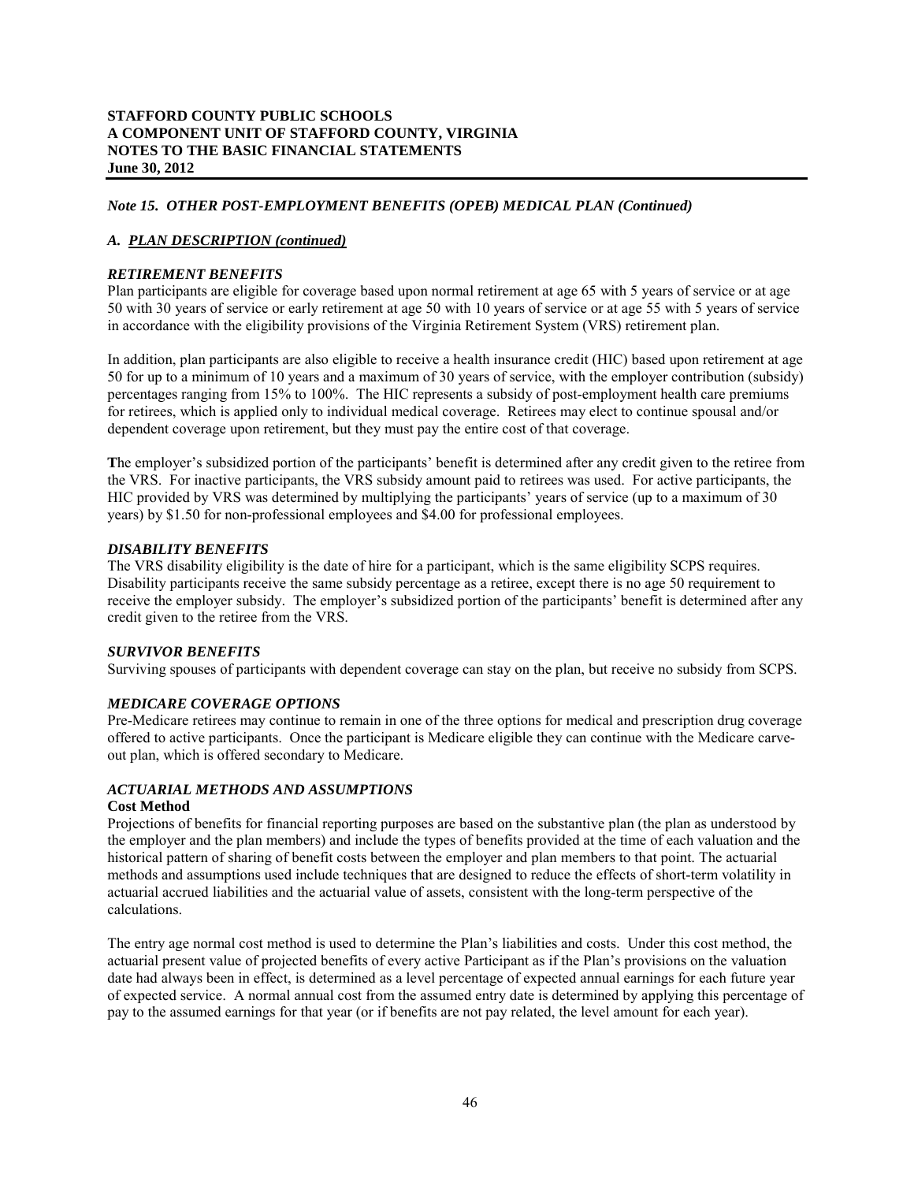### *Note 15. OTHER POST-EMPLOYMENT BENEFITS (OPEB) MEDICAL PLAN (Continued)*

#### *A. PLAN DESCRIPTION (continued)*

***RETIREMENT BENEFITS***

Plan participants are eligible for coverage based upon normal retirement at age 65 with 5 years of service or at age 50 with 30 years of service or early retirement at age 50 with 10 years of service or at age 55 with 5 years of service in accordance with the eligibility provisions of the Virginia Retirement System (VRS) retirement plan.

In addition, plan participants are also eligible to receive a health insurance credit (HIC) based upon retirement at age 50 for up to a minimum of 10 years and a maximum of 30 years of service, with the employer contribution (subsidy) percentages ranging from 15% to 100%. The HIC represents a subsidy of post-employment health care premiums for retirees, which is applied only to individual medical coverage. Retirees may elect to continue spousal and/or dependent coverage upon retirement, but they must pay the entire cost of that coverage.

The employer's subsidized portion of the participants' benefit is determined after any credit given to the retiree from the VRS. For inactive participants, the VRS subsidy amount paid to retirees was used. For active participants, the HIC provided by VRS was determined by multiplying the participants' years of service (up to a maximum of 30 years) by $1.50 for non-professional employees and $4.00 for professional employees.

***DISABILITY BENEFITS***

The VRS disability eligibility is the date of hire for a participant, which is the same eligibility SCPS requires. Disability participants receive the same subsidy percentage as a retiree, except there is no age 50 requirement to receive the employer subsidy. The employer's subsidized portion of the participants' benefit is determined after any credit given to the retiree from the VRS.

***SURVIVOR BENEFITS***

Surviving spouses of participants with dependent coverage can stay on the plan, but receive no subsidy from SCPS.

***MEDICARE COVERAGE OPTIONS***

Pre-Medicare retirees may continue to remain in one of the three options for medical and prescription drug coverage offered to active participants. Once the participant is Medicare eligible they can continue with the Medicare carve-out plan, which is offered secondary to Medicare.

***ACTUARIAL METHODS AND ASSUMPTIONS***

**Cost Method**

Projections of benefits for financial reporting purposes are based on the substantive plan (the plan as understood by the employer and the plan members) and include the types of benefits provided at the time of each valuation and the historical pattern of sharing of benefit costs between the employer and plan members to that point. The actuarial methods and assumptions used include techniques that are designed to reduce the effects of short-term volatility in actuarial accrued liabilities and the actuarial value of assets, consistent with the long-term perspective of the calculations.

The entry age normal cost method is used to determine the Plan's liabilities and costs. Under this cost method, the actuarial present value of projected benefits of every active Participant as if the Plan's provisions on the valuation date had always been in effect, is determined as a level percentage of expected annual earnings for each future year of expected service. A normal annual cost from the assumed entry date is determined by applying this percentage of pay to the assumed earnings for that year (or if benefits are not pay related, the level amount for each year).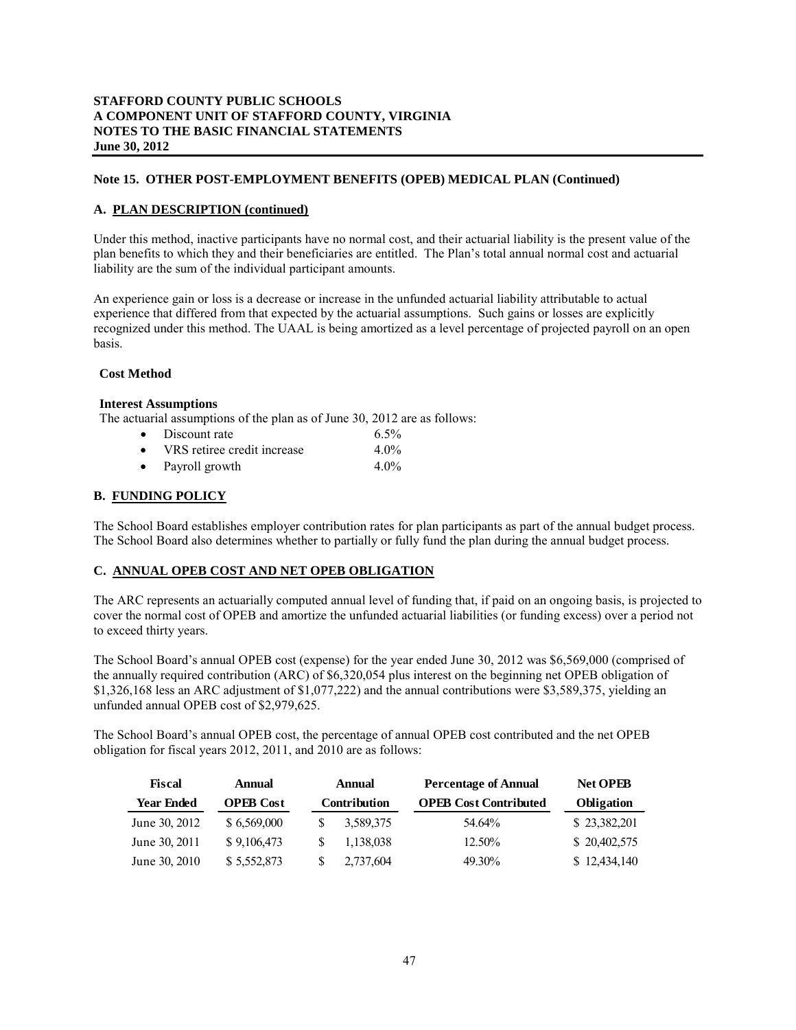**STAFFORD COUNTY PUBLIC SCHOOLS**
**A COMPONENT UNIT OF STAFFORD COUNTY, VIRGINIA**
**NOTES TO THE BASIC FINANCIAL STATEMENTS**
**June 30, 2012**

**Note 15. OTHER POST-EMPLOYMENT BENEFITS (OPEB) MEDICAL PLAN (Continued)**

**A. PLAN DESCRIPTION (continued)**

Under this method, inactive participants have no normal cost, and their actuarial liability is the present value of the plan benefits to which they and their beneficiaries are entitled. The Plan's total annual normal cost and actuarial liability are the sum of the individual participant amounts.

An experience gain or loss is a decrease or increase in the unfunded actuarial liability attributable to actual experience that differed from that expected by the actuarial assumptions. Such gains or losses are explicitly recognized under this method. The UAAL is being amortized as a level percentage of projected payroll on an open basis.

**Cost Method**

**Interest Assumptions**

The actuarial assumptions of the plan as of June 30, 2012 are as follows:

- Discount rate 6.5%
- VRS retiree credit increase 4.0%
- Payroll growth 4.0%

**B. FUNDING POLICY**

The School Board establishes employer contribution rates for plan participants as part of the annual budget process. The School Board also determines whether to partially or fully fund the plan during the annual budget process.

**C. ANNUAL OPEB COST AND NET OPEB OBLIGATION**

The ARC represents an actuarially computed annual level of funding that, if paid on an ongoing basis, is projected to cover the normal cost of OPEB and amortize the unfunded actuarial liabilities (or funding excess) over a period not to exceed thirty years.

The School Board's annual OPEB cost (expense) for the year ended June 30, 2012 was $6,569,000 (comprised of the annually required contribution (ARC) of $6,320,054 plus interest on the beginning net OPEB obligation of $1,326,168 less an ARC adjustment of $1,077,222) and the annual contributions were $3,589,375, yielding an unfunded annual OPEB cost of $2,979,625.

The School Board's annual OPEB cost, the percentage of annual OPEB cost contributed and the net OPEB obligation for fiscal years 2012, 2011, and 2010 are as follows:

| Fiscal Year Ended | Annual OPEB Cost | Annual Contribution | Percentage of Annual OPEB Cost Contributed | Net OPEB Obligation |
|---|---|---|---|---|
| June 30, 2012 | $ 6,569,000 | $ 3,589,375 | 54.64% | $ 23,382,201 |
| June 30, 2011 | $ 9,106,473 | $ 1,138,038 | 12.50% | $ 20,402,575 |
| June 30, 2010 | $ 5,552,873 | $ 2,737,604 | 49.30% | $ 12,434,140 |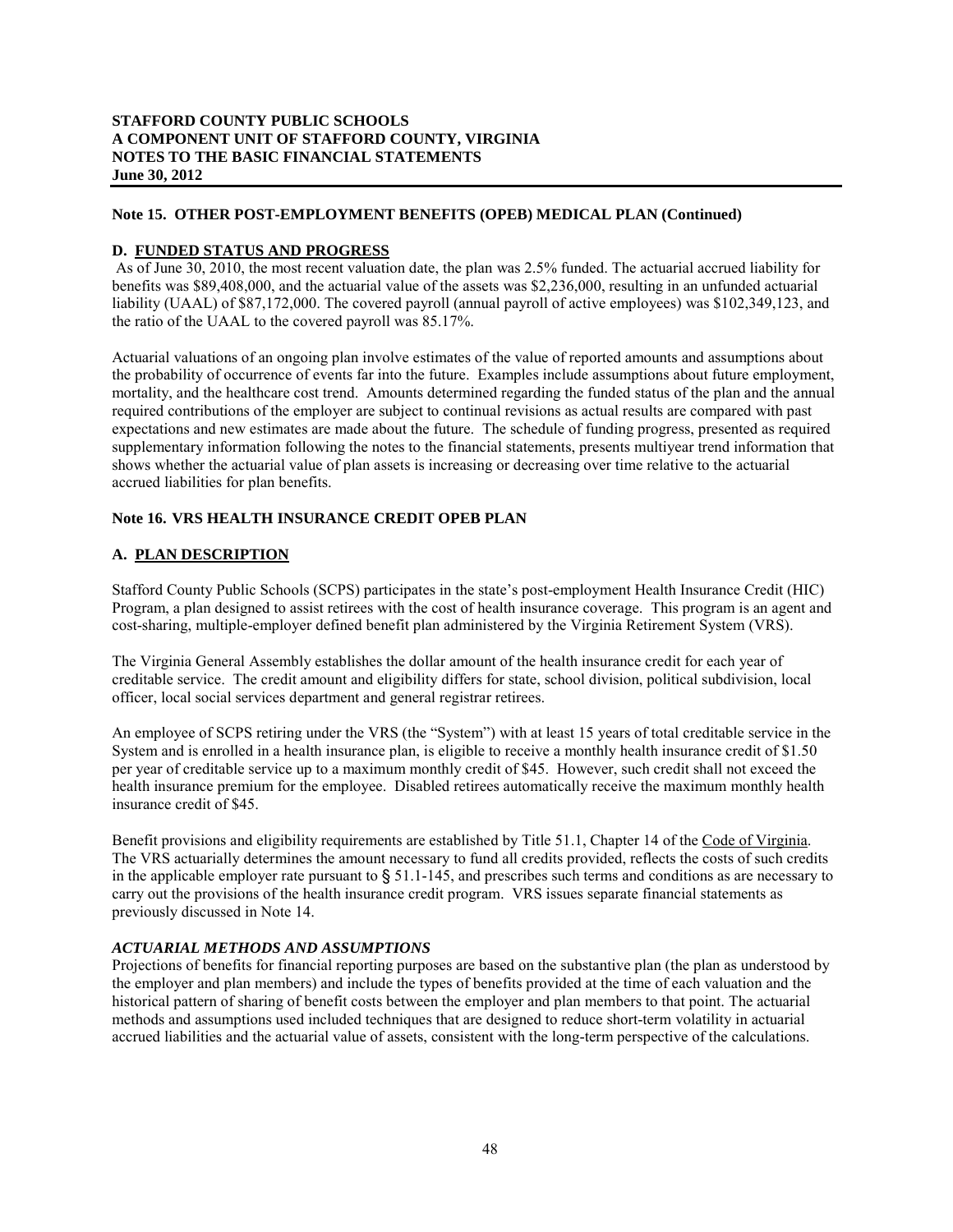## Note 15. OTHER POST-EMPLOYMENT BENEFITS (OPEB) MEDICAL PLAN (Continued)

### D. FUNDED STATUS AND PROGRESS

As of June 30, 2010, the most recent valuation date, the plan was 2.5% funded. The actuarial accrued liability for benefits was $89,408,000, and the actuarial value of the assets was $2,236,000, resulting in an unfunded actuarial liability (UAAL) of $87,172,000. The covered payroll (annual payroll of active employees) was $102,349,123, and the ratio of the UAAL to the covered payroll was 85.17%.

Actuarial valuations of an ongoing plan involve estimates of the value of reported amounts and assumptions about the probability of occurrence of events far into the future. Examples include assumptions about future employment, mortality, and the healthcare cost trend. Amounts determined regarding the funded status of the plan and the annual required contributions of the employer are subject to continual revisions as actual results are compared with past expectations and new estimates are made about the future. The schedule of funding progress, presented as required supplementary information following the notes to the financial statements, presents multiyear trend information that shows whether the actuarial value of plan assets is increasing or decreasing over time relative to the actuarial accrued liabilities for plan benefits.

## Note 16. VRS HEALTH INSURANCE CREDIT OPEB PLAN

### A. PLAN DESCRIPTION

Stafford County Public Schools (SCPS) participates in the state's post-employment Health Insurance Credit (HIC) Program, a plan designed to assist retirees with the cost of health insurance coverage. This program is an agent and cost-sharing, multiple-employer defined benefit plan administered by the Virginia Retirement System (VRS).

The Virginia General Assembly establishes the dollar amount of the health insurance credit for each year of creditable service. The credit amount and eligibility differs for state, school division, political subdivision, local officer, local social services department and general registrar retirees.

An employee of SCPS retiring under the VRS (the "System") with at least 15 years of total creditable service in the System and is enrolled in a health insurance plan, is eligible to receive a monthly health insurance credit of $1.50 per year of creditable service up to a maximum monthly credit of $45. However, such credit shall not exceed the health insurance premium for the employee. Disabled retirees automatically receive the maximum monthly health insurance credit of $45.

Benefit provisions and eligibility requirements are established by Title 51.1, Chapter 14 of the Code of Virginia. The VRS actuarially determines the amount necessary to fund all credits provided, reflects the costs of such credits in the applicable employer rate pursuant to § 51.1-145, and prescribes such terms and conditions as are necessary to carry out the provisions of the health insurance credit program. VRS issues separate financial statements as previously discussed in Note 14.

#### *ACTUARIAL METHODS AND ASSUMPTIONS*

Projections of benefits for financial reporting purposes are based on the substantive plan (the plan as understood by the employer and plan members) and include the types of benefits provided at the time of each valuation and the historical pattern of sharing of benefit costs between the employer and plan members to that point. The actuarial methods and assumptions used included techniques that are designed to reduce short-term volatility in actuarial accrued liabilities and the actuarial value of assets, consistent with the long-term perspective of the calculations.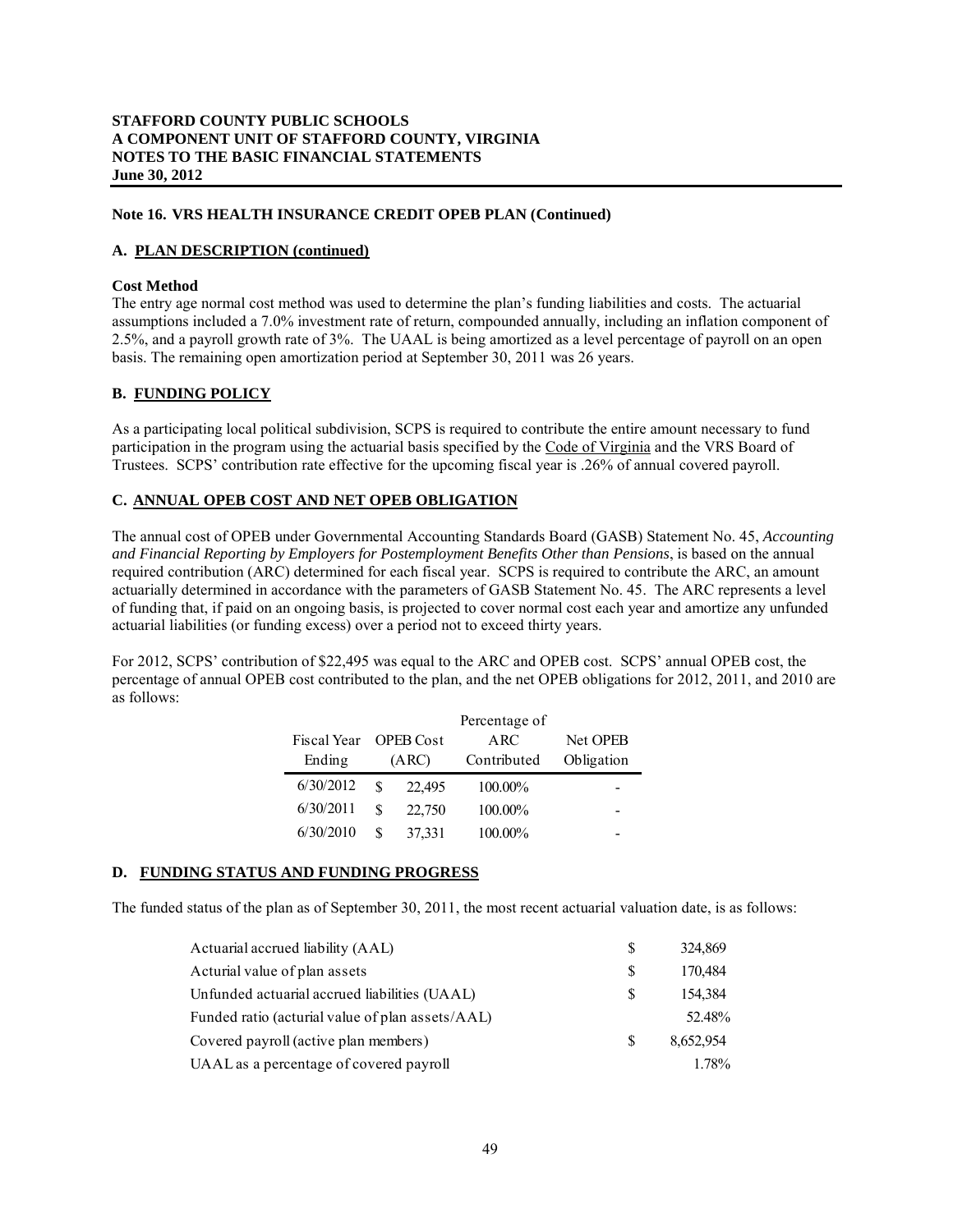**STAFFORD COUNTY PUBLIC SCHOOLS**
**A COMPONENT UNIT OF STAFFORD COUNTY, VIRGINIA**
**NOTES TO THE BASIC FINANCIAL STATEMENTS**
**June 30, 2012**

### Note 16. VRS HEALTH INSURANCE CREDIT OPEB PLAN (Continued)

#### A. PLAN DESCRIPTION (continued)

**Cost Method**

The entry age normal cost method was used to determine the plan's funding liabilities and costs. The actuarial assumptions included a 7.0% investment rate of return, compounded annually, including an inflation component of 2.5%, and a payroll growth rate of 3%. The UAAL is being amortized as a level percentage of payroll on an open basis. The remaining open amortization period at September 30, 2011 was 26 years.

#### B. FUNDING POLICY

As a participating local political subdivision, SCPS is required to contribute the entire amount necessary to fund participation in the program using the actuarial basis specified by the Code of Virginia and the VRS Board of Trustees. SCPS' contribution rate effective for the upcoming fiscal year is .26% of annual covered payroll.

#### C. ANNUAL OPEB COST AND NET OPEB OBLIGATION

The annual cost of OPEB under Governmental Accounting Standards Board (GASB) Statement No. 45, *Accounting and Financial Reporting by Employers for Postemployment Benefits Other than Pensions*, is based on the annual required contribution (ARC) determined for each fiscal year. SCPS is required to contribute the ARC, an amount actuarially determined in accordance with the parameters of GASB Statement No. 45. The ARC represents a level of funding that, if paid on an ongoing basis, is projected to cover normal cost each year and amortize any unfunded actuarial liabilities (or funding excess) over a period not to exceed thirty years.

For 2012, SCPS' contribution of $22,495 was equal to the ARC and OPEB cost. SCPS' annual OPEB cost, the percentage of annual OPEB cost contributed to the plan, and the net OPEB obligations for 2012, 2011, and 2010 are as follows:

| Fiscal Year Ending | OPEB Cost (ARC) | Percentage of ARC Contributed | Net OPEB Obligation |
|---|---|---|---|
| 6/30/2012 | $ 22,495 | 100.00% | - |
| 6/30/2011 | $ 22,750 | 100.00% | - |
| 6/30/2010 | $ 37,331 | 100.00% | - |

#### D. FUNDING STATUS AND FUNDING PROGRESS

The funded status of the plan as of September 30, 2011, the most recent actuarial valuation date, is as follows:

| | |
|---|---|
| Actuarial accrued liability (AAL) | $ 324,869 |
| Acturial value of plan assets | $ 170,484 |
| Unfunded actuarial accrued liabilities (UAAL) | $ 154,384 |
| Funded ratio (acturial value of plan assets/AAL) | 52.48% |
| Covered payroll (active plan members) | $ 8,652,954 |
| UAAL as a percentage of covered payroll | 1.78% |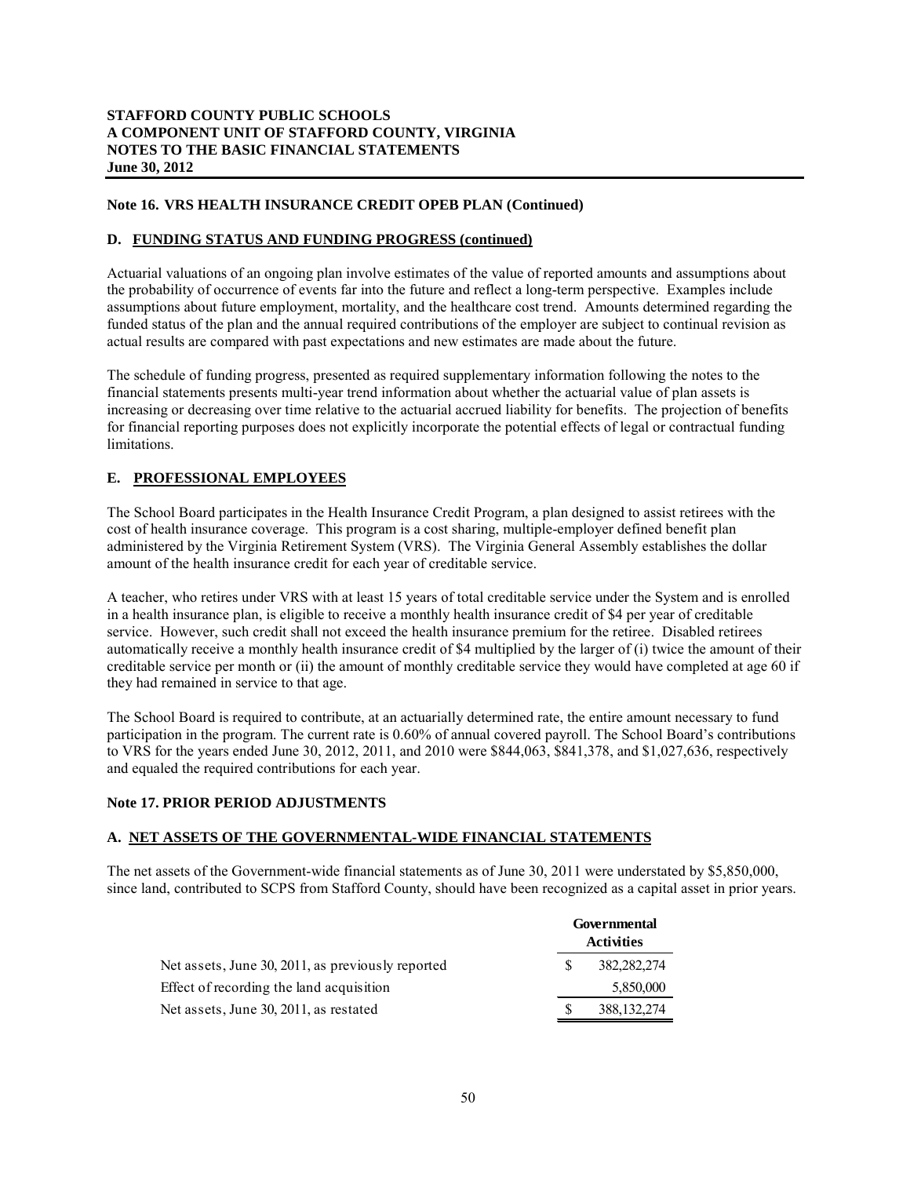## Note 16. VRS HEALTH INSURANCE CREDIT OPEB PLAN (Continued)

### D. FUNDING STATUS AND FUNDING PROGRESS (continued)

Actuarial valuations of an ongoing plan involve estimates of the value of reported amounts and assumptions about the probability of occurrence of events far into the future and reflect a long-term perspective. Examples include assumptions about future employment, mortality, and the healthcare cost trend. Amounts determined regarding the funded status of the plan and the annual required contributions of the employer are subject to continual revision as actual results are compared with past expectations and new estimates are made about the future.

The schedule of funding progress, presented as required supplementary information following the notes to the financial statements presents multi-year trend information about whether the actuarial value of plan assets is increasing or decreasing over time relative to the actuarial accrued liability for benefits. The projection of benefits for financial reporting purposes does not explicitly incorporate the potential effects of legal or contractual funding limitations.

### E. PROFESSIONAL EMPLOYEES

The School Board participates in the Health Insurance Credit Program, a plan designed to assist retirees with the cost of health insurance coverage. This program is a cost sharing, multiple-employer defined benefit plan administered by the Virginia Retirement System (VRS). The Virginia General Assembly establishes the dollar amount of the health insurance credit for each year of creditable service.

A teacher, who retires under VRS with at least 15 years of total creditable service under the System and is enrolled in a health insurance plan, is eligible to receive a monthly health insurance credit of $4 per year of creditable service. However, such credit shall not exceed the health insurance premium for the retiree. Disabled retirees automatically receive a monthly health insurance credit of $4 multiplied by the larger of (i) twice the amount of their creditable service per month or (ii) the amount of monthly creditable service they would have completed at age 60 if they had remained in service to that age.

The School Board is required to contribute, at an actuarially determined rate, the entire amount necessary to fund participation in the program. The current rate is 0.60% of annual covered payroll. The School Board's contributions to VRS for the years ended June 30, 2012, 2011, and 2010 were $844,063, $841,378, and $1,027,636, respectively and equaled the required contributions for each year.

## Note 17. PRIOR PERIOD ADJUSTMENTS

### A. NET ASSETS OF THE GOVERNMENTAL-WIDE FINANCIAL STATEMENTS

The net assets of the Government-wide financial statements as of June 30, 2011 were understated by $5,850,000, since land, contributed to SCPS from Stafford County, should have been recognized as a capital asset in prior years.

| | Governmental Activities |
|---|---|
| Net assets, June 30, 2011, as previously reported | $ 382,282,274 |
| Effect of recording the land acquisition | 5,850,000 |
| Net assets, June 30, 2011, as restated | $ 388,132,274 |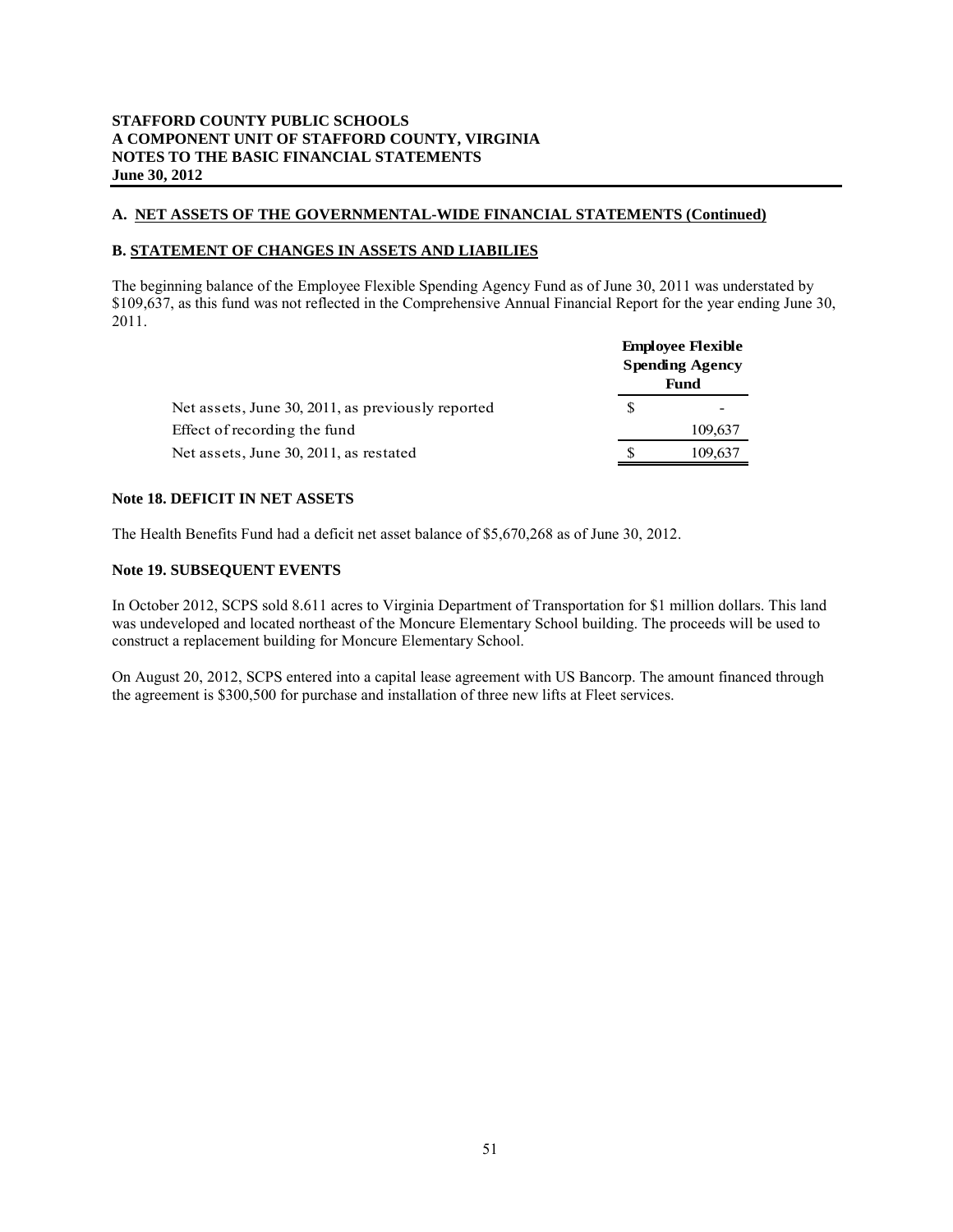**STAFFORD COUNTY PUBLIC SCHOOLS**
**A COMPONENT UNIT OF STAFFORD COUNTY, VIRGINIA**
**NOTES TO THE BASIC FINANCIAL STATEMENTS**
**June 30, 2012**

**A. NET ASSETS OF THE GOVERNMENTAL-WIDE FINANCIAL STATEMENTS (Continued)**

**B. STATEMENT OF CHANGES IN ASSETS AND LIABILIES**

The beginning balance of the Employee Flexible Spending Agency Fund as of June 30, 2011 was understated by $109,637, as this fund was not reflected in the Comprehensive Annual Financial Report for the year ending June 30, 2011.

| | Employee Flexible Spending Agency Fund |
|---|---|
| Net assets, June 30, 2011, as previously reported | $ - |
| Effect of recording the fund | 109,637 |
| Net assets, June 30, 2011, as restated | $ 109,637 |

**Note 18. DEFICIT IN NET ASSETS**

The Health Benefits Fund had a deficit net asset balance of $5,670,268 as of June 30, 2012.

**Note 19. SUBSEQUENT EVENTS**

In October 2012, SCPS sold 8.611 acres to Virginia Department of Transportation for $1 million dollars. This land was undeveloped and located northeast of the Moncure Elementary School building. The proceeds will be used to construct a replacement building for Moncure Elementary School.

On August 20, 2012, SCPS entered into a capital lease agreement with US Bancorp. The amount financed through the agreement is $300,500 for purchase and installation of three new lifts at Fleet services.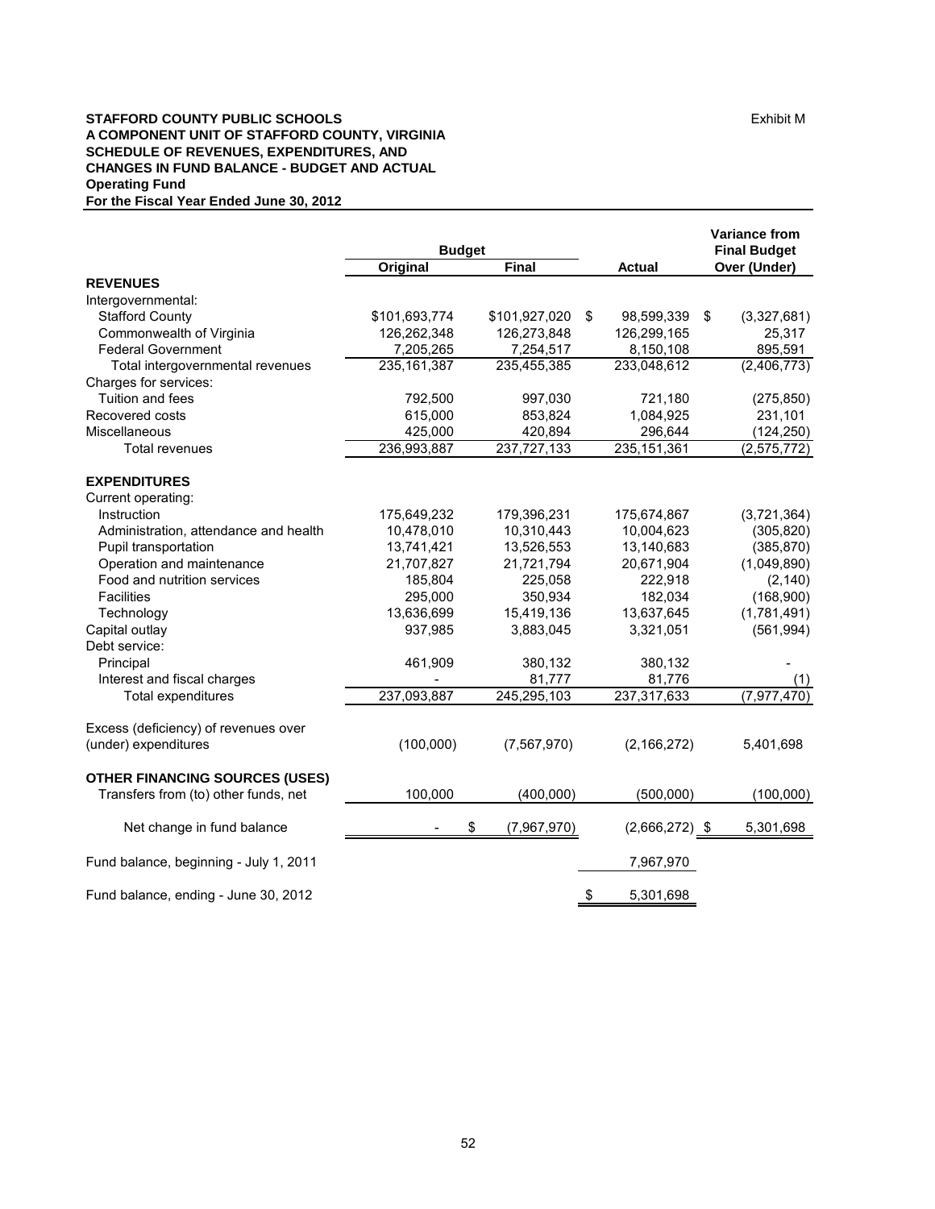**STAFFORD COUNTY PUBLIC SCHOOLS**
**A COMPONENT UNIT OF STAFFORD COUNTY, VIRGINIA**
**SCHEDULE OF REVENUES, EXPENDITURES, AND CHANGES IN FUND BALANCE - BUDGET AND ACTUAL**
**Operating Fund**
**For the Fiscal Year Ended June 30, 2012**

Exhibit M

| | Budget | | | Variance from Final Budget |
|---|---|---|---|---|
| | Original | Final | Actual | Over (Under) |
| **REVENUES** | | | | |
| Intergovernmental: | | | | |
| Stafford County | $101,693,774 | $101,927,020 | $ 98,599,339 | $ (3,327,681) |
| Commonwealth of Virginia | 126,262,348 | 126,273,848 | 126,299,165 | 25,317 |
| Federal Government | 7,205,265 | 7,254,517 | 8,150,108 | 895,591 |
| Total intergovernmental revenues | 235,161,387 | 235,455,385 | 233,048,612 | (2,406,773) |
| Charges for services: | | | | |
| Tuition and fees | 792,500 | 997,030 | 721,180 | (275,850) |
| Recovered costs | 615,000 | 853,824 | 1,084,925 | 231,101 |
| Miscellaneous | 425,000 | 420,894 | 296,644 | (124,250) |
| Total revenues | 236,993,887 | 237,727,133 | 235,151,361 | (2,575,772) |
| **EXPENDITURES** | | | | |
| Current operating: | | | | |
| Instruction | 175,649,232 | 179,396,231 | 175,674,867 | (3,721,364) |
| Administration, attendance and health | 10,478,010 | 10,310,443 | 10,004,623 | (305,820) |
| Pupil transportation | 13,741,421 | 13,526,553 | 13,140,683 | (385,870) |
| Operation and maintenance | 21,707,827 | 21,721,794 | 20,671,904 | (1,049,890) |
| Food and nutrition services | 185,804 | 225,058 | 222,918 | (2,140) |
| Facilities | 295,000 | 350,934 | 182,034 | (168,900) |
| Technology | 13,636,699 | 15,419,136 | 13,637,645 | (1,781,491) |
| Capital outlay | 937,985 | 3,883,045 | 3,321,051 | (561,994) |
| Debt service: | | | | |
| Principal | 461,909 | 380,132 | 380,132 | - |
| Interest and fiscal charges | - | 81,777 | 81,776 | (1) |
| Total expenditures | 237,093,887 | 245,295,103 | 237,317,633 | (7,977,470) |
| Excess (deficiency) of revenues over (under) expenditures | (100,000) | (7,567,970) | (2,166,272) | 5,401,698 |
| **OTHER FINANCING SOURCES (USES)** | | | | |
| Transfers from (to) other funds, net | 100,000 | (400,000) | (500,000) | (100,000) |
| Net change in fund balance | - | $ (7,967,970) | (2,666,272) | $ 5,301,698 |
| Fund balance, beginning - July 1, 2011 | | | 7,967,970 | |
| Fund balance, ending - June 30, 2012 | | | $ 5,301,698 | |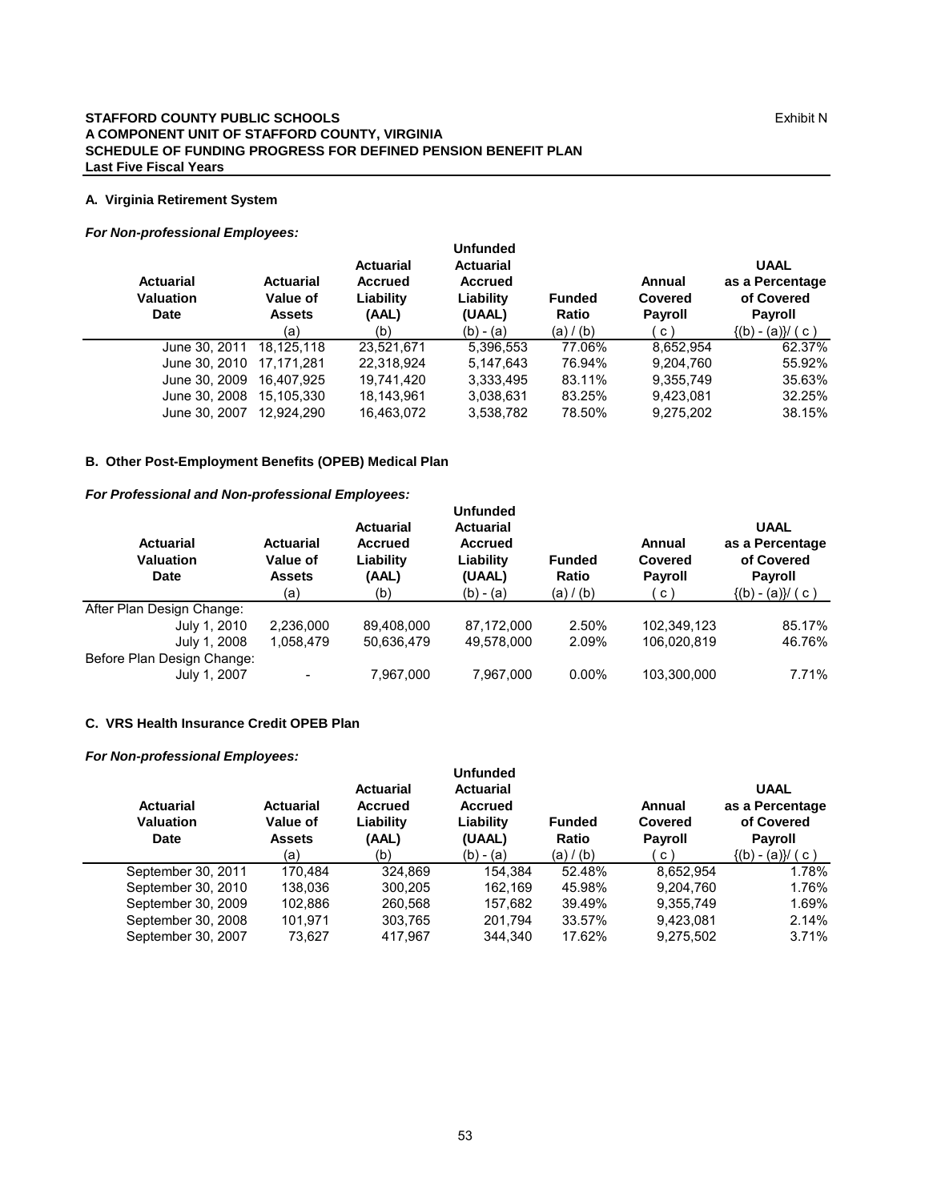**STAFFORD COUNTY PUBLIC SCHOOLS**
**A COMPONENT UNIT OF STAFFORD COUNTY, VIRGINIA**
**SCHEDULE OF FUNDING PROGRESS FOR DEFINED PENSION BENEFIT PLAN**
**Last Five Fiscal Years**

Exhibit N

### A. Virginia Retirement System

***For Non-professional Employees:***

| Actuarial Valuation Date | Actuarial Value of Assets (a) | Actuarial Accrued Liability (AAL) (b) | Unfunded Actuarial Accrued Liability (UAAL) (b) - (a) | Funded Ratio (a) / (b) | Annual Covered Payroll ( c ) | UAAL as a Percentage of Covered Payroll {(b) - (a)}/ ( c ) |
|---|---|---|---|---|---|---|
| June 30, 2011 | 18,125,118 | 23,521,671 | 5,396,553 | 77.06% | 8,652,954 | 62.37% |
| June 30, 2010 | 17,171,281 | 22,318,924 | 5,147,643 | 76.94% | 9,204,760 | 55.92% |
| June 30, 2009 | 16,407,925 | 19,741,420 | 3,333,495 | 83.11% | 9,355,749 | 35.63% |
| June 30, 2008 | 15,105,330 | 18,143,961 | 3,038,631 | 83.25% | 9,423,081 | 32.25% |
| June 30, 2007 | 12,924,290 | 16,463,072 | 3,538,782 | 78.50% | 9,275,202 | 38.15% |

### B. Other Post-Employment Benefits (OPEB) Medical Plan

***For Professional and Non-professional Employees:***

| Actuarial Valuation Date | Actuarial Value of Assets (a) | Actuarial Accrued Liability (AAL) (b) | Unfunded Actuarial Accrued Liability (UAAL) (b) - (a) | Funded Ratio (a) / (b) | Annual Covered Payroll ( c ) | UAAL as a Percentage of Covered Payroll {(b) - (a)}/ ( c ) |
|---|---|---|---|---|---|---|
| After Plan Design Change: | | | | | | |
| July 1, 2010 | 2,236,000 | 89,408,000 | 87,172,000 | 2.50% | 102,349,123 | 85.17% |
| July 1, 2008 | 1,058,479 | 50,636,479 | 49,578,000 | 2.09% | 106,020,819 | 46.76% |
| Before Plan Design Change: | | | | | | |
| July 1, 2007 | - | 7,967,000 | 7,967,000 | 0.00% | 103,300,000 | 7.71% |

### C. VRS Health Insurance Credit OPEB Plan

***For Non-professional Employees:***

| Actuarial Valuation Date | Actuarial Value of Assets (a) | Actuarial Accrued Liability (AAL) (b) | Unfunded Actuarial Accrued Liability (UAAL) (b) - (a) | Funded Ratio (a) / (b) | Annual Covered Payroll ( c ) | UAAL as a Percentage of Covered Payroll {(b) - (a)}/ ( c ) |
|---|---|---|---|---|---|---|
| September 30, 2011 | 170,484 | 324,869 | 154,384 | 52.48% | 8,652,954 | 1.78% |
| September 30, 2010 | 138,036 | 300,205 | 162,169 | 45.98% | 9,204,760 | 1.76% |
| September 30, 2009 | 102,886 | 260,568 | 157,682 | 39.49% | 9,355,749 | 1.69% |
| September 30, 2008 | 101,971 | 303,765 | 201,794 | 33.57% | 9,423,081 | 2.14% |
| September 30, 2007 | 73,627 | 417,967 | 344,340 | 17.62% | 9,275,502 | 3.71% |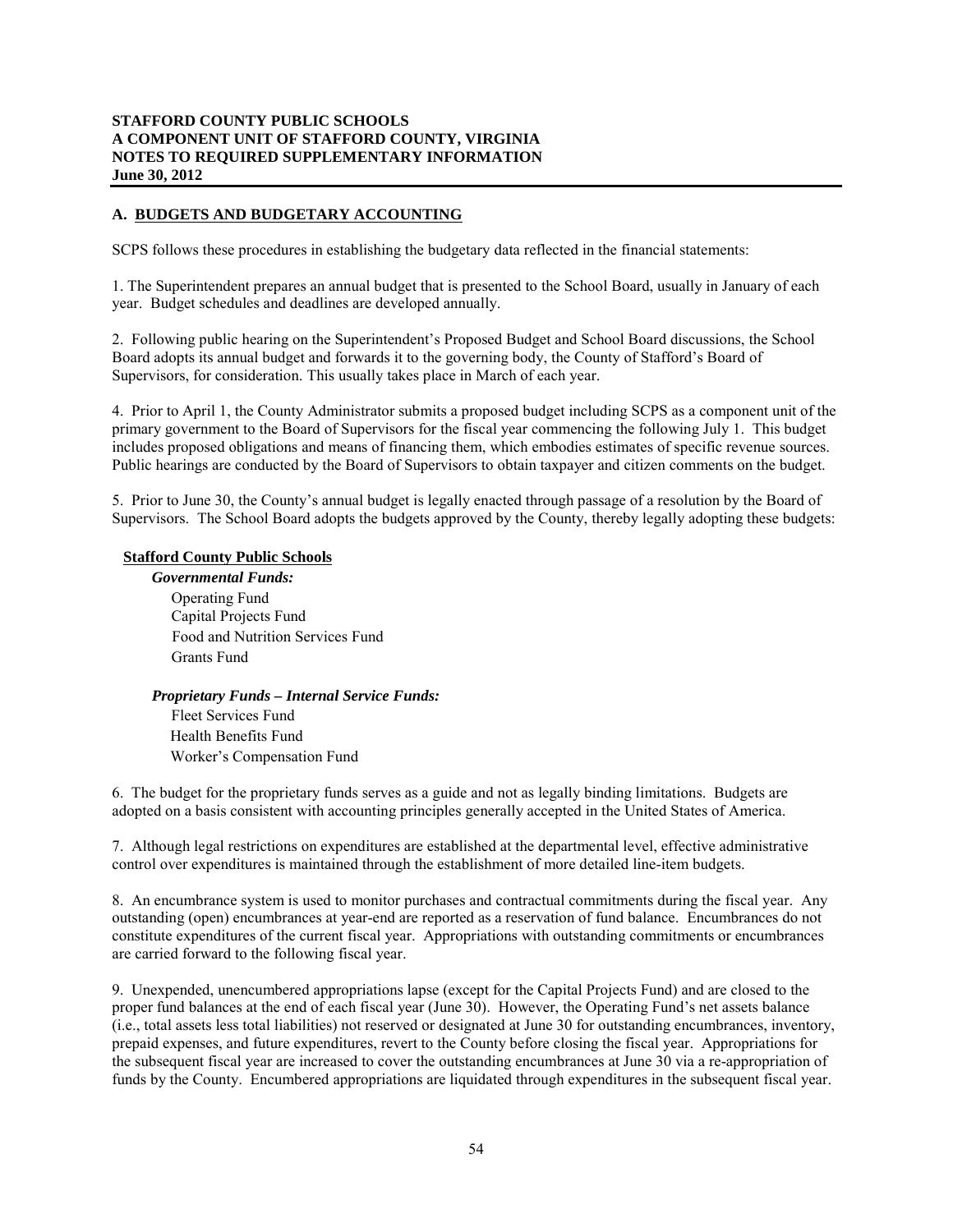**STAFFORD COUNTY PUBLIC SCHOOLS**
**A COMPONENT UNIT OF STAFFORD COUNTY, VIRGINIA**
**NOTES TO REQUIRED SUPPLEMENTARY INFORMATION**
**June 30, 2012**

## A. BUDGETS AND BUDGETARY ACCOUNTING

SCPS follows these procedures in establishing the budgetary data reflected in the financial statements:

1. The Superintendent prepares an annual budget that is presented to the School Board, usually in January of each year. Budget schedules and deadlines are developed annually.

2. Following public hearing on the Superintendent's Proposed Budget and School Board discussions, the School Board adopts its annual budget and forwards it to the governing body, the County of Stafford's Board of Supervisors, for consideration. This usually takes place in March of each year.

4. Prior to April 1, the County Administrator submits a proposed budget including SCPS as a component unit of the primary government to the Board of Supervisors for the fiscal year commencing the following July 1. This budget includes proposed obligations and means of financing them, which embodies estimates of specific revenue sources. Public hearings are conducted by the Board of Supervisors to obtain taxpayer and citizen comments on the budget.

5. Prior to June 30, the County's annual budget is legally enacted through passage of a resolution by the Board of Supervisors. The School Board adopts the budgets approved by the County, thereby legally adopting these budgets:

**Stafford County Public Schools**

***Governmental Funds:***

- Operating Fund
- Capital Projects Fund
- Food and Nutrition Services Fund
- Grants Fund

***Proprietary Funds – Internal Service Funds:***

- Fleet Services Fund
- Health Benefits Fund
- Worker's Compensation Fund

6. The budget for the proprietary funds serves as a guide and not as legally binding limitations. Budgets are adopted on a basis consistent with accounting principles generally accepted in the United States of America.

7. Although legal restrictions on expenditures are established at the departmental level, effective administrative control over expenditures is maintained through the establishment of more detailed line-item budgets.

8. An encumbrance system is used to monitor purchases and contractual commitments during the fiscal year. Any outstanding (open) encumbrances at year-end are reported as a reservation of fund balance. Encumbrances do not constitute expenditures of the current fiscal year. Appropriations with outstanding commitments or encumbrances are carried forward to the following fiscal year.

9. Unexpended, unencumbered appropriations lapse (except for the Capital Projects Fund) and are closed to the proper fund balances at the end of each fiscal year (June 30). However, the Operating Fund's net assets balance (i.e., total assets less total liabilities) not reserved or designated at June 30 for outstanding encumbrances, inventory, prepaid expenses, and future expenditures, revert to the County before closing the fiscal year. Appropriations for the subsequent fiscal year are increased to cover the outstanding encumbrances at June 30 via a re-appropriation of funds by the County. Encumbered appropriations are liquidated through expenditures in the subsequent fiscal year.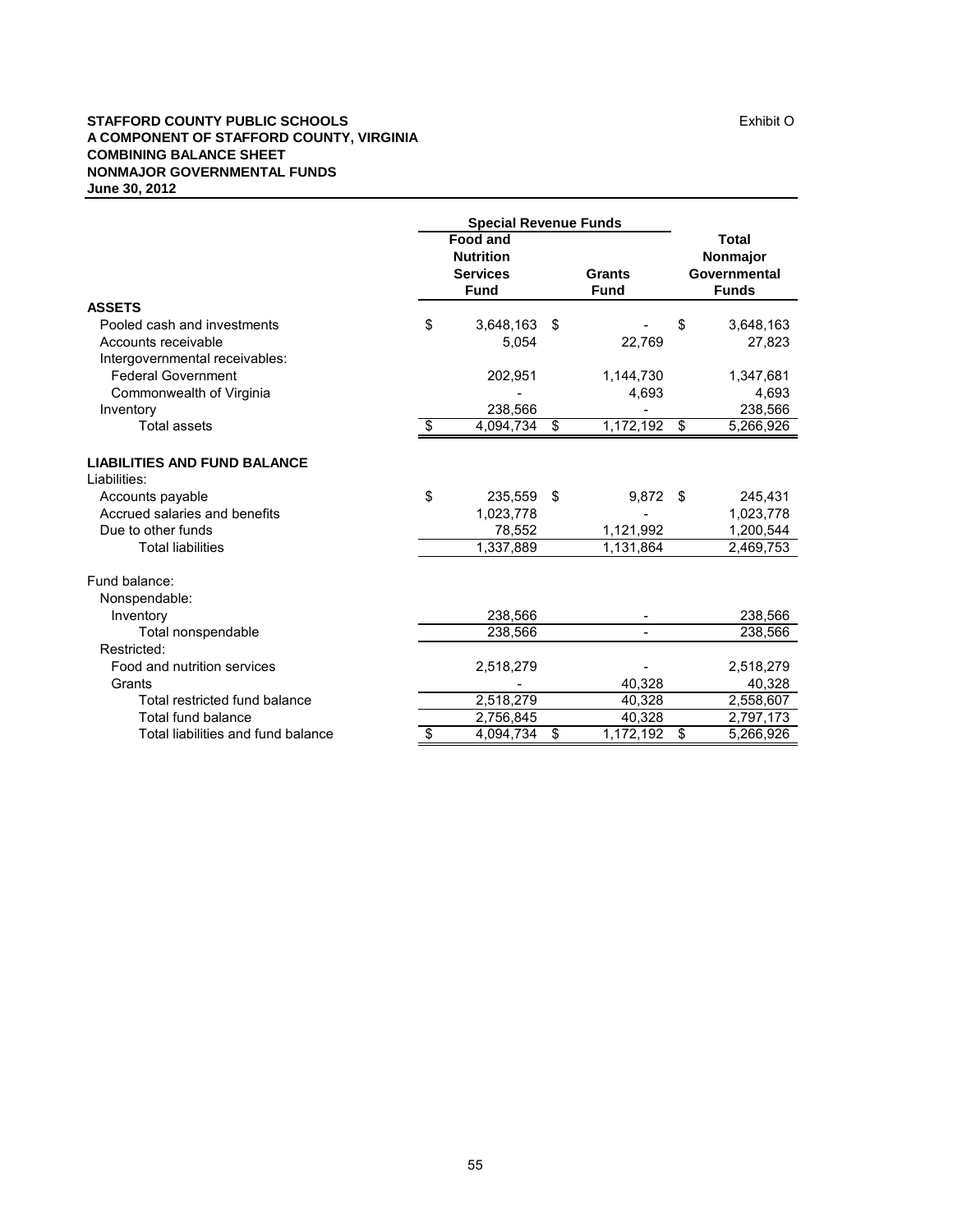**STAFFORD COUNTY PUBLIC SCHOOLS**
**A COMPONENT OF STAFFORD COUNTY, VIRGINIA**
**COMBINING BALANCE SHEET**
**NONMAJOR GOVERNMENTAL FUNDS**
**June 30, 2012**

Exhibit O

| | Special Revenue Funds | | |
|---|---|---|---|
| | **Food and Nutrition Services Fund** | **Grants Fund** | **Total Nonmajor Governmental Funds** |
| **ASSETS** | | | |
| Pooled cash and investments | $ 3,648,163 | $ - | $ 3,648,163 |
| Accounts receivable | 5,054 | 22,769 | 27,823 |
| Intergovernmental receivables: | | | |
| Federal Government | 202,951 | 1,144,730 | 1,347,681 |
| Commonwealth of Virginia | - | 4,693 | 4,693 |
| Inventory | 238,566 | - | 238,566 |
| Total assets | $ 4,094,734 | $ 1,172,192 | $ 5,266,926 |
| **LIABILITIES AND FUND BALANCE** | | | |
| Liabilities: | | | |
| Accounts payable | $ 235,559 | $ 9,872 | $ 245,431 |
| Accrued salaries and benefits | 1,023,778 | - | 1,023,778 |
| Due to other funds | 78,552 | 1,121,992 | 1,200,544 |
| Total liabilities | 1,337,889 | 1,131,864 | 2,469,753 |
| Fund balance: | | | |
| Nonspendable: | | | |
| Inventory | 238,566 | - | 238,566 |
| Total nonspendable | 238,566 | - | 238,566 |
| Restricted: | | | |
| Food and nutrition services | 2,518,279 | - | 2,518,279 |
| Grants | - | 40,328 | 40,328 |
| Total restricted fund balance | 2,518,279 | 40,328 | 2,558,607 |
| Total fund balance | 2,756,845 | 40,328 | 2,797,173 |
| Total liabilities and fund balance | $ 4,094,734 | $ 1,172,192 | $ 5,266,926 |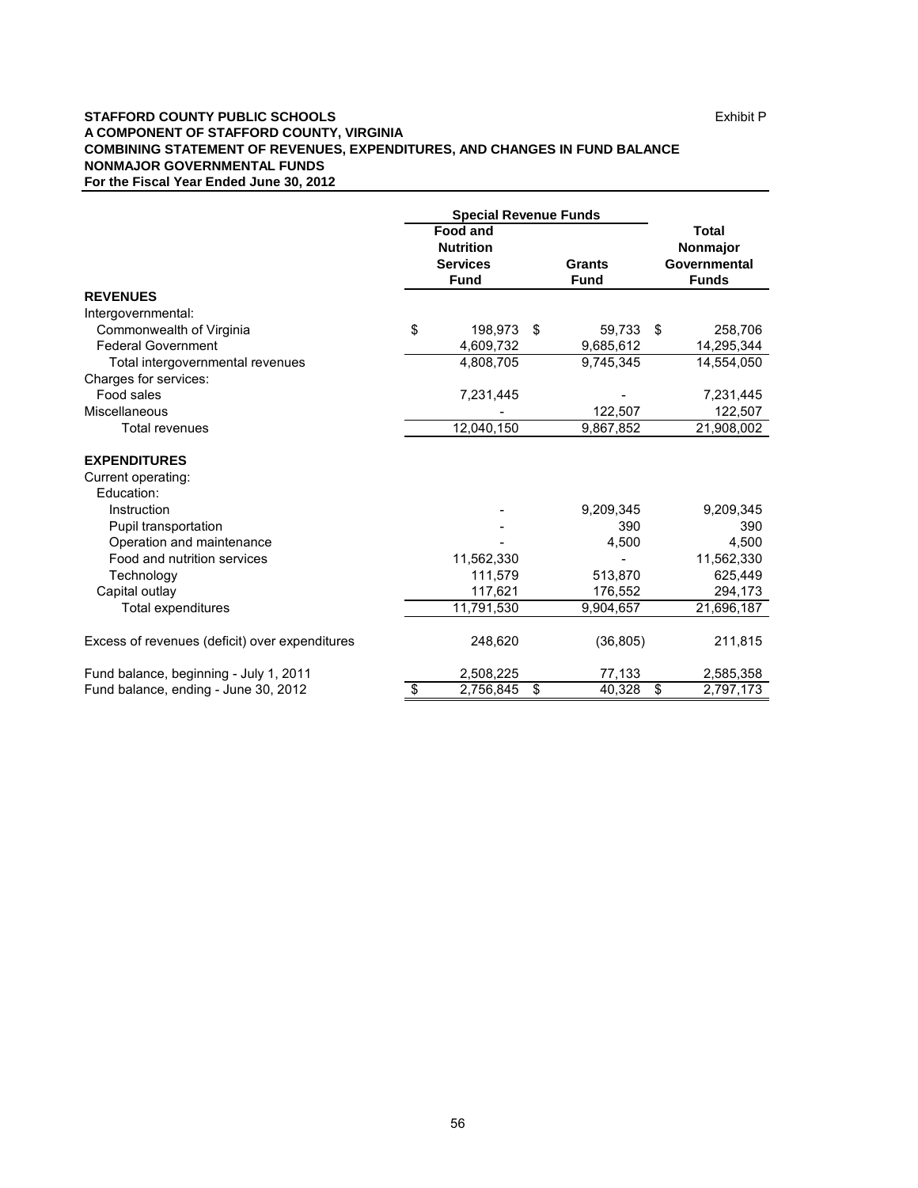**STAFFORD COUNTY PUBLIC SCHOOLS** Exhibit P

**A COMPONENT OF STAFFORD COUNTY, VIRGINIA**

**COMBINING STATEMENT OF REVENUES, EXPENDITURES, AND CHANGES IN FUND BALANCE**

**NONMAJOR GOVERNMENTAL FUNDS**

**For the Fiscal Year Ended June 30, 2012**

| | Special Revenue Funds | | |
|---|---|---|---|
| | Food and Nutrition Services Fund | Grants Fund | Total Nonmajor Governmental Funds |
| **REVENUES** | | | |
| Intergovernmental: | | | |
| Commonwealth of Virginia | $ 198,973 | $ 59,733 | $ 258,706 |
| Federal Government | 4,609,732 | 9,685,612 | 14,295,344 |
| Total intergovernmental revenues | 4,808,705 | 9,745,345 | 14,554,050 |
| Charges for services: | | | |
| Food sales | 7,231,445 | - | 7,231,445 |
| Miscellaneous | - | 122,507 | 122,507 |
| Total revenues | 12,040,150 | 9,867,852 | 21,908,002 |
| **EXPENDITURES** | | | |
| Current operating: | | | |
| Education: | | | |
| Instruction | - | 9,209,345 | 9,209,345 |
| Pupil transportation | - | 390 | 390 |
| Operation and maintenance | - | 4,500 | 4,500 |
| Food and nutrition services | 11,562,330 | - | 11,562,330 |
| Technology | 111,579 | 513,870 | 625,449 |
| Capital outlay | 117,621 | 176,552 | 294,173 |
| Total expenditures | 11,791,530 | 9,904,657 | 21,696,187 |
| Excess of revenues (deficit) over expenditures | 248,620 | (36,805) | 211,815 |
| Fund balance, beginning - July 1, 2011 | 2,508,225 | 77,133 | 2,585,358 |
| Fund balance, ending - June 30, 2012 | $ 2,756,845 | $ 40,328 | $ 2,797,173 |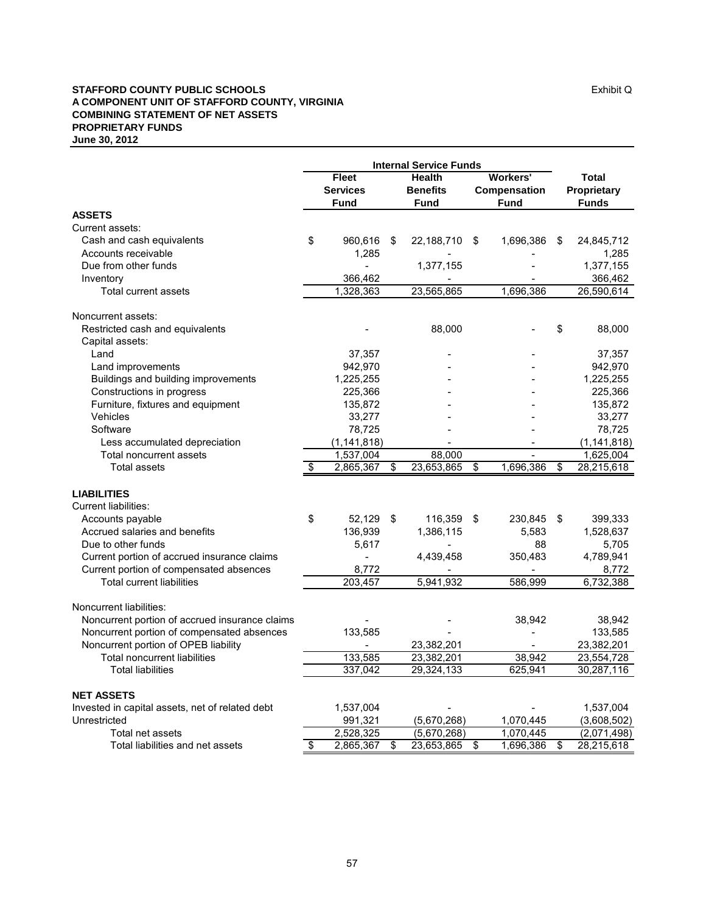**STAFFORD COUNTY PUBLIC SCHOOLS**
**A COMPONENT UNIT OF STAFFORD COUNTY, VIRGINIA**
**COMBINING STATEMENT OF NET ASSETS**
**PROPRIETARY FUNDS**
**June 30, 2012**

Exhibit Q

| | Internal Service Funds | | | |
|---|---|---|---|---|
| | **Fleet Services Fund** | **Health Benefits Fund** | **Workers' Compensation Fund** | **Total Proprietary Funds** |
| **ASSETS** | | | | |
| Current assets: | | | | |
| Cash and cash equivalents | $ 960,616 | $ 22,188,710 | $ 1,696,386 | $ 24,845,712 |
| Accounts receivable | 1,285 | - | - | 1,285 |
| Due from other funds | - | 1,377,155 | - | 1,377,155 |
| Inventory | 366,462 | - | - | 366,462 |
| Total current assets | 1,328,363 | 23,565,865 | 1,696,386 | 26,590,614 |
| Noncurrent assets: | | | | |
| Restricted cash and equivalents | - | 88,000 | - | $ 88,000 |
| Capital assets: | | | | |
| Land | 37,357 | - | - | 37,357 |
| Land improvements | 942,970 | - | - | 942,970 |
| Buildings and building improvements | 1,225,255 | - | - | 1,225,255 |
| Constructions in progress | 225,366 | - | - | 225,366 |
| Furniture, fixtures and equipment | 135,872 | - | - | 135,872 |
| Vehicles | 33,277 | - | - | 33,277 |
| Software | 78,725 | - | - | 78,725 |
| Less accumulated depreciation | (1,141,818) | - | - | (1,141,818) |
| Total noncurrent assets | 1,537,004 | 88,000 | - | 1,625,004 |
| Total assets | $ 2,865,367 | $ 23,653,865 | $ 1,696,386 | $ 28,215,618 |
| **LIABILITIES** | | | | |
| Current liabilities: | | | | |
| Accounts payable | $ 52,129 | $ 116,359 | $ 230,845 | $ 399,333 |
| Accrued salaries and benefits | 136,939 | 1,386,115 | 5,583 | 1,528,637 |
| Due to other funds | 5,617 | - | 88 | 5,705 |
| Current portion of accrued insurance claims | - | 4,439,458 | 350,483 | 4,789,941 |
| Current portion of compensated absences | 8,772 | - | - | 8,772 |
| Total current liabilities | 203,457 | 5,941,932 | 586,999 | 6,732,388 |
| Noncurrent liabilities: | | | | |
| Noncurrent portion of accrued insurance claims | - | - | 38,942 | 38,942 |
| Noncurrent portion of compensated absences | 133,585 | - | - | 133,585 |
| Noncurrent portion of OPEB liability | - | 23,382,201 | - | 23,382,201 |
| Total noncurrent liabilities | 133,585 | 23,382,201 | 38,942 | 23,554,728 |
| Total liabilities | 337,042 | 29,324,133 | 625,941 | 30,287,116 |
| **NET ASSETS** | | | | |
| Invested in capital assets, net of related debt | 1,537,004 | - | - | 1,537,004 |
| Unrestricted | 991,321 | (5,670,268) | 1,070,445 | (3,608,502) |
| Total net assets | 2,528,325 | (5,670,268) | 1,070,445 | (2,071,498) |
| Total liabilities and net assets | $ 2,865,367 | $ 23,653,865 | $ 1,696,386 | $ 28,215,618 |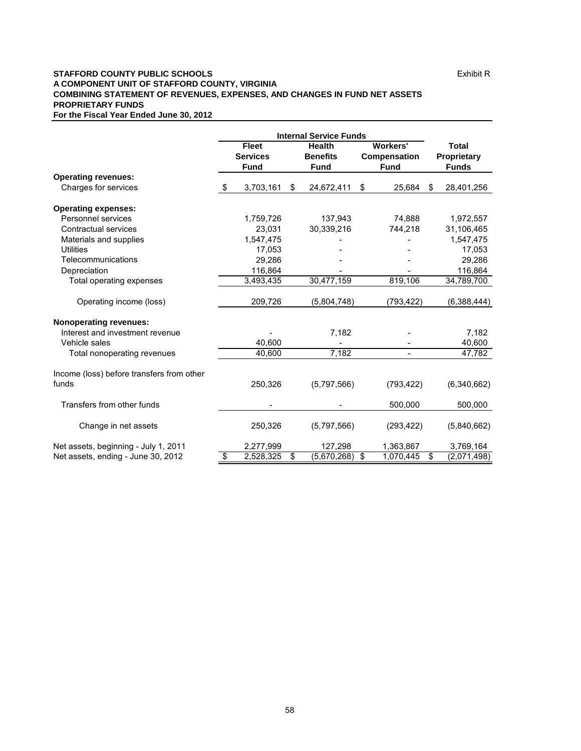**STAFFORD COUNTY PUBLIC SCHOOLS** Exhibit R
**A COMPONENT UNIT OF STAFFORD COUNTY, VIRGINIA**
**COMBINING STATEMENT OF REVENUES, EXPENSES, AND CHANGES IN FUND NET ASSETS**
**PROPRIETARY FUNDS**
**For the Fiscal Year Ended June 30, 2012**

| | Internal Service Funds | | | |
|---|---|---|---|---|
| | **Fleet Services Fund** | **Health Benefits Fund** | **Workers' Compensation Fund** | **Total Proprietary Funds** |
| **Operating revenues:** | | | | |
| Charges for services | $ 3,703,161 | $ 24,672,411 | $ 25,684 | $ 28,401,256 |
| **Operating expenses:** | | | | |
| Personnel services | 1,759,726 | 137,943 | 74,888 | 1,972,557 |
| Contractual services | 23,031 | 30,339,216 | 744,218 | 31,106,465 |
| Materials and supplies | 1,547,475 | - | - | 1,547,475 |
| Utilities | 17,053 | - | - | 17,053 |
| Telecommunications | 29,286 | - | - | 29,286 |
| Depreciation | 116,864 | - | - | 116,864 |
| Total operating expenses | 3,493,435 | 30,477,159 | 819,106 | 34,789,700 |
| Operating income (loss) | 209,726 | (5,804,748) | (793,422) | (6,388,444) |
| **Nonoperating revenues:** | | | | |
| Interest and investment revenue | - | 7,182 | - | 7,182 |
| Vehicle sales | 40,600 | - | - | 40,600 |
| Total nonoperating revenues | 40,600 | 7,182 | - | 47,782 |
| Income (loss) before transfers from other funds | 250,326 | (5,797,566) | (793,422) | (6,340,662) |
| Transfers from other funds | - | - | 500,000 | 500,000 |
| Change in net assets | 250,326 | (5,797,566) | (293,422) | (5,840,662) |
| Net assets, beginning - July 1, 2011 | 2,277,999 | 127,298 | 1,363,867 | 3,769,164 |
| Net assets, ending - June 30, 2012 | $ 2,528,325 | $ (5,670,268) | $ 1,070,445 | $ (2,071,498) |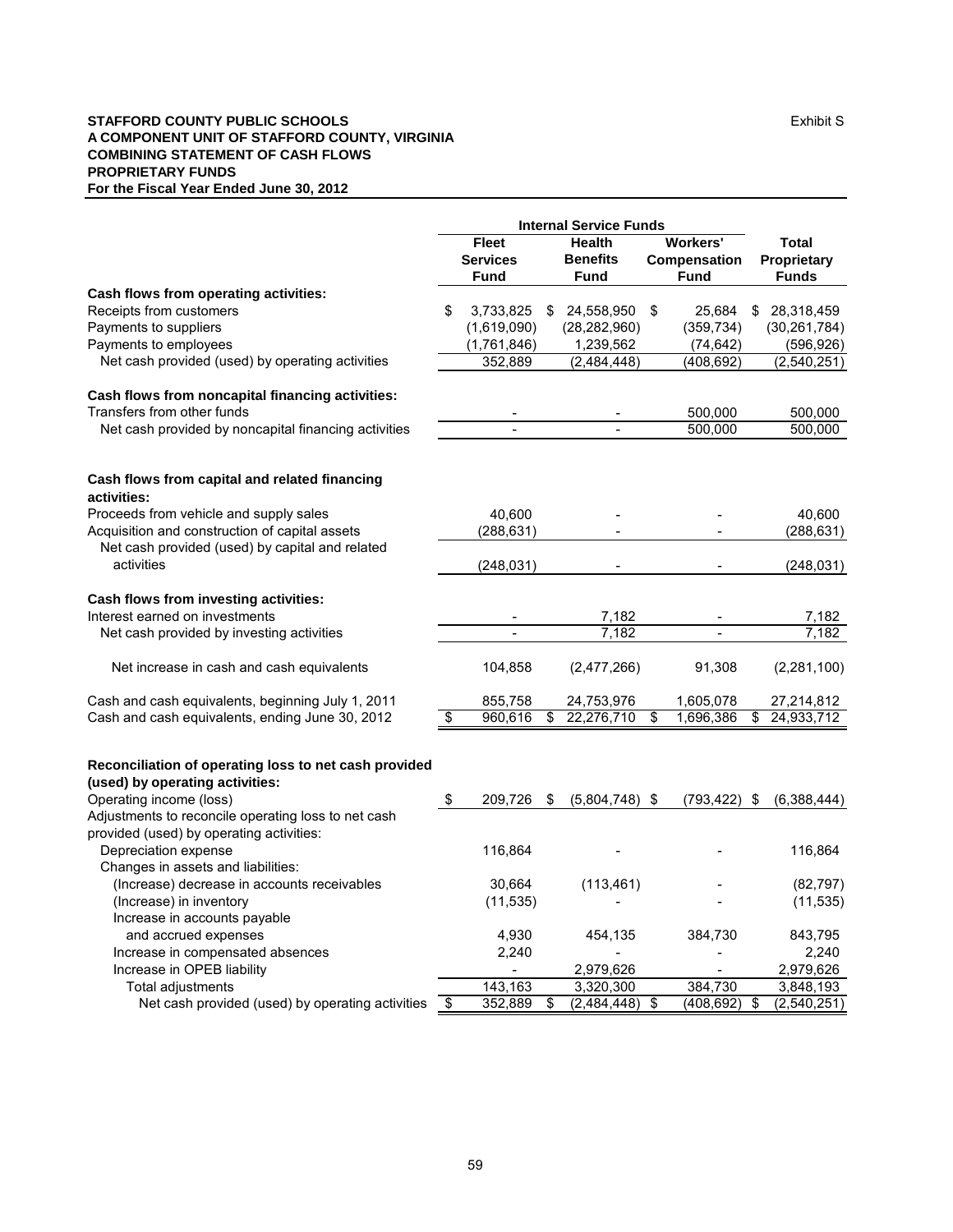**STAFFORD COUNTY PUBLIC SCHOOLS**
**A COMPONENT UNIT OF STAFFORD COUNTY, VIRGINIA**
**COMBINING STATEMENT OF CASH FLOWS**
**PROPRIETARY FUNDS**
**For the Fiscal Year Ended June 30, 2012**

Exhibit S

| | Internal Service Funds | | | |
|---|---|---|---|---|
| | **Fleet Services Fund** | **Health Benefits Fund** | **Workers' Compensation Fund** | **Total Proprietary Funds** |
| **Cash flows from operating activities:** | | | | |
| Receipts from customers | $ 3,733,825 | $ 24,558,950 | $ 25,684 | $ 28,318,459 |
| Payments to suppliers | (1,619,090) | (28,282,960) | (359,734) | (30,261,784) |
| Payments to employees | (1,761,846) | 1,239,562 | (74,642) | (596,926) |
| Net cash provided (used) by operating activities | 352,889 | (2,484,448) | (408,692) | (2,540,251) |
| **Cash flows from noncapital financing activities:** | | | | |
| Transfers from other funds | - | - | 500,000 | 500,000 |
| Net cash provided by noncapital financing activities | - | - | 500,000 | 500,000 |
| **Cash flows from capital and related financing activities:** | | | | |
| Proceeds from vehicle and supply sales | 40,600 | - | - | 40,600 |
| Acquisition and construction of capital assets | (288,631) | - | - | (288,631) |
| Net cash provided (used) by capital and related activities | (248,031) | - | - | (248,031) |
| **Cash flows from investing activities:** | | | | |
| Interest earned on investments | - | 7,182 | - | 7,182 |
| Net cash provided by investing activities | - | 7,182 | - | 7,182 |
| Net increase in cash and cash equivalents | 104,858 | (2,477,266) | 91,308 | (2,281,100) |
| Cash and cash equivalents, beginning July 1, 2011 | 855,758 | 24,753,976 | 1,605,078 | 27,214,812 |
| Cash and cash equivalents, ending June 30, 2012 | $ 960,616 | $ 22,276,710 | $ 1,696,386 | $ 24,933,712 |
| **Reconciliation of operating loss to net cash provided (used) by operating activities:** | | | | |
| Operating income (loss) | $ 209,726 | $ (5,804,748) | $ (793,422) | $ (6,388,444) |
| Adjustments to reconcile operating loss to net cash provided (used) by operating activities: | | | | |
| Depreciation expense | 116,864 | - | - | 116,864 |
| Changes in assets and liabilities: | | | | |
| (Increase) decrease in accounts receivables | 30,664 | (113,461) | - | (82,797) |
| (Increase) in inventory | (11,535) | - | - | (11,535) |
| Increase in accounts payable and accrued expenses | 4,930 | 454,135 | 384,730 | 843,795 |
| Increase in compensated absences | 2,240 | - | - | 2,240 |
| Increase in OPEB liability | - | 2,979,626 | - | 2,979,626 |
| Total adjustments | 143,163 | 3,320,300 | 384,730 | 3,848,193 |
| Net cash provided (used) by operating activities | $ 352,889 | $ (2,484,448) | $ (408,692) | $ (2,540,251) |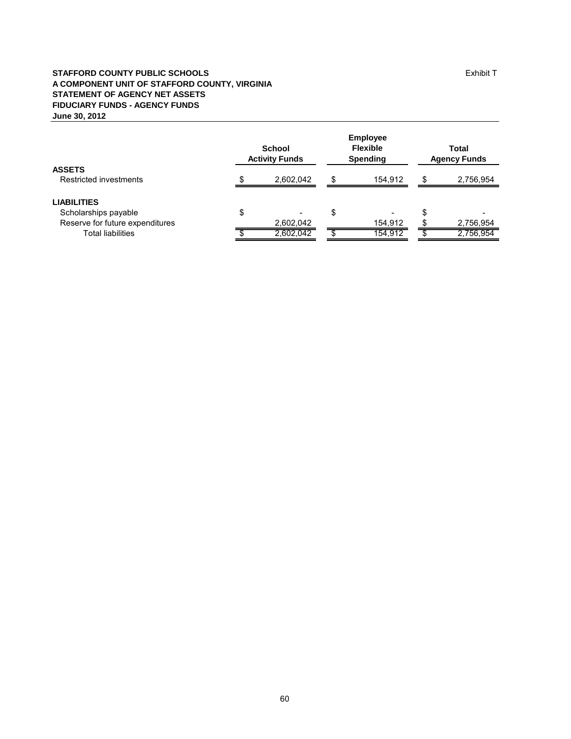**STAFFORD COUNTY PUBLIC SCHOOLS**
**A COMPONENT UNIT OF STAFFORD COUNTY, VIRGINIA**
**STATEMENT OF AGENCY NET ASSETS**
**FIDUCIARY FUNDS - AGENCY FUNDS**
**June 30, 2012**

Exhibit T

| | School Activity Funds | Employee Flexible Spending | Total Agency Funds |
|---|---|---|---|
| **ASSETS** | | | |
| Restricted investments | $ 2,602,042 | $ 154,912 | $ 2,756,954 |
| **LIABILITIES** | | | |
| Scholarships payable | $ - | $ - | $ - |
| Reserve for future expenditures | 2,602,042 | 154,912 | $ 2,756,954 |
| Total liabilities | $ 2,602,042 | $ 154,912 | $ 2,756,954 |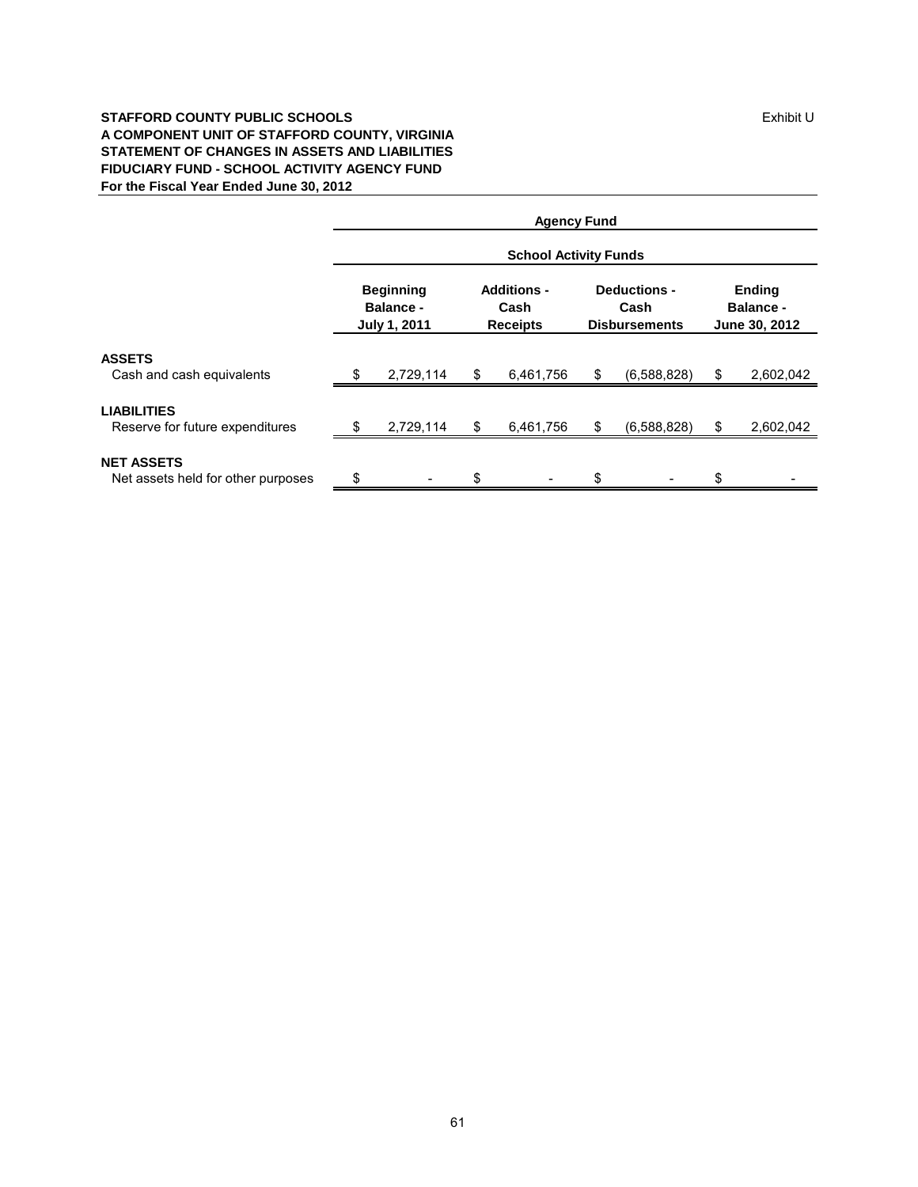**STAFFORD COUNTY PUBLIC SCHOOLS**
**A COMPONENT UNIT OF STAFFORD COUNTY, VIRGINIA**
**STATEMENT OF CHANGES IN ASSETS AND LIABILITIES**
**FIDUCIARY FUND - SCHOOL ACTIVITY AGENCY FUND**
**For the Fiscal Year Ended June 30, 2012**

Exhibit U

| | Agency Fund | | | |
|---|---|---|---|---|
| | School Activity Funds | | | |
| | Beginning Balance - July 1, 2011 | Additions - Cash Receipts | Deductions - Cash Disbursements | Ending Balance - June 30, 2012 |
| **ASSETS** | | | | |
| Cash and cash equivalents | $ 2,729,114 | $ 6,461,756 | $ (6,588,828) | $ 2,602,042 |
| **LIABILITIES** | | | | |
| Reserve for future expenditures | $ 2,729,114 | $ 6,461,756 | $ (6,588,828) | $ 2,602,042 |
| **NET ASSETS** | | | | |
| Net assets held for other purposes | $ - | $ - | $ - | $ - |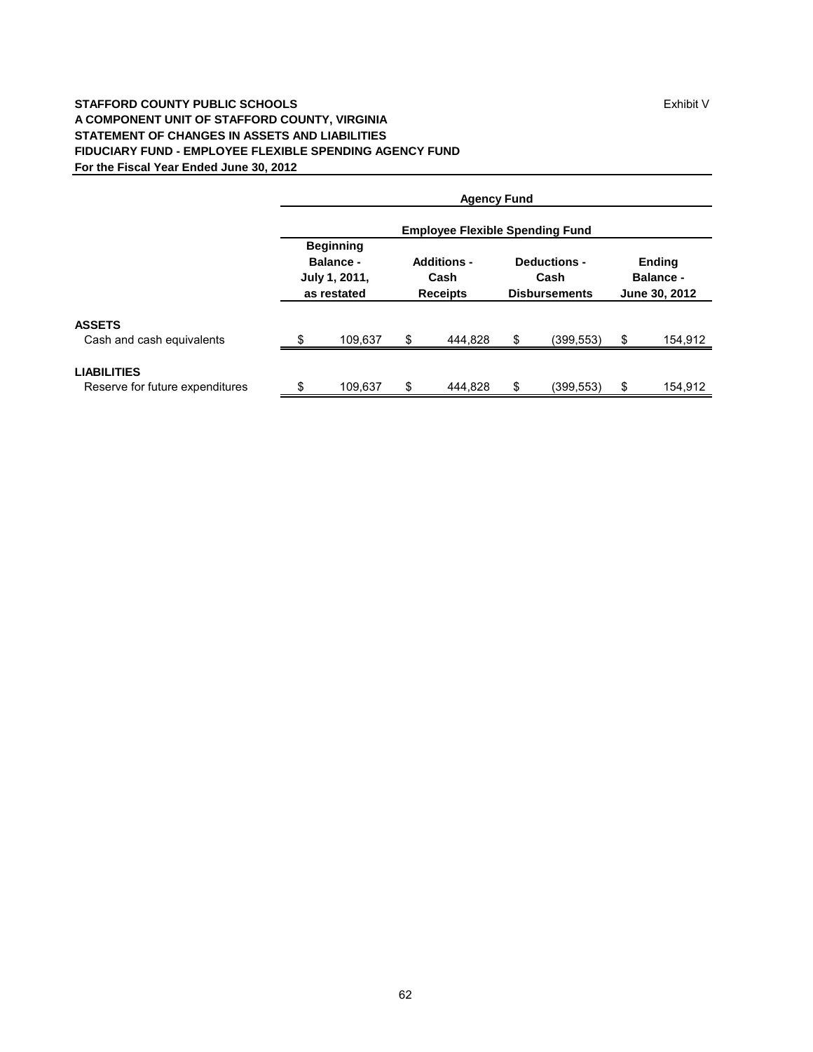**STAFFORD COUNTY PUBLIC SCHOOLS** Exhibit V

**A COMPONENT UNIT OF STAFFORD COUNTY, VIRGINIA**

**STATEMENT OF CHANGES IN ASSETS AND LIABILITIES**

**FIDUCIARY FUND - EMPLOYEE FLEXIBLE SPENDING AGENCY FUND**

**For the Fiscal Year Ended June 30, 2012**

| | Agency Fund | | | |
|---|---|---|---|---|
| | Employee Flexible Spending Fund | | | |
| | Beginning Balance - July 1, 2011, as restated | Additions - Cash Receipts | Deductions - Cash Disbursements | Ending Balance - June 30, 2012 |
| **ASSETS** | | | | |
| Cash and cash equivalents | $ 109,637 | $ 444,828 | $ (399,553) | $ 154,912 |
| **LIABILITIES** | | | | |
| Reserve for future expenditures | $ 109,637 | $ 444,828 | $ (399,553) | $ 154,912 |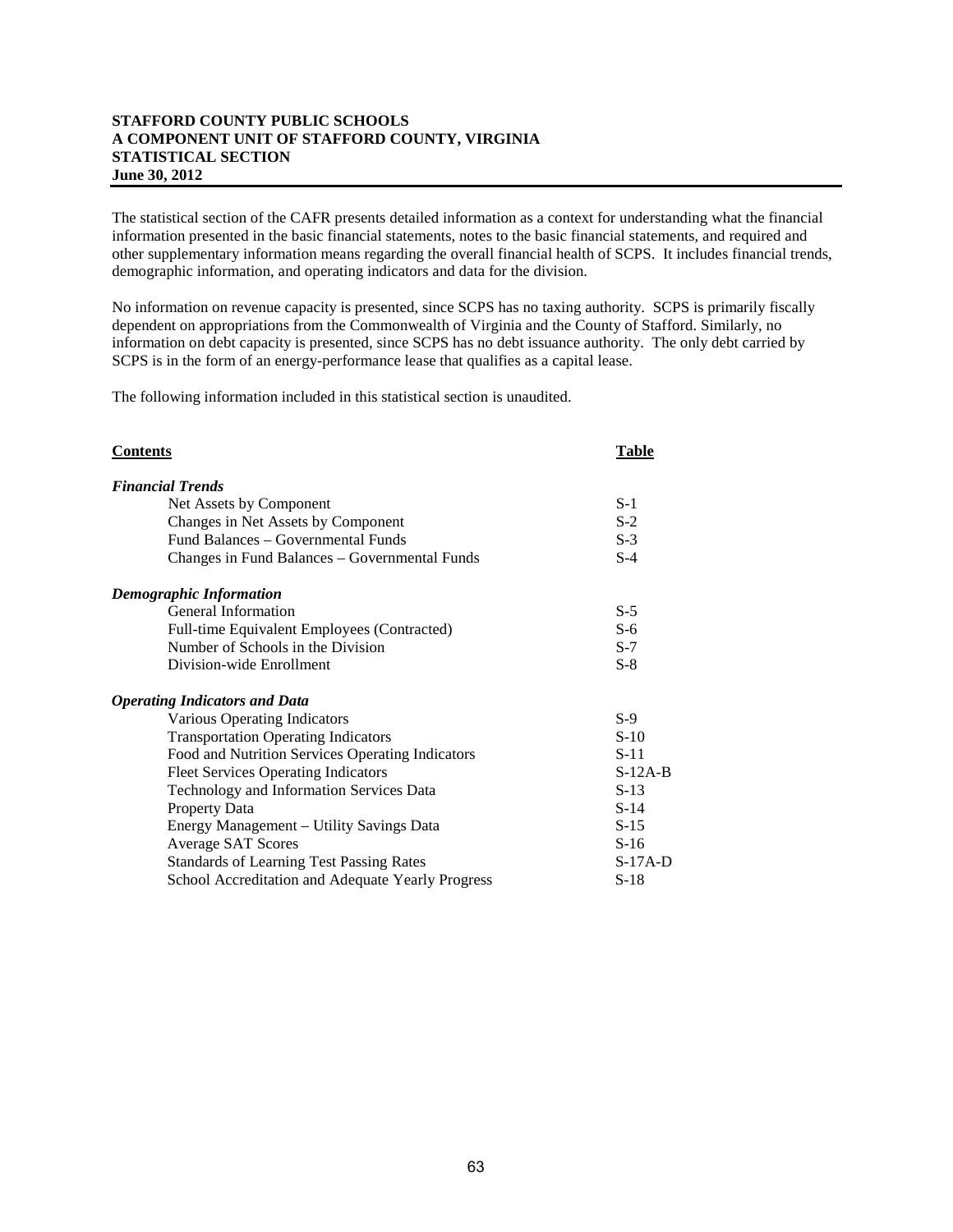**STAFFORD COUNTY PUBLIC SCHOOLS**
**A COMPONENT UNIT OF STAFFORD COUNTY, VIRGINIA**
**STATISTICAL SECTION**
**June 30, 2012**

The statistical section of the CAFR presents detailed information as a context for understanding what the financial information presented in the basic financial statements, notes to the basic financial statements, and required and other supplementary information means regarding the overall financial health of SCPS. It includes financial trends, demographic information, and operating indicators and data for the division.

No information on revenue capacity is presented, since SCPS has no taxing authority. SCPS is primarily fiscally dependent on appropriations from the Commonwealth of Virginia and the County of Stafford. Similarly, no information on debt capacity is presented, since SCPS has no debt issuance authority. The only debt carried by SCPS is in the form of an energy-performance lease that qualifies as a capital lease.

The following information included in this statistical section is unaudited.

| **Contents** | **Table** |
|---|---|
| ***Financial Trends*** | |
| Net Assets by Component | S-1 |
| Changes in Net Assets by Component | S-2 |
| Fund Balances – Governmental Funds | S-3 |
| Changes in Fund Balances – Governmental Funds | S-4 |
| ***Demographic Information*** | |
| General Information | S-5 |
| Full-time Equivalent Employees (Contracted) | S-6 |
| Number of Schools in the Division | S-7 |
| Division-wide Enrollment | S-8 |
| ***Operating Indicators and Data*** | |
| Various Operating Indicators | S-9 |
| Transportation Operating Indicators | S-10 |
| Food and Nutrition Services Operating Indicators | S-11 |
| Fleet Services Operating Indicators | S-12A-B |
| Technology and Information Services Data | S-13 |
| Property Data | S-14 |
| Energy Management – Utility Savings Data | S-15 |
| Average SAT Scores | S-16 |
| Standards of Learning Test Passing Rates | S-17A-D |
| School Accreditation and Adequate Yearly Progress | S-18 |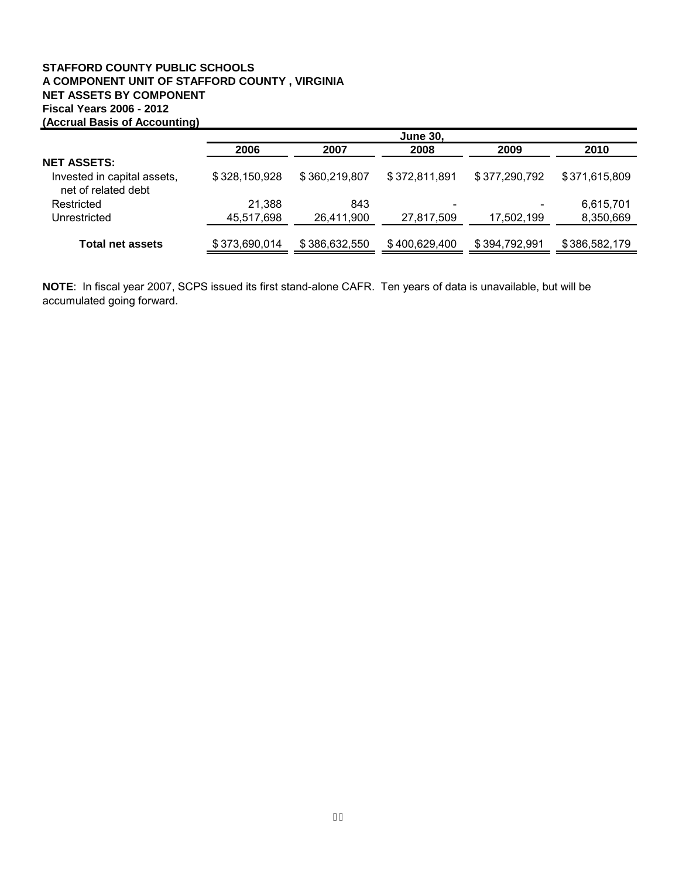**STAFFORD COUNTY PUBLIC SCHOOLS**
**A COMPONENT UNIT OF STAFFORD COUNTY , VIRGINIA**
**NET ASSETS BY COMPONENT**
**Fiscal Years 2006 - 2012**
**(Accrual Basis of Accounting)**

| | June 30, | | | | |
|---|---|---|---|---|---|
| | **2006** | **2007** | **2008** | **2009** | **2010** |
| **NET ASSETS:** | | | | | |
| Invested in capital assets, net of related debt | $ 328,150,928 | $ 360,219,807 | $ 372,811,891 | $ 377,290,792 | $ 371,615,809 |
| Restricted | 21,388 | 843 | - | - | 6,615,701 |
| Unrestricted | 45,517,698 | 26,411,900 | 27,817,509 | 17,502,199 | 8,350,669 |
| **Total net assets** | $ 373,690,014 | $ 386,632,550 | $ 400,629,400 | $ 394,792,991 | $ 386,582,179 |

**NOTE**: In fiscal year 2007, SCPS issued its first stand-alone CAFR. Ten years of data is unavailable, but will be accumulated going forward.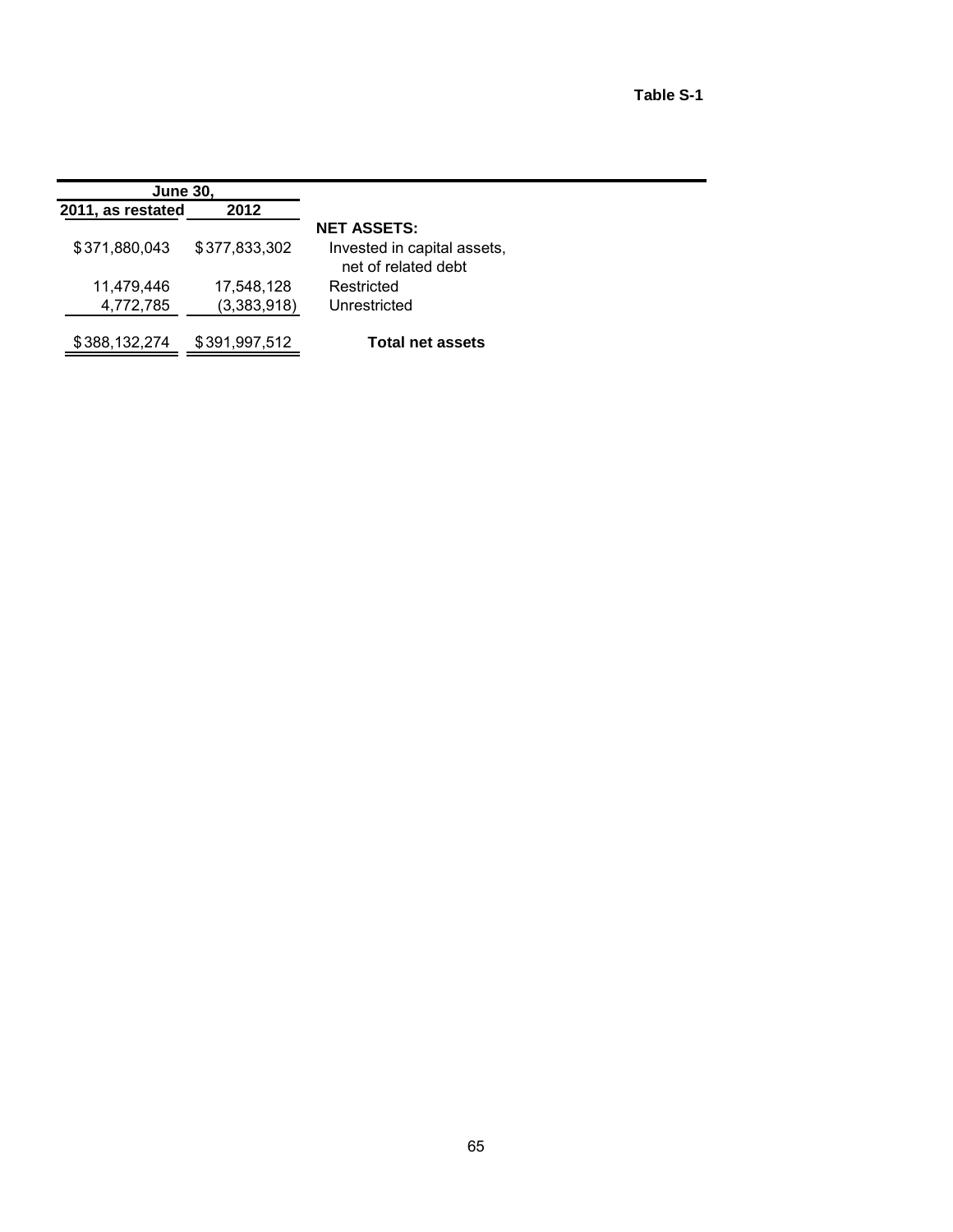**Table S-1**

| June 30, | | |
|---|---|---|
| 2011, as restated | 2012 | |
| | | **NET ASSETS:** |
| $371,880,043 | $377,833,302 | Invested in capital assets, net of related debt |
| 11,479,446 | 17,548,128 | Restricted |
| 4,772,785 | (3,383,918) | Unrestricted |
| $388,132,274 | $391,997,512 | **Total net assets** |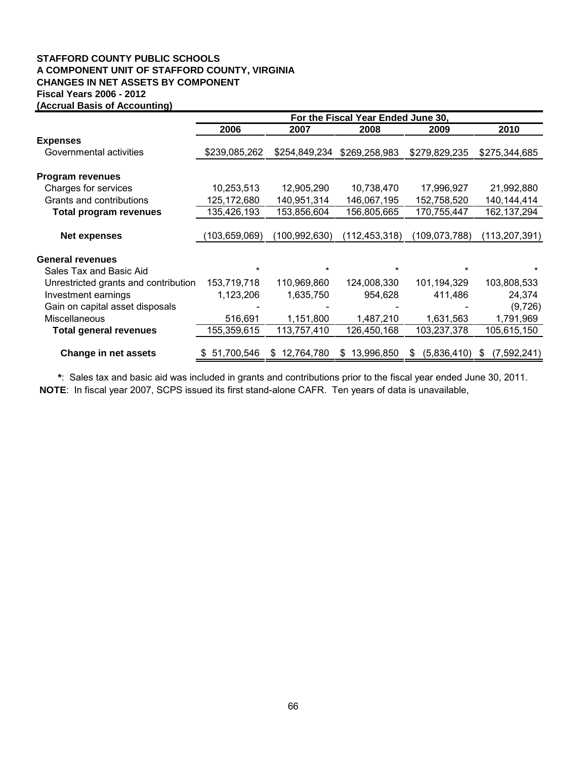**STAFFORD COUNTY PUBLIC SCHOOLS**
**A COMPONENT UNIT OF STAFFORD COUNTY, VIRGINIA**
**CHANGES IN NET ASSETS BY COMPONENT**
**Fiscal Years 2006 - 2012**
**(Accrual Basis of Accounting)**

| | For the Fiscal Year Ended June 30, | | | | |
|---|---|---|---|---|---|
| | **2006** | **2007** | **2008** | **2009** | **2010** |
| **Expenses** | | | | | |
| Governmental activities | $239,085,262 | $254,849,234 | $269,258,983 | $279,829,235 | $275,344,685 |
| **Program revenues** | | | | | |
| Charges for services | 10,253,513 | 12,905,290 | 10,738,470 | 17,996,927 | 21,992,880 |
| Grants and contributions | 125,172,680 | 140,951,314 | 146,067,195 | 152,758,520 | 140,144,414 |
| **Total program revenues** | 135,426,193 | 153,856,604 | 156,805,665 | 170,755,447 | 162,137,294 |
| **Net expenses** | (103,659,069) | (100,992,630) | (112,453,318) | (109,073,788) | (113,207,391) |
| **General revenues** | | | | | |
| Sales Tax and Basic Aid | * | * | * | * | * |
| Unrestricted grants and contribution | 153,719,718 | 110,969,860 | 124,008,330 | 101,194,329 | 103,808,533 |
| Investment earnings | 1,123,206 | 1,635,750 | 954,628 | 411,486 | 24,374 |
| Gain on capital asset disposals | - | - | - | - | (9,726) |
| Miscellaneous | 516,691 | 1,151,800 | 1,487,210 | 1,631,563 | 1,791,969 |
| **Total general revenues** | 155,359,615 | 113,757,410 | 126,450,168 | 103,237,378 | 105,615,150 |
| **Change in net assets** | $ 51,700,546 | $ 12,764,780 | $ 13,996,850 | $ (5,836,410) | $ (7,592,241) |

**\***: Sales tax and basic aid was included in grants and contributions prior to the fiscal year ended June 30, 2011.

**NOTE**: In fiscal year 2007, SCPS issued its first stand-alone CAFR. Ten years of data is unavailable,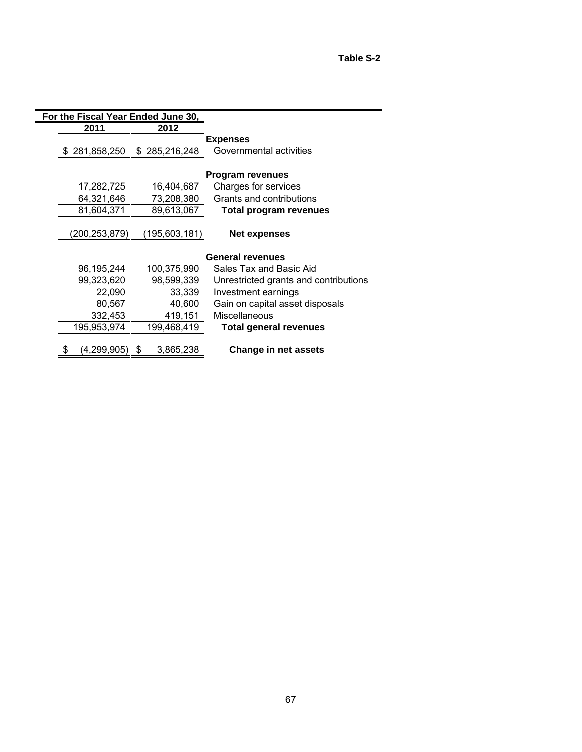**Table S-2**

| For the Fiscal Year Ended June 30, | | |
|---|---|---|
| 2011 | 2012 | |
| | | **Expenses** |
| $ 281,858,250 | $ 285,216,248 | Governmental activities |
| | | **Program revenues** |
| 17,282,725 | 16,404,687 | Charges for services |
| 64,321,646 | 73,208,380 | Grants and contributions |
| 81,604,371 | 89,613,067 | **Total program revenues** |
| (200,253,879) | (195,603,181) | **Net expenses** |
| | | **General revenues** |
| 96,195,244 | 100,375,990 | Sales Tax and Basic Aid |
| 99,323,620 | 98,599,339 | Unrestricted grants and contributions |
| 22,090 | 33,339 | Investment earnings |
| 80,567 | 40,600 | Gain on capital asset disposals |
| 332,453 | 419,151 | Miscellaneous |
| 195,953,974 | 199,468,419 | **Total general revenues** |
| $ (4,299,905) | $ 3,865,238 | **Change in net assets** |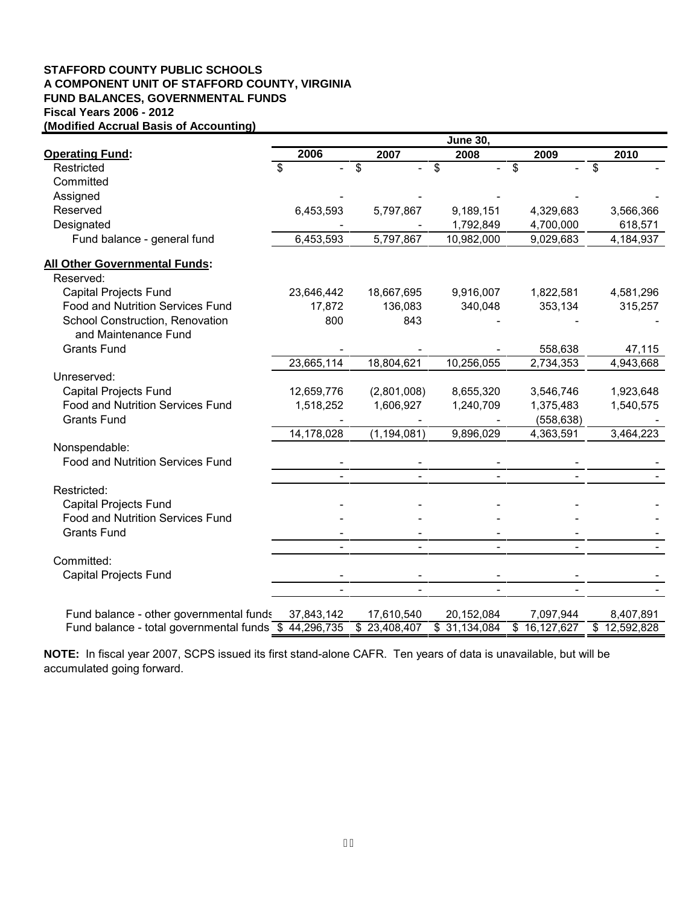**STAFFORD COUNTY PUBLIC SCHOOLS**
**A COMPONENT UNIT OF STAFFORD COUNTY, VIRGINIA**
**FUND BALANCES, GOVERNMENTAL FUNDS**
**Fiscal Years 2006 - 2012**
**(Modified Accrual Basis of Accounting)**

| | June 30, | | | | |
|---|---|---|---|---|---|
| **Operating Fund:** | **2006** | **2007** | **2008** | **2009** | **2010** |
| Restricted | $ - | $ - | $ - | $ - | $ - |
| Committed | | | | | |
| Assigned | - | - | - | - | - |
| Reserved | 6,453,593 | 5,797,867 | 9,189,151 | 4,329,683 | 3,566,366 |
| Designated | - | - | 1,792,849 | 4,700,000 | 618,571 |
| Fund balance - general fund | 6,453,593 | 5,797,867 | 10,982,000 | 9,029,683 | 4,184,937 |
| **All Other Governmental Funds:** | | | | | |
| Reserved: | | | | | |
| Capital Projects Fund | 23,646,442 | 18,667,695 | 9,916,007 | 1,822,581 | 4,581,296 |
| Food and Nutrition Services Fund | 17,872 | 136,083 | 340,048 | 353,134 | 315,257 |
| School Construction, Renovation and Maintenance Fund | 800 | 843 | - | - | - |
| Grants Fund | - | - | - | 558,638 | 47,115 |
| | 23,665,114 | 18,804,621 | 10,256,055 | 2,734,353 | 4,943,668 |
| Unreserved: | | | | | |
| Capital Projects Fund | 12,659,776 | (2,801,008) | 8,655,320 | 3,546,746 | 1,923,648 |
| Food and Nutrition Services Fund | 1,518,252 | 1,606,927 | 1,240,709 | 1,375,483 | 1,540,575 |
| Grants Fund | - | - | - | (558,638) | - |
| | 14,178,028 | (1,194,081) | 9,896,029 | 4,363,591 | 3,464,223 |
| Nonspendable: | | | | | |
| Food and Nutrition Services Fund | - | - | - | - | - |
| | - | - | - | - | - |
| Restricted: | | | | | |
| Capital Projects Fund | - | - | - | - | - |
| Food and Nutrition Services Fund | - | - | - | - | - |
| Grants Fund | - | - | - | - | - |
| | - | - | - | - | - |
| Committed: | | | | | |
| Capital Projects Fund | - | - | - | - | - |
| | - | - | - | - | - |
| Fund balance - other governmental funds | 37,843,142 | 17,610,540 | 20,152,084 | 7,097,944 | 8,407,891 |
| Fund balance - total governmental funds | $ 44,296,735 | $ 23,408,407 | $ 31,134,084 | $ 16,127,627 | $ 12,592,828 |

**NOTE:** In fiscal year 2007, SCPS issued its first stand-alone CAFR. Ten years of data is unavailable, but will be accumulated going forward.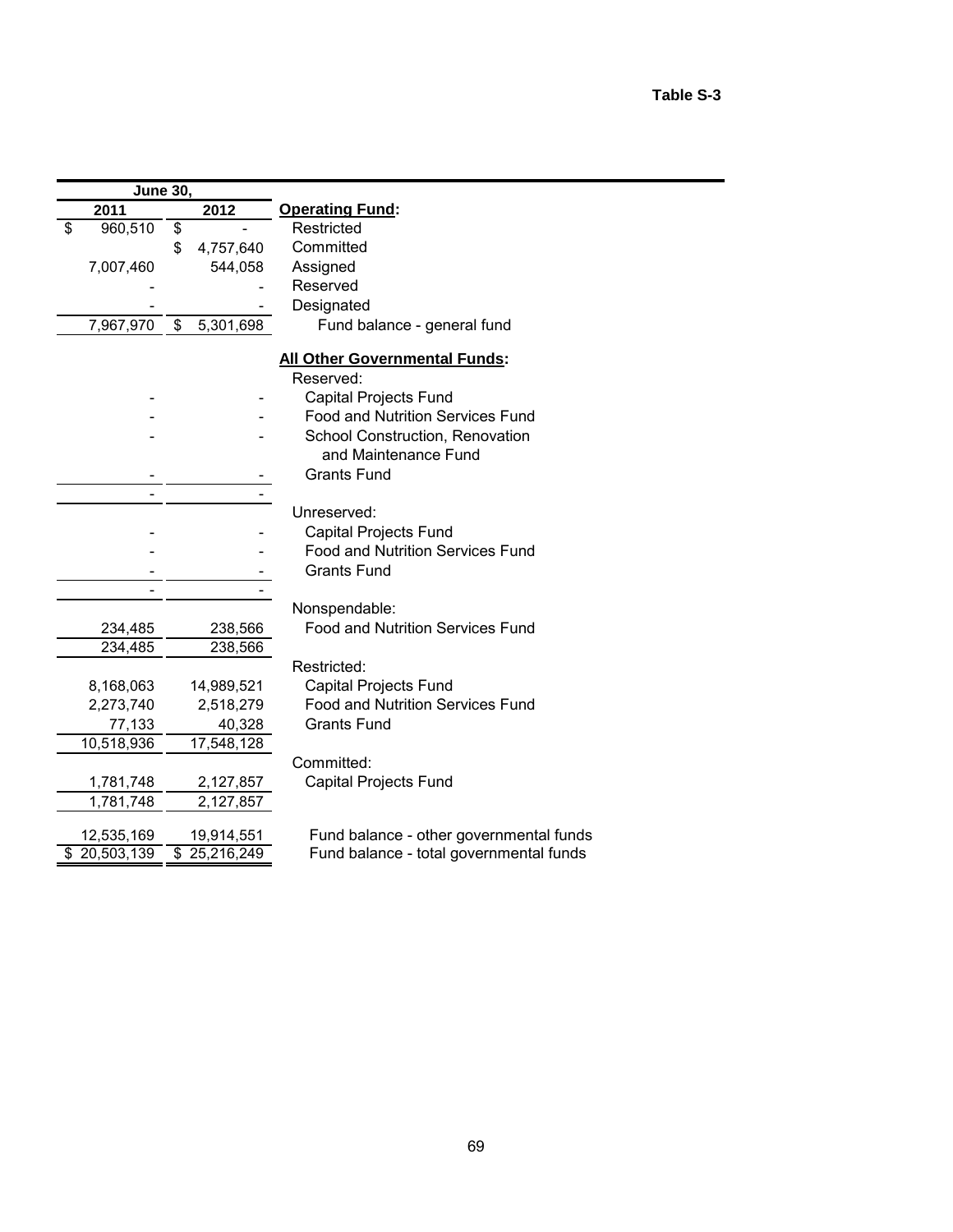**Table S-3**

| June 30, 2011 | June 30, 2012 | |
|---|---|---|
| | | **Operating Fund:** |
| $ 960,510 | $ - | Restricted |
| | $ 4,757,640 | Committed |
| 7,007,460 | 544,058 | Assigned |
| - | - | Reserved |
| - | - | Designated |
| 7,967,970 | $ 5,301,698 | Fund balance - general fund |
| | | **All Other Governmental Funds:** |
| | | Reserved: |
| - | - | Capital Projects Fund |
| - | - | Food and Nutrition Services Fund |
| - | - | School Construction, Renovation and Maintenance Fund |
| - | - | Grants Fund |
| - | - | |
| | | Unreserved: |
| - | - | Capital Projects Fund |
| - | - | Food and Nutrition Services Fund |
| - | - | Grants Fund |
| - | - | |
| | | Nonspendable: |
| 234,485 | 238,566 | Food and Nutrition Services Fund |
| 234,485 | 238,566 | |
| | | Restricted: |
| 8,168,063 | 14,989,521 | Capital Projects Fund |
| 2,273,740 | 2,518,279 | Food and Nutrition Services Fund |
| 77,133 | 40,328 | Grants Fund |
| 10,518,936 | 17,548,128 | |
| | | Committed: |
| 1,781,748 | 2,127,857 | Capital Projects Fund |
| 1,781,748 | 2,127,857 | |
| 12,535,169 | 19,914,551 | Fund balance - other governmental funds |
| $ 20,503,139 | $ 25,216,249 | Fund balance - total governmental funds |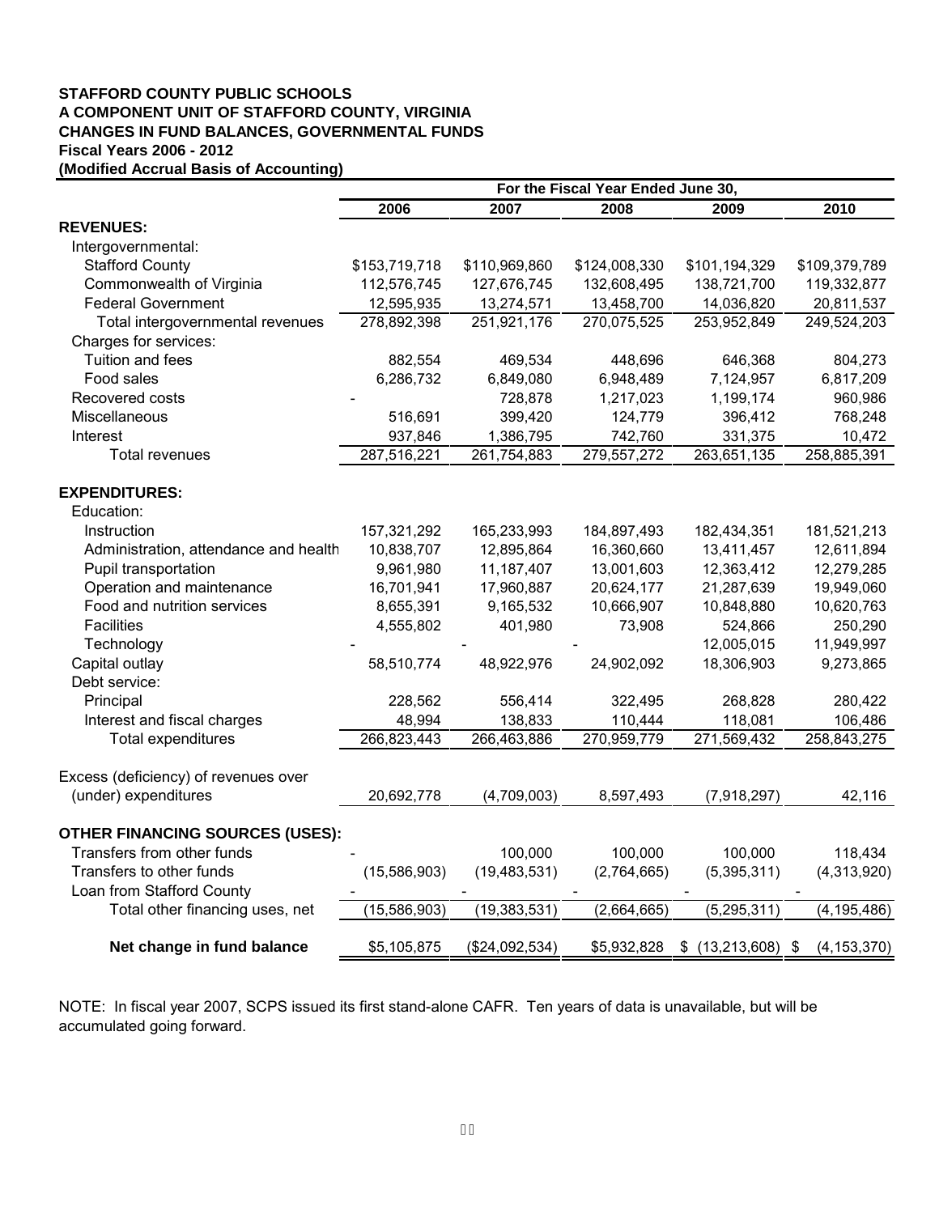**STAFFORD COUNTY PUBLIC SCHOOLS**
**A COMPONENT UNIT OF STAFFORD COUNTY, VIRGINIA**
**CHANGES IN FUND BALANCES, GOVERNMENTAL FUNDS**
**Fiscal Years 2006 - 2012**
**(Modified Accrual Basis of Accounting)**

| | For the Fiscal Year Ended June 30, | | | | |
|---|---|---|---|---|---|
| | 2006 | 2007 | 2008 | 2009 | 2010 |
| **REVENUES:** | | | | | |
| Intergovernmental: | | | | | |
| Stafford County | $153,719,718 | $110,969,860 | $124,008,330 | $101,194,329 | $109,379,789 |
| Commonwealth of Virginia | 112,576,745 | 127,676,745 | 132,608,495 | 138,721,700 | 119,332,877 |
| Federal Government | 12,595,935 | 13,274,571 | 13,458,700 | 14,036,820 | 20,811,537 |
| Total intergovernmental revenues | 278,892,398 | 251,921,176 | 270,075,525 | 253,952,849 | 249,524,203 |
| Charges for services: | | | | | |
| Tuition and fees | 882,554 | 469,534 | 448,696 | 646,368 | 804,273 |
| Food sales | 6,286,732 | 6,849,080 | 6,948,489 | 7,124,957 | 6,817,209 |
| Recovered costs | - | 728,878 | 1,217,023 | 1,199,174 | 960,986 |
| Miscellaneous | 516,691 | 399,420 | 124,779 | 396,412 | 768,248 |
| Interest | 937,846 | 1,386,795 | 742,760 | 331,375 | 10,472 |
| Total revenues | 287,516,221 | 261,754,883 | 279,557,272 | 263,651,135 | 258,885,391 |
| **EXPENDITURES:** | | | | | |
| Education: | | | | | |
| Instruction | 157,321,292 | 165,233,993 | 184,897,493 | 182,434,351 | 181,521,213 |
| Administration, attendance and health | 10,838,707 | 12,895,864 | 16,360,660 | 13,411,457 | 12,611,894 |
| Pupil transportation | 9,961,980 | 11,187,407 | 13,001,603 | 12,363,412 | 12,279,285 |
| Operation and maintenance | 16,701,941 | 17,960,887 | 20,624,177 | 21,287,639 | 19,949,060 |
| Food and nutrition services | 8,655,391 | 9,165,532 | 10,666,907 | 10,848,880 | 10,620,763 |
| Facilities | 4,555,802 | 401,980 | 73,908 | 524,866 | 250,290 |
| Technology | - | - | - | 12,005,015 | 11,949,997 |
| Capital outlay | 58,510,774 | 48,922,976 | 24,902,092 | 18,306,903 | 9,273,865 |
| Debt service: | | | | | |
| Principal | 228,562 | 556,414 | 322,495 | 268,828 | 280,422 |
| Interest and fiscal charges | 48,994 | 138,833 | 110,444 | 118,081 | 106,486 |
| Total expenditures | 266,823,443 | 266,463,886 | 270,959,779 | 271,569,432 | 258,843,275 |
| Excess (deficiency) of revenues over (under) expenditures | 20,692,778 | (4,709,003) | 8,597,493 | (7,918,297) | 42,116 |
| **OTHER FINANCING SOURCES (USES):** | | | | | |
| Transfers from other funds | - | 100,000 | 100,000 | 100,000 | 118,434 |
| Transfers to other funds | (15,586,903) | (19,483,531) | (2,764,665) | (5,395,311) | (4,313,920) |
| Loan from Stafford County | - | - | - | - | - |
| Total other financing uses, net | (15,586,903) | (19,383,531) | (2,664,665) | (5,295,311) | (4,195,486) |
| **Net change in fund balance** | $5,105,875 | ($24,092,534) | $5,932,828 | $ (13,213,608) | $ (4,153,370) |

NOTE: In fiscal year 2007, SCPS issued its first stand-alone CAFR. Ten years of data is unavailable, but will be accumulated going forward.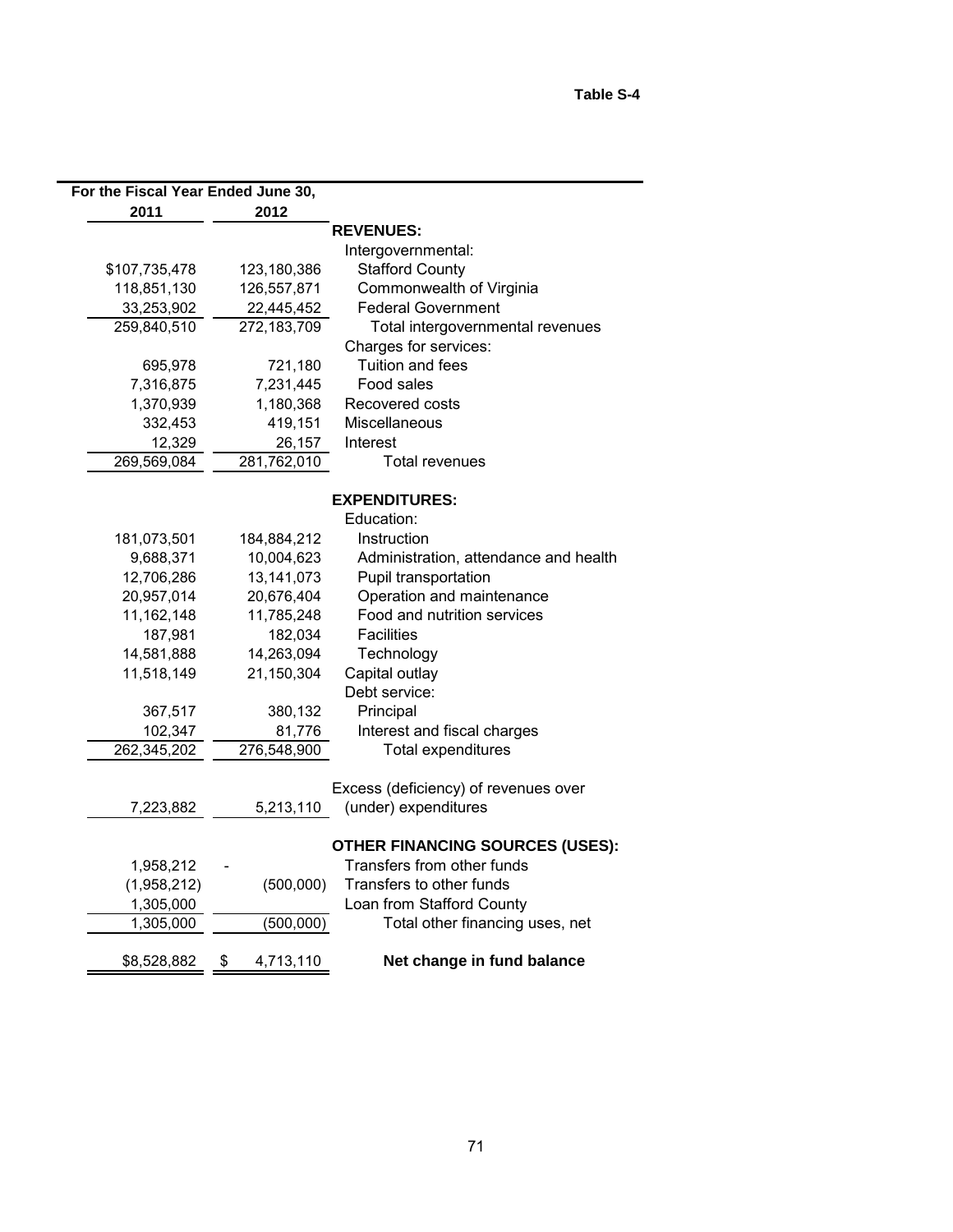**Table S-4**

| For the Fiscal Year Ended June 30, 2011 | 2012 | |
|---|---|---|
| | | **REVENUES:** |
| | | Intergovernmental: |
| $107,735,478 | 123,180,386 | Stafford County |
| 118,851,130 | 126,557,871 | Commonwealth of Virginia |
| 33,253,902 | 22,445,452 | Federal Government |
| 259,840,510 | 272,183,709 | Total intergovernmental revenues |
| | | Charges for services: |
| 695,978 | 721,180 | Tuition and fees |
| 7,316,875 | 7,231,445 | Food sales |
| 1,370,939 | 1,180,368 | Recovered costs |
| 332,453 | 419,151 | Miscellaneous |
| 12,329 | 26,157 | Interest |
| 269,569,084 | 281,762,010 | Total revenues |
| | | **EXPENDITURES:** |
| | | Education: |
| 181,073,501 | 184,884,212 | Instruction |
| 9,688,371 | 10,004,623 | Administration, attendance and health |
| 12,706,286 | 13,141,073 | Pupil transportation |
| 20,957,014 | 20,676,404 | Operation and maintenance |
| 11,162,148 | 11,785,248 | Food and nutrition services |
| 187,981 | 182,034 | Facilities |
| 14,581,888 | 14,263,094 | Technology |
| 11,518,149 | 21,150,304 | Capital outlay |
| | | Debt service: |
| 367,517 | 380,132 | Principal |
| 102,347 | 81,776 | Interest and fiscal charges |
| 262,345,202 | 276,548,900 | Total expenditures |
| 7,223,882 | 5,213,110 | Excess (deficiency) of revenues over (under) expenditures |
| | | **OTHER FINANCING SOURCES (USES):** |
| 1,958,212 | - | Transfers from other funds |
| (1,958,212) | (500,000) | Transfers to other funds |
| 1,305,000 | | Loan from Stafford County |
| 1,305,000 | (500,000) | Total other financing uses, net |
| $8,528,882 | $ 4,713,110 | **Net change in fund balance** |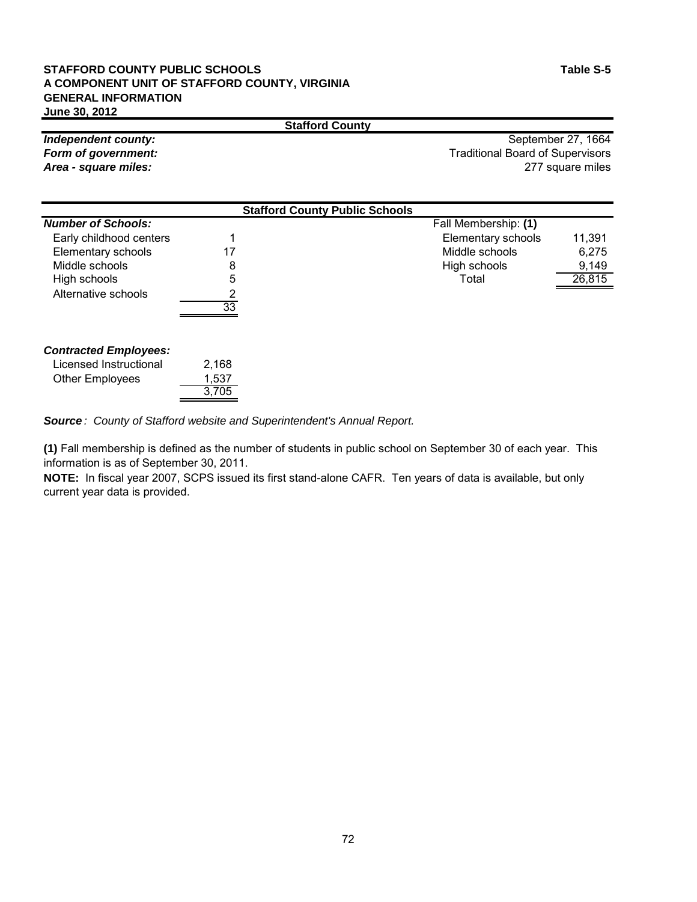**STAFFORD COUNTY PUBLIC SCHOOLS** **Table S-5**
**A COMPONENT UNIT OF STAFFORD COUNTY, VIRGINIA**
**GENERAL INFORMATION**
**June 30, 2012**

## Stafford County

| | |
|---|---|
| ***Independent county:*** | September 27, 1664 |
| ***Form of government:*** | Traditional Board of Supervisors |
| ***Area - square miles:*** | 277 square miles |

## Stafford County Public Schools

| ***Number of Schools:*** | | Fall Membership: **(1)** | |
|---|---|---|---|
| Early childhood centers | 1 | Elementary schools | 11,391 |
| Elementary schools | 17 | Middle schools | 6,275 |
| Middle schools | 8 | High schools | 9,149 |
| High schools | 5 | Total | 26,815 |
| Alternative schools | 2 | | |
| | 33 | | |

| ***Contracted Employees:*** | |
|---|---|
| Licensed Instructional | 2,168 |
| Other Employees | 1,537 |
| | 3,705 |

***Source**: County of Stafford website and Superintendent's Annual Report.*

**(1)** Fall membership is defined as the number of students in public school on September 30 of each year. This information is as of September 30, 2011.

**NOTE:** In fiscal year 2007, SCPS issued its first stand-alone CAFR. Ten years of data is available, but only current year data is provided.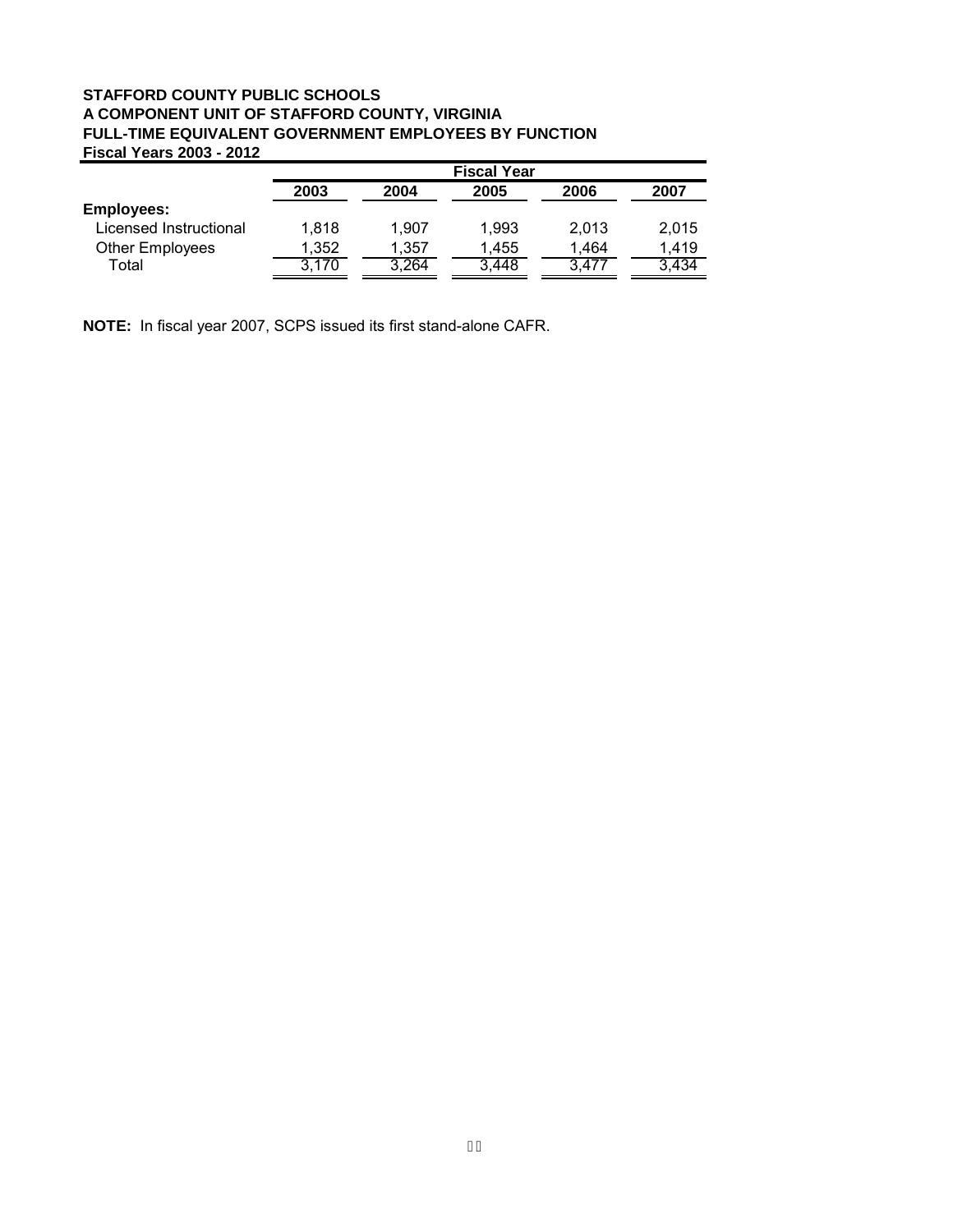**STAFFORD COUNTY PUBLIC SCHOOLS**
**A COMPONENT UNIT OF STAFFORD COUNTY, VIRGINIA**
**FULL-TIME EQUIVALENT GOVERNMENT EMPLOYEES BY FUNCTION**
**Fiscal Years 2003 - 2012**

| | Fiscal Year | | | | |
|---|---|---|---|---|---|
| | **2003** | **2004** | **2005** | **2006** | **2007** |
| **Employees:** | | | | | |
| Licensed Instructional | 1,818 | 1,907 | 1,993 | 2,013 | 2,015 |
| Other Employees | 1,352 | 1,357 | 1,455 | 1,464 | 1,419 |
| Total | 3,170 | 3,264 | 3,448 | 3,477 | 3,434 |

**NOTE:** In fiscal year 2007, SCPS issued its first stand-alone CAFR.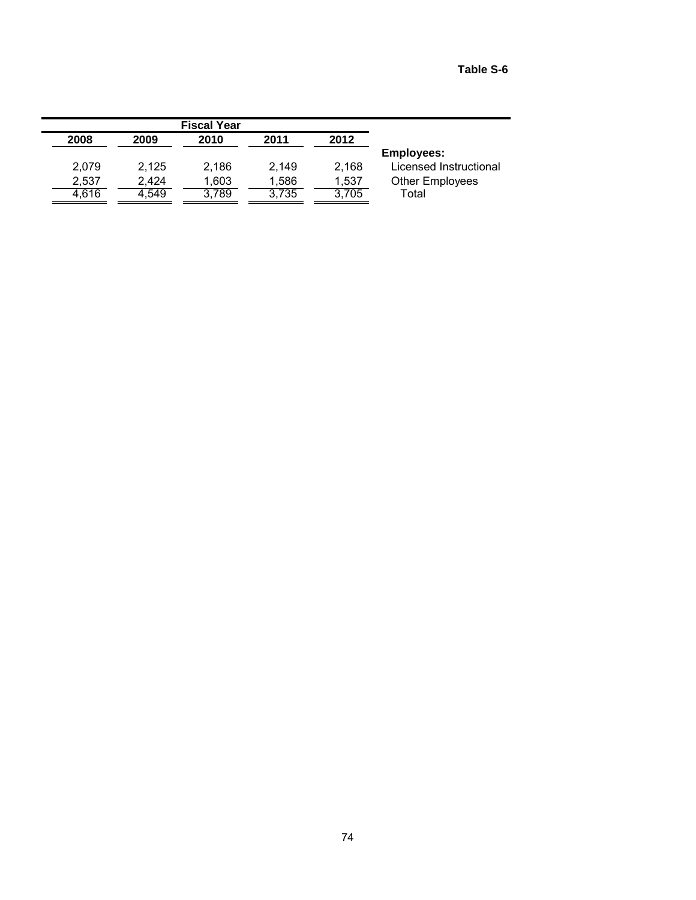**Table S-6**

| Fiscal Year | | | | | |
|---|---|---|---|---|---|
| 2008 | 2009 | 2010 | 2011 | 2012 | |
| | | | | | **Employees:** |
| 2,079 | 2,125 | 2,186 | 2,149 | 2,168 | Licensed Instructional |
| 2,537 | 2,424 | 1,603 | 1,586 | 1,537 | Other Employees |
| 4,616 | 4,549 | 3,789 | 3,735 | 3,705 | Total |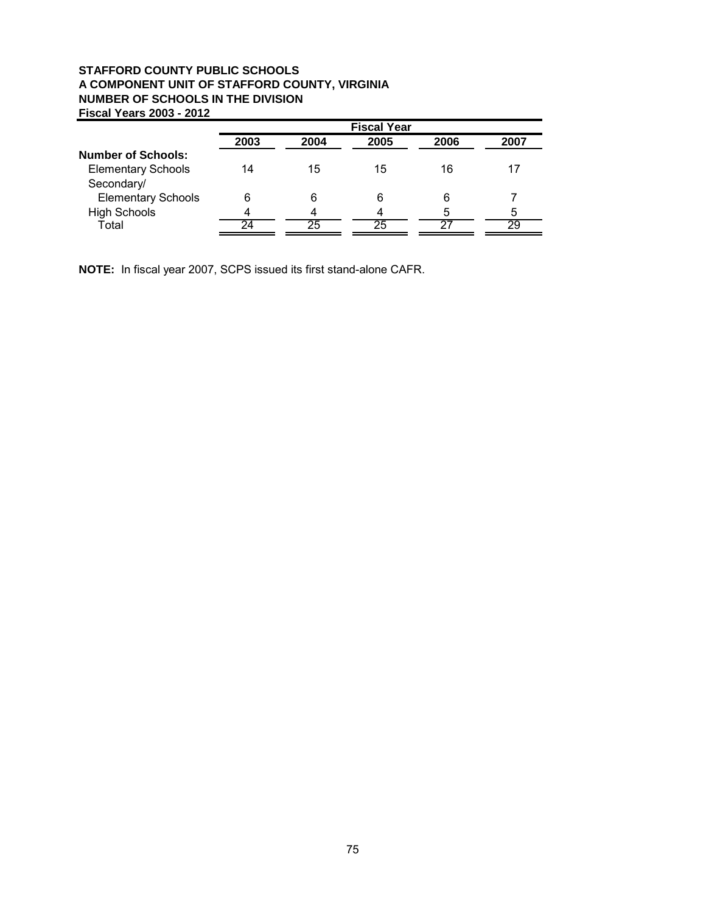**STAFFORD COUNTY PUBLIC SCHOOLS**
**A COMPONENT UNIT OF STAFFORD COUNTY, VIRGINIA**
**NUMBER OF SCHOOLS IN THE DIVISION**
**Fiscal Years 2003 - 2012**

| | Fiscal Year | | | | |
|---|---|---|---|---|---|
| | **2003** | **2004** | **2005** | **2006** | **2007** |
| **Number of Schools:** | | | | | |
| Elementary Schools | 14 | 15 | 15 | 16 | 17 |
| Secondary/ Elementary Schools | 6 | 6 | 6 | 6 | 7 |
| High Schools | 4 | 4 | 4 | 5 | 5 |
| Total | 24 | 25 | 25 | 27 | 29 |

**NOTE:** In fiscal year 2007, SCPS issued its first stand-alone CAFR.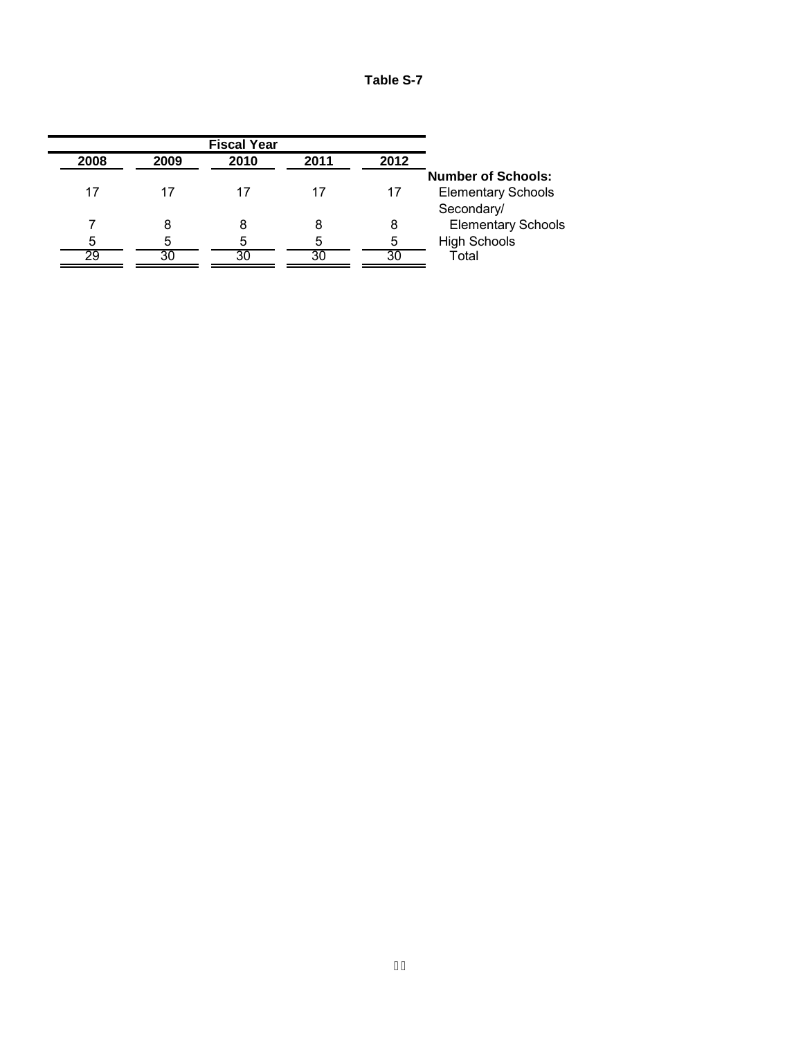**Table S-7**

| Fiscal Year | | | | | |
|---|---|---|---|---|---|
| 2008 | 2009 | 2010 | 2011 | 2012 | |
| | | | | | **Number of Schools:** |
| 17 | 17 | 17 | 17 | 17 | Elementary Schools |
| 7 | 8 | 8 | 8 | 8 | Secondary/ Elementary Schools |
| 5 | 5 | 5 | 5 | 5 | High Schools |
| 29 | 30 | 30 | 30 | 30 | Total |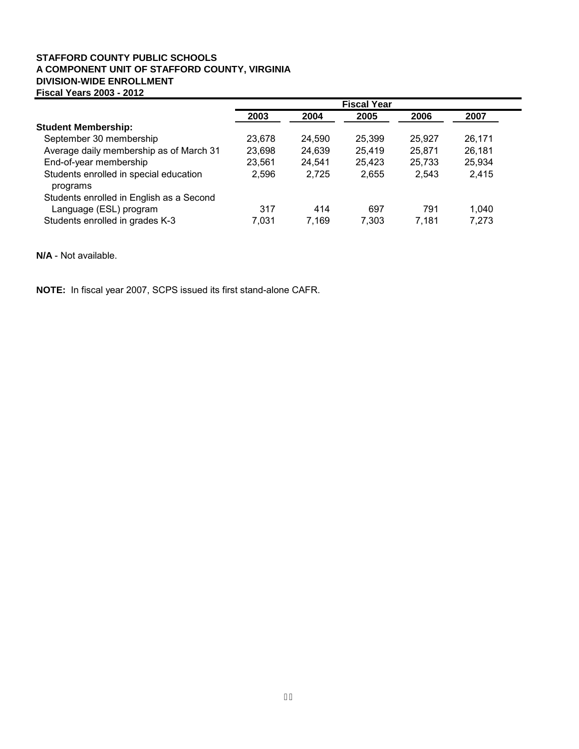**STAFFORD COUNTY PUBLIC SCHOOLS**
**A COMPONENT UNIT OF STAFFORD COUNTY, VIRGINIA**
**DIVISION-WIDE ENROLLMENT**
**Fiscal Years 2003 - 2012**

| | Fiscal Year | | | | |
|---|---|---|---|---|---|
| | **2003** | **2004** | **2005** | **2006** | **2007** |
| **Student Membership:** | | | | | |
| September 30 membership | 23,678 | 24,590 | 25,399 | 25,927 | 26,171 |
| Average daily membership as of March 31 | 23,698 | 24,639 | 25,419 | 25,871 | 26,181 |
| End-of-year membership | 23,561 | 24,541 | 25,423 | 25,733 | 25,934 |
| Students enrolled in special education programs | 2,596 | 2,725 | 2,655 | 2,543 | 2,415 |
| Students enrolled in English as a Second Language (ESL) program | 317 | 414 | 697 | 791 | 1,040 |
| Students enrolled in grades K-3 | 7,031 | 7,169 | 7,303 | 7,181 | 7,273 |

**N/A** - Not available.

**NOTE:** In fiscal year 2007, SCPS issued its first stand-alone CAFR.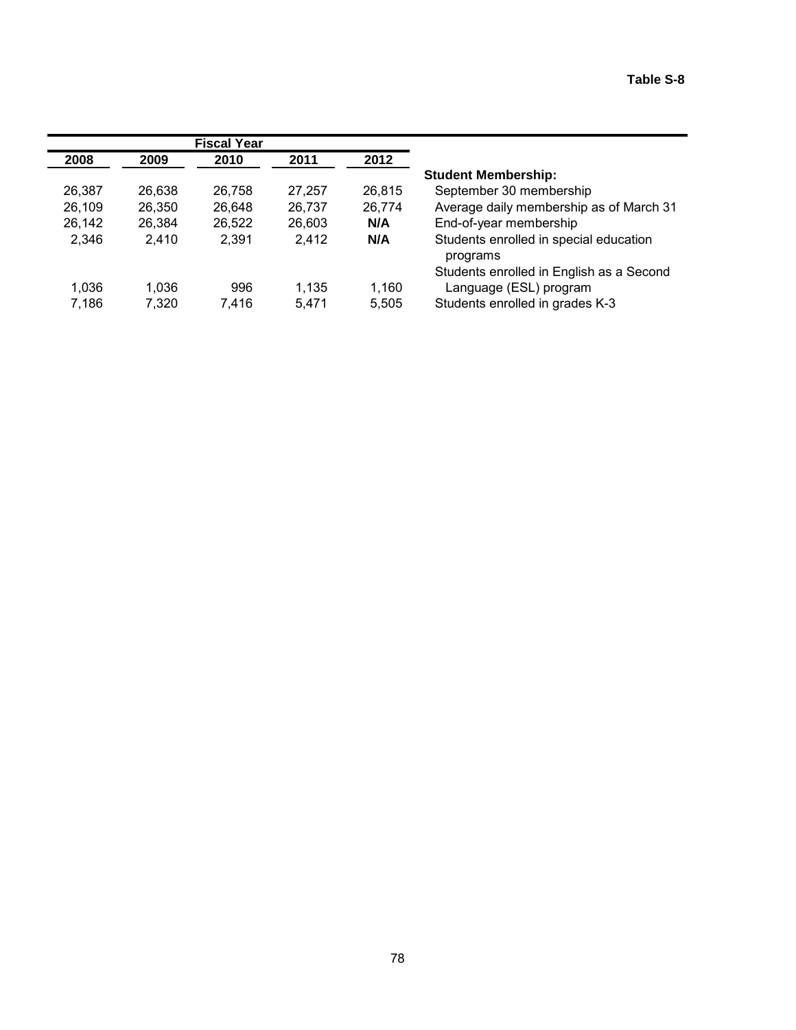**Table S-8**

| Fiscal Year | | | | | |
|---|---|---|---|---|---|
| 2008 | 2009 | 2010 | 2011 | 2012 | |
| | | | | | **Student Membership:** |
| 26,387 | 26,638 | 26,758 | 27,257 | 26,815 | September 30 membership |
| 26,109 | 26,350 | 26,648 | 26,737 | 26,774 | Average daily membership as of March 31 |
| 26,142 | 26,384 | 26,522 | 26,603 | **N/A** | End-of-year membership |
| 2,346 | 2,410 | 2,391 | 2,412 | **N/A** | Students enrolled in special education programs |
| 1,036 | 1,036 | 996 | 1,135 | 1,160 | Students enrolled in English as a Second Language (ESL) program |
| 7,186 | 7,320 | 7,416 | 5,471 | 5,505 | Students enrolled in grades K-3 |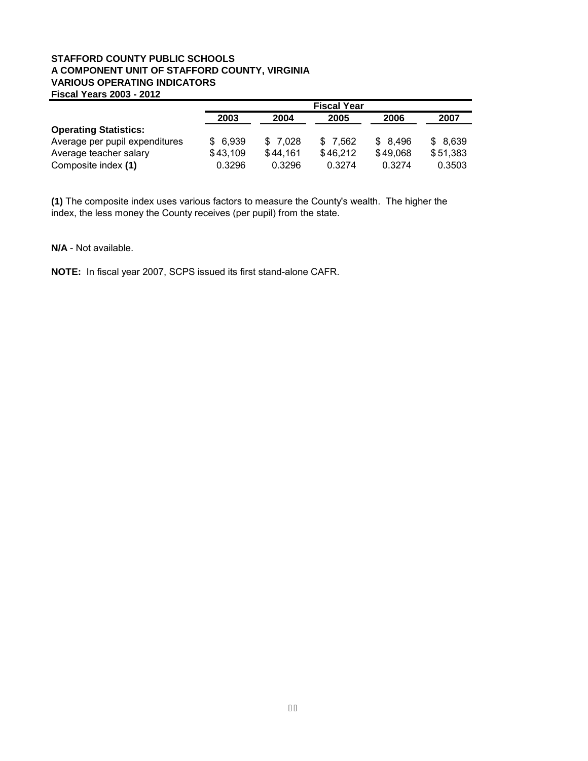**STAFFORD COUNTY PUBLIC SCHOOLS**
**A COMPONENT UNIT OF STAFFORD COUNTY, VIRGINIA**
**VARIOUS OPERATING INDICATORS**
**Fiscal Years 2003 - 2012**

| | Fiscal Year | | | | |
|---|---|---|---|---|---|
| | **2003** | **2004** | **2005** | **2006** | **2007** |
| **Operating Statistics:** | | | | | |
| Average per pupil expenditures | $ 6,939 | $ 7,028 | $ 7,562 | $ 8,496 | $ 8,639 |
| Average teacher salary | $43,109 | $44,161 | $46,212 | $49,068 | $51,383 |
| Composite index **(1)** | 0.3296 | 0.3296 | 0.3274 | 0.3274 | 0.3503 |

**(1)** The composite index uses various factors to measure the County's wealth. The higher the index, the less money the County receives (per pupil) from the state.

**N/A** - Not available.

**NOTE:** In fiscal year 2007, SCPS issued its first stand-alone CAFR.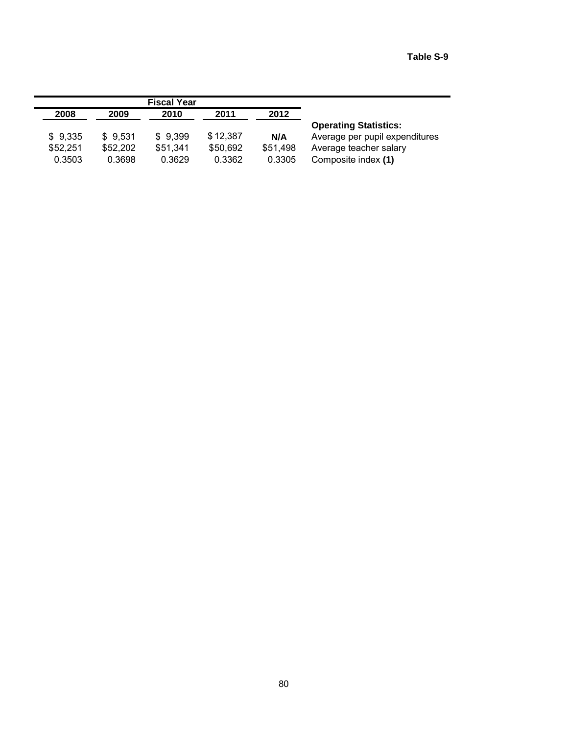**Table S-9**

| Fiscal Year | | | | | |
|---|---|---|---|---|---|
| 2008 | 2009 | 2010 | 2011 | 2012 | |
| | | | | | **Operating Statistics:** |
| $ 9,335 | $ 9,531 | $ 9,399 | $ 12,387 | **N/A** | Average per pupil expenditures |
| $52,251 | $52,202 | $51,341 | $50,692 | $51,498 | Average teacher salary |
| 0.3503 | 0.3698 | 0.3629 | 0.3362 | 0.3305 | Composite index **(1)** |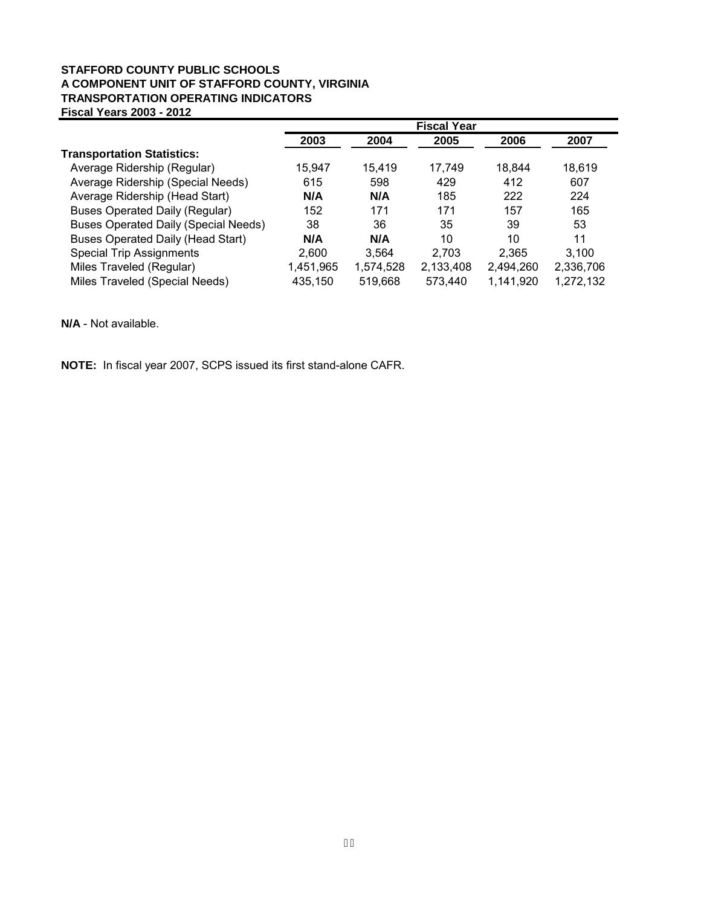**STAFFORD COUNTY PUBLIC SCHOOLS**
**A COMPONENT UNIT OF STAFFORD COUNTY, VIRGINIA**
**TRANSPORTATION OPERATING INDICATORS**
**Fiscal Years 2003 - 2012**

| | Fiscal Year | | | | |
|---|---|---|---|---|---|
| | **2003** | **2004** | **2005** | **2006** | **2007** |
| **Transportation Statistics:** | | | | | |
| Average Ridership (Regular) | 15,947 | 15,419 | 17,749 | 18,844 | 18,619 |
| Average Ridership (Special Needs) | 615 | 598 | 429 | 412 | 607 |
| Average Ridership (Head Start) | **N/A** | **N/A** | 185 | 222 | 224 |
| Buses Operated Daily (Regular) | 152 | 171 | 171 | 157 | 165 |
| Buses Operated Daily (Special Needs) | 38 | 36 | 35 | 39 | 53 |
| Buses Operated Daily (Head Start) | **N/A** | **N/A** | 10 | 10 | 11 |
| Special Trip Assignments | 2,600 | 3,564 | 2,703 | 2,365 | 3,100 |
| Miles Traveled (Regular) | 1,451,965 | 1,574,528 | 2,133,408 | 2,494,260 | 2,336,706 |
| Miles Traveled (Special Needs) | 435,150 | 519,668 | 573,440 | 1,141,920 | 1,272,132 |

**N/A** - Not available.

**NOTE:** In fiscal year 2007, SCPS issued its first stand-alone CAFR.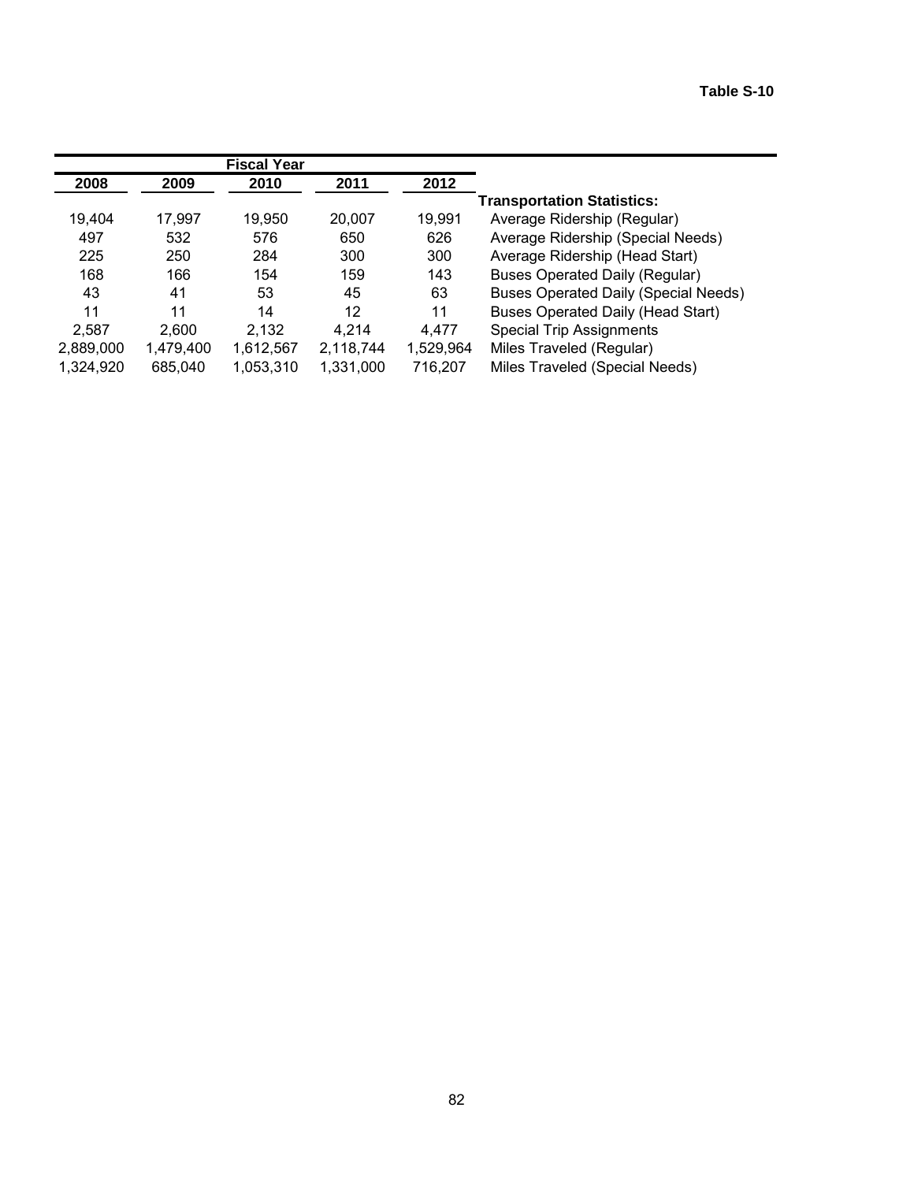**Table S-10**

| Fiscal Year | | | | | |
|---|---|---|---|---|---|
| 2008 | 2009 | 2010 | 2011 | 2012 | |
| | | | | | **Transportation Statistics:** |
| 19,404 | 17,997 | 19,950 | 20,007 | 19,991 | Average Ridership (Regular) |
| 497 | 532 | 576 | 650 | 626 | Average Ridership (Special Needs) |
| 225 | 250 | 284 | 300 | 300 | Average Ridership (Head Start) |
| 168 | 166 | 154 | 159 | 143 | Buses Operated Daily (Regular) |
| 43 | 41 | 53 | 45 | 63 | Buses Operated Daily (Special Needs) |
| 11 | 11 | 14 | 12 | 11 | Buses Operated Daily (Head Start) |
| 2,587 | 2,600 | 2,132 | 4,214 | 4,477 | Special Trip Assignments |
| 2,889,000 | 1,479,400 | 1,612,567 | 2,118,744 | 1,529,964 | Miles Traveled (Regular) |
| 1,324,920 | 685,040 | 1,053,310 | 1,331,000 | 716,207 | Miles Traveled (Special Needs) |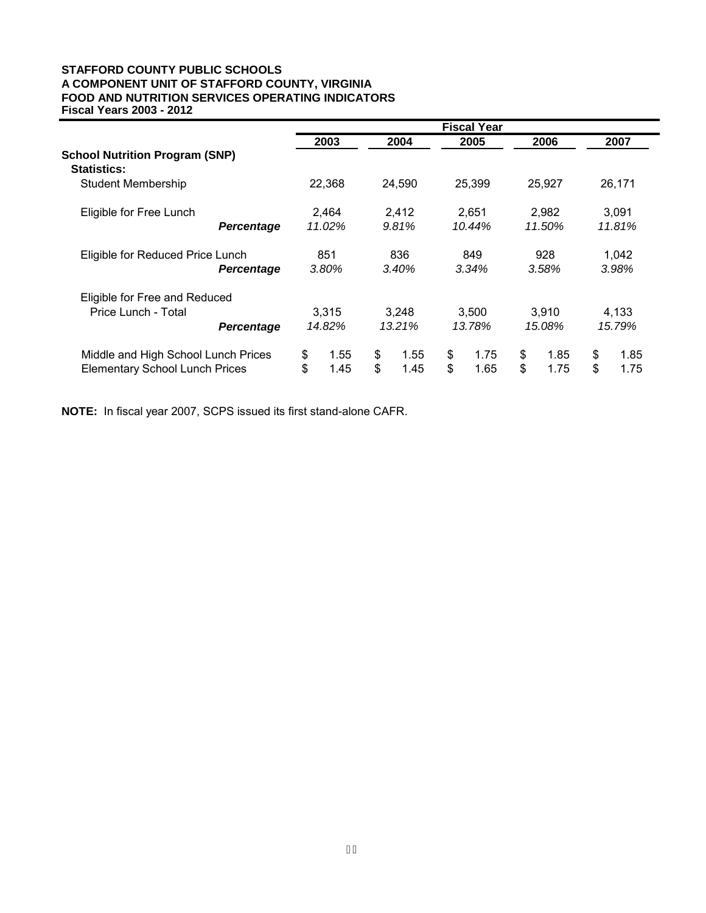**STAFFORD COUNTY PUBLIC SCHOOLS**
**A COMPONENT UNIT OF STAFFORD COUNTY, VIRGINIA**
**FOOD AND NUTRITION SERVICES OPERATING INDICATORS**
**Fiscal Years 2003 - 2012**

| | Fiscal Year | | | | |
|---|---|---|---|---|---|
| | **2003** | **2004** | **2005** | **2006** | **2007** |
| **School Nutrition Program (SNP) Statistics:** | | | | | |
| Student Membership | 22,368 | 24,590 | 25,399 | 25,927 | 26,171 |
| Eligible for Free Lunch | 2,464 | 2,412 | 2,651 | 2,982 | 3,091 |
| ***Percentage*** | *11.02%* | *9.81%* | *10.44%* | *11.50%* | *11.81%* |
| Eligible for Reduced Price Lunch | 851 | 836 | 849 | 928 | 1,042 |
| ***Percentage*** | *3.80%* | *3.40%* | *3.34%* | *3.58%* | *3.98%* |
| Eligible for Free and Reduced Price Lunch - Total | 3,315 | 3,248 | 3,500 | 3,910 | 4,133 |
| ***Percentage*** | *14.82%* | *13.21%* | *13.78%* | *15.08%* | *15.79%* |
| Middle and High School Lunch Prices | $ 1.55 | $ 1.55 | $ 1.75 | $ 1.85 | $ 1.85 |
| Elementary School Lunch Prices | $ 1.45 | $ 1.45 | $ 1.65 | $ 1.75 | $ 1.75 |

**NOTE:** In fiscal year 2007, SCPS issued its first stand-alone CAFR.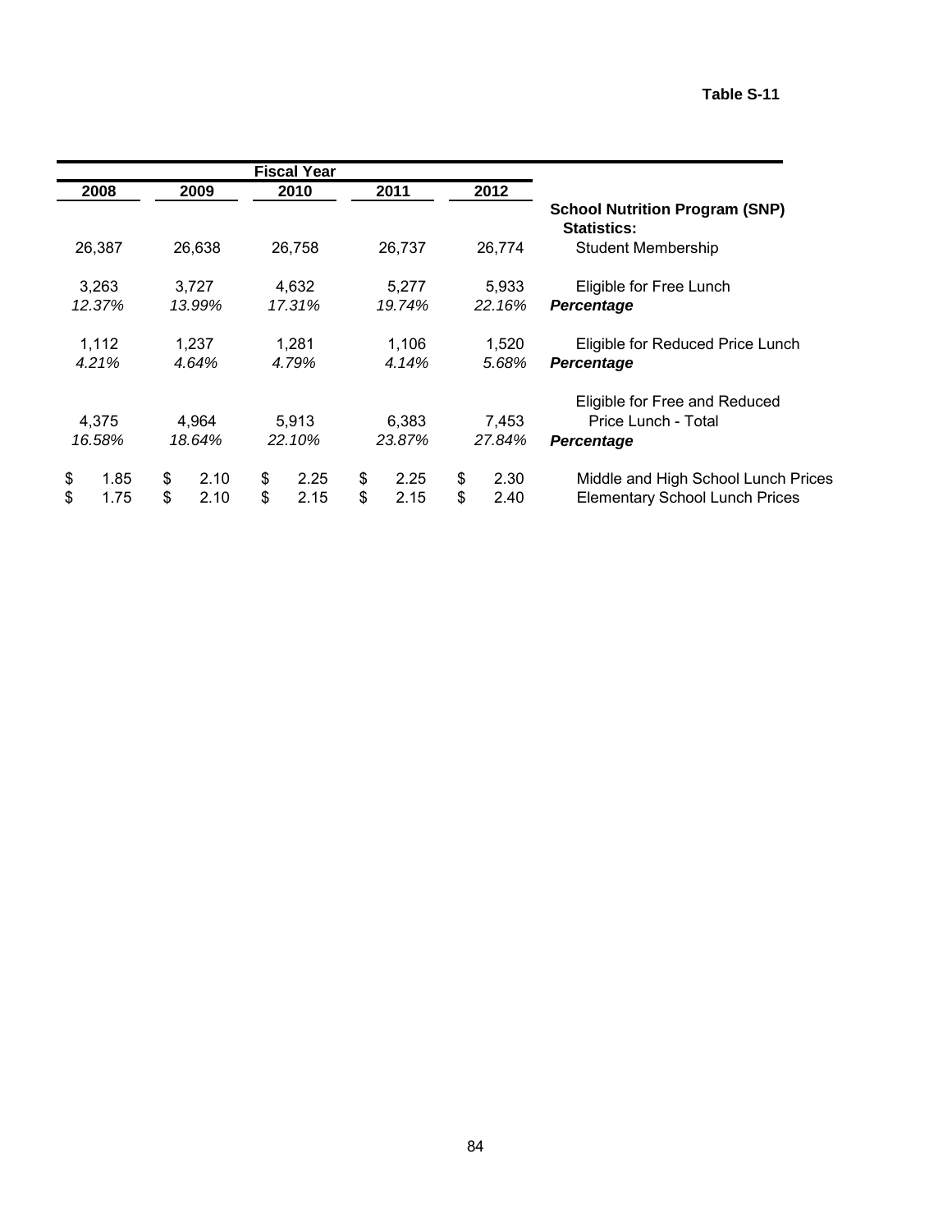**Table S-11**

| Fiscal Year | | | | | |
|---|---|---|---|---|---|
| 2008 | 2009 | 2010 | 2011 | 2012 | |
| | | | | | **School Nutrition Program (SNP) Statistics:** |
| 26,387 | 26,638 | 26,758 | 26,737 | 26,774 | Student Membership |
| 3,263 | 3,727 | 4,632 | 5,277 | 5,933 | Eligible for Free Lunch |
| *12.37%* | *13.99%* | *17.31%* | *19.74%* | *22.16%* | ***Percentage*** |
| 1,112 | 1,237 | 1,281 | 1,106 | 1,520 | Eligible for Reduced Price Lunch |
| *4.21%* | *4.64%* | *4.79%* | *4.14%* | *5.68%* | ***Percentage*** |
| 4,375 | 4,964 | 5,913 | 6,383 | 7,453 | Eligible for Free and Reduced Price Lunch - Total |
| *16.58%* | *18.64%* | *22.10%* | *23.87%* | *27.84%* | ***Percentage*** |
| $ 1.85 | $ 2.10 | $ 2.25 | $ 2.25 | $ 2.30 | Middle and High School Lunch Prices |
| $ 1.75 | $ 2.10 | $ 2.15 | $ 2.15 | $ 2.40 | Elementary School Lunch Prices |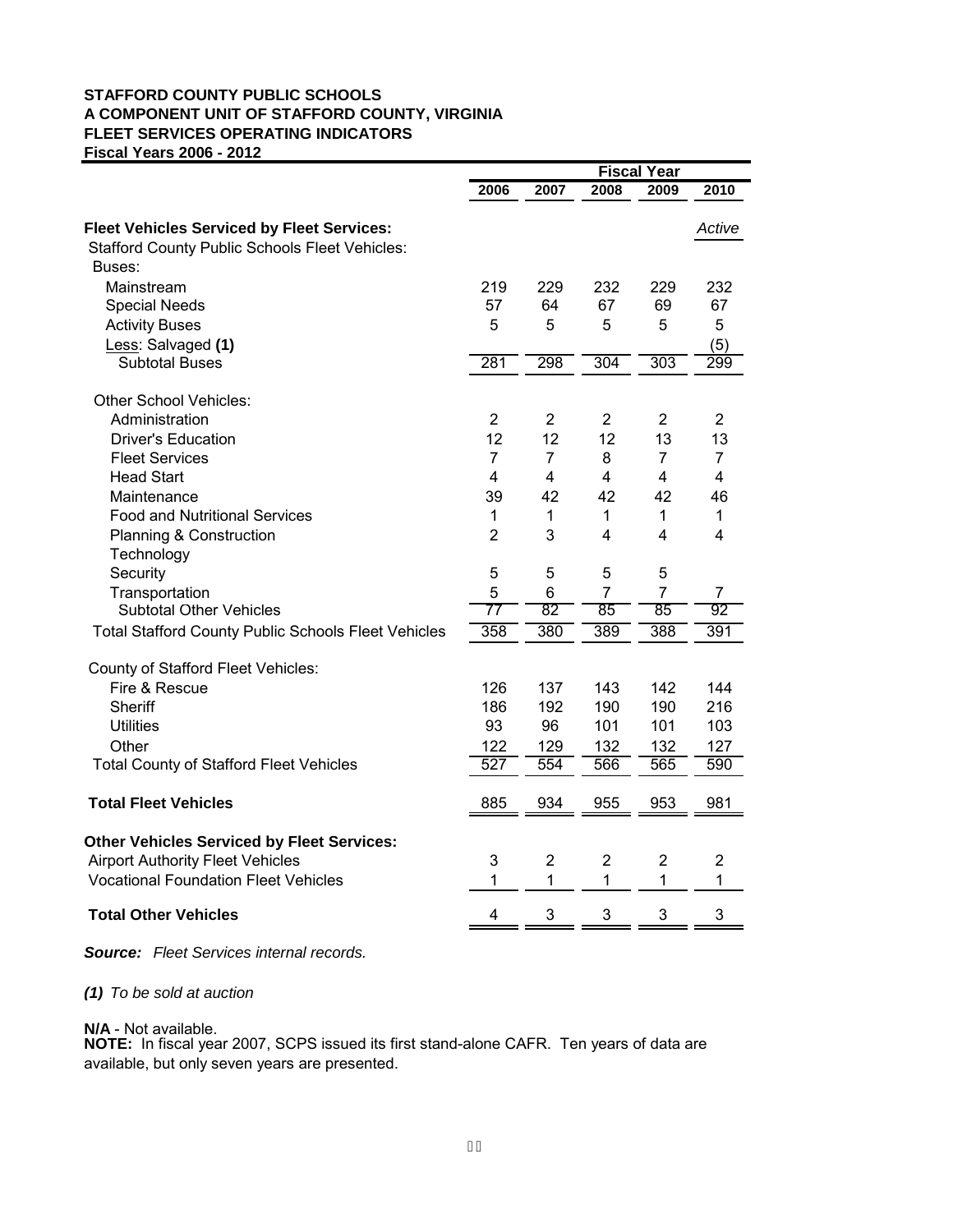**STAFFORD COUNTY PUBLIC SCHOOLS**
**A COMPONENT UNIT OF STAFFORD COUNTY, VIRGINIA**
**FLEET SERVICES OPERATING INDICATORS**
**Fiscal Years 2006 - 2012**

| | Fiscal Year | | | | |
|---|---|---|---|---|---|
| | 2006 | 2007 | 2008 | 2009 | 2010 |
| **Fleet Vehicles Serviced by Fleet Services:** | | | | | *Active* |
| Stafford County Public Schools Fleet Vehicles: | | | | | |
| Buses: | | | | | |
| Mainstream | 219 | 229 | 232 | 229 | 232 |
| Special Needs | 57 | 64 | 67 | 69 | 67 |
| Activity Buses | 5 | 5 | 5 | 5 | 5 |
| Less: Salvaged **(1)** | | | | | (5) |
| Subtotal Buses | 281 | 298 | 304 | 303 | 299 |
| Other School Vehicles: | | | | | |
| Administration | 2 | 2 | 2 | 2 | 2 |
| Driver's Education | 12 | 12 | 12 | 13 | 13 |
| Fleet Services | 7 | 7 | 8 | 7 | 7 |
| Head Start | 4 | 4 | 4 | 4 | 4 |
| Maintenance | 39 | 42 | 42 | 42 | 46 |
| Food and Nutritional Services | 1 | 1 | 1 | 1 | 1 |
| Planning & Construction | 2 | 3 | 4 | 4 | 4 |
| Technology | | | | | |
| Security | 5 | 5 | 5 | 5 | |
| Transportation | 5 | 6 | 7 | 7 | 7 |
| Subtotal Other Vehicles | 77 | 82 | 85 | 85 | 92 |
| Total Stafford County Public Schools Fleet Vehicles | 358 | 380 | 389 | 388 | 391 |
| County of Stafford Fleet Vehicles: | | | | | |
| Fire & Rescue | 126 | 137 | 143 | 142 | 144 |
| Sheriff | 186 | 192 | 190 | 190 | 216 |
| Utilities | 93 | 96 | 101 | 101 | 103 |
| Other | 122 | 129 | 132 | 132 | 127 |
| Total County of Stafford Fleet Vehicles | 527 | 554 | 566 | 565 | 590 |
| **Total Fleet Vehicles** | 885 | 934 | 955 | 953 | 981 |
| **Other Vehicles Serviced by Fleet Services:** | | | | | |
| Airport Authority Fleet Vehicles | 3 | 2 | 2 | 2 | 2 |
| Vocational Foundation Fleet Vehicles | 1 | 1 | 1 | 1 | 1 |
| **Total Other Vehicles** | 4 | 3 | 3 | 3 | 3 |

***Source:*** *Fleet Services internal records.*

***(1)*** *To be sold at auction*

**N/A** - Not available.
**NOTE:** In fiscal year 2007, SCPS issued its first stand-alone CAFR. Ten years of data are available, but only seven years are presented.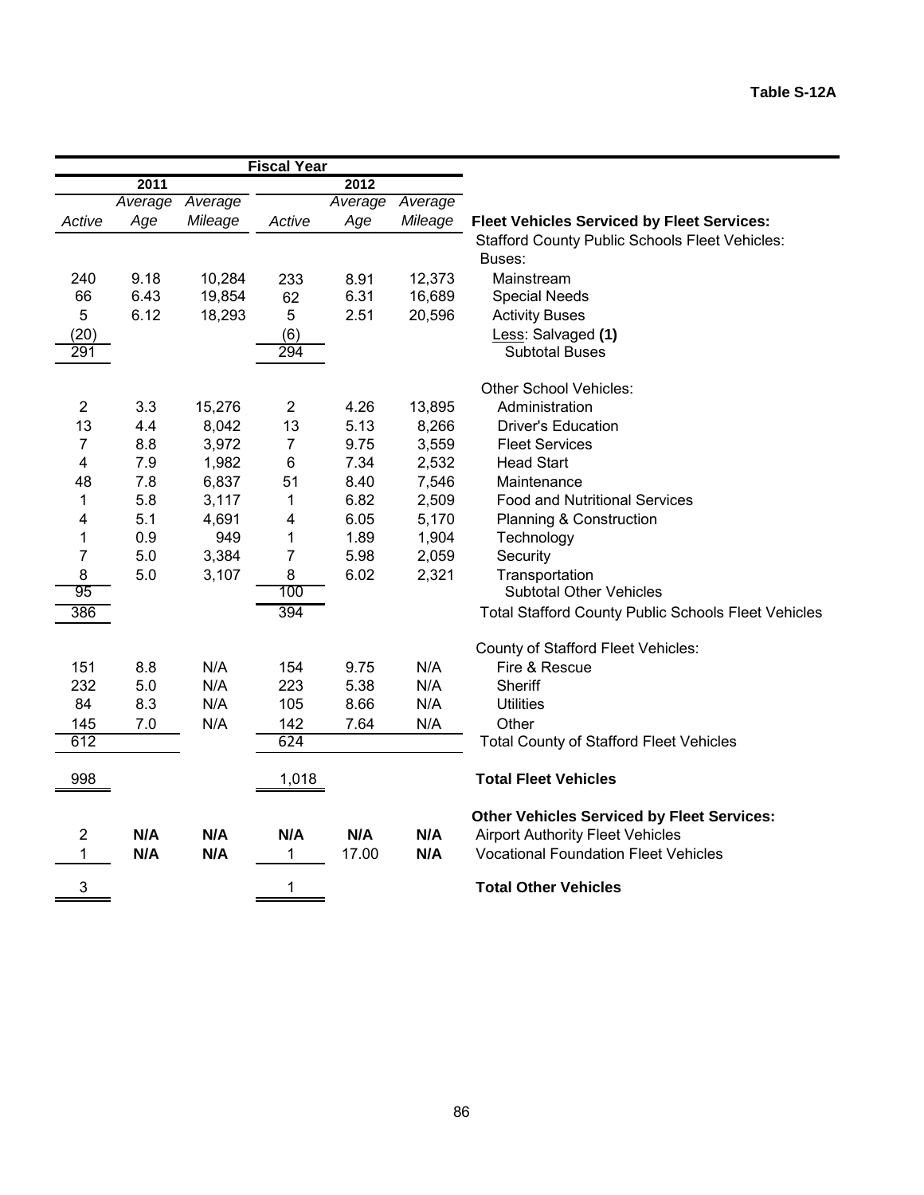**Table S-12A**

| Fiscal Year | | | | | | |
|---|---|---|---|---|---|---|
| 2011 | | | 2012 | | | |
| *Active* | *Average Age* | *Average Mileage* | *Active* | *Average Age* | *Average Mileage* | **Fleet Vehicles Serviced by Fleet Services:** |
| | | | | | | Stafford County Public Schools Fleet Vehicles: |
| | | | | | | Buses: |
| 240 | 9.18 | 10,284 | 233 | 8.91 | 12,373 | Mainstream |
| 66 | 6.43 | 19,854 | 62 | 6.31 | 16,689 | Special Needs |
| 5 | 6.12 | 18,293 | 5 | 2.51 | 20,596 | Activity Buses |
| (20) | | | (6) | | | Less: Salvaged **(1)** |
| 291 | | | 294 | | | Subtotal Buses |
| | | | | | | Other School Vehicles: |
| 2 | 3.3 | 15,276 | 2 | 4.26 | 13,895 | Administration |
| 13 | 4.4 | 8,042 | 13 | 5.13 | 8,266 | Driver's Education |
| 7 | 8.8 | 3,972 | 7 | 9.75 | 3,559 | Fleet Services |
| 4 | 7.9 | 1,982 | 6 | 7.34 | 2,532 | Head Start |
| 48 | 7.8 | 6,837 | 51 | 8.40 | 7,546 | Maintenance |
| 1 | 5.8 | 3,117 | 1 | 6.82 | 2,509 | Food and Nutritional Services |
| 4 | 5.1 | 4,691 | 4 | 6.05 | 5,170 | Planning & Construction |
| 1 | 0.9 | 949 | 1 | 1.89 | 1,904 | Technology |
| 7 | 5.0 | 3,384 | 7 | 5.98 | 2,059 | Security |
| 8 | 5.0 | 3,107 | 8 | 6.02 | 2,321 | Transportation |
| 95 | | | 100 | | | Subtotal Other Vehicles |
| 386 | | | 394 | | | Total Stafford County Public Schools Fleet Vehicles |
| | | | | | | County of Stafford Fleet Vehicles: |
| 151 | 8.8 | N/A | 154 | 9.75 | N/A | Fire & Rescue |
| 232 | 5.0 | N/A | 223 | 5.38 | N/A | Sheriff |
| 84 | 8.3 | N/A | 105 | 8.66 | N/A | Utilities |
| 145 | 7.0 | N/A | 142 | 7.64 | N/A | Other |
| 612 | | | 624 | | | Total County of Stafford Fleet Vehicles |
| 998 | | | 1,018 | | | **Total Fleet Vehicles** |
| | | | | | | **Other Vehicles Serviced by Fleet Services:** |
| 2 | **N/A** | **N/A** | **N/A** | **N/A** | **N/A** | Airport Authority Fleet Vehicles |
| 1 | **N/A** | **N/A** | 1 | 17.00 | **N/A** | Vocational Foundation Fleet Vehicles |
| 3 | | | 1 | | | **Total Other Vehicles** |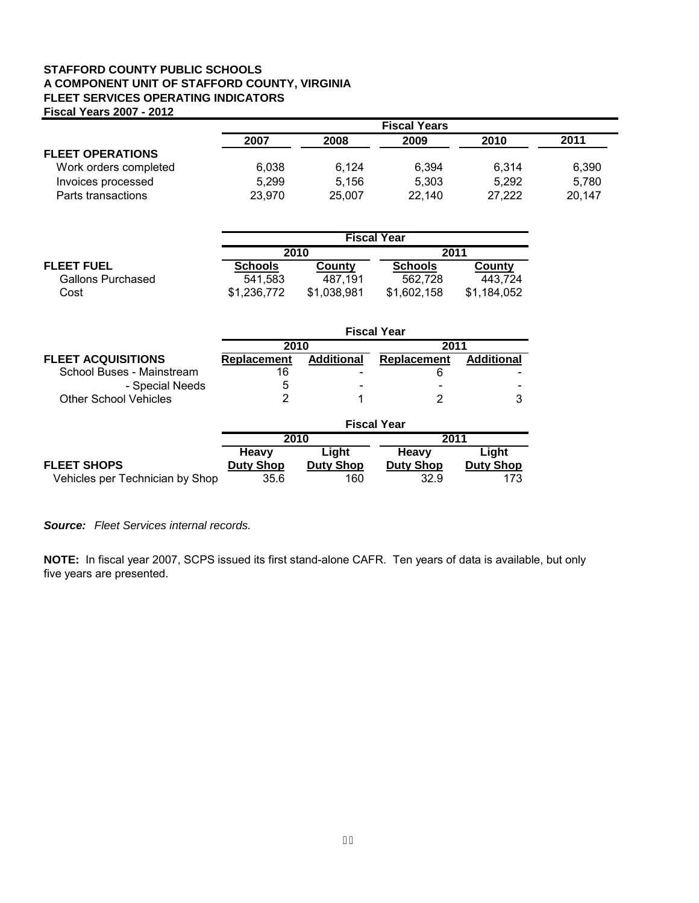**STAFFORD COUNTY PUBLIC SCHOOLS**
**A COMPONENT UNIT OF STAFFORD COUNTY, VIRGINIA**
**FLEET SERVICES OPERATING INDICATORS**
**Fiscal Years 2007 - 2012**

| | Fiscal Years | | | | |
|---|---|---|---|---|---|
| | **2007** | **2008** | **2009** | **2010** | **2011** |
| **FLEET OPERATIONS** | | | | | |
| Work orders completed | 6,038 | 6,124 | 6,394 | 6,314 | 6,390 |
| Invoices processed | 5,299 | 5,156 | 5,303 | 5,292 | 5,780 |
| Parts transactions | 23,970 | 25,007 | 22,140 | 27,222 | 20,147 |

| | Fiscal Year | | | |
|---|---|---|---|---|
| | **2010** | | **2011** | |
| **FLEET FUEL** | **Schools** | **County** | **Schools** | **County** |
| Gallons Purchased | 541,583 | 487,191 | 562,728 | 443,724 |
| Cost | $1,236,772 | $1,038,981 | $1,602,158 | $1,184,052 |

| | Fiscal Year | | | |
|---|---|---|---|---|
| | **2010** | | **2011** | |
| **FLEET ACQUISITIONS** | **Replacement** | **Additional** | **Replacement** | **Additional** |
| School Buses - Mainstream | 16 | - | 6 | - |
| - Special Needs | 5 | - | - | - |
| Other School Vehicles | 2 | 1 | 2 | 3 |

| | Fiscal Year | | | |
|---|---|---|---|---|
| | **2010** | | **2011** | |
| **FLEET SHOPS** | **Heavy Duty Shop** | **Light Duty Shop** | **Heavy Duty Shop** | **Light Duty Shop** |
| Vehicles per Technician by Shop | 35.6 | 160 | 32.9 | 173 |

***Source:*** *Fleet Services internal records.*

**NOTE:** In fiscal year 2007, SCPS issued its first stand-alone CAFR. Ten years of data is available, but only five years are presented.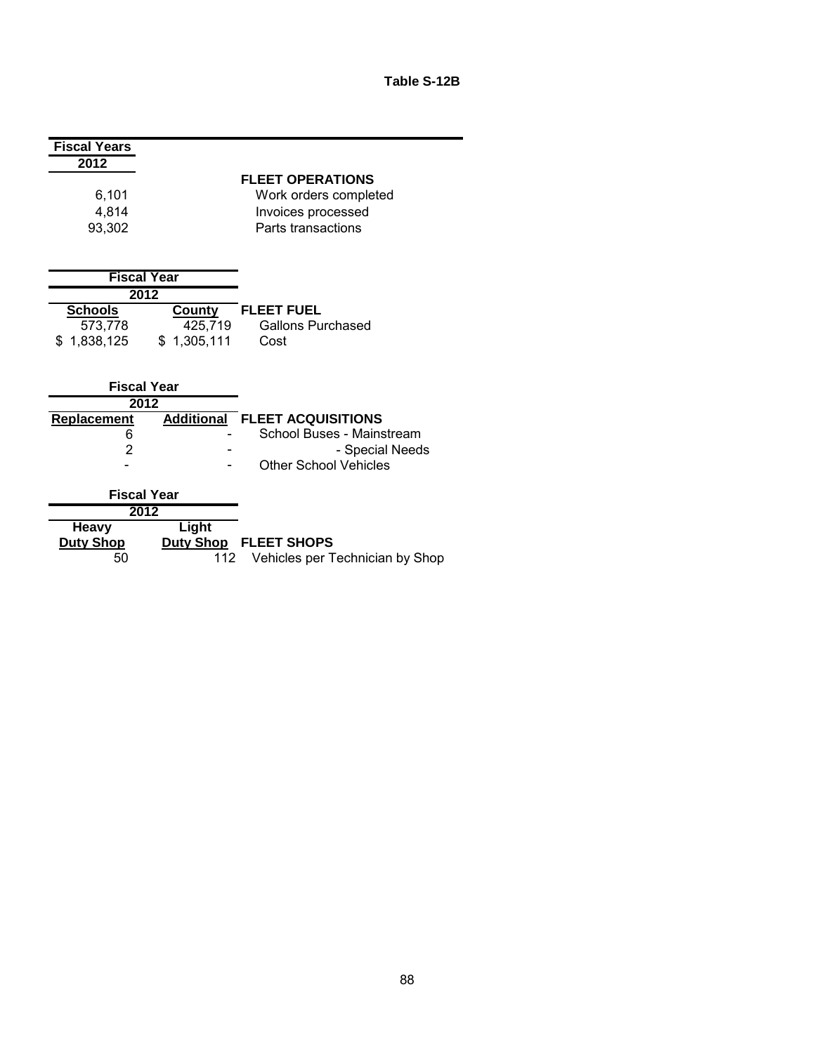**Table S-12B**

| Fiscal Years 2012 | |
|---|---|
| | **FLEET OPERATIONS** |
| 6,101 | Work orders completed |
| 4,814 | Invoices processed |
| 93,302 | Parts transactions |

| Fiscal Year 2012 | | |
|---|---|---|
| **Schools** | **County** | **FLEET FUEL** |
| 573,778 | 425,719 | Gallons Purchased |
| $ 1,838,125 | $ 1,305,111 | Cost |

| Fiscal Year 2012 | | |
|---|---|---|
| **Replacement** | **Additional** | **FLEET ACQUISITIONS** |
| 6 | - | School Buses - Mainstream |
| 2 | - | - Special Needs |
| - | - | Other School Vehicles |

| Fiscal Year 2012 | | |
|---|---|---|
| **Heavy Duty Shop** | **Light Duty Shop** | **FLEET SHOPS** |
| 50 | 112 | Vehicles per Technician by Shop |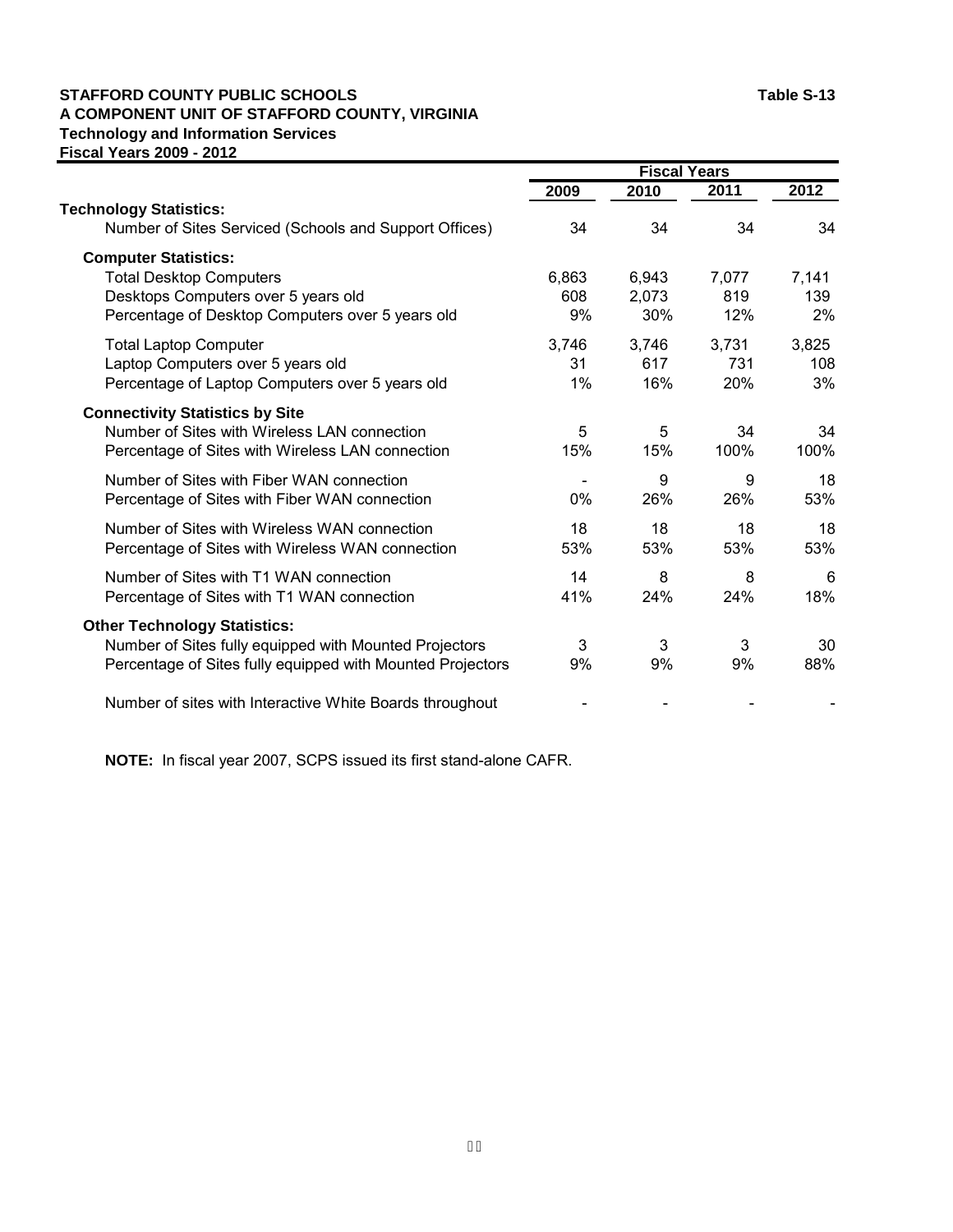**STAFFORD COUNTY PUBLIC SCHOOLS** **Table S-13**

**A COMPONENT UNIT OF STAFFORD COUNTY, VIRGINIA**

**Technology and Information Services**

**Fiscal Years 2009 - 2012**

| | Fiscal Years | | | |
|---|---|---|---|---|
| | 2009 | 2010 | 2011 | 2012 |
| **Technology Statistics:** | | | | |
| Number of Sites Serviced (Schools and Support Offices) | 34 | 34 | 34 | 34 |
| **Computer Statistics:** | | | | |
| Total Desktop Computers | 6,863 | 6,943 | 7,077 | 7,141 |
| Desktops Computers over 5 years old | 608 | 2,073 | 819 | 139 |
| Percentage of Desktop Computers over 5 years old | 9% | 30% | 12% | 2% |
| Total Laptop Computer | 3,746 | 3,746 | 3,731 | 3,825 |
| Laptop Computers over 5 years old | 31 | 617 | 731 | 108 |
| Percentage of Laptop Computers over 5 years old | 1% | 16% | 20% | 3% |
| **Connectivity Statistics by Site** | | | | |
| Number of Sites with Wireless LAN connection | 5 | 5 | 34 | 34 |
| Percentage of Sites with Wireless LAN connection | 15% | 15% | 100% | 100% |
| Number of Sites with Fiber WAN connection | - | 9 | 9 | 18 |
| Percentage of Sites with Fiber WAN connection | 0% | 26% | 26% | 53% |
| Number of Sites with Wireless WAN connection | 18 | 18 | 18 | 18 |
| Percentage of Sites with Wireless WAN connection | 53% | 53% | 53% | 53% |
| Number of Sites with T1 WAN connection | 14 | 8 | 8 | 6 |
| Percentage of Sites with T1 WAN connection | 41% | 24% | 24% | 18% |
| **Other Technology Statistics:** | | | | |
| Number of Sites fully equipped with Mounted Projectors | 3 | 3 | 3 | 30 |
| Percentage of Sites fully equipped with Mounted Projectors | 9% | 9% | 9% | 88% |
| Number of sites with Interactive White Boards throughout | - | - | - | - |

**NOTE:** In fiscal year 2007, SCPS issued its first stand-alone CAFR.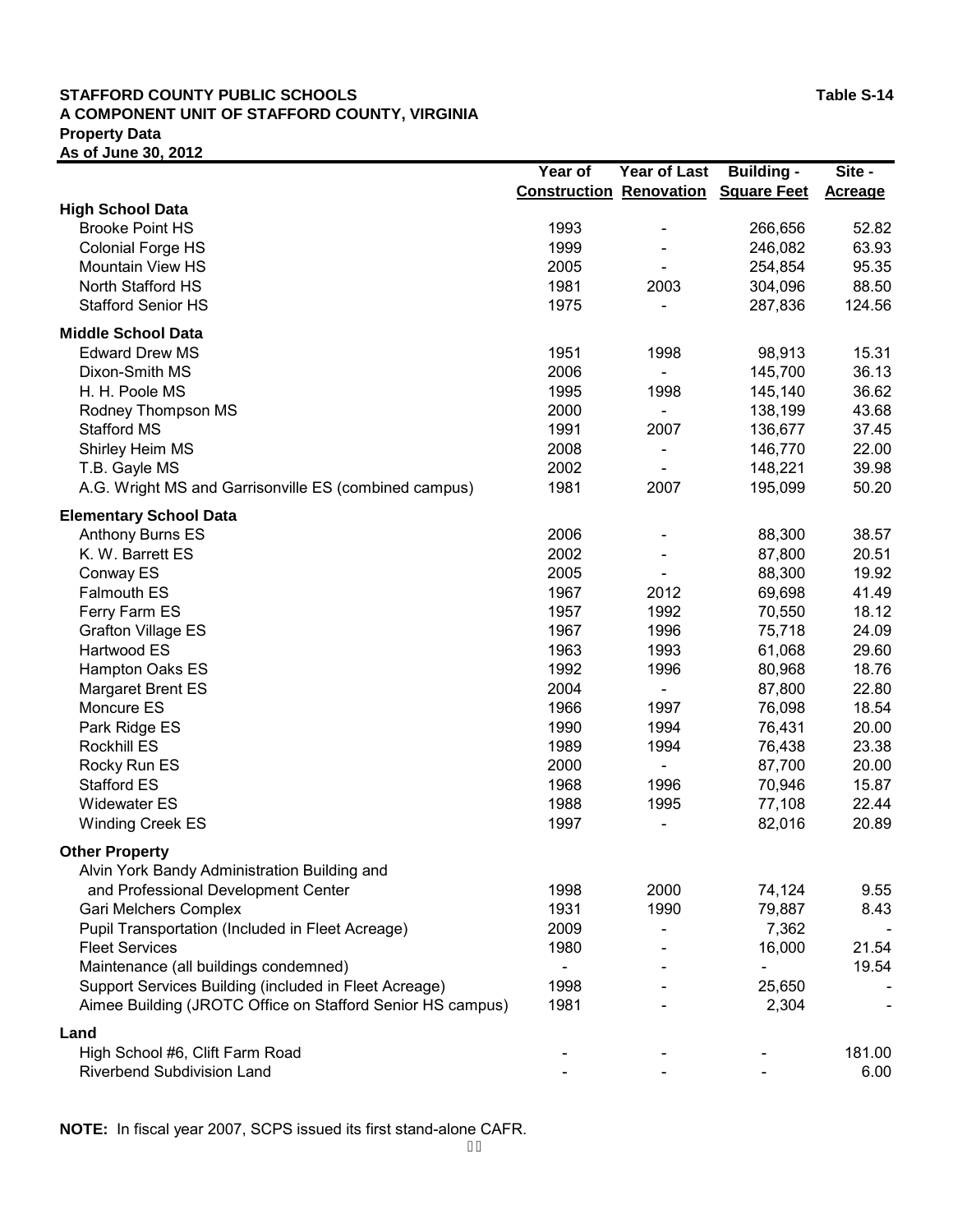**STAFFORD COUNTY PUBLIC SCHOOLS** **Table S-14**
**A COMPONENT UNIT OF STAFFORD COUNTY, VIRGINIA**
**Property Data**
**As of June 30, 2012**

| | Year of Construction | Year of Last Renovation | Building - Square Feet | Site - Acreage |
|---|---|---|---|---|
| **High School Data** | | | | |
| Brooke Point HS | 1993 | - | 266,656 | 52.82 |
| Colonial Forge HS | 1999 | - | 246,082 | 63.93 |
| Mountain View HS | 2005 | - | 254,854 | 95.35 |
| North Stafford HS | 1981 | 2003 | 304,096 | 88.50 |
| Stafford Senior HS | 1975 | - | 287,836 | 124.56 |
| **Middle School Data** | | | | |
| Edward Drew MS | 1951 | 1998 | 98,913 | 15.31 |
| Dixon-Smith MS | 2006 | - | 145,700 | 36.13 |
| H. H. Poole MS | 1995 | 1998 | 145,140 | 36.62 |
| Rodney Thompson MS | 2000 | - | 138,199 | 43.68 |
| Stafford MS | 1991 | 2007 | 136,677 | 37.45 |
| Shirley Heim MS | 2008 | - | 146,770 | 22.00 |
| T.B. Gayle MS | 2002 | - | 148,221 | 39.98 |
| A.G. Wright MS and Garrisonville ES (combined campus) | 1981 | 2007 | 195,099 | 50.20 |
| **Elementary School Data** | | | | |
| Anthony Burns ES | 2006 | - | 88,300 | 38.57 |
| K. W. Barrett ES | 2002 | - | 87,800 | 20.51 |
| Conway ES | 2005 | - | 88,300 | 19.92 |
| Falmouth ES | 1967 | 2012 | 69,698 | 41.49 |
| Ferry Farm ES | 1957 | 1992 | 70,550 | 18.12 |
| Grafton Village ES | 1967 | 1996 | 75,718 | 24.09 |
| Hartwood ES | 1963 | 1993 | 61,068 | 29.60 |
| Hampton Oaks ES | 1992 | 1996 | 80,968 | 18.76 |
| Margaret Brent ES | 2004 | - | 87,800 | 22.80 |
| Moncure ES | 1966 | 1997 | 76,098 | 18.54 |
| Park Ridge ES | 1990 | 1994 | 76,431 | 20.00 |
| Rockhill ES | 1989 | 1994 | 76,438 | 23.38 |
| Rocky Run ES | 2000 | - | 87,700 | 20.00 |
| Stafford ES | 1968 | 1996 | 70,946 | 15.87 |
| Widewater ES | 1988 | 1995 | 77,108 | 22.44 |
| Winding Creek ES | 1997 | - | 82,016 | 20.89 |
| **Other Property** | | | | |
| Alvin York Bandy Administration Building and and Professional Development Center | 1998 | 2000 | 74,124 | 9.55 |
| Gari Melchers Complex | 1931 | 1990 | 79,887 | 8.43 |
| Pupil Transportation (Included in Fleet Acreage) | 2009 | - | 7,362 | - |
| Fleet Services | 1980 | - | 16,000 | 21.54 |
| Maintenance (all buildings condemned) | - | - | - | 19.54 |
| Support Services Building (included in Fleet Acreage) | 1998 | - | 25,650 | - |
| Aimee Building (JROTC Office on Stafford Senior HS campus) | 1981 | - | 2,304 | - |
| **Land** | | | | |
| High School #6, Clift Farm Road | - | - | - | 181.00 |
| Riverbend Subdivision Land | - | - | - | 6.00 |

**NOTE:** In fiscal year 2007, SCPS issued its first stand-alone CAFR.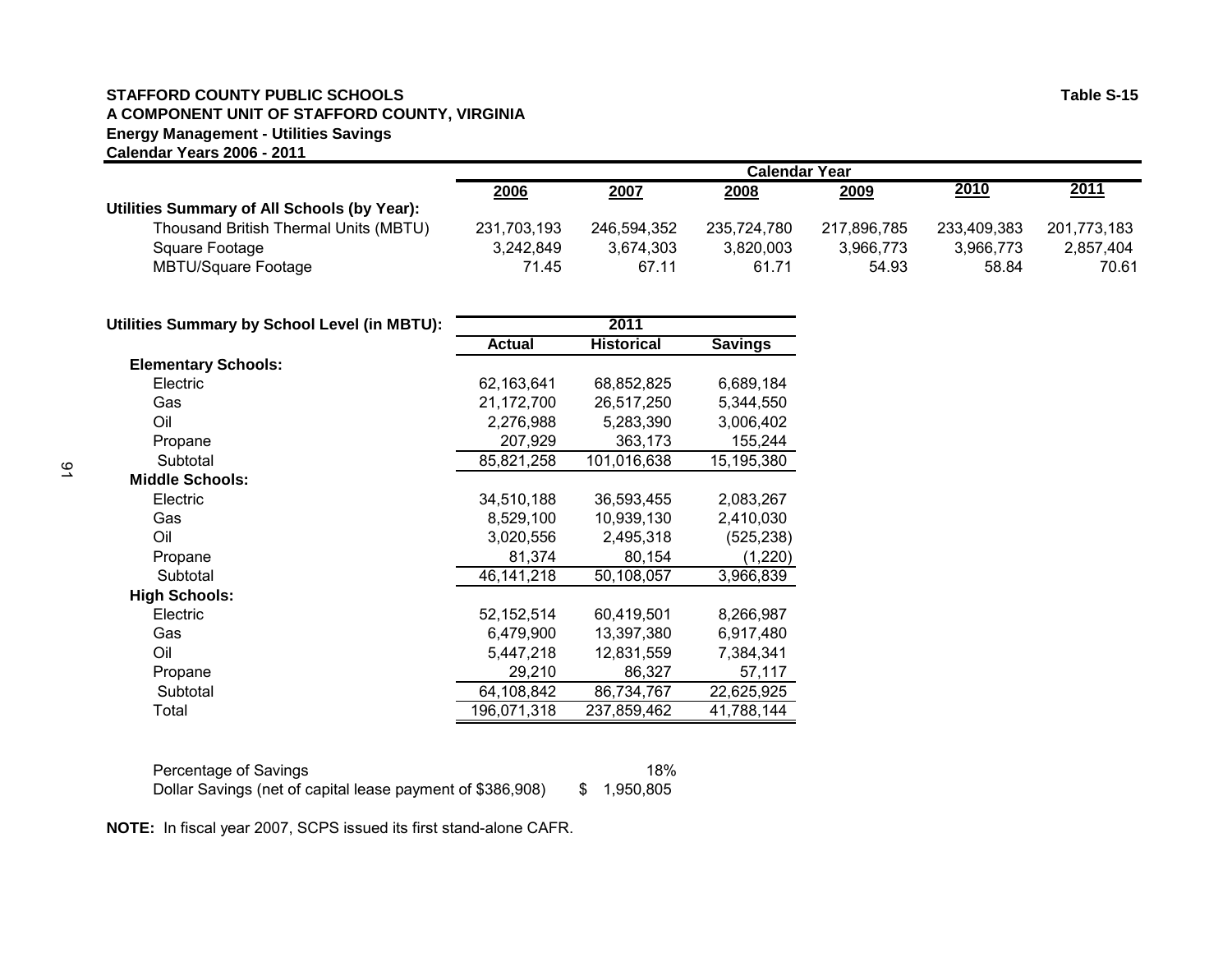**STAFFORD COUNTY PUBLIC SCHOOLS**
**A COMPONENT UNIT OF STAFFORD COUNTY, VIRGINIA**
**Energy Management - Utilities Savings**
**Calendar Years 2006 - 2011**

**Table S-15**

| | Calendar Year | | | | | |
|---|---|---|---|---|---|---|
| | **2006** | **2007** | **2008** | **2009** | **2010** | **2011** |
| **Utilities Summary of All Schools (by Year):** | | | | | | |
| Thousand British Thermal Units (MBTU) | 231,703,193 | 246,594,352 | 235,724,780 | 217,896,785 | 233,409,383 | 201,773,183 |
| Square Footage | 3,242,849 | 3,674,303 | 3,820,003 | 3,966,773 | 3,966,773 | 2,857,404 |
| MBTU/Square Footage | 71.45 | 67.11 | 61.71 | 54.93 | 58.84 | 70.61 |

| **Utilities Summary by School Level (in MBTU):** | 2011 | | |
|---|---|---|---|
| | **Actual** | **Historical** | **Savings** |
| **Elementary Schools:** | | | |
| Electric | 62,163,641 | 68,852,825 | 6,689,184 |
| Gas | 21,172,700 | 26,517,250 | 5,344,550 |
| Oil | 2,276,988 | 5,283,390 | 3,006,402 |
| Propane | 207,929 | 363,173 | 155,244 |
| Subtotal | 85,821,258 | 101,016,638 | 15,195,380 |
| **Middle Schools:** | | | |
| Electric | 34,510,188 | 36,593,455 | 2,083,267 |
| Gas | 8,529,100 | 10,939,130 | 2,410,030 |
| Oil | 3,020,556 | 2,495,318 | (525,238) |
| Propane | 81,374 | 80,154 | (1,220) |
| Subtotal | 46,141,218 | 50,108,057 | 3,966,839 |
| **High Schools:** | | | |
| Electric | 52,152,514 | 60,419,501 | 8,266,987 |
| Gas | 6,479,900 | 13,397,380 | 6,917,480 |
| Oil | 5,447,218 | 12,831,559 | 7,384,341 |
| Propane | 29,210 | 86,327 | 57,117 |
| Subtotal | 64,108,842 | 86,734,767 | 22,625,925 |
| Total | 196,071,318 | 237,859,462 | 41,788,144 |

| | |
|---|---|
| Percentage of Savings | 18% |
| Dollar Savings (net of capital lease payment of $386,908) | $ 1,950,805 |

**NOTE:** In fiscal year 2007, SCPS issued its first stand-alone CAFR.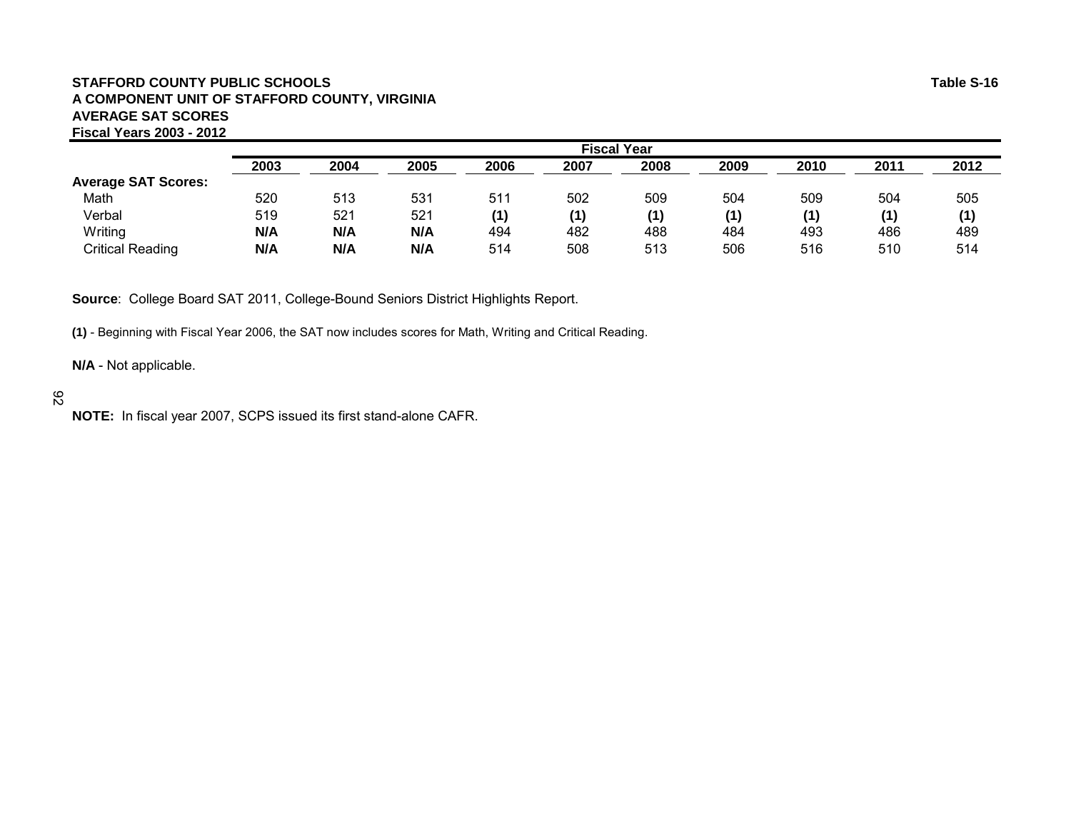**STAFFORD COUNTY PUBLIC SCHOOLS**
**A COMPONENT UNIT OF STAFFORD COUNTY, VIRGINIA**
**AVERAGE SAT SCORES**
**Fiscal Years 2003 - 2012**

**Table S-16**

| | Fiscal Year | | | | | | | | | |
|---|---|---|---|---|---|---|---|---|---|---|
| | **2003** | **2004** | **2005** | **2006** | **2007** | **2008** | **2009** | **2010** | **2011** | **2012** |
| **Average SAT Scores:** | | | | | | | | | | |
| Math | 520 | 513 | 531 | 511 | 502 | 509 | 504 | 509 | 504 | 505 |
| Verbal | 519 | 521 | 521 | **(1)** | **(1)** | **(1)** | **(1)** | **(1)** | **(1)** | **(1)** |
| Writing | **N/A** | **N/A** | **N/A** | 494 | 482 | 488 | 484 | 493 | 486 | 489 |
| Critical Reading | **N/A** | **N/A** | **N/A** | 514 | 508 | 513 | 506 | 516 | 510 | 514 |

**Source**: College Board SAT 2011, College-Bound Seniors District Highlights Report.

**(1)** - Beginning with Fiscal Year 2006, the SAT now includes scores for Math, Writing and Critical Reading.

**N/A** - Not applicable.

**NOTE:** In fiscal year 2007, SCPS issued its first stand-alone CAFR.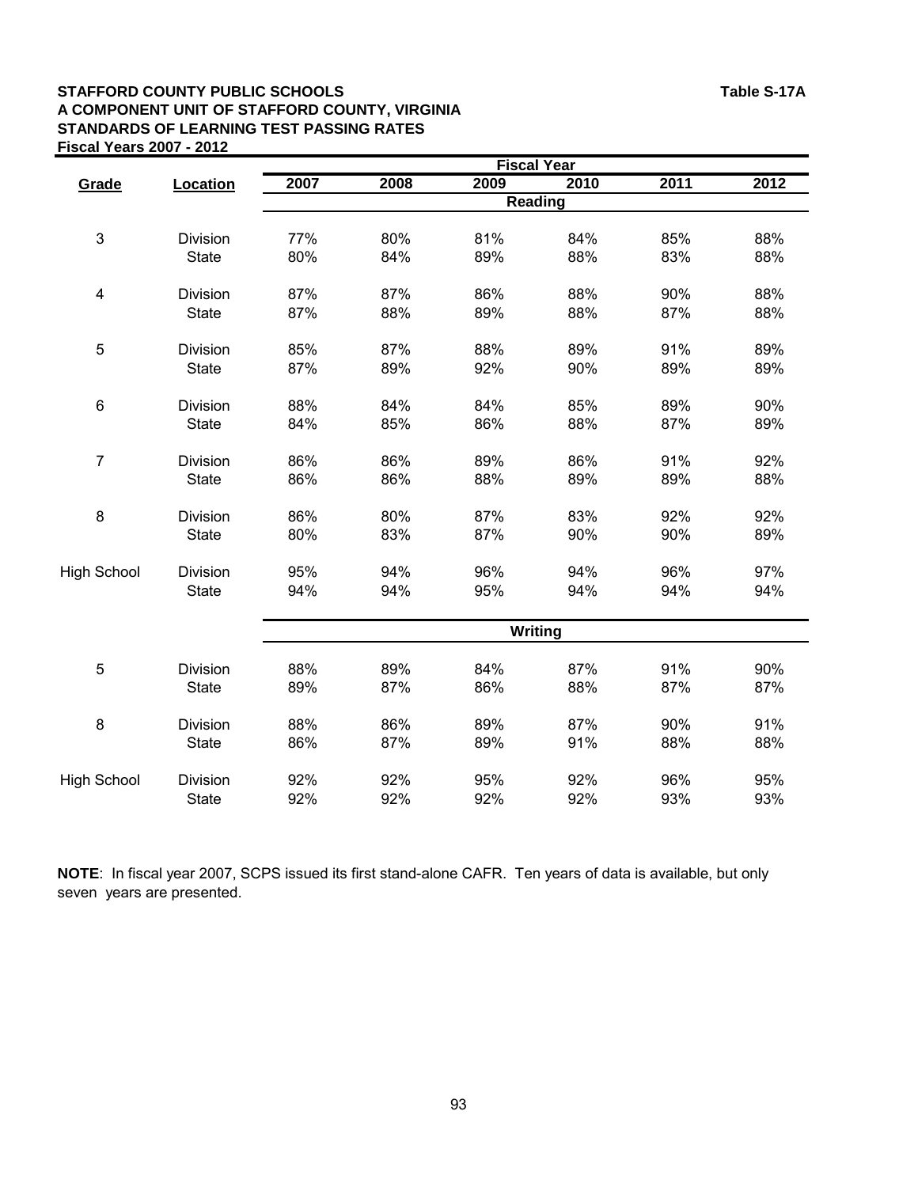**STAFFORD COUNTY PUBLIC SCHOOLS** **Table S-17A**
**A COMPONENT UNIT OF STAFFORD COUNTY, VIRGINIA**
**STANDARDS OF LEARNING TEST PASSING RATES**
**Fiscal Years 2007 - 2012**

| Grade | Location | Fiscal Year | | | | | |
|---|---|---|---|---|---|---|---|
| | | 2007 | 2008 | 2009 | 2010 | 2011 | 2012 |
| | | **Reading** | | | | | |
| 3 | Division | 77% | 80% | 81% | 84% | 85% | 88% |
| | State | 80% | 84% | 89% | 88% | 83% | 88% |
| 4 | Division | 87% | 87% | 86% | 88% | 90% | 88% |
| | State | 87% | 88% | 89% | 88% | 87% | 88% |
| 5 | Division | 85% | 87% | 88% | 89% | 91% | 89% |
| | State | 87% | 89% | 92% | 90% | 89% | 89% |
| 6 | Division | 88% | 84% | 84% | 85% | 89% | 90% |
| | State | 84% | 85% | 86% | 88% | 87% | 89% |
| 7 | Division | 86% | 86% | 89% | 86% | 91% | 92% |
| | State | 86% | 86% | 88% | 89% | 89% | 88% |
| 8 | Division | 86% | 80% | 87% | 83% | 92% | 92% |
| | State | 80% | 83% | 87% | 90% | 90% | 89% |
| High School | Division | 95% | 94% | 96% | 94% | 96% | 97% |
| | State | 94% | 94% | 95% | 94% | 94% | 94% |
| | | **Writing** | | | | | |
| 5 | Division | 88% | 89% | 84% | 87% | 91% | 90% |
| | State | 89% | 87% | 86% | 88% | 87% | 87% |
| 8 | Division | 88% | 86% | 89% | 87% | 90% | 91% |
| | State | 86% | 87% | 89% | 91% | 88% | 88% |
| High School | Division | 92% | 92% | 95% | 92% | 96% | 95% |
| | State | 92% | 92% | 92% | 92% | 93% | 93% |

**NOTE**: In fiscal year 2007, SCPS issued its first stand-alone CAFR. Ten years of data is available, but only seven years are presented.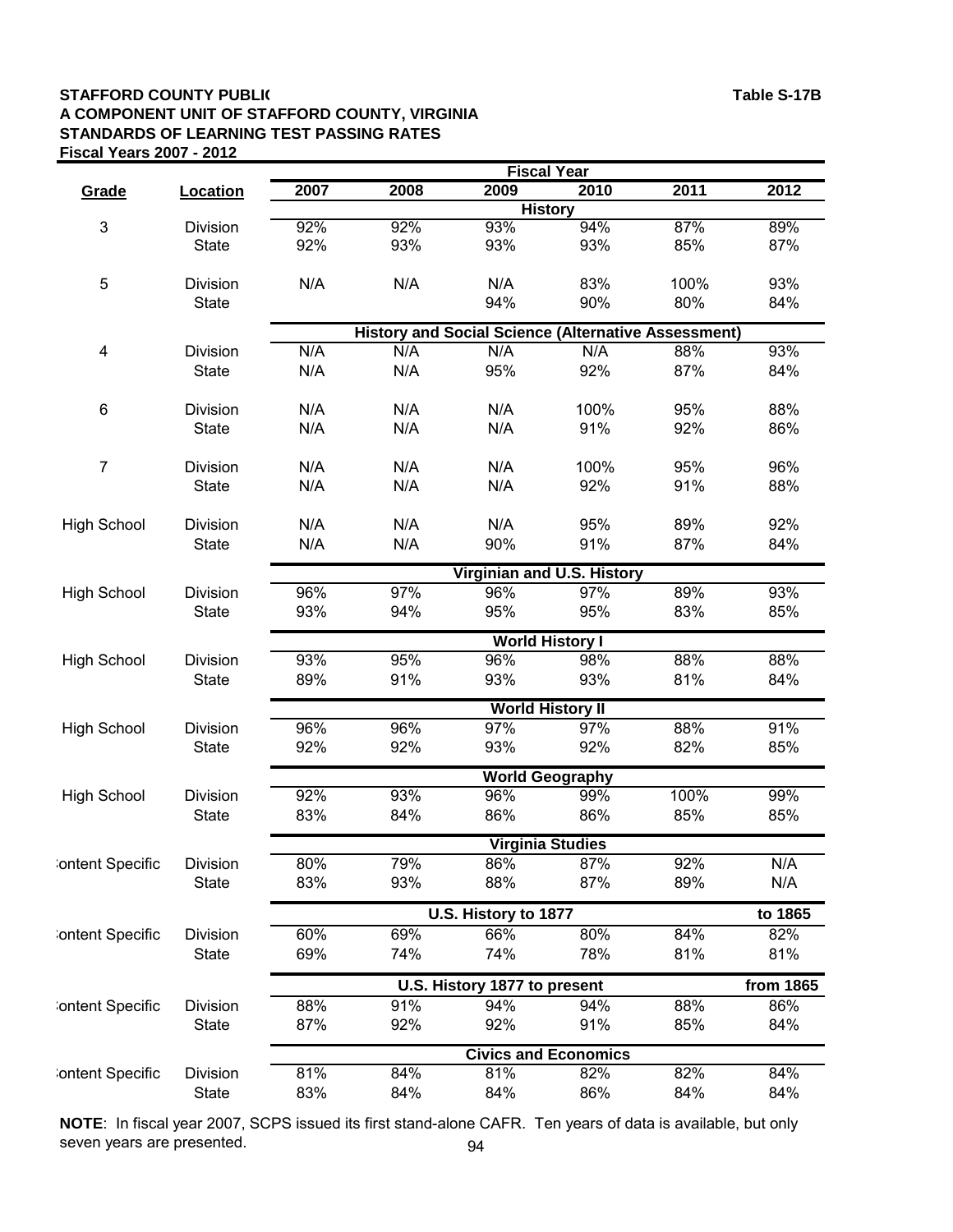**STAFFORD COUNTY PUBLIC SCHOOLS** **Table S-17B**
**A COMPONENT UNIT OF STAFFORD COUNTY, VIRGINIA**
**STANDARDS OF LEARNING TEST PASSING RATES**
**Fiscal Years 2007 - 2012**

| Grade | Location | 2007 | 2008 | 2009 | 2010 | 2011 | 2012 |
|---|---|---|---|---|---|---|---|
| | | | | **History** | | | |
| 3 | Division | 92% | 92% | 93% | 94% | 87% | 89% |
| | State | 92% | 93% | 93% | 93% | 85% | 87% |
| 5 | Division | N/A | N/A | N/A | 83% | 100% | 93% |
| | State | | | 94% | 90% | 80% | 84% |
| | | | | **History and Social Science (Alternative Assessment)** | | | |
| 4 | Division | N/A | N/A | N/A | N/A | 88% | 93% |
| | State | N/A | N/A | 95% | 92% | 87% | 84% |
| 6 | Division | N/A | N/A | N/A | 100% | 95% | 88% |
| | State | N/A | N/A | N/A | 91% | 92% | 86% |
| 7 | Division | N/A | N/A | N/A | 100% | 95% | 96% |
| | State | N/A | N/A | N/A | 92% | 91% | 88% |
| High School | Division | N/A | N/A | N/A | 95% | 89% | 92% |
| | State | N/A | N/A | 90% | 91% | 87% | 84% |
| | | | | **Virginian and U.S. History** | | | |
| High School | Division | 96% | 97% | 96% | 97% | 89% | 93% |
| | State | 93% | 94% | 95% | 95% | 83% | 85% |
| | | | | **World History I** | | | |
| High School | Division | 93% | 95% | 96% | 98% | 88% | 88% |
| | State | 89% | 91% | 93% | 93% | 81% | 84% |
| | | | | **World History II** | | | |
| High School | Division | 96% | 96% | 97% | 97% | 88% | 91% |
| | State | 92% | 92% | 93% | 92% | 82% | 85% |
| | | | | **World Geography** | | | |
| High School | Division | 92% | 93% | 96% | 99% | 100% | 99% |
| | State | 83% | 84% | 86% | 86% | 85% | 85% |
| | | | | **Virginia Studies** | | | |
| Content Specific | Division | 80% | 79% | 86% | 87% | 92% | N/A |
| | State | 83% | 93% | 88% | 87% | 89% | N/A |
| | | | | **U.S. History to 1877** | | | **to 1865** |
| Content Specific | Division | 60% | 69% | 66% | 80% | 84% | 82% |
| | State | 69% | 74% | 74% | 78% | 81% | 81% |
| | | | | **U.S. History 1877 to present** | | | **from 1865** |
| Content Specific | Division | 88% | 91% | 94% | 94% | 88% | 86% |
| | State | 87% | 92% | 92% | 91% | 85% | 84% |
| | | | | **Civics and Economics** | | | |
| Content Specific | Division | 81% | 84% | 81% | 82% | 82% | 84% |
| | State | 83% | 84% | 84% | 86% | 84% | 84% |

**NOTE**: In fiscal year 2007, SCPS issued its first stand-alone CAFR. Ten years of data is available, but only seven years are presented.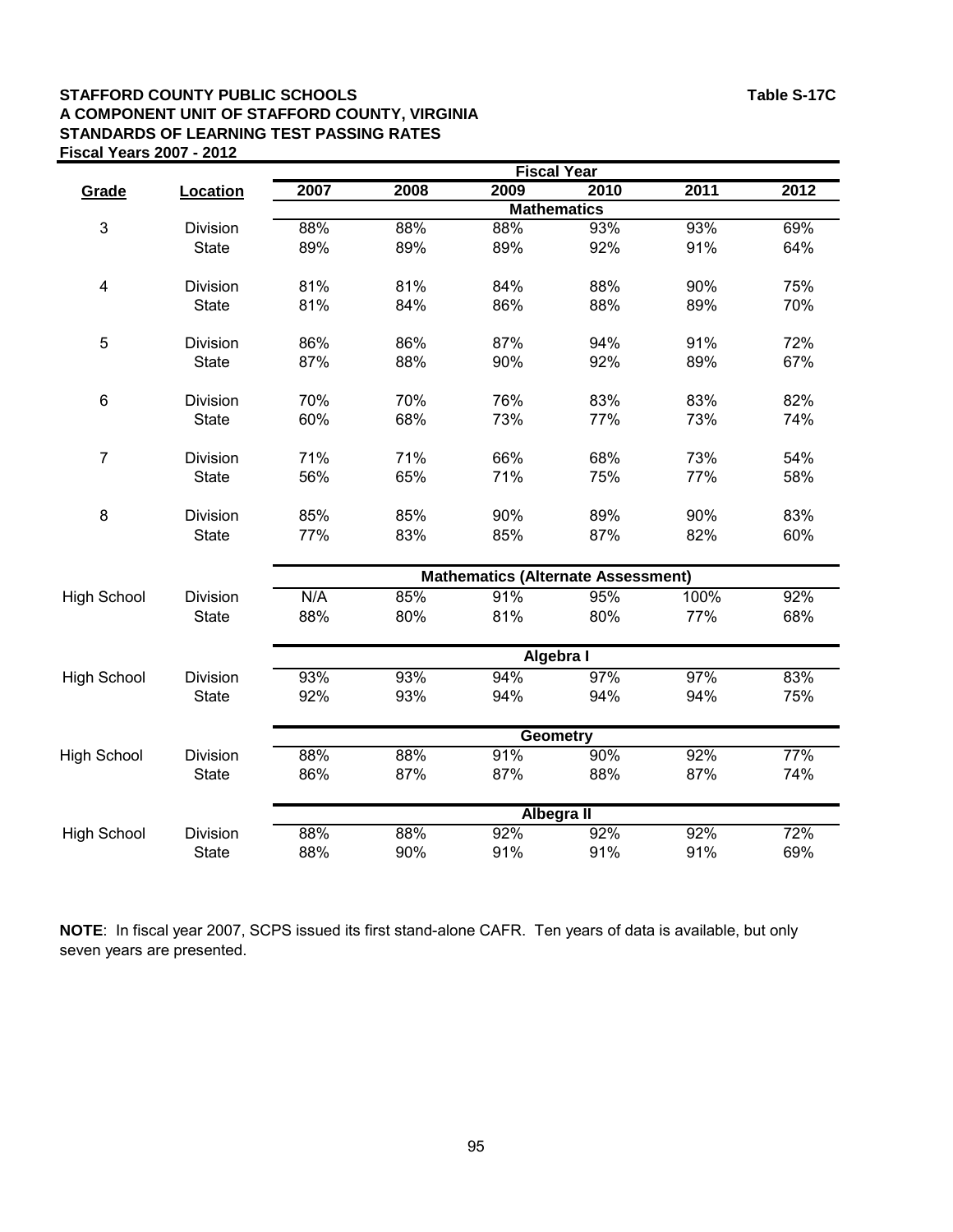**STAFFORD COUNTY PUBLIC SCHOOLS** **Table S-17C**
**A COMPONENT UNIT OF STAFFORD COUNTY, VIRGINIA**
**STANDARDS OF LEARNING TEST PASSING RATES**
**Fiscal Years 2007 - 2012**

| Grade | Location | 2007 | 2008 | 2009 | 2010 | 2011 | 2012 |
|---|---|---|---|---|---|---|---|
| | | **Mathematics** | | | | | |
| 3 | Division | 88% | 88% | 88% | 93% | 93% | 69% |
| | State | 89% | 89% | 89% | 92% | 91% | 64% |
| 4 | Division | 81% | 81% | 84% | 88% | 90% | 75% |
| | State | 81% | 84% | 86% | 88% | 89% | 70% |
| 5 | Division | 86% | 86% | 87% | 94% | 91% | 72% |
| | State | 87% | 88% | 90% | 92% | 89% | 67% |
| 6 | Division | 70% | 70% | 76% | 83% | 83% | 82% |
| | State | 60% | 68% | 73% | 77% | 73% | 74% |
| 7 | Division | 71% | 71% | 66% | 68% | 73% | 54% |
| | State | 56% | 65% | 71% | 75% | 77% | 58% |
| 8 | Division | 85% | 85% | 90% | 89% | 90% | 83% |
| | State | 77% | 83% | 85% | 87% | 82% | 60% |
| | | **Mathematics (Alternate Assessment)** | | | | | |
| High School | Division | N/A | 85% | 91% | 95% | 100% | 92% |
| | State | 88% | 80% | 81% | 80% | 77% | 68% |
| | | **Algebra I** | | | | | |
| High School | Division | 93% | 93% | 94% | 97% | 97% | 83% |
| | State | 92% | 93% | 94% | 94% | 94% | 75% |
| | | **Geometry** | | | | | |
| High School | Division | 88% | 88% | 91% | 90% | 92% | 77% |
| | State | 86% | 87% | 87% | 88% | 87% | 74% |
| | | **Albegra II** | | | | | |
| High School | Division | 88% | 88% | 92% | 92% | 92% | 72% |
| | State | 88% | 90% | 91% | 91% | 91% | 69% |

**NOTE**: In fiscal year 2007, SCPS issued its first stand-alone CAFR. Ten years of data is available, but only seven years are presented.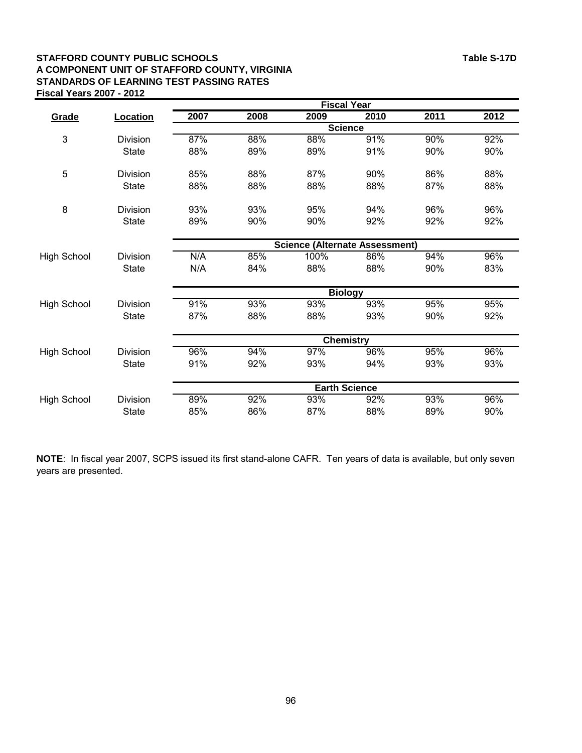**STAFFORD COUNTY PUBLIC SCHOOLS** **Table S-17D**
**A COMPONENT UNIT OF STAFFORD COUNTY, VIRGINIA**
**STANDARDS OF LEARNING TEST PASSING RATES**
**Fiscal Years 2007 - 2012**

| | | Fiscal Year | | | | | |
|---|---|---|---|---|---|---|---|
| **Grade** | **Location** | **2007** | **2008** | **2009** | **2010** | **2011** | **2012** |
| | | **Science** | | | | | |
| 3 | Division | 87% | 88% | 88% | 91% | 90% | 92% |
| | State | 88% | 89% | 89% | 91% | 90% | 90% |
| 5 | Division | 85% | 88% | 87% | 90% | 86% | 88% |
| | State | 88% | 88% | 88% | 88% | 87% | 88% |
| 8 | Division | 93% | 93% | 95% | 94% | 96% | 96% |
| | State | 89% | 90% | 90% | 92% | 92% | 92% |
| | | **Science (Alternate Assessment)** | | | | | |
| High School | Division | N/A | 85% | 100% | 86% | 94% | 96% |
| | State | N/A | 84% | 88% | 88% | 90% | 83% |
| | | **Biology** | | | | | |
| High School | Division | 91% | 93% | 93% | 93% | 95% | 95% |
| | State | 87% | 88% | 88% | 93% | 90% | 92% |
| | | **Chemistry** | | | | | |
| High School | Division | 96% | 94% | 97% | 96% | 95% | 96% |
| | State | 91% | 92% | 93% | 94% | 93% | 93% |
| | | **Earth Science** | | | | | |
| High School | Division | 89% | 92% | 93% | 92% | 93% | 96% |
| | State | 85% | 86% | 87% | 88% | 89% | 90% |

**NOTE**: In fiscal year 2007, SCPS issued its first stand-alone CAFR. Ten years of data is available, but only seven years are presented.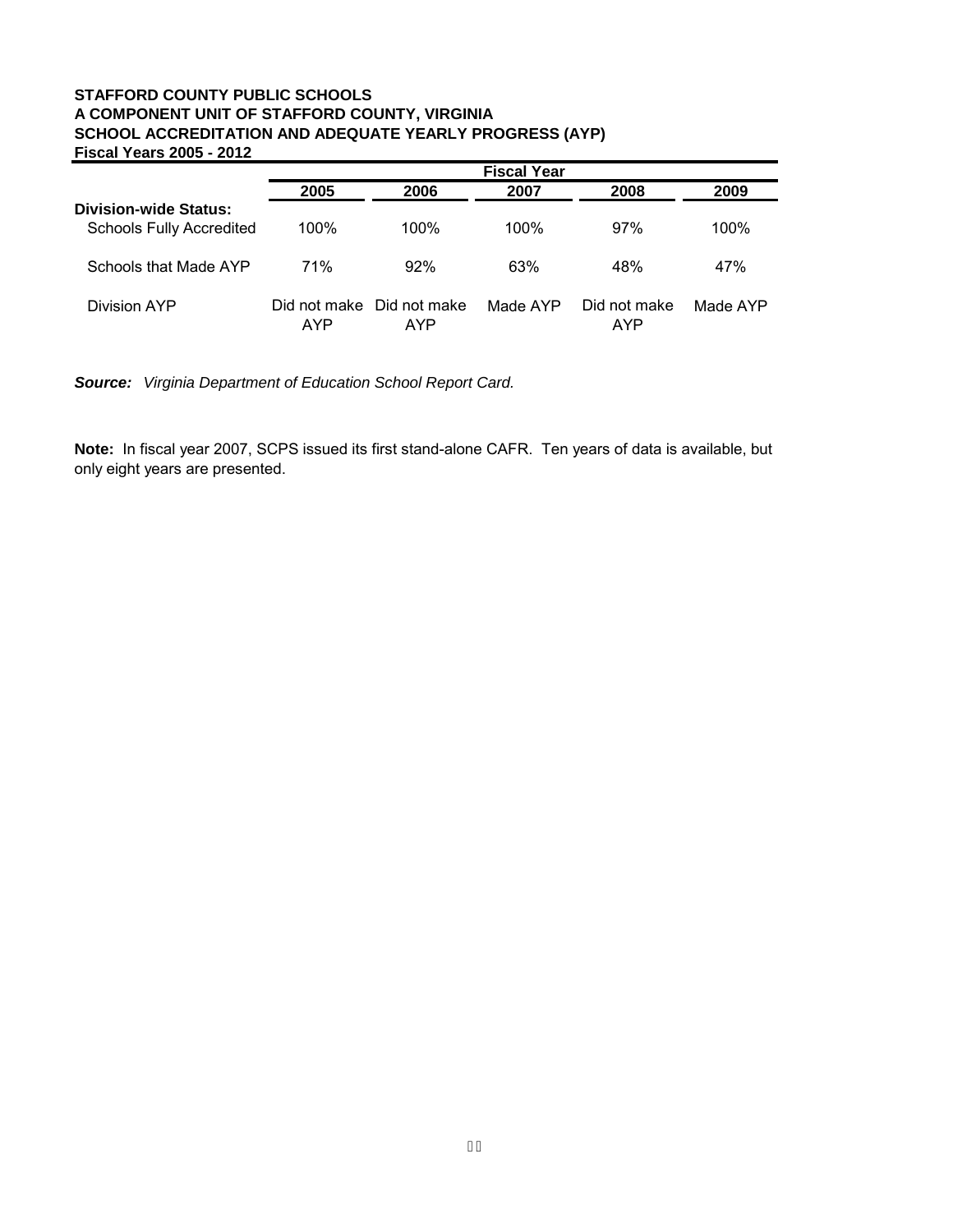**STAFFORD COUNTY PUBLIC SCHOOLS**
**A COMPONENT UNIT OF STAFFORD COUNTY, VIRGINIA**
**SCHOOL ACCREDITATION AND ADEQUATE YEARLY PROGRESS (AYP)**
**Fiscal Years 2005 - 2012**

| | Fiscal Year | | | | |
|---|---|---|---|---|---|
| | **2005** | **2006** | **2007** | **2008** | **2009** |
| **Division-wide Status:** | | | | | |
| Schools Fully Accredited | 100% | 100% | 100% | 97% | 100% |
| Schools that Made AYP | 71% | 92% | 63% | 48% | 47% |
| Division AYP | Did not make AYP | Did not make AYP | Made AYP | Did not make AYP | Made AYP |

***Source:*** *Virginia Department of Education School Report Card.*

**Note:** In fiscal year 2007, SCPS issued its first stand-alone CAFR. Ten years of data is available, but only eight years are presented.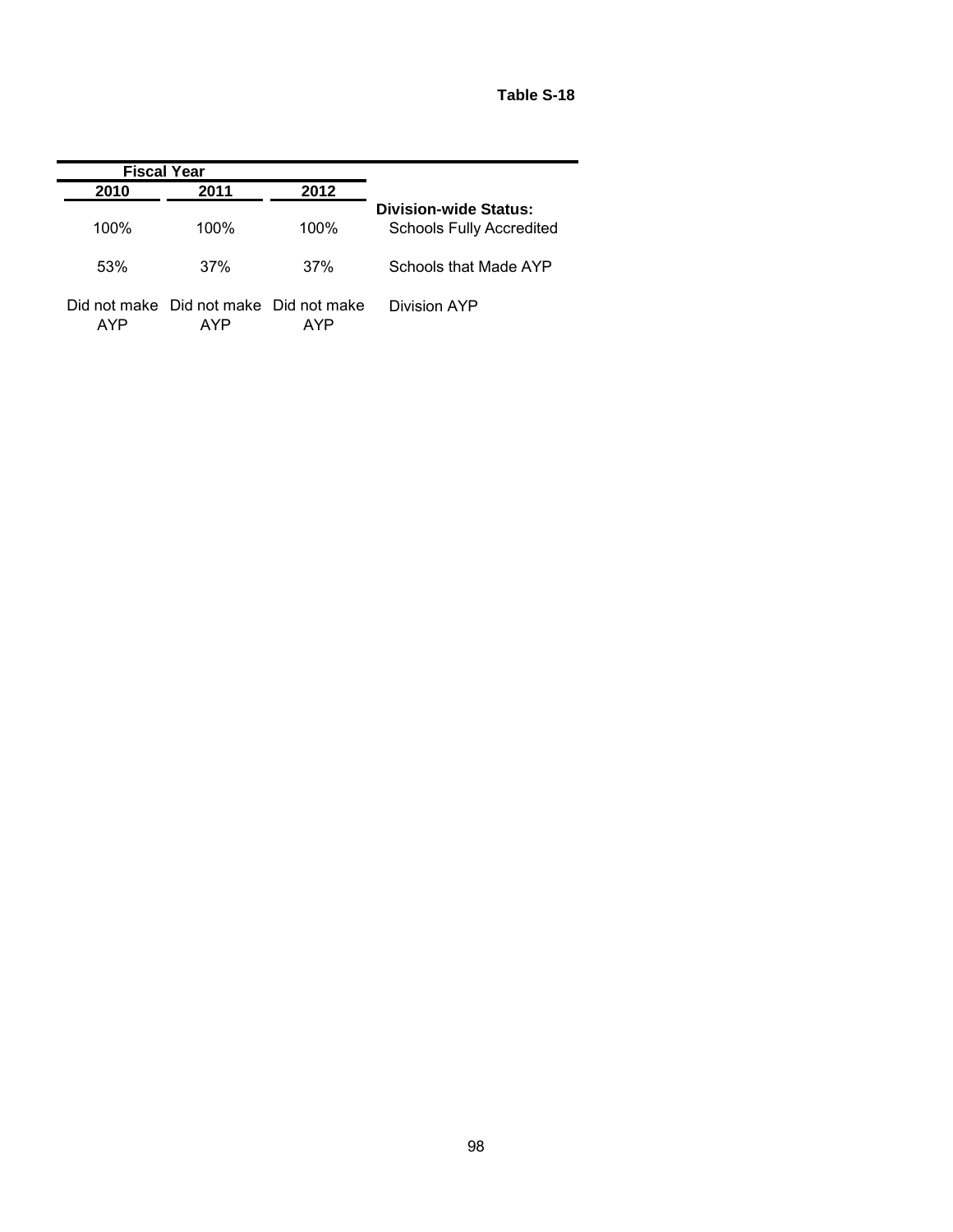**Table S-18**

| Fiscal Year | | | |
|---|---|---|---|
| 2010 | 2011 | 2012 | |
| | | | **Division-wide Status:** |
| 100% | 100% | 100% | Schools Fully Accredited |
| 53% | 37% | 37% | Schools that Made AYP |
| Did not make AYP | Did not make AYP | Did not make AYP | Division AYP |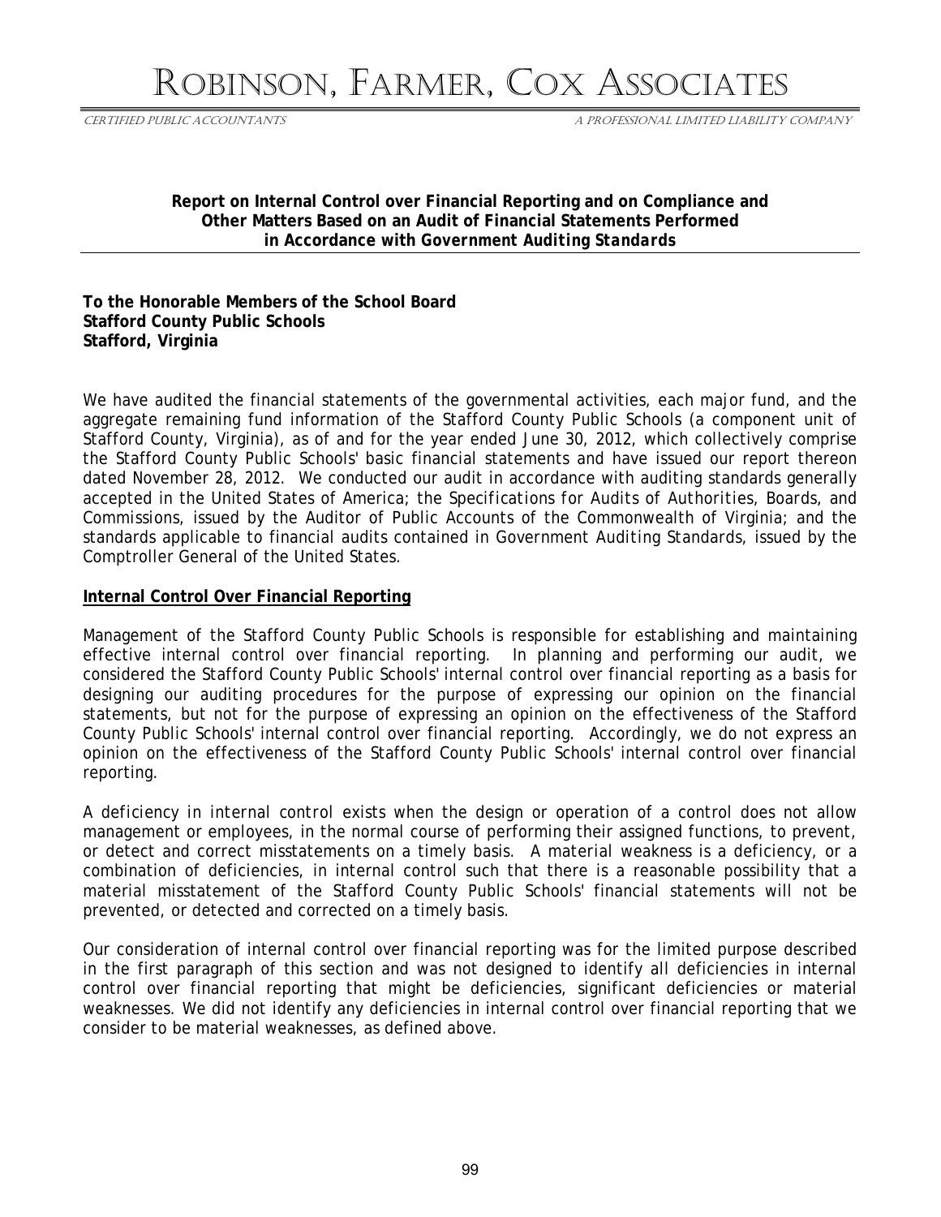# Robinson, Farmer, Cox Associates

Certified Public Accountants | A Professional Limited Liability Company

**Report on Internal Control over Financial Reporting and on Compliance and Other Matters Based on an Audit of Financial Statements Performed in Accordance with *Government Auditing Standards***

**To the Honorable Members of the School Board**
**Stafford County Public Schools**
**Stafford, Virginia**

We have audited the financial statements of the governmental activities, each major fund, and the aggregate remaining fund information of the Stafford County Public Schools (a component unit of Stafford County, Virginia), as of and for the year ended June 30, 2012, which collectively comprise the Stafford County Public Schools' basic financial statements and have issued our report thereon dated November 28, 2012. We conducted our audit in accordance with auditing standards generally accepted in the United States of America; the *Specifications for Audits of Authorities, Boards, and Commissions*, issued by the Auditor of Public Accounts of the Commonwealth of Virginia; and the standards applicable to financial audits contained in *Government Auditing Standards*, issued by the Comptroller General of the United States.

**Internal Control Over Financial Reporting**

Management of the Stafford County Public Schools is responsible for establishing and maintaining effective internal control over financial reporting. In planning and performing our audit, we considered the Stafford County Public Schools' internal control over financial reporting as a basis for designing our auditing procedures for the purpose of expressing our opinion on the financial statements, but not for the purpose of expressing an opinion on the effectiveness of the Stafford County Public Schools' internal control over financial reporting. Accordingly, we do not express an opinion on the effectiveness of the Stafford County Public Schools' internal control over financial reporting.

A *deficiency in internal control* exists when the design or operation of a control does not allow management or employees, in the normal course of performing their assigned functions, to prevent, or detect and correct misstatements on a timely basis. A *material weakness* is a deficiency, or a combination of deficiencies, in internal control such that there is a reasonable possibility that a material misstatement of the Stafford County Public Schools' financial statements will not be prevented, or detected and corrected on a timely basis.

Our consideration of internal control over financial reporting was for the limited purpose described in the first paragraph of this section and was not designed to identify all deficiencies in internal control over financial reporting that might be deficiencies, significant deficiencies or material weaknesses. We did not identify any deficiencies in internal control over financial reporting that we consider to be material weaknesses, as defined above.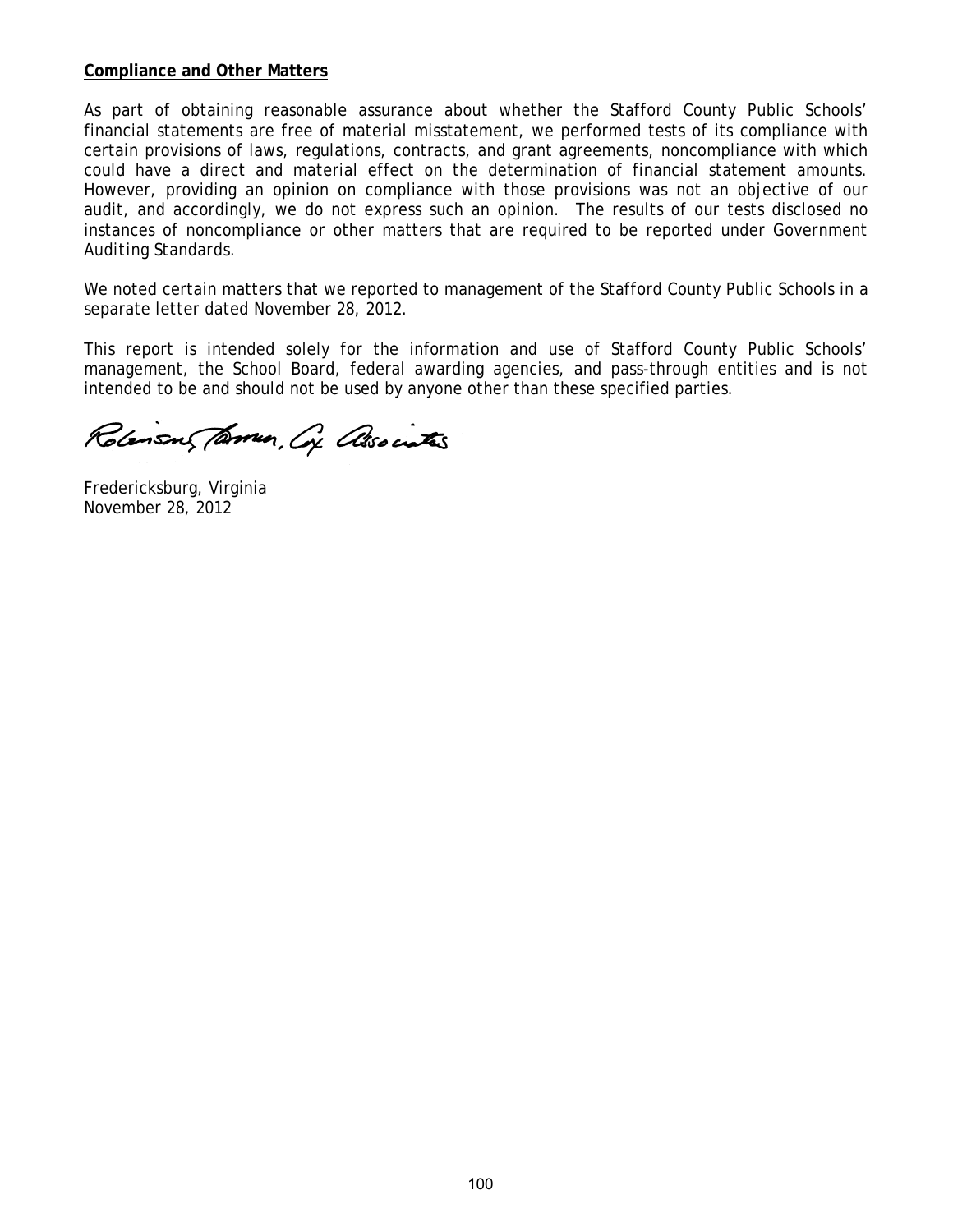**Compliance and Other Matters**

As part of obtaining reasonable assurance about whether the Stafford County Public Schools' financial statements are free of material misstatement, we performed tests of its compliance with certain provisions of laws, regulations, contracts, and grant agreements, noncompliance with which could have a direct and material effect on the determination of financial statement amounts. However, providing an opinion on compliance with those provisions was not an objective of our audit, and accordingly, we do not express such an opinion. The results of our tests disclosed no instances of noncompliance or other matters that are required to be reported under *Government Auditing Standards*.

We noted certain matters that we reported to management of the Stafford County Public Schools in a separate letter dated November 28, 2012.

This report is intended solely for the information and use of Stafford County Public Schools' management, the School Board, federal awarding agencies, and pass-through entities and is not intended to be and should not be used by anyone other than these specified parties.

Robinson, Farmer, Cox Associates

Fredericksburg, Virginia
November 28, 2012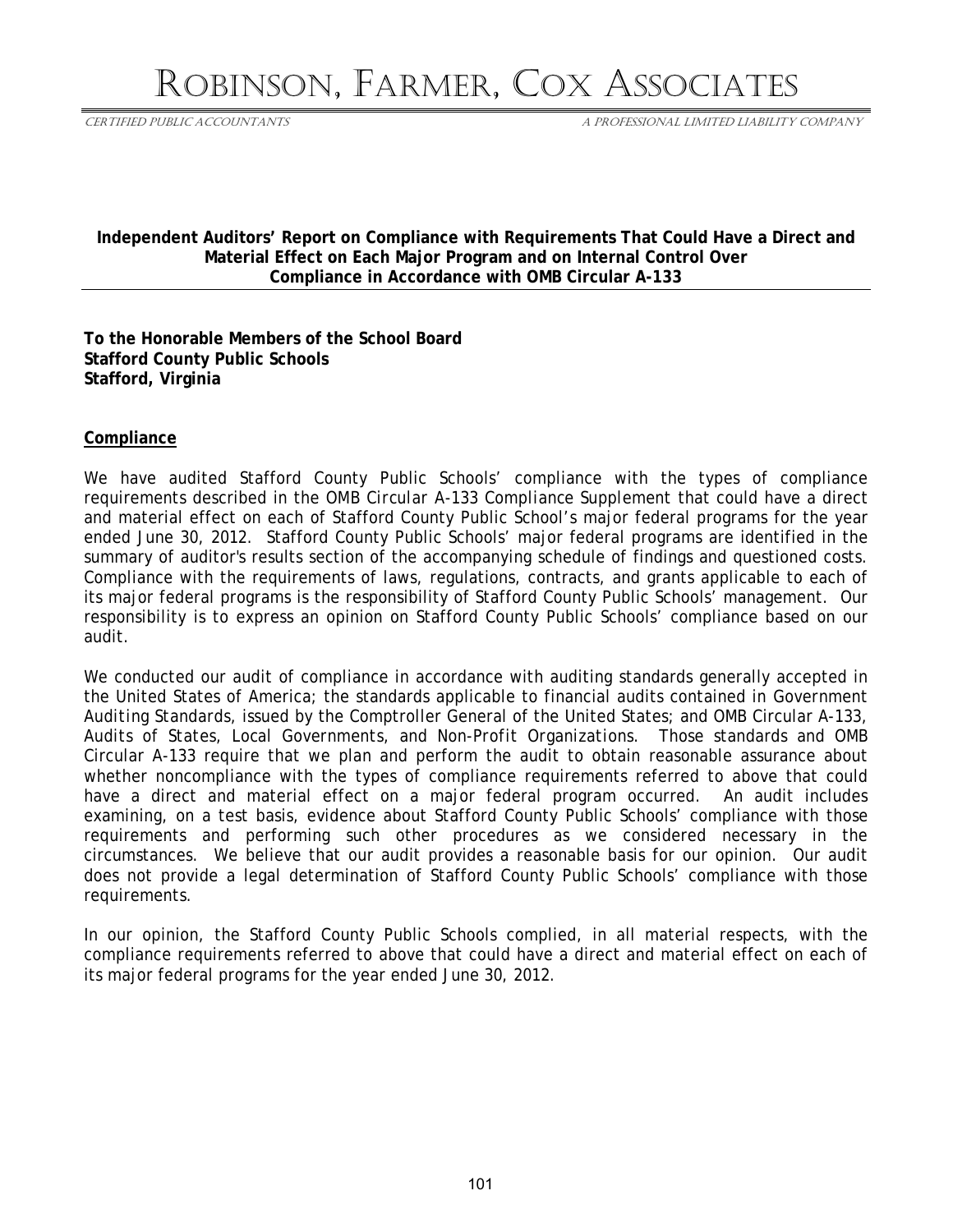# Robinson, Farmer, Cox Associates

CERTIFIED PUBLIC ACCOUNTANTS — A PROFESSIONAL LIMITED LIABILITY COMPANY

**Independent Auditors' Report on Compliance with Requirements That Could Have a Direct and Material Effect on Each Major Program and on Internal Control Over Compliance in Accordance with OMB Circular A-133**

**To the Honorable Members of the School Board**
**Stafford County Public Schools**
**Stafford, Virginia**

## Compliance

We have audited Stafford County Public Schools' compliance with the types of compliance requirements described in the *OMB Circular A-133 Compliance Supplement* that could have a direct and material effect on each of Stafford County Public School's major federal programs for the year ended June 30, 2012. Stafford County Public Schools' major federal programs are identified in the summary of auditor's results section of the accompanying schedule of findings and questioned costs. Compliance with the requirements of laws, regulations, contracts, and grants applicable to each of its major federal programs is the responsibility of Stafford County Public Schools' management. Our responsibility is to express an opinion on Stafford County Public Schools' compliance based on our audit.

We conducted our audit of compliance in accordance with auditing standards generally accepted in the United States of America; the standards applicable to financial audits contained in *Government Auditing Standards*, issued by the Comptroller General of the United States; and OMB Circular A-133, *Audits of States, Local Governments, and Non-Profit Organizations*. Those standards and OMB Circular A-133 require that we plan and perform the audit to obtain reasonable assurance about whether noncompliance with the types of compliance requirements referred to above that could have a direct and material effect on a major federal program occurred. An audit includes examining, on a test basis, evidence about Stafford County Public Schools' compliance with those requirements and performing such other procedures as we considered necessary in the circumstances. We believe that our audit provides a reasonable basis for our opinion. Our audit does not provide a legal determination of Stafford County Public Schools' compliance with those requirements.

In our opinion, the Stafford County Public Schools complied, in all material respects, with the compliance requirements referred to above that could have a direct and material effect on each of its major federal programs for the year ended June 30, 2012.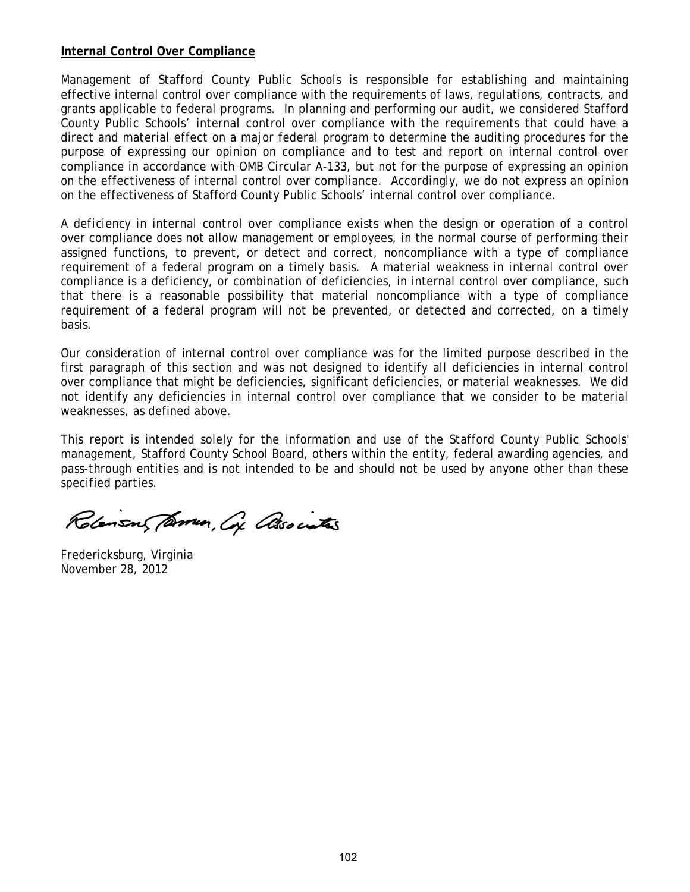**Internal Control Over Compliance**

Management of Stafford County Public Schools is responsible for establishing and maintaining effective internal control over compliance with the requirements of laws, regulations, contracts, and grants applicable to federal programs. In planning and performing our audit, we considered Stafford County Public Schools' internal control over compliance with the requirements that could have a direct and material effect on a major federal program to determine the auditing procedures for the purpose of expressing our opinion on compliance and to test and report on internal control over compliance in accordance with OMB Circular A-133, but not for the purpose of expressing an opinion on the effectiveness of internal control over compliance. Accordingly, we do not express an opinion on the effectiveness of Stafford County Public Schools' internal control over compliance.

A *deficiency in internal control over compliance* exists when the design or operation of a control over compliance does not allow management or employees, in the normal course of performing their assigned functions, to prevent, or detect and correct, noncompliance with a type of compliance requirement of a federal program on a timely basis. A *material weakness in internal control over compliance* is a deficiency, or combination of deficiencies, in internal control over compliance, such that there is a reasonable possibility that material noncompliance with a type of compliance requirement of a federal program will not be prevented, or detected and corrected, on a timely basis.

Our consideration of internal control over compliance was for the limited purpose described in the first paragraph of this section and was not designed to identify all deficiencies in internal control over compliance that might be deficiencies, significant deficiencies, or material weaknesses. We did not identify any deficiencies in internal control over compliance that we consider to be material weaknesses, as defined above.

This report is intended solely for the information and use of the Stafford County Public Schools' management, Stafford County School Board, others within the entity, federal awarding agencies, and pass-through entities and is not intended to be and should not be used by anyone other than these specified parties.

Robinson, Farmer, Cox Associates

Fredericksburg, Virginia
November 28, 2012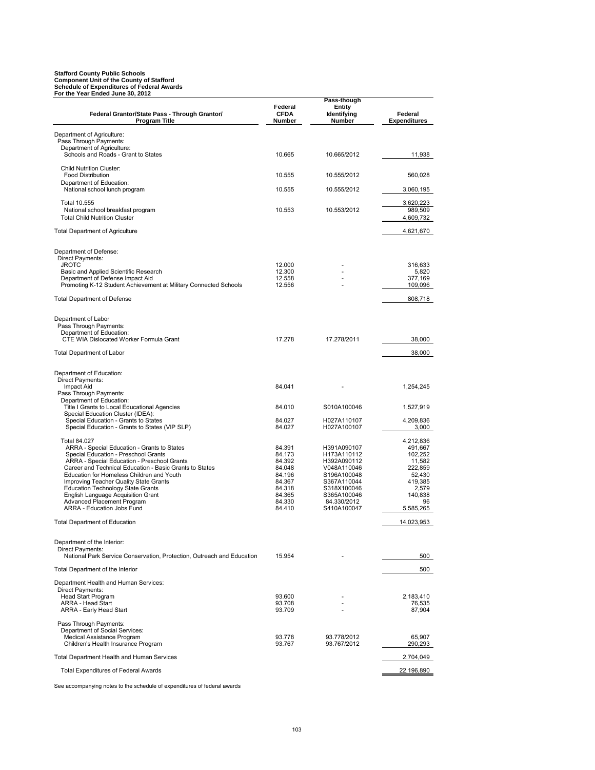**Stafford County Public Schools**
**Component Unit of the County of Stafford**
**Schedule of Expenditures of Federal Awards**
**For the Year Ended June 30, 2012**

| Federal Grantor/State Pass - Through Grantor/ Program Title | Federal CFDA Number | Pass-though Entity Identifying Number | Federal Expenditures |
|---|---|---|---|
| Department of Agriculture: | | | |
| Pass Through Payments: | | | |
| Department of Agriculture: | | | |
| Schools and Roads - Grant to States | 10.665 | 10.665/2012 | 11,938 |
| Child Nutrition Cluster: | | | |
| Food Distribution | 10.555 | 10.555/2012 | 560,028 |
| Department of Education: | | | |
| National school lunch program | 10.555 | 10.555/2012 | 3,060,195 |
| Total 10.555 | | | 3,620,223 |
| National school breakfast program | 10.553 | 10.553/2012 | 989,509 |
| Total Child Nutrition Cluster | | | 4,609,732 |
| Total Department of Agriculture | | | 4,621,670 |
| Department of Defense: | | | |
| Direct Payments: | | | |
| JROTC | 12.000 | - | 316,633 |
| Basic and Applied Scientific Research | 12.300 | - | 5,820 |
| Department of Defense Impact Aid | 12.558 | - | 377,169 |
| Promoting K-12 Student Achievement at Military Connected Schools | 12.556 | - | 109,096 |
| Total Department of Defense | | | 808,718 |
| Department of Labor | | | |
| Pass Through Payments: | | | |
| Department of Education: | | | |
| CTE WIA Dislocated Worker Formula Grant | 17.278 | 17.278/2011 | 38,000 |
| Total Department of Labor | | | 38,000 |
| Department of Education: | | | |
| Direct Payments: | | | |
| Impact Aid | 84.041 | - | 1,254,245 |
| Pass Through Payments: | | | |
| Department of Education: | | | |
| Title I Grants to Local Educational Agencies | 84.010 | S010A100046 | 1,527,919 |
| Special Education Cluster (IDEA): | | | |
| Special Education - Grants to States | 84.027 | H027A110107 | 4,209,836 |
| Special Education - Grants to States (VIP SLP) | 84.027 | H027A100107 | 3,000 |
| Total 84.027 | | | 4,212,836 |
| ARRA - Special Education - Grants to States | 84.391 | H391A090107 | 491,667 |
| Special Education - Preschool Grants | 84.173 | H173A110112 | 102,252 |
| ARRA - Special Education - Preschool Grants | 84.392 | H392A090112 | 11,582 |
| Career and Technical Education - Basic Grants to States | 84.048 | V048A110046 | 222,859 |
| Education for Homeless Children and Youth | 84.196 | S196A100048 | 52,430 |
| Improving Teacher Quality State Grants | 84.367 | S367A110044 | 419,385 |
| Education Technology State Grants | 84.318 | S318X100046 | 2,579 |
| English Language Acquisition Grant | 84.365 | S365A100046 | 140,838 |
| Advanced Placement Program | 84.330 | 84.330/2012 | 96 |
| ARRA - Education Jobs Fund | 84.410 | S410A100047 | 5,585,265 |
| Total Department of Education | | | 14,023,953 |
| Department of the Interior: | | | |
| Direct Payments: | | | |
| National Park Service Conservation, Protection, Outreach and Education | 15.954 | - | 500 |
| Total Department of the Interior | | | 500 |
| Department Health and Human Services: | | | |
| Direct Payments: | | | |
| Head Start Program | 93.600 | - | 2,183,410 |
| ARRA - Head Start | 93.708 | - | 76,535 |
| ARRA - Early Head Start | 93.709 | - | 87,904 |
| Pass Through Payments: | | | |
| Department of Social Services: | | | |
| Medical Assistance Program | 93.778 | 93.778/2012 | 65,907 |
| Children's Health Insurance Program | 93.767 | 93.767/2012 | 290,293 |
| Total Department Health and Human Services | | | 2,704,049 |
| Total Expenditures of Federal Awards | | | 22,196,890 |

See accompanying notes to the schedule of expenditures of federal awards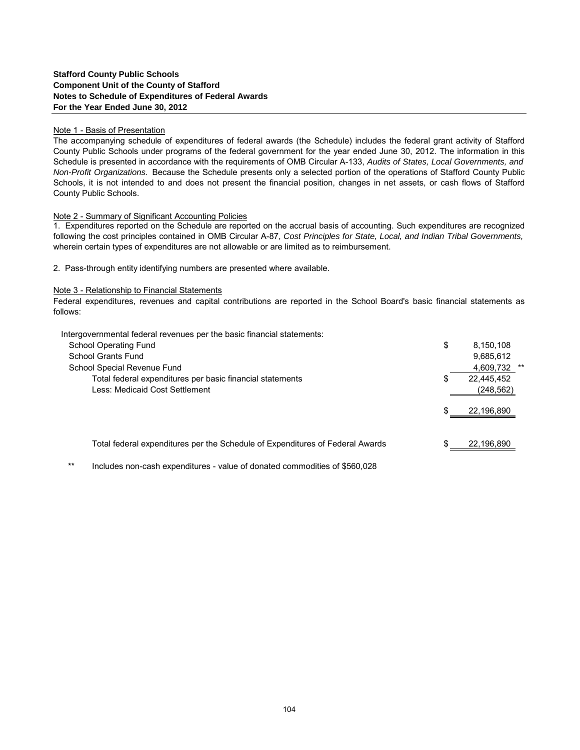**Stafford County Public Schools**
**Component Unit of the County of Stafford**
**Notes to Schedule of Expenditures of Federal Awards**
**For the Year Ended June 30, 2012**

Note 1 - Basis of Presentation

The accompanying schedule of expenditures of federal awards (the Schedule) includes the federal grant activity of Stafford County Public Schools under programs of the federal government for the year ended June 30, 2012. The information in this Schedule is presented in accordance with the requirements of OMB Circular A-133, *Audits of States, Local Governments, and Non-Profit Organizations.* Because the Schedule presents only a selected portion of the operations of Stafford County Public Schools, it is not intended to and does not present the financial position, changes in net assets, or cash flows of Stafford County Public Schools.

Note 2 - Summary of Significant Accounting Policies

1. Expenditures reported on the Schedule are reported on the accrual basis of accounting. Such expenditures are recognized following the cost principles contained in OMB Circular A-87, *Cost Principles for State, Local, and Indian Tribal Governments,* wherein certain types of expenditures are not allowable or are limited as to reimbursement.

2. Pass-through entity identifying numbers are presented where available.

Note 3 - Relationship to Financial Statements

Federal expenditures, revenues and capital contributions are reported in the School Board's basic financial statements as follows:

| | | |
|---|---|---|
| Intergovernmental federal revenues per the basic financial statements: | | |
| School Operating Fund | $ | 8,150,108 |
| School Grants Fund | | 9,685,612 |
| School Special Revenue Fund | | 4,609,732 ** |
| Total federal expenditures per basic financial statements | $ | 22,445,452 |
| Less: Medicaid Cost Settlement | | (248,562) |
| | $ | 22,196,890 |
| | | |
| Total federal expenditures per the Schedule of Expenditures of Federal Awards | $ | 22,196,890 |

** Includes non-cash expenditures - value of donated commodities of $560,028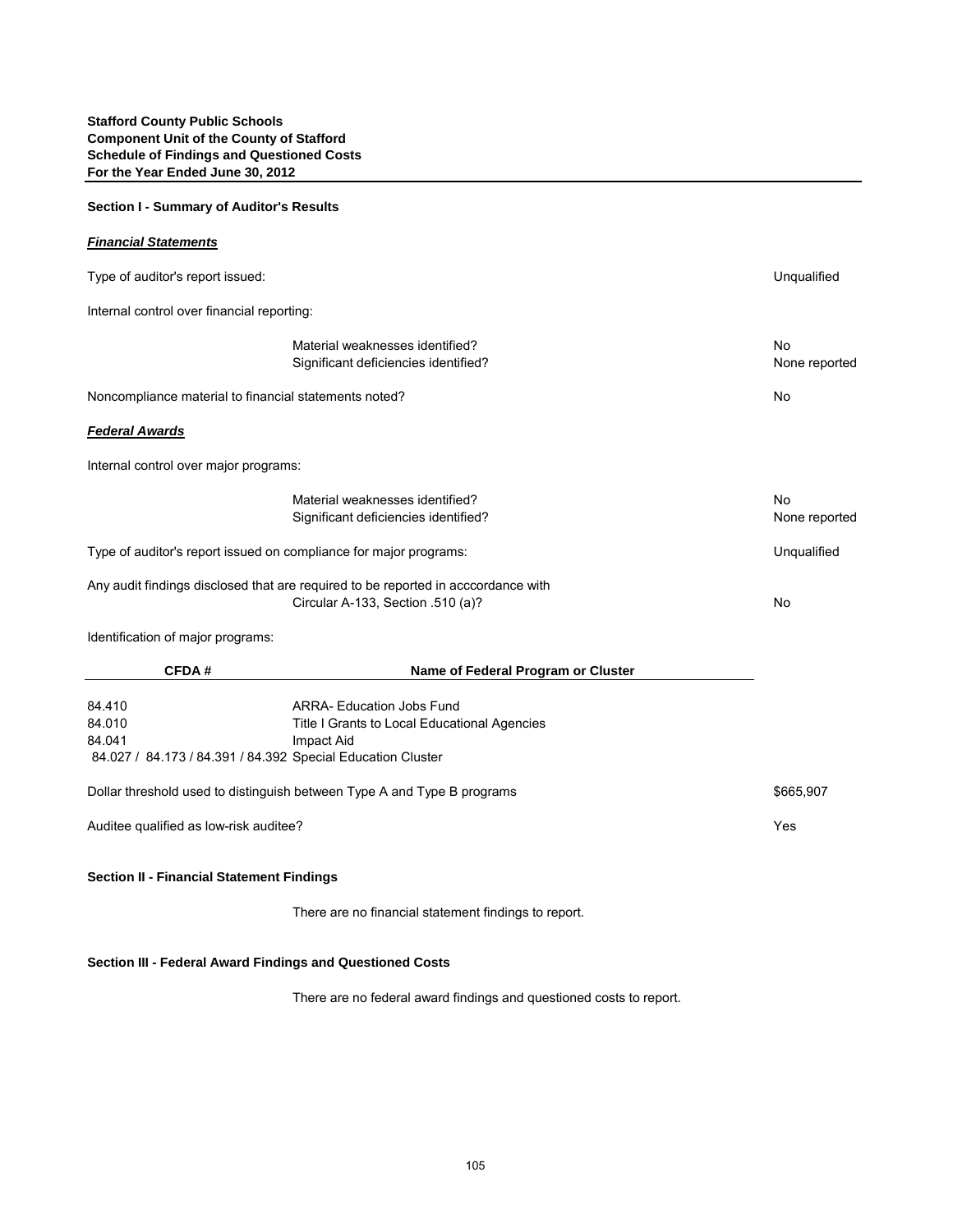**Stafford County Public Schools**
**Component Unit of the County of Stafford**
**Schedule of Findings and Questioned Costs**
**For the Year Ended June 30, 2012**

## Section I - Summary of Auditor's Results

***Financial Statements***

| | |
|---|---|
| Type of auditor's report issued: | Unqualified |
| Internal control over financial reporting: | |
| Material weaknesses identified? | No |
| Significant deficiencies identified? | None reported |
| Noncompliance material to financial statements noted? | No |

***Federal Awards***

| | |
|---|---|
| Internal control over major programs: | |
| Material weaknesses identified? | No |
| Significant deficiencies identified? | None reported |
| Type of auditor's report issued on compliance for major programs: | Unqualified |
| Any audit findings disclosed that are required to be reported in acccordance with Circular A-133, Section .510 (a)? | No |

Identification of major programs:

| CFDA # | Name of Federal Program or Cluster |
|---|---|
| 84.410 | ARRA- Education Jobs Fund |
| 84.010 | Title I Grants to Local Educational Agencies |
| 84.041 | Impact Aid |
| 84.027 / 84.173 / 84.391 / 84.392 | Special Education Cluster |

| | |
|---|---|
| Dollar threshold used to distinguish between Type A and Type B programs | $665,907 |
| Auditee qualified as low-risk auditee? | Yes |

## Section II - Financial Statement Findings

There are no financial statement findings to report.

## Section III - Federal Award Findings and Questioned Costs

There are no federal award findings and questioned costs to report.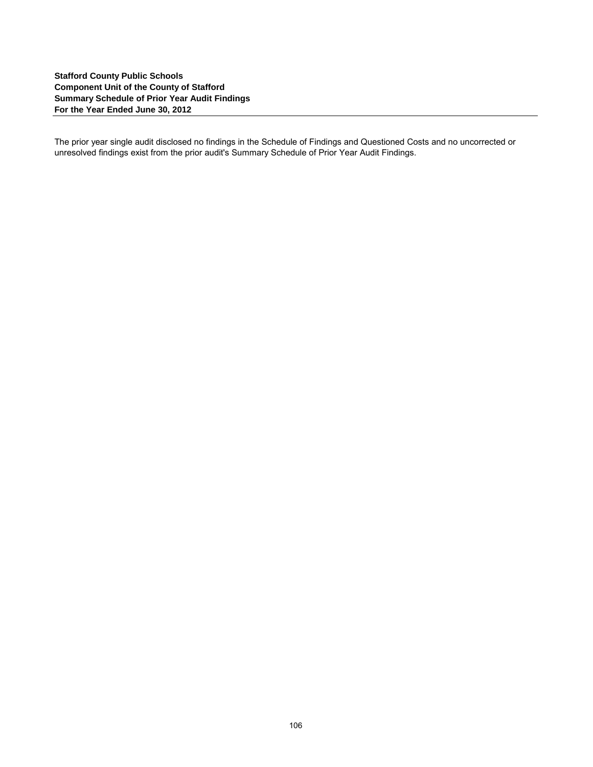**Stafford County Public Schools**
**Component Unit of the County of Stafford**
**Summary Schedule of Prior Year Audit Findings**
**For the Year Ended June 30, 2012**

The prior year single audit disclosed no findings in the Schedule of Findings and Questioned Costs and no uncorrected or unresolved findings exist from the prior audit's Summary Schedule of Prior Year Audit Findings.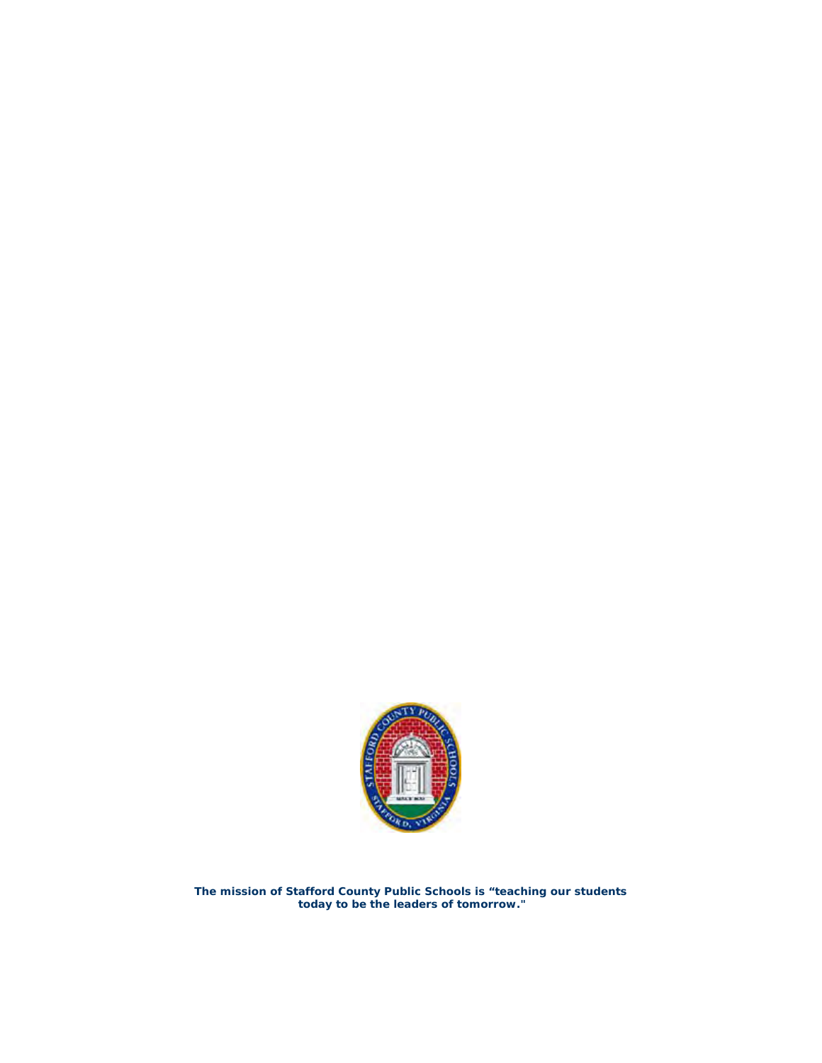**The mission of Stafford County Public Schools is "teaching our students today to be the leaders of tomorrow."**